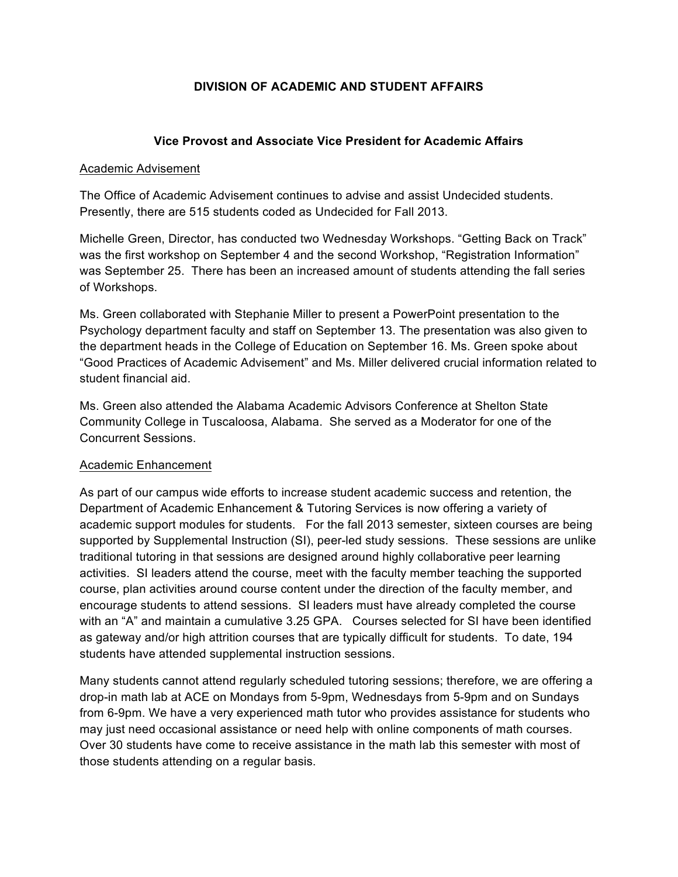# DIVISION OF ACADEMIC AND STUDENT AFFAIRS

## Vice Provost and Associate Vice President for Academic Affairs

### Academic Advisement

The Office of Academic Advisement continues to advise and assist Undecided students. Presently, there are 515 students coded as Undecided for Fall 2013.

Michelle Green, Director, has conducted two Wednesday Workshops. "Getting Back on Track" was the first workshop on September 4 and the second Workshop, "Registration Information" was September 25. There has been an increased amount of students attending the fall series of Workshops.

Ms. Green collaborated with Stephanie Miller to present a PowerPoint presentation to the Psychology department faculty and staff on September 13. The presentation was also given to the department heads in the College of Education on September 16. Ms. Green spoke about "Good Practices of Academic Advisement" and Ms. Miller delivered crucial information related to student financial aid.

Ms. Green also attended the Alabama Academic Advisors Conference at Shelton State Community College in Tuscaloosa, Alabama. She served as a Moderator for one of the Concurrent Sessions.

### Academic Enhancement

As part of our campus wide efforts to increase student academic success and retention, the Department of Academic Enhancement & Tutoring Services is now offering a variety of academic support modules for students. For the fall 2013 semester, sixteen courses are being supported by Supplemental Instruction (SI), peer-led study sessions. These sessions are unlike traditional tutoring in that sessions are designed around highly collaborative peer learning activities. SI leaders attend the course, meet with the faculty member teaching the supported course, plan activities around course content under the direction of the faculty member, and encourage students to attend sessions. SI leaders must have already completed the course with an "A" and maintain a cumulative 3.25 GPA. Courses selected for SI have been identified as gateway and/or high attrition courses that are typically difficult for students. To date, 194 students have attended supplemental instruction sessions.

Many students cannot attend regularly scheduled tutoring sessions; therefore, we are offering a drop-in math lab at ACE on Mondays from 5-9pm, Wednesdays from 5-9pm and on Sundays from 6-9pm. We have a very experienced math tutor who provides assistance for students who may just need occasional assistance or need help with online components of math courses. Over 30 students have come to receive assistance in the math lab this semester with most of those students attending on a regular basis.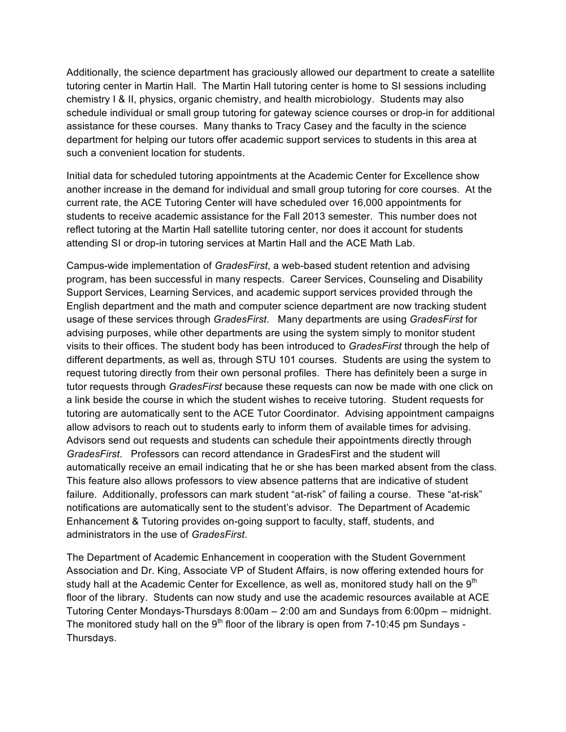Additionally, the science department has graciously allowed our department to create a satellite tutoring center in Martin Hall. The Martin Hall tutoring center is home to SI sessions including chemistry I & II, physics, organic chemistry, and health microbiology. Students may also schedule individual or small group tutoring for gateway science courses or drop-in for additional assistance for these courses. Many thanks to Tracy Casey and the faculty in the science department for helping our tutors offer academic support services to students in this area at such a convenient location for students.

Initial data for scheduled tutoring appointments at the Academic Center for Excellence show another increase in the demand for individual and small group tutoring for core courses. At the current rate, the ACE Tutoring Center will have scheduled over 16,000 appointments for students to receive academic assistance for the Fall 2013 semester. This number does not reflect tutoring at the Martin Hall satellite tutoring center, nor does it account for students attending SI or drop-in tutoring services at Martin Hall and the ACE Math Lab.

Campus-wide implementation of *GradesFirst*, a web-based student retention and advising program, has been successful in many respects. Career Services, Counseling and Disability Support Services, Learning Services, and academic support services provided through the English department and the math and computer science department are now tracking student usage of these services through *GradesFirst*. Many departments are using *GradesFirst* for advising purposes, while other departments are using the system simply to monitor student visits to their offices. The student body has been introduced to *GradesFirst* through the help of different departments, as well as, through STU 101 courses. Students are using the system to request tutoring directly from their own personal profiles. There has definitely been a surge in tutor requests through *GradesFirst* because these requests can now be made with one click on a link beside the course in which the student wishes to receive tutoring. Student requests for tutoring are automatically sent to the ACE Tutor Coordinator. Advising appointment campaigns allow advisors to reach out to students early to inform them of available times for advising. Advisors send out requests and students can schedule their appointments directly through *GradesFirst*. Professors can record attendance in GradesFirst and the student will automatically receive an email indicating that he or she has been marked absent from the class. This feature also allows professors to view absence patterns that are indicative of student failure. Additionally, professors can mark student "at-risk" of failing a course. These "at-risk" notifications are automatically sent to the student's advisor. The Department of Academic Enhancement & Tutoring provides on-going support to faculty, staff, students, and administrators in the use of *GradesFirst*.

The Department of Academic Enhancement in cooperation with the Student Government Association and Dr. King, Associate VP of Student Affairs, is now offering extended hours for study hall at the Academic Center for Excellence, as well as, monitored study hall on the 9th floor of the library. Students can now study and use the academic resources available at ACE Tutoring Center Mondays-Thursdays 8:00am – 2:00 am and Sundays from 6:00pm – midnight. The monitored study hall on the 9th floor of the library is open from 7-10:45 pm Sundays - Thursdays.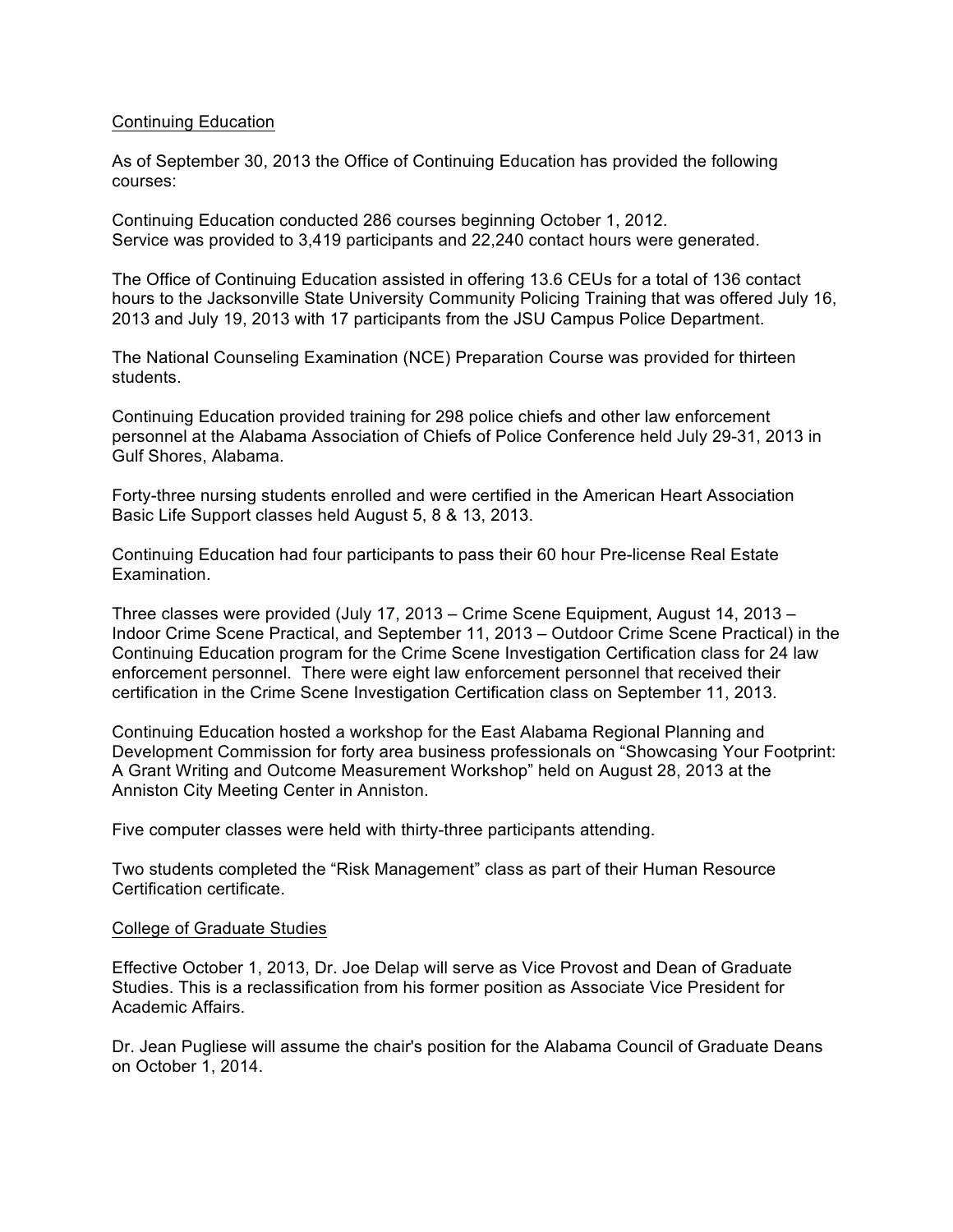## Continuing Education

As of September 30, 2013 the Office of Continuing Education has provided the following courses:

Continuing Education conducted 286 courses beginning October 1, 2012.
Service was provided to 3,419 participants and 22,240 contact hours were generated.

The Office of Continuing Education assisted in offering 13.6 CEUs for a total of 136 contact hours to the Jacksonville State University Community Policing Training that was offered July 16, 2013 and July 19, 2013 with 17 participants from the JSU Campus Police Department.

The National Counseling Examination (NCE) Preparation Course was provided for thirteen students.

Continuing Education provided training for 298 police chiefs and other law enforcement personnel at the Alabama Association of Chiefs of Police Conference held July 29-31, 2013 in Gulf Shores, Alabama.

Forty-three nursing students enrolled and were certified in the American Heart Association Basic Life Support classes held August 5, 8 & 13, 2013.

Continuing Education had four participants to pass their 60 hour Pre-license Real Estate Examination.

Three classes were provided (July 17, 2013 – Crime Scene Equipment, August 14, 2013 – Indoor Crime Scene Practical, and September 11, 2013 – Outdoor Crime Scene Practical) in the Continuing Education program for the Crime Scene Investigation Certification class for 24 law enforcement personnel. There were eight law enforcement personnel that received their certification in the Crime Scene Investigation Certification class on September 11, 2013.

Continuing Education hosted a workshop for the East Alabama Regional Planning and Development Commission for forty area business professionals on "Showcasing Your Footprint: A Grant Writing and Outcome Measurement Workshop" held on August 28, 2013 at the Anniston City Meeting Center in Anniston.

Five computer classes were held with thirty-three participants attending.

Two students completed the "Risk Management" class as part of their Human Resource Certification certificate.

## College of Graduate Studies

Effective October 1, 2013, Dr. Joe Delap will serve as Vice Provost and Dean of Graduate Studies. This is a reclassification from his former position as Associate Vice President for Academic Affairs.

Dr. Jean Pugliese will assume the chair's position for the Alabama Council of Graduate Deans on October 1, 2014.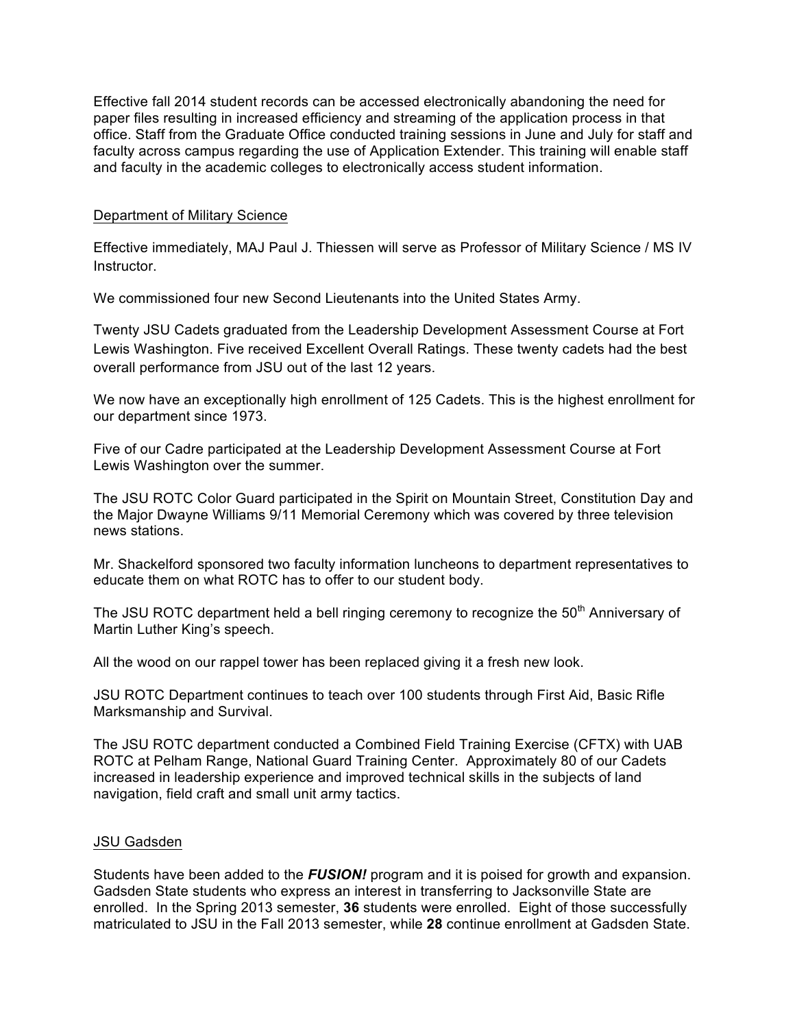Effective fall 2014 student records can be accessed electronically abandoning the need for paper files resulting in increased efficiency and streaming of the application process in that office. Staff from the Graduate Office conducted training sessions in June and July for staff and faculty across campus regarding the use of Application Extender. This training will enable staff and faculty in the academic colleges to electronically access student information.

## Department of Military Science

Effective immediately, MAJ Paul J. Thiessen will serve as Professor of Military Science / MS IV Instructor.

We commissioned four new Second Lieutenants into the United States Army.

Twenty JSU Cadets graduated from the Leadership Development Assessment Course at Fort Lewis Washington. Five received Excellent Overall Ratings. These twenty cadets had the best overall performance from JSU out of the last 12 years.

We now have an exceptionally high enrollment of 125 Cadets. This is the highest enrollment for our department since 1973.

Five of our Cadre participated at the Leadership Development Assessment Course at Fort Lewis Washington over the summer.

The JSU ROTC Color Guard participated in the Spirit on Mountain Street, Constitution Day and the Major Dwayne Williams 9/11 Memorial Ceremony which was covered by three television news stations.

Mr. Shackelford sponsored two faculty information luncheons to department representatives to educate them on what ROTC has to offer to our student body.

The JSU ROTC department held a bell ringing ceremony to recognize the 50th Anniversary of Martin Luther King's speech.

All the wood on our rappel tower has been replaced giving it a fresh new look.

JSU ROTC Department continues to teach over 100 students through First Aid, Basic Rifle Marksmanship and Survival.

The JSU ROTC department conducted a Combined Field Training Exercise (CFTX) with UAB ROTC at Pelham Range, National Guard Training Center. Approximately 80 of our Cadets increased in leadership experience and improved technical skills in the subjects of land navigation, field craft and small unit army tactics.

## JSU Gadsden

Students have been added to the ***FUSION!*** program and it is poised for growth and expansion. Gadsden State students who express an interest in transferring to Jacksonville State are enrolled. In the Spring 2013 semester, **36** students were enrolled. Eight of those successfully matriculated to JSU in the Fall 2013 semester, while **28** continue enrollment at Gadsden State.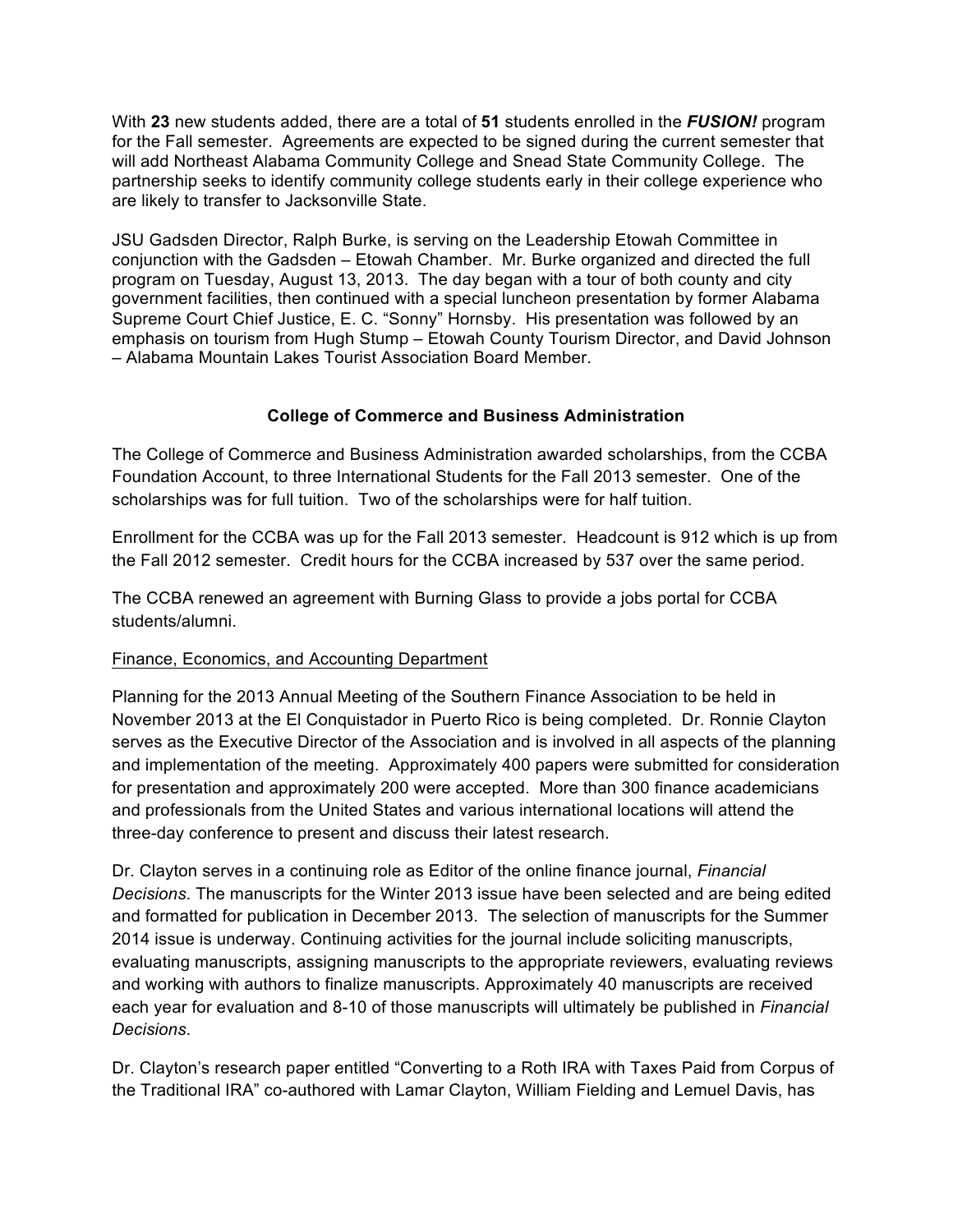With **23** new students added, there are a total of **51** students enrolled in the ***FUSION!*** program for the Fall semester. Agreements are expected to be signed during the current semester that will add Northeast Alabama Community College and Snead State Community College. The partnership seeks to identify community college students early in their college experience who are likely to transfer to Jacksonville State.

JSU Gadsden Director, Ralph Burke, is serving on the Leadership Etowah Committee in conjunction with the Gadsden – Etowah Chamber. Mr. Burke organized and directed the full program on Tuesday, August 13, 2013. The day began with a tour of both county and city government facilities, then continued with a special luncheon presentation by former Alabama Supreme Court Chief Justice, E. C. "Sonny" Hornsby. His presentation was followed by an emphasis on tourism from Hugh Stump – Etowah County Tourism Director, and David Johnson – Alabama Mountain Lakes Tourist Association Board Member.

## College of Commerce and Business Administration

The College of Commerce and Business Administration awarded scholarships, from the CCBA Foundation Account, to three International Students for the Fall 2013 semester. One of the scholarships was for full tuition. Two of the scholarships were for half tuition.

Enrollment for the CCBA was up for the Fall 2013 semester. Headcount is 912 which is up from the Fall 2012 semester. Credit hours for the CCBA increased by 537 over the same period.

The CCBA renewed an agreement with Burning Glass to provide a jobs portal for CCBA students/alumni.

### Finance, Economics, and Accounting Department

Planning for the 2013 Annual Meeting of the Southern Finance Association to be held in November 2013 at the El Conquistador in Puerto Rico is being completed. Dr. Ronnie Clayton serves as the Executive Director of the Association and is involved in all aspects of the planning and implementation of the meeting. Approximately 400 papers were submitted for consideration for presentation and approximately 200 were accepted. More than 300 finance academicians and professionals from the United States and various international locations will attend the three-day conference to present and discuss their latest research.

Dr. Clayton serves in a continuing role as Editor of the online finance journal, *Financial Decisions*. The manuscripts for the Winter 2013 issue have been selected and are being edited and formatted for publication in December 2013. The selection of manuscripts for the Summer 2014 issue is underway. Continuing activities for the journal include soliciting manuscripts, evaluating manuscripts, assigning manuscripts to the appropriate reviewers, evaluating reviews and working with authors to finalize manuscripts. Approximately 40 manuscripts are received each year for evaluation and 8-10 of those manuscripts will ultimately be published in *Financial Decisions*.

Dr. Clayton's research paper entitled "Converting to a Roth IRA with Taxes Paid from Corpus of the Traditional IRA" co-authored with Lamar Clayton, William Fielding and Lemuel Davis, has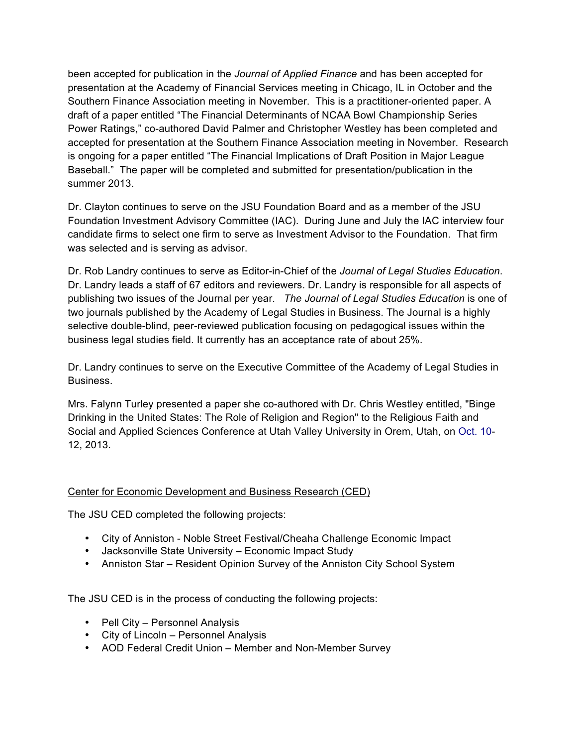been accepted for publication in the *Journal of Applied Finance* and has been accepted for presentation at the Academy of Financial Services meeting in Chicago, IL in October and the Southern Finance Association meeting in November. This is a practitioner-oriented paper. A draft of a paper entitled "The Financial Determinants of NCAA Bowl Championship Series Power Ratings," co-authored David Palmer and Christopher Westley has been completed and accepted for presentation at the Southern Finance Association meeting in November. Research is ongoing for a paper entitled "The Financial Implications of Draft Position in Major League Baseball." The paper will be completed and submitted for presentation/publication in the summer 2013.

Dr. Clayton continues to serve on the JSU Foundation Board and as a member of the JSU Foundation Investment Advisory Committee (IAC). During June and July the IAC interview four candidate firms to select one firm to serve as Investment Advisor to the Foundation. That firm was selected and is serving as advisor.

Dr. Rob Landry continues to serve as Editor-in-Chief of the *Journal of Legal Studies Education*. Dr. Landry leads a staff of 67 editors and reviewers. Dr. Landry is responsible for all aspects of publishing two issues of the Journal per year. *The Journal of Legal Studies Education* is one of two journals published by the Academy of Legal Studies in Business. The Journal is a highly selective double-blind, peer-reviewed publication focusing on pedagogical issues within the business legal studies field. It currently has an acceptance rate of about 25%.

Dr. Landry continues to serve on the Executive Committee of the Academy of Legal Studies in Business.

Mrs. Falynn Turley presented a paper she co-authored with Dr. Chris Westley entitled, "Binge Drinking in the United States: The Role of Religion and Region" to the Religious Faith and Social and Applied Sciences Conference at Utah Valley University in Orem, Utah, on Oct. 10-12, 2013.

Center for Economic Development and Business Research (CED)

The JSU CED completed the following projects:

- City of Anniston - Noble Street Festival/Cheaha Challenge Economic Impact
- Jacksonville State University – Economic Impact Study
- Anniston Star – Resident Opinion Survey of the Anniston City School System

The JSU CED is in the process of conducting the following projects:

- Pell City – Personnel Analysis
- City of Lincoln – Personnel Analysis
- AOD Federal Credit Union – Member and Non-Member Survey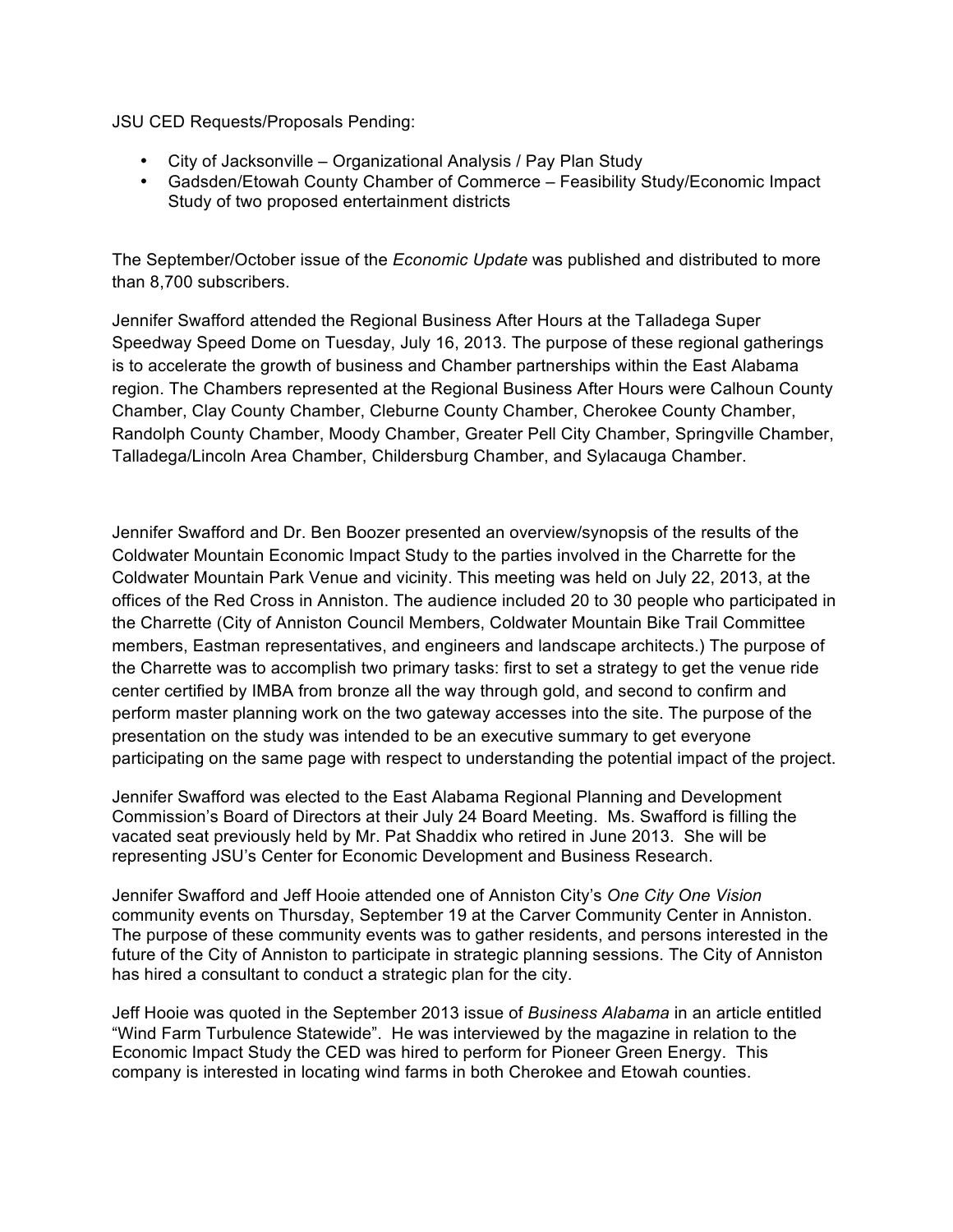JSU CED Requests/Proposals Pending:

- City of Jacksonville – Organizational Analysis / Pay Plan Study
- Gadsden/Etowah County Chamber of Commerce – Feasibility Study/Economic Impact Study of two proposed entertainment districts

The September/October issue of the *Economic Update* was published and distributed to more than 8,700 subscribers.

Jennifer Swafford attended the Regional Business After Hours at the Talladega Super Speedway Speed Dome on Tuesday, July 16, 2013. The purpose of these regional gatherings is to accelerate the growth of business and Chamber partnerships within the East Alabama region. The Chambers represented at the Regional Business After Hours were Calhoun County Chamber, Clay County Chamber, Cleburne County Chamber, Cherokee County Chamber, Randolph County Chamber, Moody Chamber, Greater Pell City Chamber, Springville Chamber, Talladega/Lincoln Area Chamber, Childersburg Chamber, and Sylacauga Chamber.

Jennifer Swafford and Dr. Ben Boozer presented an overview/synopsis of the results of the Coldwater Mountain Economic Impact Study to the parties involved in the Charrette for the Coldwater Mountain Park Venue and vicinity. This meeting was held on July 22, 2013, at the offices of the Red Cross in Anniston. The audience included 20 to 30 people who participated in the Charrette (City of Anniston Council Members, Coldwater Mountain Bike Trail Committee members, Eastman representatives, and engineers and landscape architects.) The purpose of the Charrette was to accomplish two primary tasks: first to set a strategy to get the venue ride center certified by IMBA from bronze all the way through gold, and second to confirm and perform master planning work on the two gateway accesses into the site. The purpose of the presentation on the study was intended to be an executive summary to get everyone participating on the same page with respect to understanding the potential impact of the project.

Jennifer Swafford was elected to the East Alabama Regional Planning and Development Commission's Board of Directors at their July 24 Board Meeting. Ms. Swafford is filling the vacated seat previously held by Mr. Pat Shaddix who retired in June 2013. She will be representing JSU's Center for Economic Development and Business Research.

Jennifer Swafford and Jeff Hooie attended one of Anniston City's *One City One Vision* community events on Thursday, September 19 at the Carver Community Center in Anniston. The purpose of these community events was to gather residents, and persons interested in the future of the City of Anniston to participate in strategic planning sessions. The City of Anniston has hired a consultant to conduct a strategic plan for the city.

Jeff Hooie was quoted in the September 2013 issue of *Business Alabama* in an article entitled "Wind Farm Turbulence Statewide". He was interviewed by the magazine in relation to the Economic Impact Study the CED was hired to perform for Pioneer Green Energy. This company is interested in locating wind farms in both Cherokee and Etowah counties.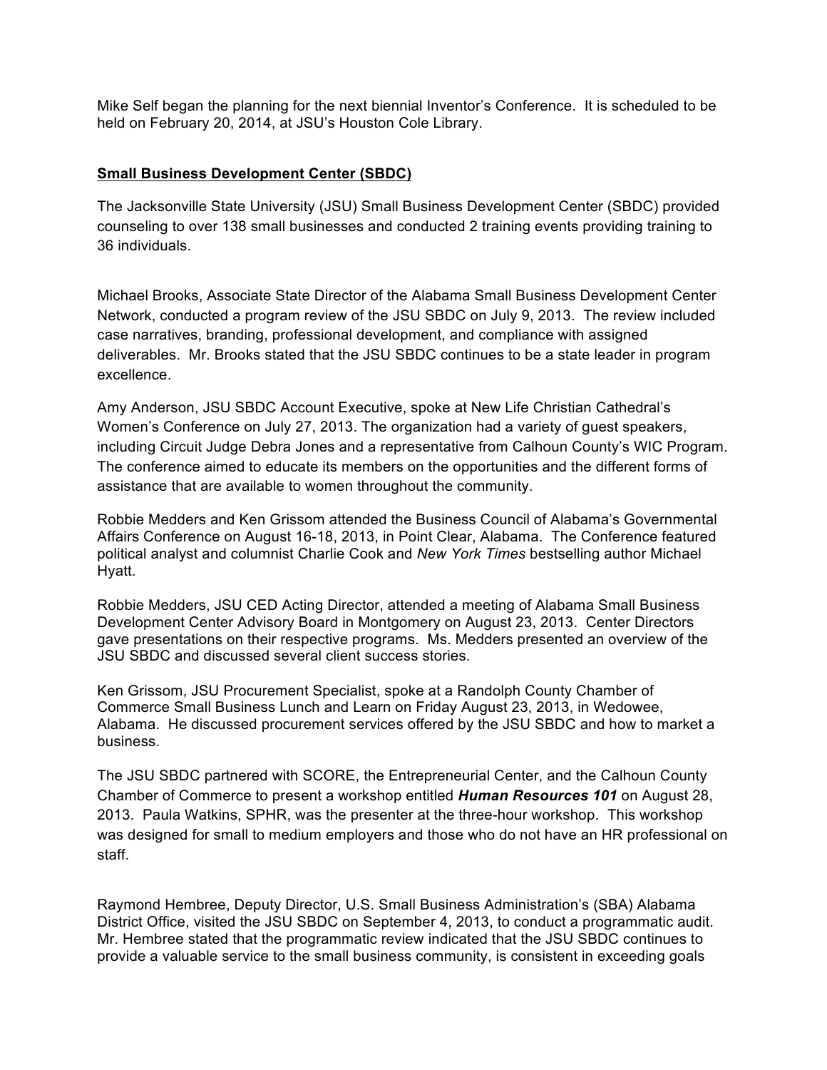Mike Self began the planning for the next biennial Inventor's Conference. It is scheduled to be held on February 20, 2014, at JSU's Houston Cole Library.

## Small Business Development Center (SBDC)

The Jacksonville State University (JSU) Small Business Development Center (SBDC) provided counseling to over 138 small businesses and conducted 2 training events providing training to 36 individuals.

Michael Brooks, Associate State Director of the Alabama Small Business Development Center Network, conducted a program review of the JSU SBDC on July 9, 2013. The review included case narratives, branding, professional development, and compliance with assigned deliverables. Mr. Brooks stated that the JSU SBDC continues to be a state leader in program excellence.

Amy Anderson, JSU SBDC Account Executive, spoke at New Life Christian Cathedral's Women's Conference on July 27, 2013. The organization had a variety of guest speakers, including Circuit Judge Debra Jones and a representative from Calhoun County's WIC Program. The conference aimed to educate its members on the opportunities and the different forms of assistance that are available to women throughout the community.

Robbie Medders and Ken Grissom attended the Business Council of Alabama's Governmental Affairs Conference on August 16-18, 2013, in Point Clear, Alabama. The Conference featured political analyst and columnist Charlie Cook and *New York Times* bestselling author Michael Hyatt.

Robbie Medders, JSU CED Acting Director, attended a meeting of Alabama Small Business Development Center Advisory Board in Montgomery on August 23, 2013. Center Directors gave presentations on their respective programs. Ms. Medders presented an overview of the JSU SBDC and discussed several client success stories.

Ken Grissom, JSU Procurement Specialist, spoke at a Randolph County Chamber of Commerce Small Business Lunch and Learn on Friday August 23, 2013, in Wedowee, Alabama. He discussed procurement services offered by the JSU SBDC and how to market a business.

The JSU SBDC partnered with SCORE, the Entrepreneurial Center, and the Calhoun County Chamber of Commerce to present a workshop entitled ***Human Resources 101*** on August 28, 2013. Paula Watkins, SPHR, was the presenter at the three-hour workshop. This workshop was designed for small to medium employers and those who do not have an HR professional on staff.

Raymond Hembree, Deputy Director, U.S. Small Business Administration's (SBA) Alabama District Office, visited the JSU SBDC on September 4, 2013, to conduct a programmatic audit. Mr. Hembree stated that the programmatic review indicated that the JSU SBDC continues to provide a valuable service to the small business community, is consistent in exceeding goals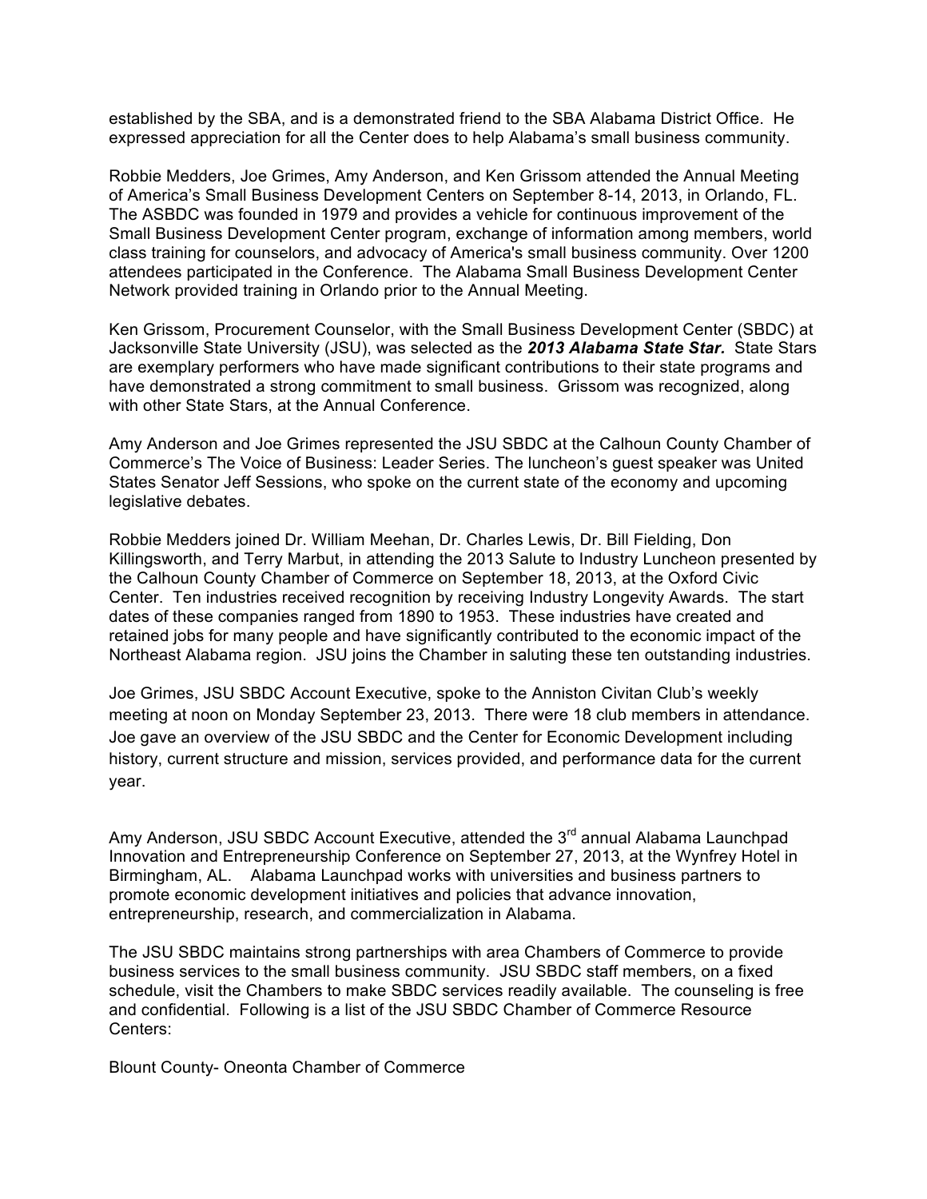established by the SBA, and is a demonstrated friend to the SBA Alabama District Office. He expressed appreciation for all the Center does to help Alabama's small business community.

Robbie Medders, Joe Grimes, Amy Anderson, and Ken Grissom attended the Annual Meeting of America's Small Business Development Centers on September 8-14, 2013, in Orlando, FL. The ASBDC was founded in 1979 and provides a vehicle for continuous improvement of the Small Business Development Center program, exchange of information among members, world class training for counselors, and advocacy of America's small business community. Over 1200 attendees participated in the Conference. The Alabama Small Business Development Center Network provided training in Orlando prior to the Annual Meeting.

Ken Grissom, Procurement Counselor, with the Small Business Development Center (SBDC) at Jacksonville State University (JSU), was selected as the ***2013 Alabama State Star.*** State Stars are exemplary performers who have made significant contributions to their state programs and have demonstrated a strong commitment to small business. Grissom was recognized, along with other State Stars, at the Annual Conference.

Amy Anderson and Joe Grimes represented the JSU SBDC at the Calhoun County Chamber of Commerce's The Voice of Business: Leader Series. The luncheon's guest speaker was United States Senator Jeff Sessions, who spoke on the current state of the economy and upcoming legislative debates.

Robbie Medders joined Dr. William Meehan, Dr. Charles Lewis, Dr. Bill Fielding, Don Killingsworth, and Terry Marbut, in attending the 2013 Salute to Industry Luncheon presented by the Calhoun County Chamber of Commerce on September 18, 2013, at the Oxford Civic Center. Ten industries received recognition by receiving Industry Longevity Awards. The start dates of these companies ranged from 1890 to 1953. These industries have created and retained jobs for many people and have significantly contributed to the economic impact of the Northeast Alabama region. JSU joins the Chamber in saluting these ten outstanding industries.

Joe Grimes, JSU SBDC Account Executive, spoke to the Anniston Civitan Club's weekly meeting at noon on Monday September 23, 2013. There were 18 club members in attendance. Joe gave an overview of the JSU SBDC and the Center for Economic Development including history, current structure and mission, services provided, and performance data for the current year.

Amy Anderson, JSU SBDC Account Executive, attended the 3rd annual Alabama Launchpad Innovation and Entrepreneurship Conference on September 27, 2013, at the Wynfrey Hotel in Birmingham, AL. Alabama Launchpad works with universities and business partners to promote economic development initiatives and policies that advance innovation, entrepreneurship, research, and commercialization in Alabama.

The JSU SBDC maintains strong partnerships with area Chambers of Commerce to provide business services to the small business community. JSU SBDC staff members, on a fixed schedule, visit the Chambers to make SBDC services readily available. The counseling is free and confidential. Following is a list of the JSU SBDC Chamber of Commerce Resource Centers:

Blount County- Oneonta Chamber of Commerce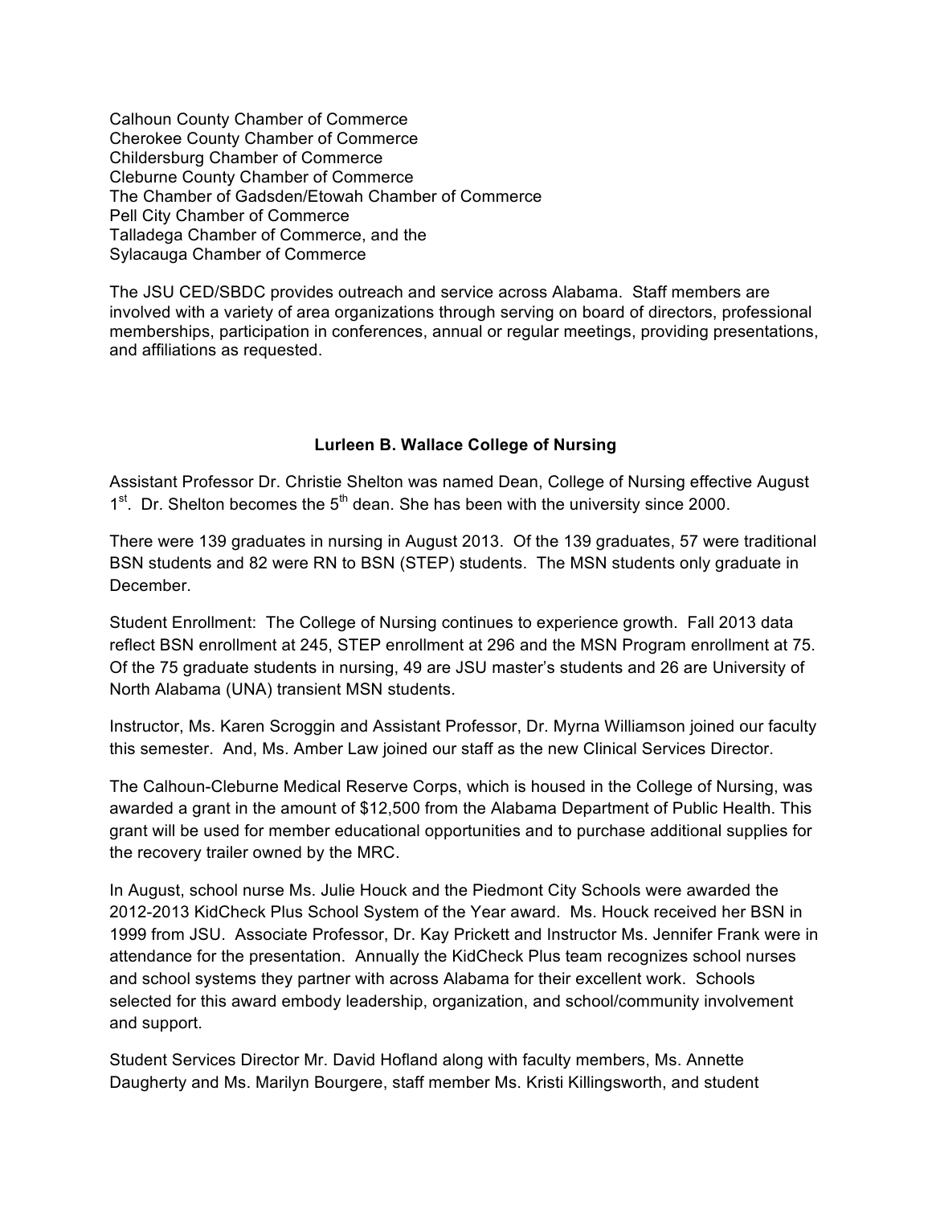Calhoun County Chamber of Commerce
Cherokee County Chamber of Commerce
Childersburg Chamber of Commerce
Cleburne County Chamber of Commerce
The Chamber of Gadsden/Etowah Chamber of Commerce
Pell City Chamber of Commerce
Talladega Chamber of Commerce, and the
Sylacauga Chamber of Commerce

The JSU CED/SBDC provides outreach and service across Alabama. Staff members are involved with a variety of area organizations through serving on board of directors, professional memberships, participation in conferences, annual or regular meetings, providing presentations, and affiliations as requested.

## Lurleen B. Wallace College of Nursing

Assistant Professor Dr. Christie Shelton was named Dean, College of Nursing effective August 1st. Dr. Shelton becomes the 5th dean. She has been with the university since 2000.

There were 139 graduates in nursing in August 2013. Of the 139 graduates, 57 were traditional BSN students and 82 were RN to BSN (STEP) students. The MSN students only graduate in December.

Student Enrollment: The College of Nursing continues to experience growth. Fall 2013 data reflect BSN enrollment at 245, STEP enrollment at 296 and the MSN Program enrollment at 75. Of the 75 graduate students in nursing, 49 are JSU master's students and 26 are University of North Alabama (UNA) transient MSN students.

Instructor, Ms. Karen Scroggin and Assistant Professor, Dr. Myrna Williamson joined our faculty this semester. And, Ms. Amber Law joined our staff as the new Clinical Services Director.

The Calhoun-Cleburne Medical Reserve Corps, which is housed in the College of Nursing, was awarded a grant in the amount of $12,500 from the Alabama Department of Public Health. This grant will be used for member educational opportunities and to purchase additional supplies for the recovery trailer owned by the MRC.

In August, school nurse Ms. Julie Houck and the Piedmont City Schools were awarded the 2012-2013 KidCheck Plus School System of the Year award. Ms. Houck received her BSN in 1999 from JSU. Associate Professor, Dr. Kay Prickett and Instructor Ms. Jennifer Frank were in attendance for the presentation. Annually the KidCheck Plus team recognizes school nurses and school systems they partner with across Alabama for their excellent work. Schools selected for this award embody leadership, organization, and school/community involvement and support.

Student Services Director Mr. David Hofland along with faculty members, Ms. Annette Daugherty and Ms. Marilyn Bourgere, staff member Ms. Kristi Killingsworth, and student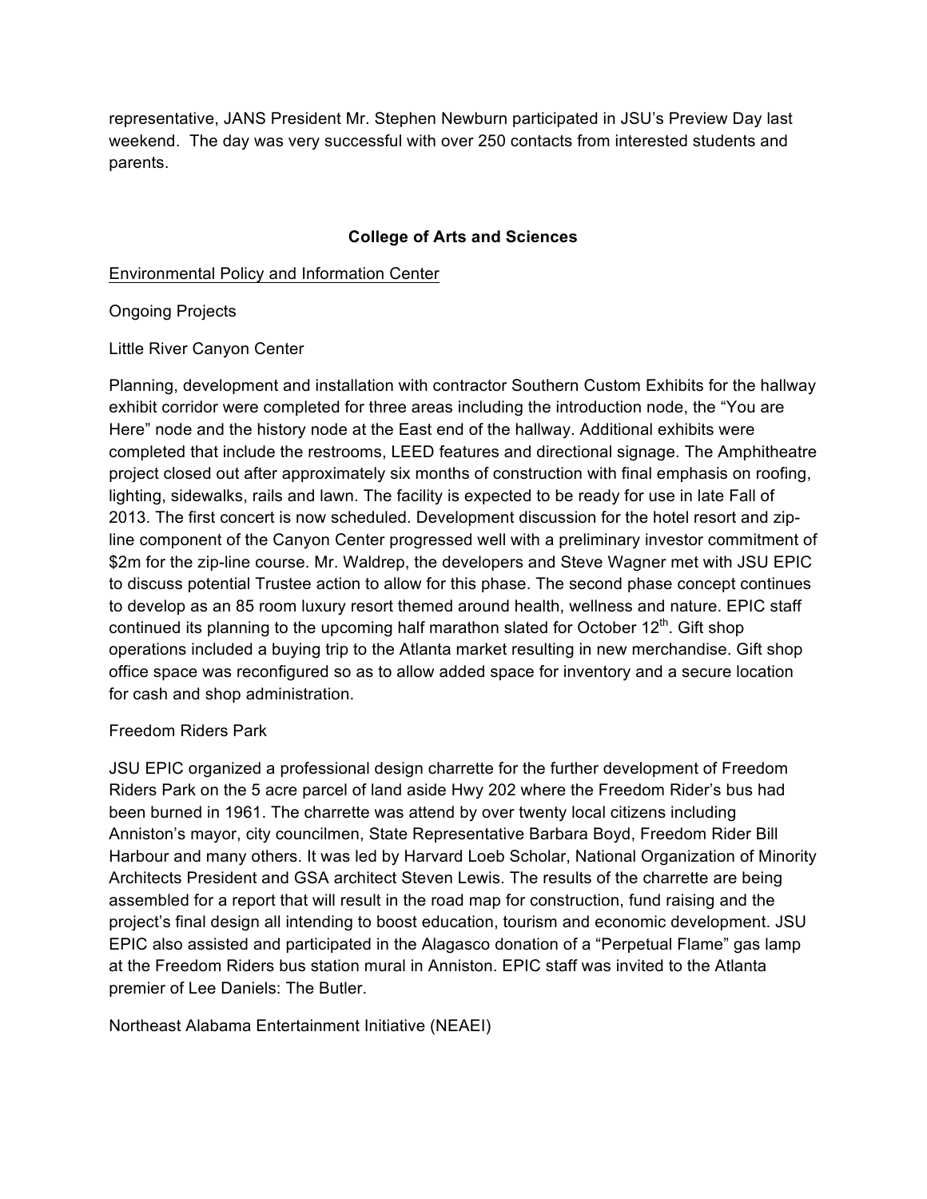representative, JANS President Mr. Stephen Newburn participated in JSU's Preview Day last weekend. The day was very successful with over 250 contacts from interested students and parents.

## College of Arts and Sciences

Environmental Policy and Information Center

Ongoing Projects

Little River Canyon Center

Planning, development and installation with contractor Southern Custom Exhibits for the hallway exhibit corridor were completed for three areas including the introduction node, the "You are Here" node and the history node at the East end of the hallway. Additional exhibits were completed that include the restrooms, LEED features and directional signage. The Amphitheatre project closed out after approximately six months of construction with final emphasis on roofing, lighting, sidewalks, rails and lawn. The facility is expected to be ready for use in late Fall of 2013. The first concert is now scheduled. Development discussion for the hotel resort and zip-line component of the Canyon Center progressed well with a preliminary investor commitment of $2m for the zip-line course. Mr. Waldrep, the developers and Steve Wagner met with JSU EPIC to discuss potential Trustee action to allow for this phase. The second phase concept continues to develop as an 85 room luxury resort themed around health, wellness and nature. EPIC staff continued its planning to the upcoming half marathon slated for October 12th. Gift shop operations included a buying trip to the Atlanta market resulting in new merchandise. Gift shop office space was reconfigured so as to allow added space for inventory and a secure location for cash and shop administration.

Freedom Riders Park

JSU EPIC organized a professional design charrette for the further development of Freedom Riders Park on the 5 acre parcel of land aside Hwy 202 where the Freedom Rider's bus had been burned in 1961. The charrette was attend by over twenty local citizens including Anniston's mayor, city councilmen, State Representative Barbara Boyd, Freedom Rider Bill Harbour and many others. It was led by Harvard Loeb Scholar, National Organization of Minority Architects President and GSA architect Steven Lewis. The results of the charrette are being assembled for a report that will result in the road map for construction, fund raising and the project's final design all intending to boost education, tourism and economic development. JSU EPIC also assisted and participated in the Alagasco donation of a "Perpetual Flame" gas lamp at the Freedom Riders bus station mural in Anniston. EPIC staff was invited to the Atlanta premier of Lee Daniels: The Butler.

Northeast Alabama Entertainment Initiative (NEAEI)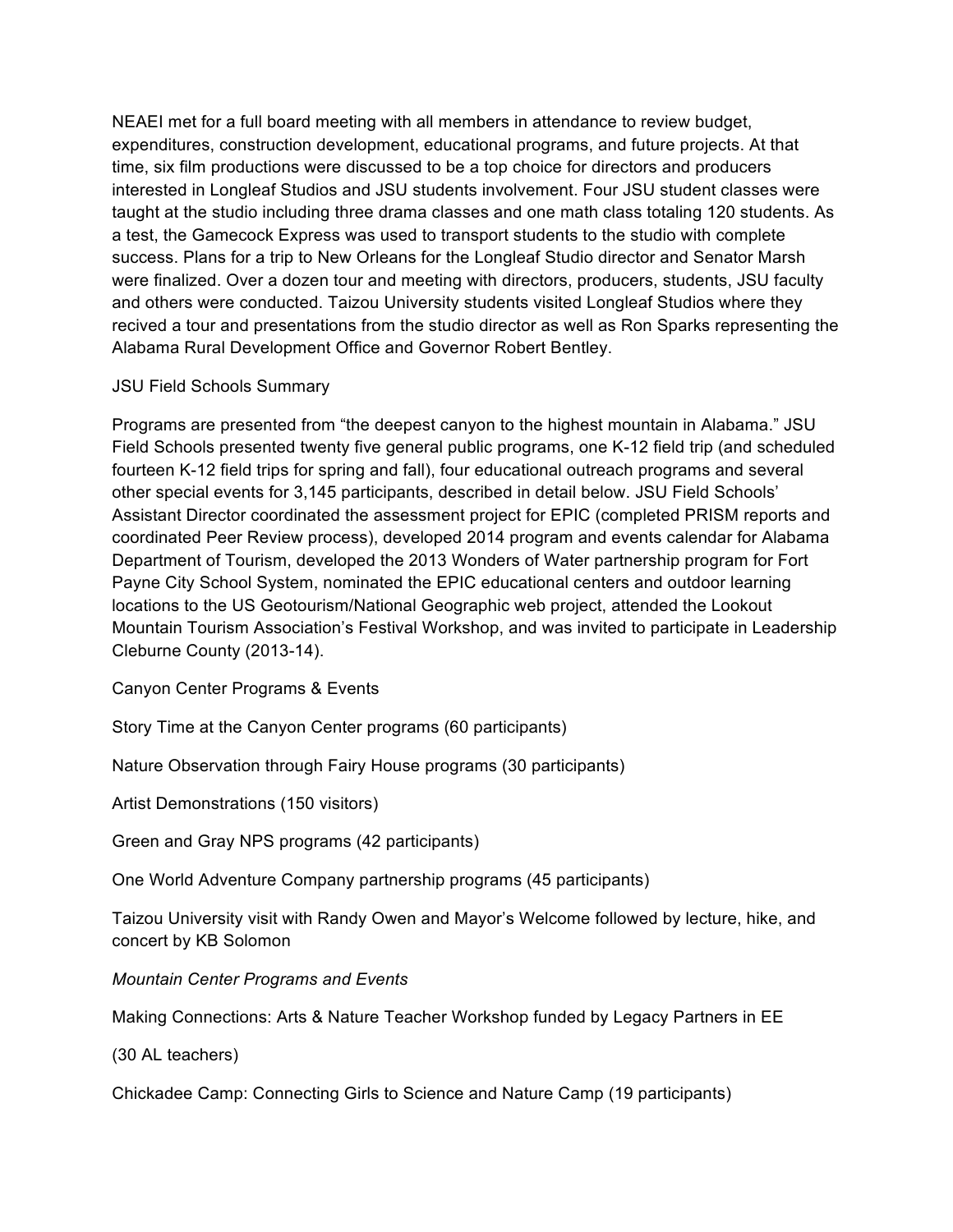NEAEI met for a full board meeting with all members in attendance to review budget, expenditures, construction development, educational programs, and future projects. At that time, six film productions were discussed to be a top choice for directors and producers interested in Longleaf Studios and JSU students involvement. Four JSU student classes were taught at the studio including three drama classes and one math class totaling 120 students. As a test, the Gamecock Express was used to transport students to the studio with complete success. Plans for a trip to New Orleans for the Longleaf Studio director and Senator Marsh were finalized. Over a dozen tour and meeting with directors, producers, students, JSU faculty and others were conducted. Taizou University students visited Longleaf Studios where they recived a tour and presentations from the studio director as well as Ron Sparks representing the Alabama Rural Development Office and Governor Robert Bentley.

JSU Field Schools Summary

Programs are presented from "the deepest canyon to the highest mountain in Alabama." JSU Field Schools presented twenty five general public programs, one K-12 field trip (and scheduled fourteen K-12 field trips for spring and fall), four educational outreach programs and several other special events for 3,145 participants, described in detail below. JSU Field Schools' Assistant Director coordinated the assessment project for EPIC (completed PRISM reports and coordinated Peer Review process), developed 2014 program and events calendar for Alabama Department of Tourism, developed the 2013 Wonders of Water partnership program for Fort Payne City School System, nominated the EPIC educational centers and outdoor learning locations to the US Geotourism/National Geographic web project, attended the Lookout Mountain Tourism Association's Festival Workshop, and was invited to participate in Leadership Cleburne County (2013-14).

Canyon Center Programs & Events

Story Time at the Canyon Center programs (60 participants)

Nature Observation through Fairy House programs (30 participants)

Artist Demonstrations (150 visitors)

Green and Gray NPS programs (42 participants)

One World Adventure Company partnership programs (45 participants)

Taizou University visit with Randy Owen and Mayor's Welcome followed by lecture, hike, and concert by KB Solomon

*Mountain Center Programs and Events*

Making Connections: Arts & Nature Teacher Workshop funded by Legacy Partners in EE

(30 AL teachers)

Chickadee Camp: Connecting Girls to Science and Nature Camp (19 participants)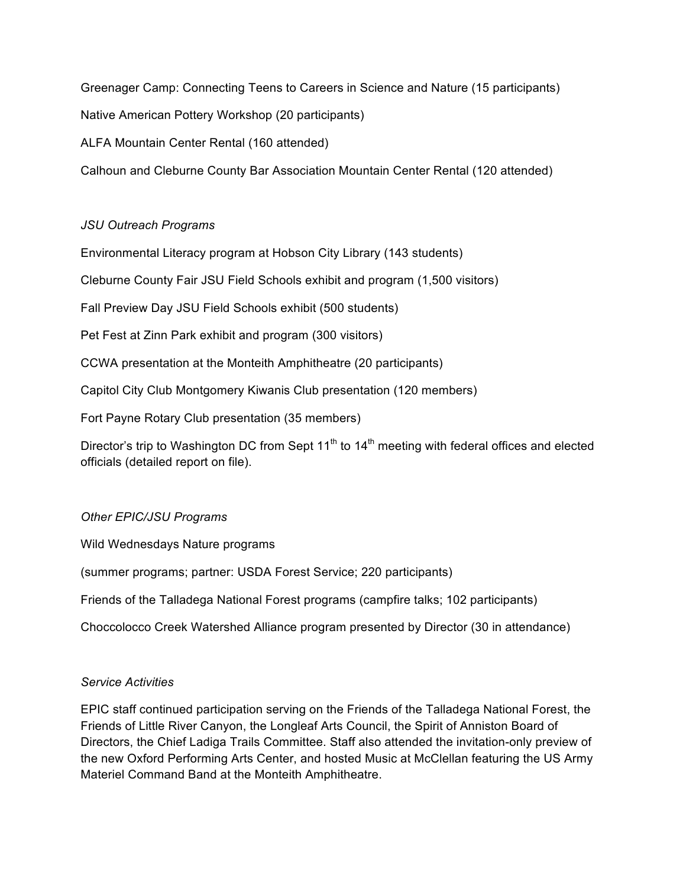Greenager Camp: Connecting Teens to Careers in Science and Nature (15 participants)

Native American Pottery Workshop (20 participants)

ALFA Mountain Center Rental (160 attended)

Calhoun and Cleburne County Bar Association Mountain Center Rental (120 attended)

*JSU Outreach Programs*

Environmental Literacy program at Hobson City Library (143 students)

Cleburne County Fair JSU Field Schools exhibit and program (1,500 visitors)

Fall Preview Day JSU Field Schools exhibit (500 students)

Pet Fest at Zinn Park exhibit and program (300 visitors)

CCWA presentation at the Monteith Amphitheatre (20 participants)

Capitol City Club Montgomery Kiwanis Club presentation (120 members)

Fort Payne Rotary Club presentation (35 members)

Director's trip to Washington DC from Sept 11th to 14th meeting with federal offices and elected officials (detailed report on file).

*Other EPIC/JSU Programs*

Wild Wednesdays Nature programs

(summer programs; partner: USDA Forest Service; 220 participants)

Friends of the Talladega National Forest programs (campfire talks; 102 participants)

Choccolocco Creek Watershed Alliance program presented by Director (30 in attendance)

*Service Activities*

EPIC staff continued participation serving on the Friends of the Talladega National Forest, the Friends of Little River Canyon, the Longleaf Arts Council, the Spirit of Anniston Board of Directors, the Chief Ladiga Trails Committee. Staff also attended the invitation-only preview of the new Oxford Performing Arts Center, and hosted Music at McClellan featuring the US Army Materiel Command Band at the Monteith Amphitheatre.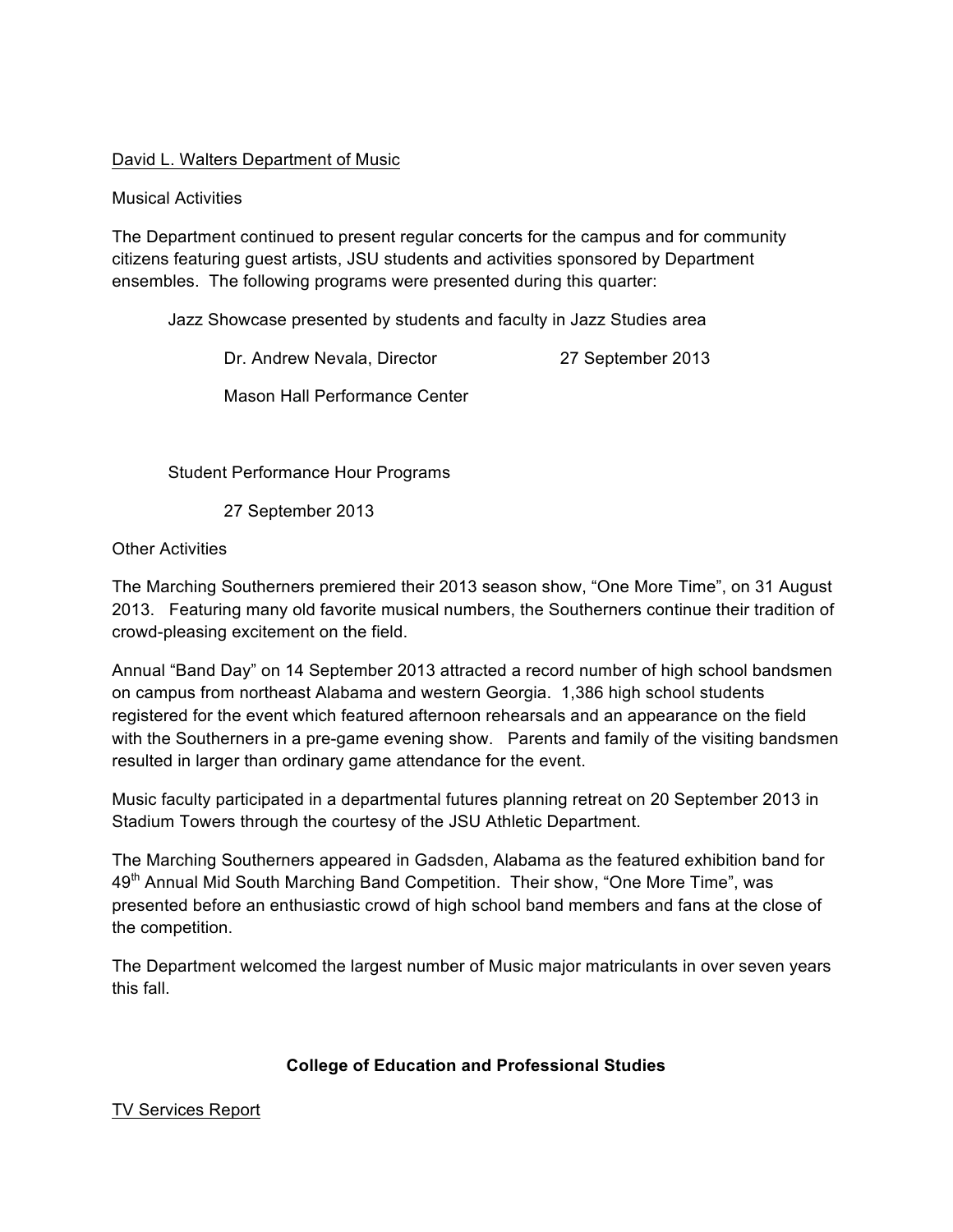David L. Walters Department of Music

Musical Activities

The Department continued to present regular concerts for the campus and for community citizens featuring guest artists, JSU students and activities sponsored by Department ensembles. The following programs were presented during this quarter:

Jazz Showcase presented by students and faculty in Jazz Studies area

Dr. Andrew Nevala, Director 27 September 2013

Mason Hall Performance Center

Student Performance Hour Programs

27 September 2013

Other Activities

The Marching Southerners premiered their 2013 season show, "One More Time", on 31 August 2013. Featuring many old favorite musical numbers, the Southerners continue their tradition of crowd-pleasing excitement on the field.

Annual "Band Day" on 14 September 2013 attracted a record number of high school bandsmen on campus from northeast Alabama and western Georgia. 1,386 high school students registered for the event which featured afternoon rehearsals and an appearance on the field with the Southerners in a pre-game evening show. Parents and family of the visiting bandsmen resulted in larger than ordinary game attendance for the event.

Music faculty participated in a departmental futures planning retreat on 20 September 2013 in Stadium Towers through the courtesy of the JSU Athletic Department.

The Marching Southerners appeared in Gadsden, Alabama as the featured exhibition band for 49th Annual Mid South Marching Band Competition. Their show, "One More Time", was presented before an enthusiastic crowd of high school band members and fans at the close of the competition.

The Department welcomed the largest number of Music major matriculants in over seven years this fall.

## College of Education and Professional Studies

TV Services Report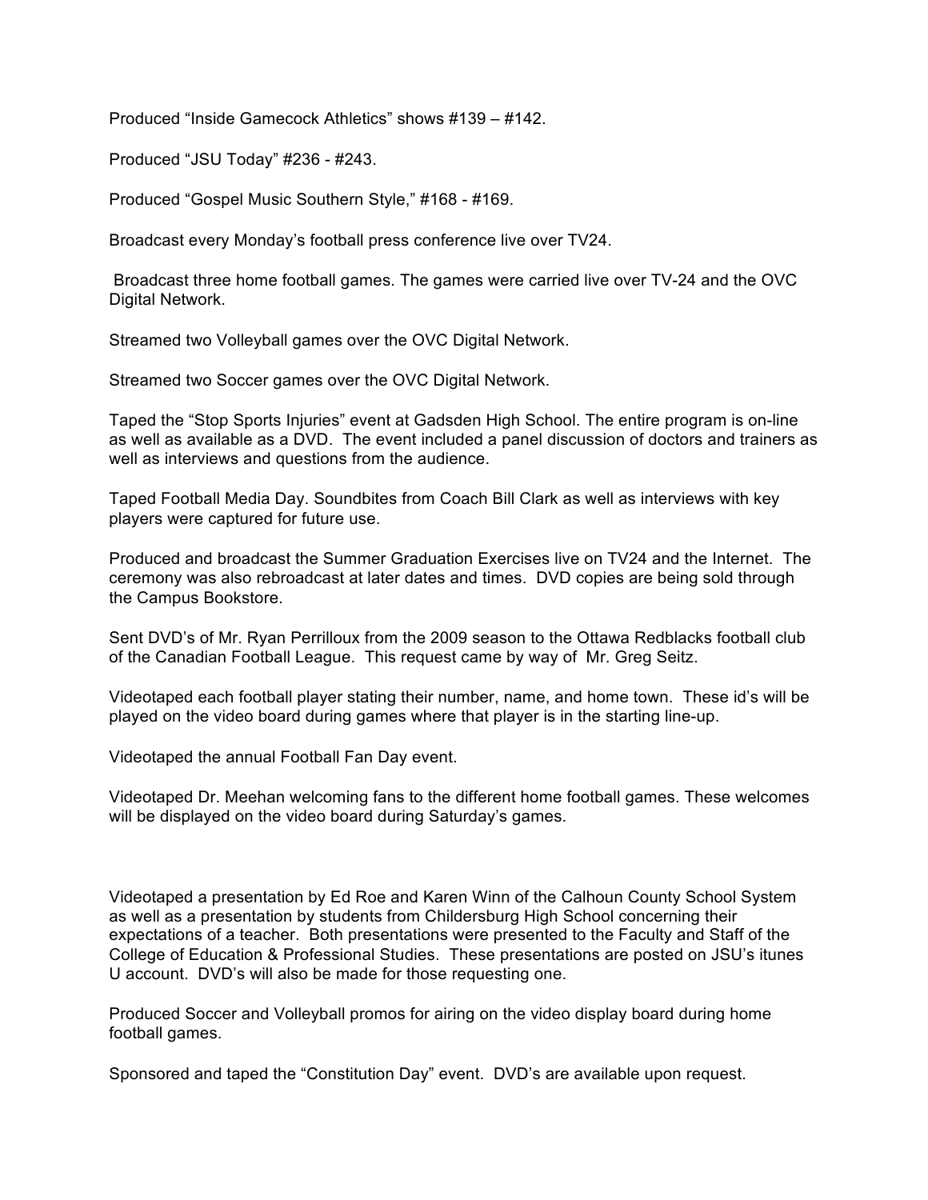Produced “Inside Gamecock Athletics” shows #139 – #142.

Produced “JSU Today” #236 - #243.

Produced “Gospel Music Southern Style,” #168 - #169.

Broadcast every Monday’s football press conference live over TV24.

Broadcast three home football games. The games were carried live over TV-24 and the OVC Digital Network.

Streamed two Volleyball games over the OVC Digital Network.

Streamed two Soccer games over the OVC Digital Network.

Taped the “Stop Sports Injuries” event at Gadsden High School. The entire program is on-line as well as available as a DVD. The event included a panel discussion of doctors and trainers as well as interviews and questions from the audience.

Taped Football Media Day. Soundbites from Coach Bill Clark as well as interviews with key players were captured for future use.

Produced and broadcast the Summer Graduation Exercises live on TV24 and the Internet. The ceremony was also rebroadcast at later dates and times. DVD copies are being sold through the Campus Bookstore.

Sent DVD’s of Mr. Ryan Perrilloux from the 2009 season to the Ottawa Redblacks football club of the Canadian Football League. This request came by way of Mr. Greg Seitz.

Videotaped each football player stating their number, name, and home town. These id’s will be played on the video board during games where that player is in the starting line-up.

Videotaped the annual Football Fan Day event.

Videotaped Dr. Meehan welcoming fans to the different home football games. These welcomes will be displayed on the video board during Saturday’s games.

Videotaped a presentation by Ed Roe and Karen Winn of the Calhoun County School System as well as a presentation by students from Childersburg High School concerning their expectations of a teacher. Both presentations were presented to the Faculty and Staff of the College of Education & Professional Studies. These presentations are posted on JSU’s itunes U account. DVD’s will also be made for those requesting one.

Produced Soccer and Volleyball promos for airing on the video display board during home football games.

Sponsored and taped the “Constitution Day” event. DVD’s are available upon request.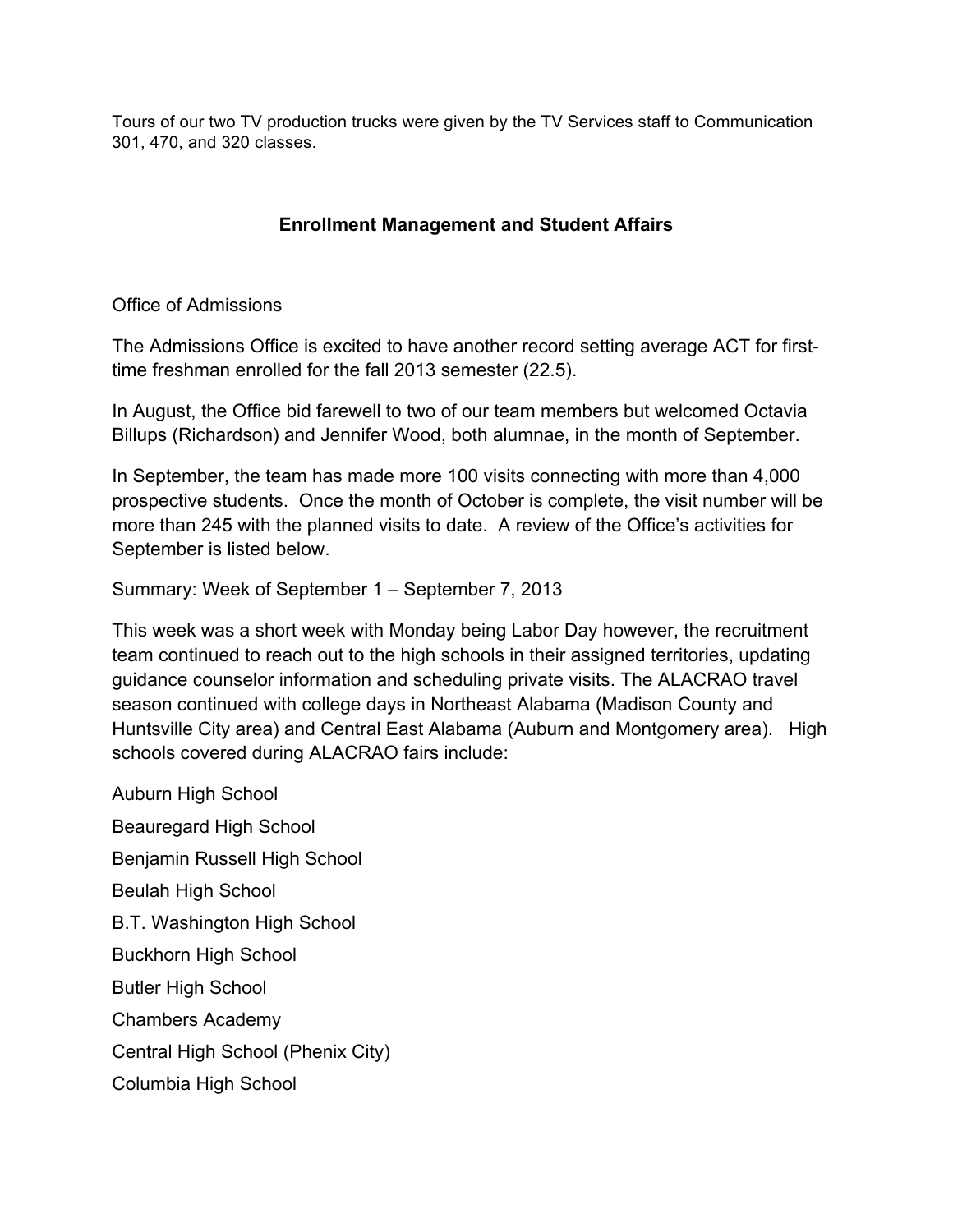Tours of our two TV production trucks were given by the TV Services staff to Communication 301, 470, and 320 classes.

## Enrollment Management and Student Affairs

### Office of Admissions

The Admissions Office is excited to have another record setting average ACT for first-time freshman enrolled for the fall 2013 semester (22.5).

In August, the Office bid farewell to two of our team members but welcomed Octavia Billups (Richardson) and Jennifer Wood, both alumnae, in the month of September.

In September, the team has made more 100 visits connecting with more than 4,000 prospective students. Once the month of October is complete, the visit number will be more than 245 with the planned visits to date. A review of the Office's activities for September is listed below.

Summary: Week of September 1 – September 7, 2013

This week was a short week with Monday being Labor Day however, the recruitment team continued to reach out to the high schools in their assigned territories, updating guidance counselor information and scheduling private visits. The ALACRAO travel season continued with college days in Northeast Alabama (Madison County and Huntsville City area) and Central East Alabama (Auburn and Montgomery area). High schools covered during ALACRAO fairs include:

Auburn High School

Beauregard High School

Benjamin Russell High School

Beulah High School

B.T. Washington High School

Buckhorn High School

Butler High School

Chambers Academy

Central High School (Phenix City)

Columbia High School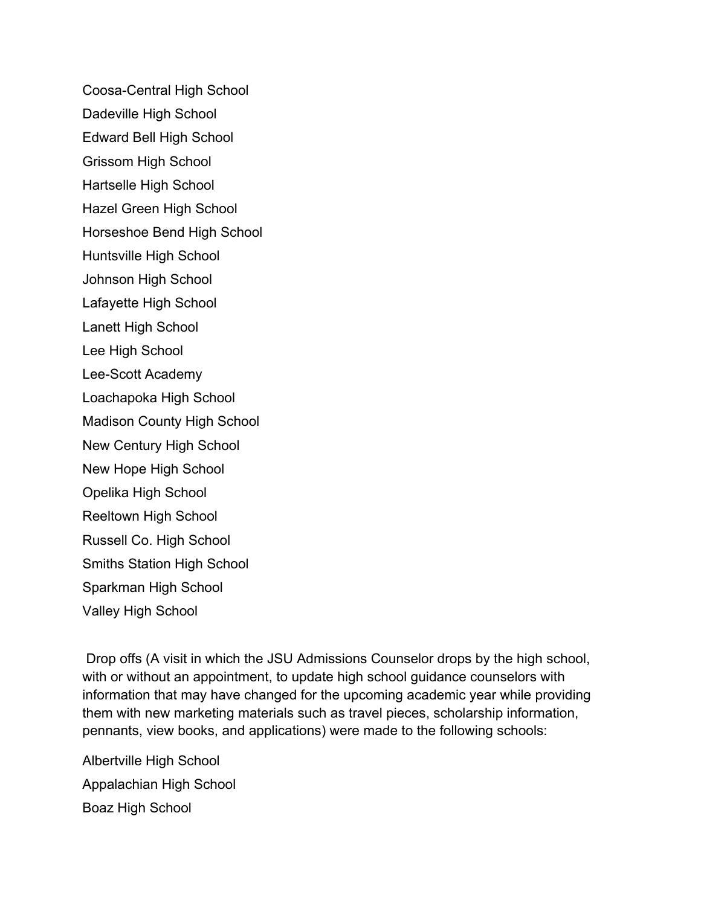Coosa-Central High School

Dadeville High School

Edward Bell High School

Grissom High School

Hartselle High School

Hazel Green High School

Horseshoe Bend High School

Huntsville High School

Johnson High School

Lafayette High School

Lanett High School

Lee High School

Lee-Scott Academy

Loachapoka High School

Madison County High School

New Century High School

New Hope High School

Opelika High School

Reeltown High School

Russell Co. High School

Smiths Station High School

Sparkman High School

Valley High School

Drop offs (A visit in which the JSU Admissions Counselor drops by the high school, with or without an appointment, to update high school guidance counselors with information that may have changed for the upcoming academic year while providing them with new marketing materials such as travel pieces, scholarship information, pennants, view books, and applications) were made to the following schools:

Albertville High School

Appalachian High School

Boaz High School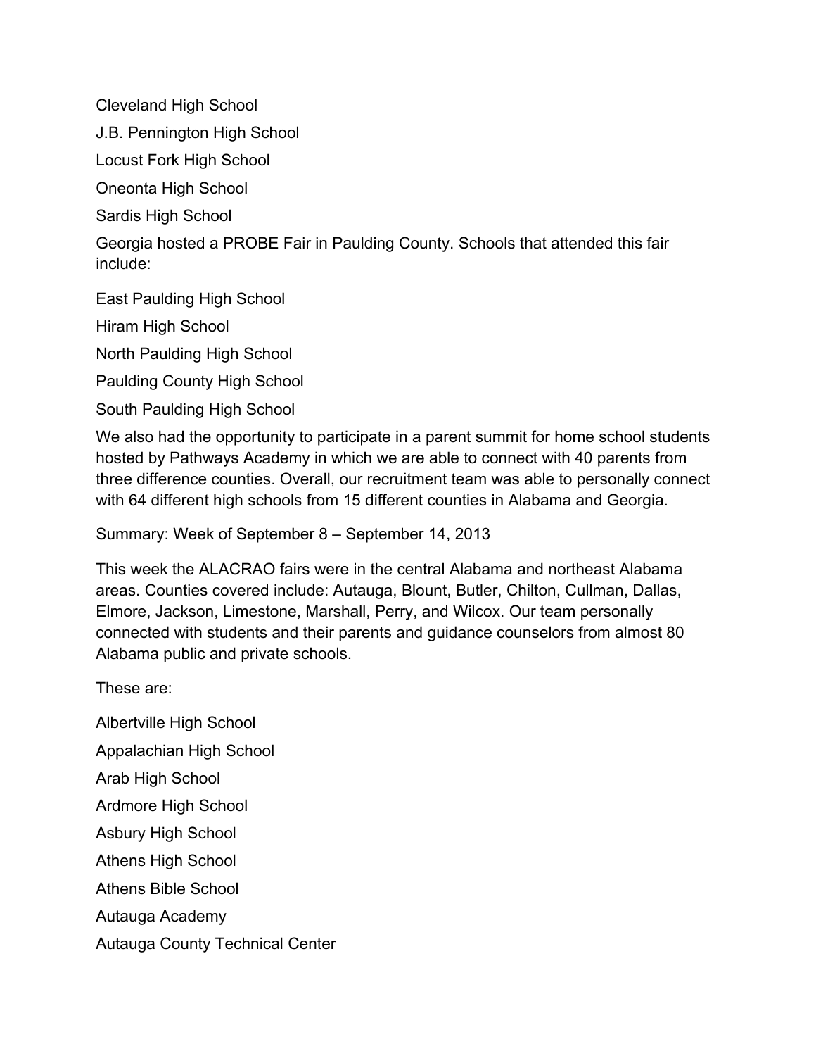Cleveland High School

J.B. Pennington High School

Locust Fork High School

Oneonta High School

Sardis High School

Georgia hosted a PROBE Fair in Paulding County. Schools that attended this fair include:

East Paulding High School

Hiram High School

North Paulding High School

Paulding County High School

South Paulding High School

We also had the opportunity to participate in a parent summit for home school students hosted by Pathways Academy in which we are able to connect with 40 parents from three difference counties. Overall, our recruitment team was able to personally connect with 64 different high schools from 15 different counties in Alabama and Georgia.

Summary: Week of September 8 – September 14, 2013

This week the ALACRAO fairs were in the central Alabama and northeast Alabama areas. Counties covered include: Autauga, Blount, Butler, Chilton, Cullman, Dallas, Elmore, Jackson, Limestone, Marshall, Perry, and Wilcox. Our team personally connected with students and their parents and guidance counselors from almost 80 Alabama public and private schools.

These are:

Albertville High School

Appalachian High School

Arab High School

Ardmore High School

Asbury High School

Athens High School

Athens Bible School

Autauga Academy

Autauga County Technical Center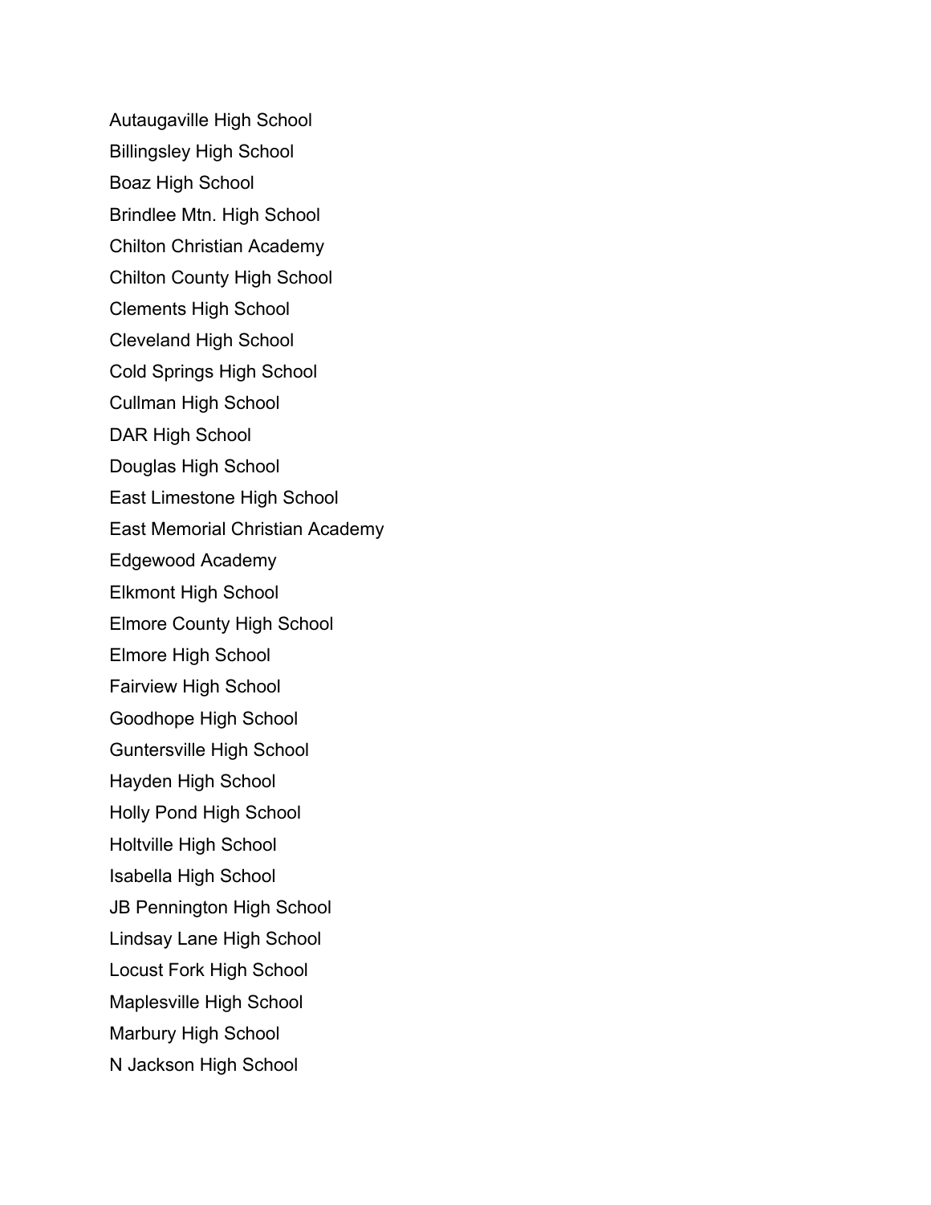Autaugaville High School

Billingsley High School

Boaz High School

Brindlee Mtn. High School

Chilton Christian Academy

Chilton County High School

Clements High School

Cleveland High School

Cold Springs High School

Cullman High School

DAR High School

Douglas High School

East Limestone High School

East Memorial Christian Academy

Edgewood Academy

Elkmont High School

Elmore County High School

Elmore High School

Fairview High School

Goodhope High School

Guntersville High School

Hayden High School

Holly Pond High School

Holtville High School

Isabella High School

JB Pennington High School

Lindsay Lane High School

Locust Fork High School

Maplesville High School

Marbury High School

N Jackson High School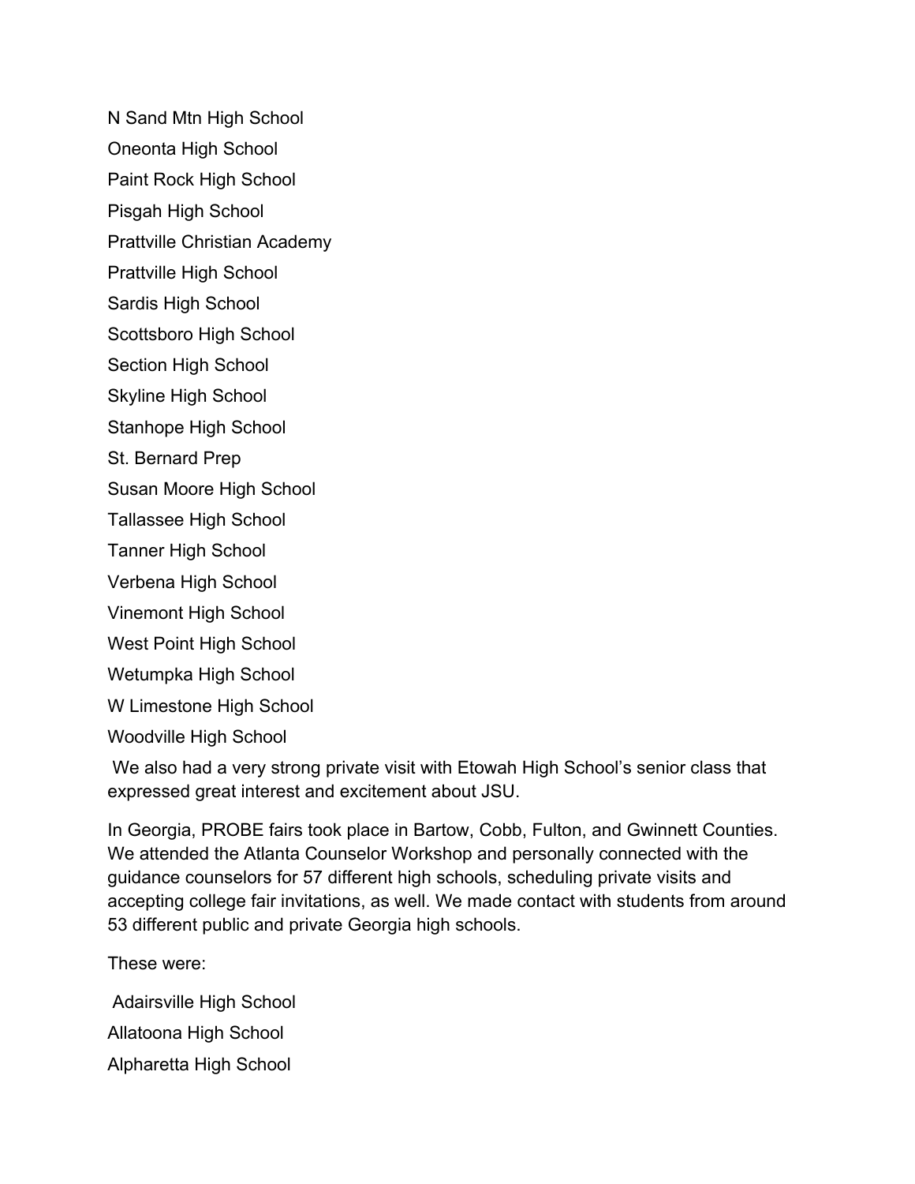N Sand Mtn High School

Oneonta High School

Paint Rock High School

Pisgah High School

Prattville Christian Academy

Prattville High School

Sardis High School

Scottsboro High School

Section High School

Skyline High School

Stanhope High School

St. Bernard Prep

Susan Moore High School

Tallassee High School

Tanner High School

Verbena High School

Vinemont High School

West Point High School

Wetumpka High School

W Limestone High School

Woodville High School

We also had a very strong private visit with Etowah High School's senior class that expressed great interest and excitement about JSU.

In Georgia, PROBE fairs took place in Bartow, Cobb, Fulton, and Gwinnett Counties. We attended the Atlanta Counselor Workshop and personally connected with the guidance counselors for 57 different high schools, scheduling private visits and accepting college fair invitations, as well. We made contact with students from around 53 different public and private Georgia high schools.

These were:

Adairsville High School

Allatoona High School

Alpharetta High School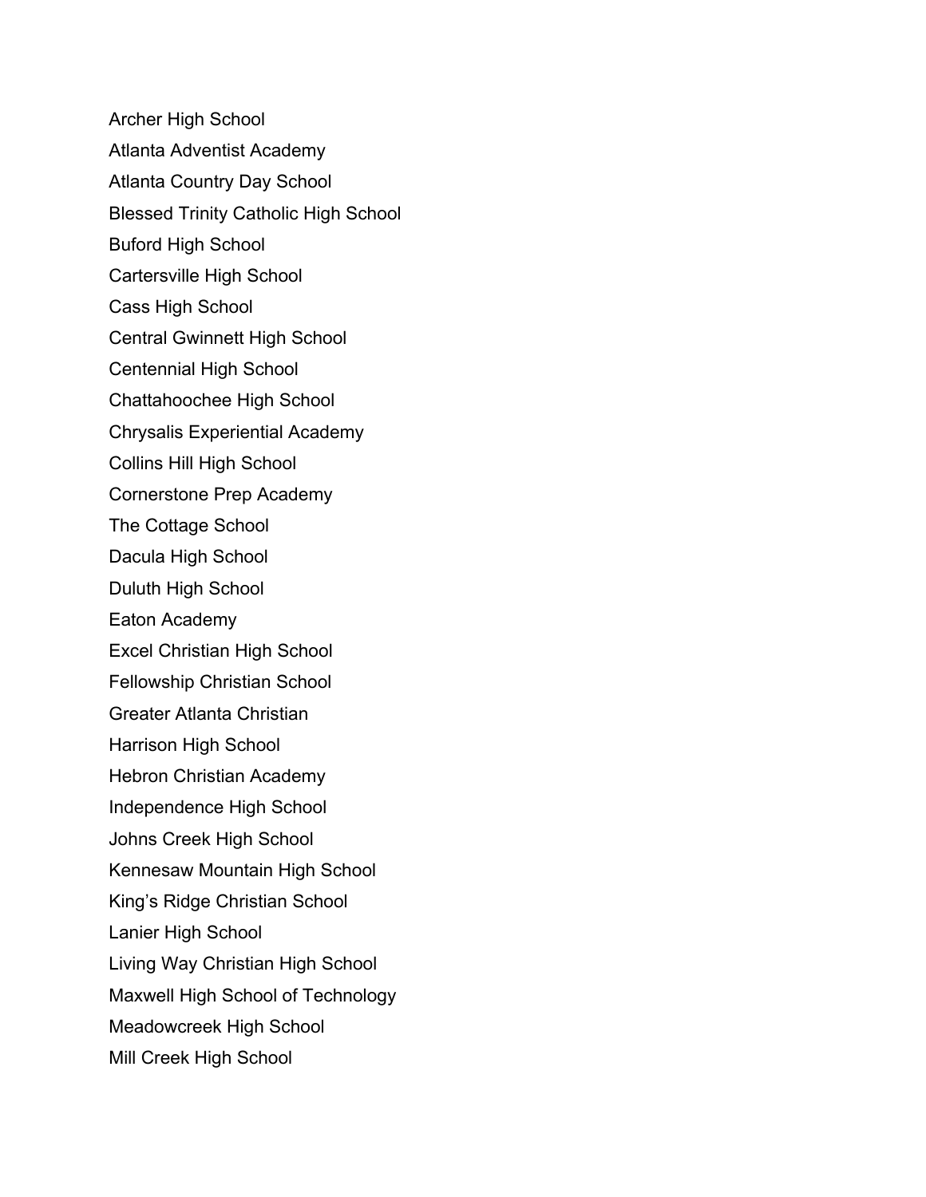Archer High School

Atlanta Adventist Academy

Atlanta Country Day School

Blessed Trinity Catholic High School

Buford High School

Cartersville High School

Cass High School

Central Gwinnett High School

Centennial High School

Chattahoochee High School

Chrysalis Experiential Academy

Collins Hill High School

Cornerstone Prep Academy

The Cottage School

Dacula High School

Duluth High School

Eaton Academy

Excel Christian High School

Fellowship Christian School

Greater Atlanta Christian

Harrison High School

Hebron Christian Academy

Independence High School

Johns Creek High School

Kennesaw Mountain High School

King's Ridge Christian School

Lanier High School

Living Way Christian High School

Maxwell High School of Technology

Meadowcreek High School

Mill Creek High School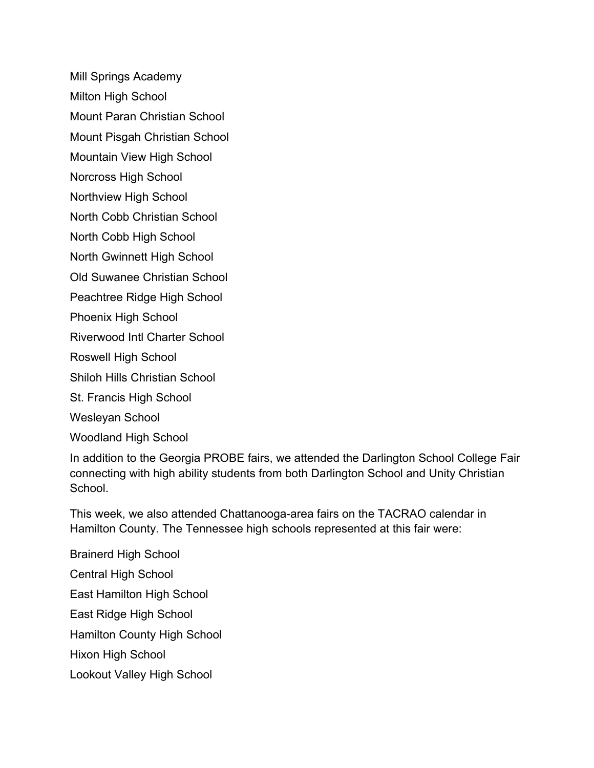Mill Springs Academy

Milton High School

Mount Paran Christian School

Mount Pisgah Christian School

Mountain View High School

Norcross High School

Northview High School

North Cobb Christian School

North Cobb High School

North Gwinnett High School

Old Suwanee Christian School

Peachtree Ridge High School

Phoenix High School

Riverwood Intl Charter School

Roswell High School

Shiloh Hills Christian School

St. Francis High School

Wesleyan School

Woodland High School

In addition to the Georgia PROBE fairs, we attended the Darlington School College Fair connecting with high ability students from both Darlington School and Unity Christian School.

This week, we also attended Chattanooga-area fairs on the TACRAO calendar in Hamilton County. The Tennessee high schools represented at this fair were:

Brainerd High School

Central High School

East Hamilton High School

East Ridge High School

Hamilton County High School

Hixon High School

Lookout Valley High School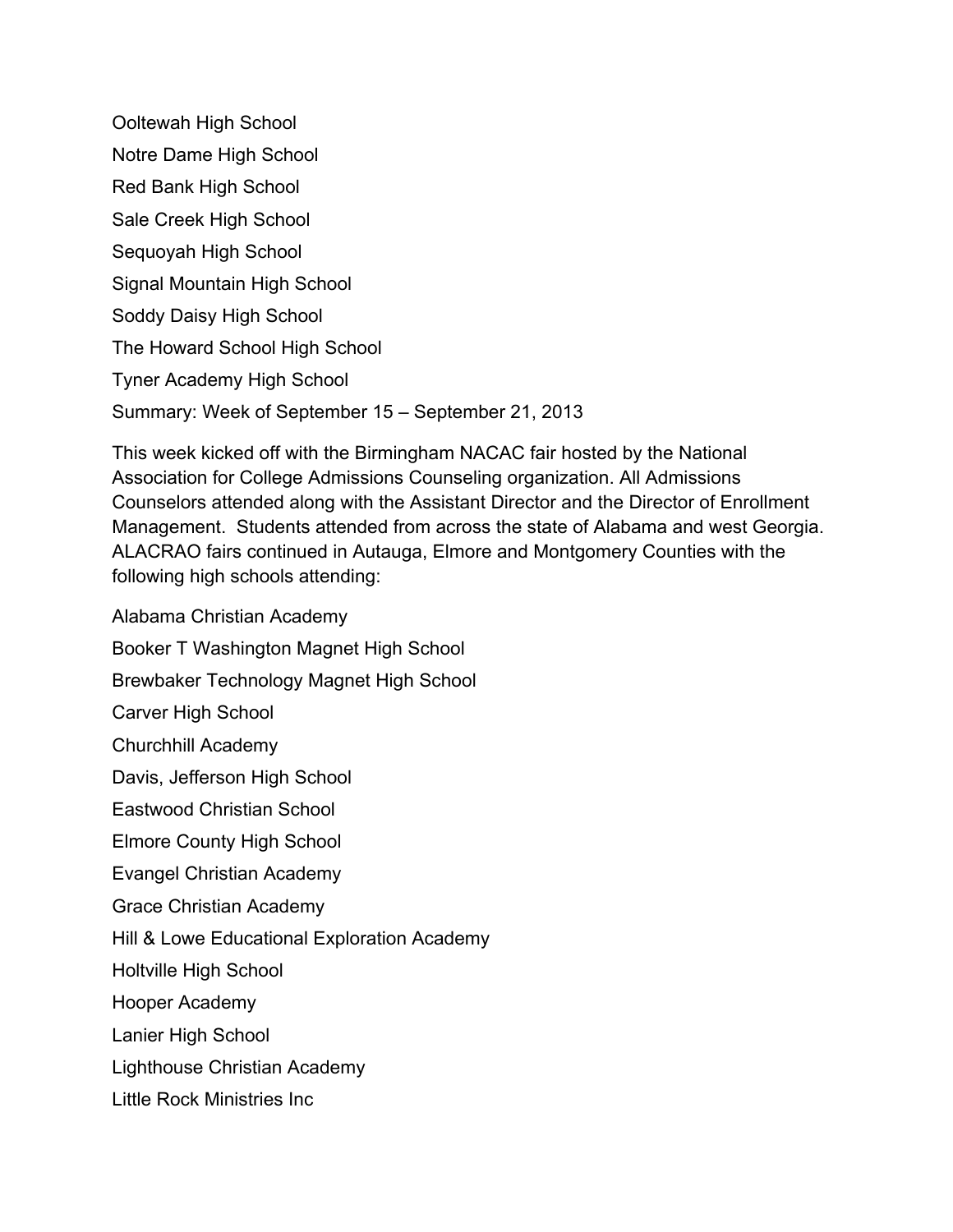Ooltewah High School

Notre Dame High School

Red Bank High School

Sale Creek High School

Sequoyah High School

Signal Mountain High School

Soddy Daisy High School

The Howard School High School

Tyner Academy High School

Summary: Week of September 15 – September 21, 2013

This week kicked off with the Birmingham NACAC fair hosted by the National Association for College Admissions Counseling organization. All Admissions Counselors attended along with the Assistant Director and the Director of Enrollment Management. Students attended from across the state of Alabama and west Georgia. ALACRAO fairs continued in Autauga, Elmore and Montgomery Counties with the following high schools attending:

Alabama Christian Academy

Booker T Washington Magnet High School

Brewbaker Technology Magnet High School

Carver High School

Churchhill Academy

Davis, Jefferson High School

Eastwood Christian School

Elmore County High School

Evangel Christian Academy

Grace Christian Academy

Hill & Lowe Educational Exploration Academy

Holtville High School

Hooper Academy

Lanier High School

Lighthouse Christian Academy

Little Rock Ministries Inc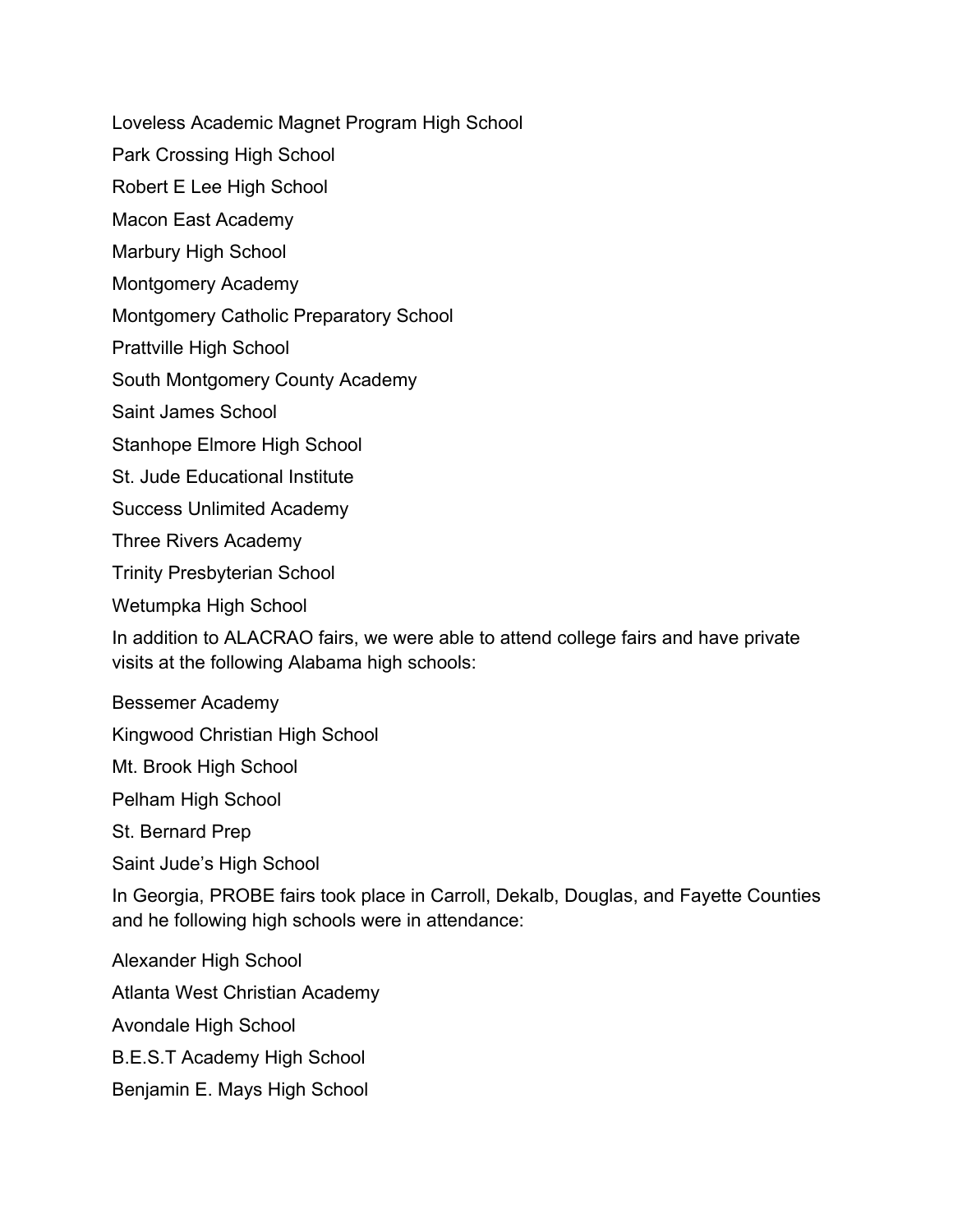Loveless Academic Magnet Program High School

Park Crossing High School

Robert E Lee High School

Macon East Academy

Marbury High School

Montgomery Academy

Montgomery Catholic Preparatory School

Prattville High School

South Montgomery County Academy

Saint James School

Stanhope Elmore High School

St. Jude Educational Institute

Success Unlimited Academy

Three Rivers Academy

Trinity Presbyterian School

Wetumpka High School

In addition to ALACRAO fairs, we were able to attend college fairs and have private visits at the following Alabama high schools:

Bessemer Academy

Kingwood Christian High School

Mt. Brook High School

Pelham High School

St. Bernard Prep

Saint Jude's High School

In Georgia, PROBE fairs took place in Carroll, Dekalb, Douglas, and Fayette Counties and he following high schools were in attendance:

Alexander High School

Atlanta West Christian Academy

Avondale High School

B.E.S.T Academy High School

Benjamin E. Mays High School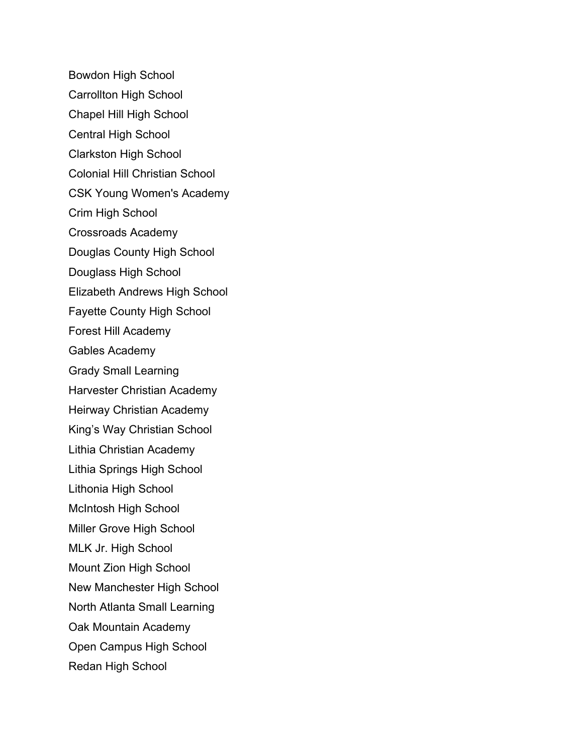Bowdon High School

Carrollton High School

Chapel Hill High School

Central High School

Clarkston High School

Colonial Hill Christian School

CSK Young Women's Academy

Crim High School

Crossroads Academy

Douglas County High School

Douglass High School

Elizabeth Andrews High School

Fayette County High School

Forest Hill Academy

Gables Academy

Grady Small Learning

Harvester Christian Academy

Heirway Christian Academy

King's Way Christian School

Lithia Christian Academy

Lithia Springs High School

Lithonia High School

McIntosh High School

Miller Grove High School

MLK Jr. High School

Mount Zion High School

New Manchester High School

North Atlanta Small Learning

Oak Mountain Academy

Open Campus High School

Redan High School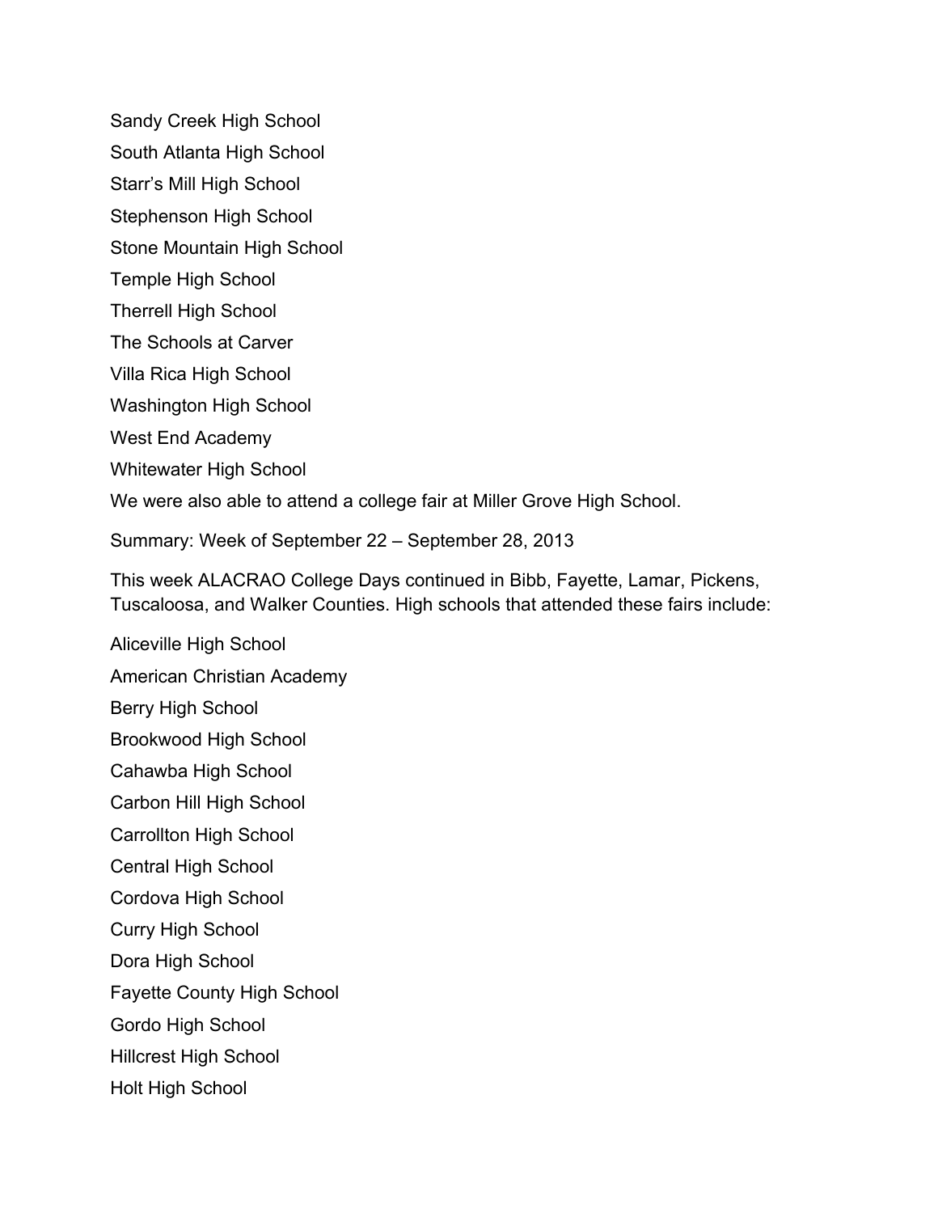Sandy Creek High School

South Atlanta High School

Starr's Mill High School

Stephenson High School

Stone Mountain High School

Temple High School

Therrell High School

The Schools at Carver

Villa Rica High School

Washington High School

West End Academy

Whitewater High School

We were also able to attend a college fair at Miller Grove High School.

Summary: Week of September 22 – September 28, 2013

This week ALACRAO College Days continued in Bibb, Fayette, Lamar, Pickens, Tuscaloosa, and Walker Counties. High schools that attended these fairs include:

Aliceville High School

American Christian Academy

Berry High School

Brookwood High School

Cahawba High School

Carbon Hill High School

Carrollton High School

Central High School

Cordova High School

Curry High School

Dora High School

Fayette County High School

Gordo High School

Hillcrest High School

Holt High School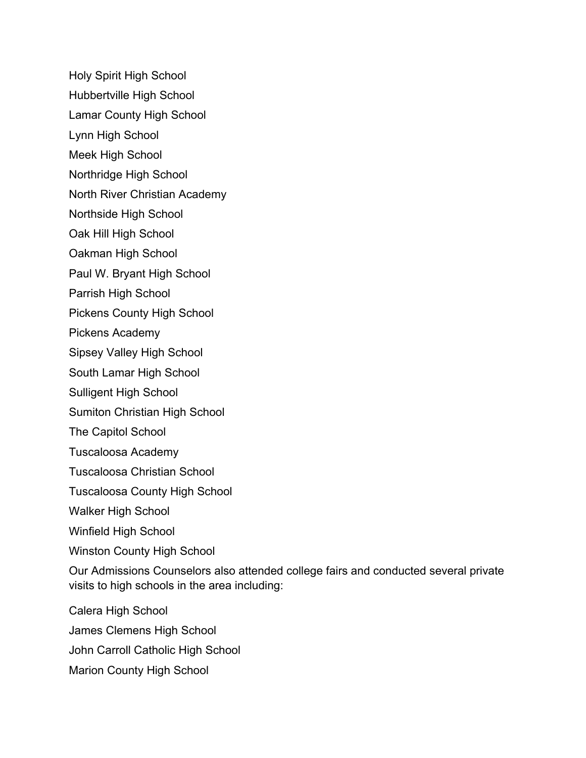Holy Spirit High School

Hubbertville High School

Lamar County High School

Lynn High School

Meek High School

Northridge High School

North River Christian Academy

Northside High School

Oak Hill High School

Oakman High School

Paul W. Bryant High School

Parrish High School

Pickens County High School

Pickens Academy

Sipsey Valley High School

South Lamar High School

Sulligent High School

Sumiton Christian High School

The Capitol School

Tuscaloosa Academy

Tuscaloosa Christian School

Tuscaloosa County High School

Walker High School

Winfield High School

Winston County High School

Our Admissions Counselors also attended college fairs and conducted several private visits to high schools in the area including:

Calera High School

James Clemens High School

John Carroll Catholic High School

Marion County High School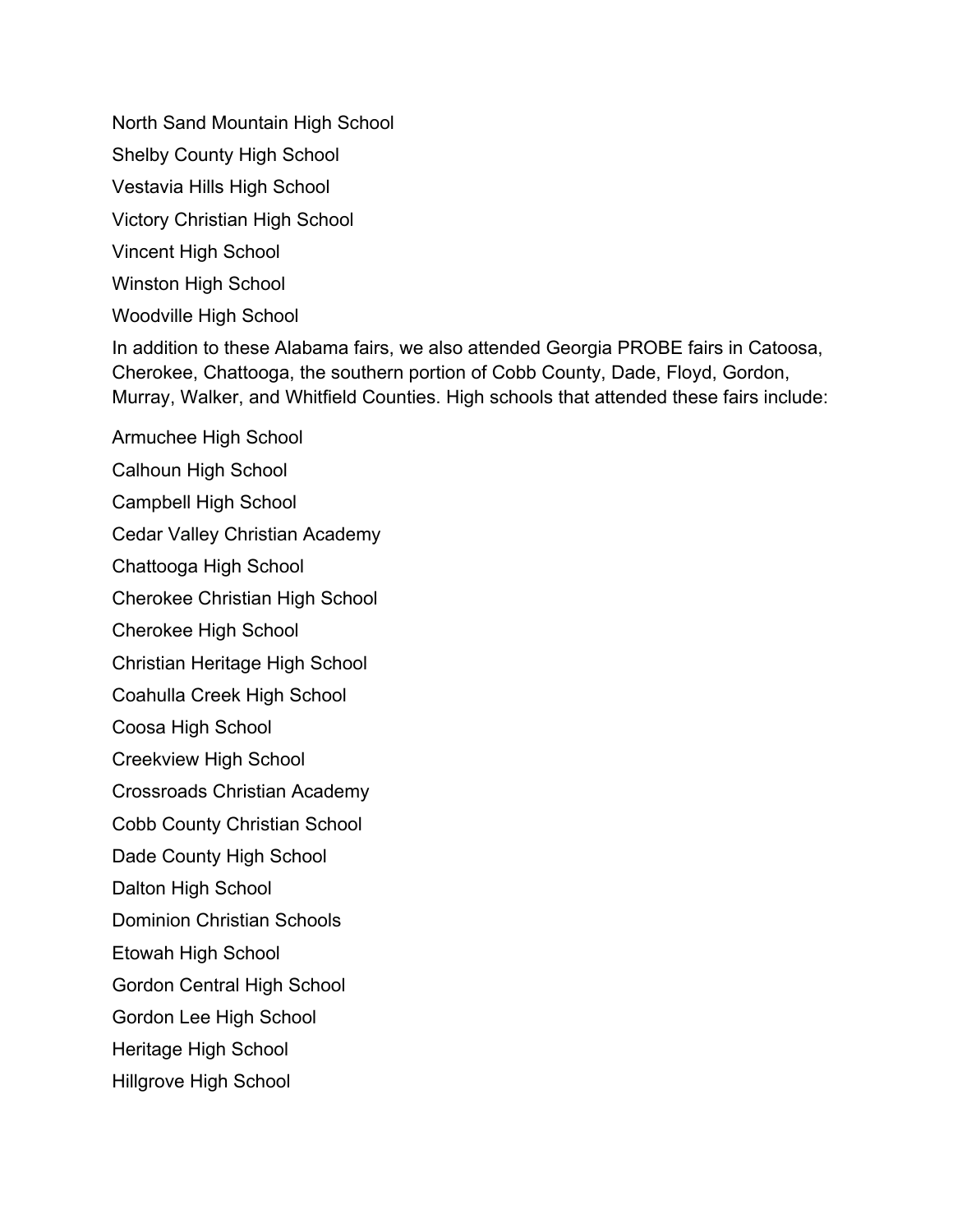North Sand Mountain High School

Shelby County High School

Vestavia Hills High School

Victory Christian High School

Vincent High School

Winston High School

Woodville High School

In addition to these Alabama fairs, we also attended Georgia PROBE fairs in Catoosa, Cherokee, Chattooga, the southern portion of Cobb County, Dade, Floyd, Gordon, Murray, Walker, and Whitfield Counties. High schools that attended these fairs include:

Armuchee High School

Calhoun High School

Campbell High School

Cedar Valley Christian Academy

Chattooga High School

Cherokee Christian High School

Cherokee High School

Christian Heritage High School

Coahulla Creek High School

Coosa High School

Creekview High School

Crossroads Christian Academy

Cobb County Christian School

Dade County High School

Dalton High School

Dominion Christian Schools

Etowah High School

Gordon Central High School

Gordon Lee High School

Heritage High School

Hillgrove High School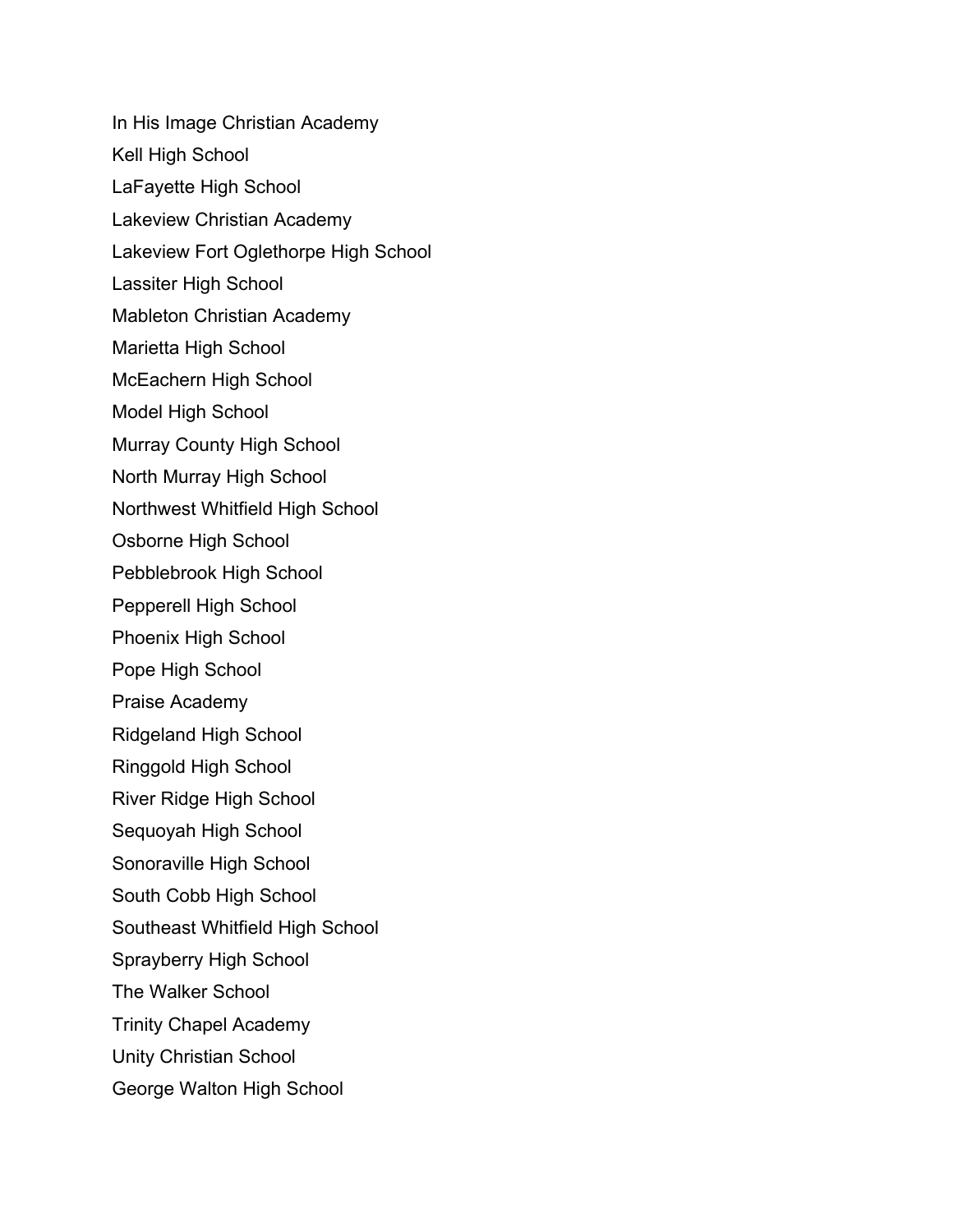In His Image Christian Academy
Kell High School
LaFayette High School
Lakeview Christian Academy
Lakeview Fort Oglethorpe High School
Lassiter High School
Mableton Christian Academy
Marietta High School
McEachern High School
Model High School
Murray County High School
North Murray High School
Northwest Whitfield High School
Osborne High School
Pebblebrook High School
Pepperell High School
Phoenix High School
Pope High School
Praise Academy
Ridgeland High School
Ringgold High School
River Ridge High School
Sequoyah High School
Sonoraville High School
South Cobb High School
Southeast Whitfield High School
Sprayberry High School
The Walker School
Trinity Chapel Academy
Unity Christian School
George Walton High School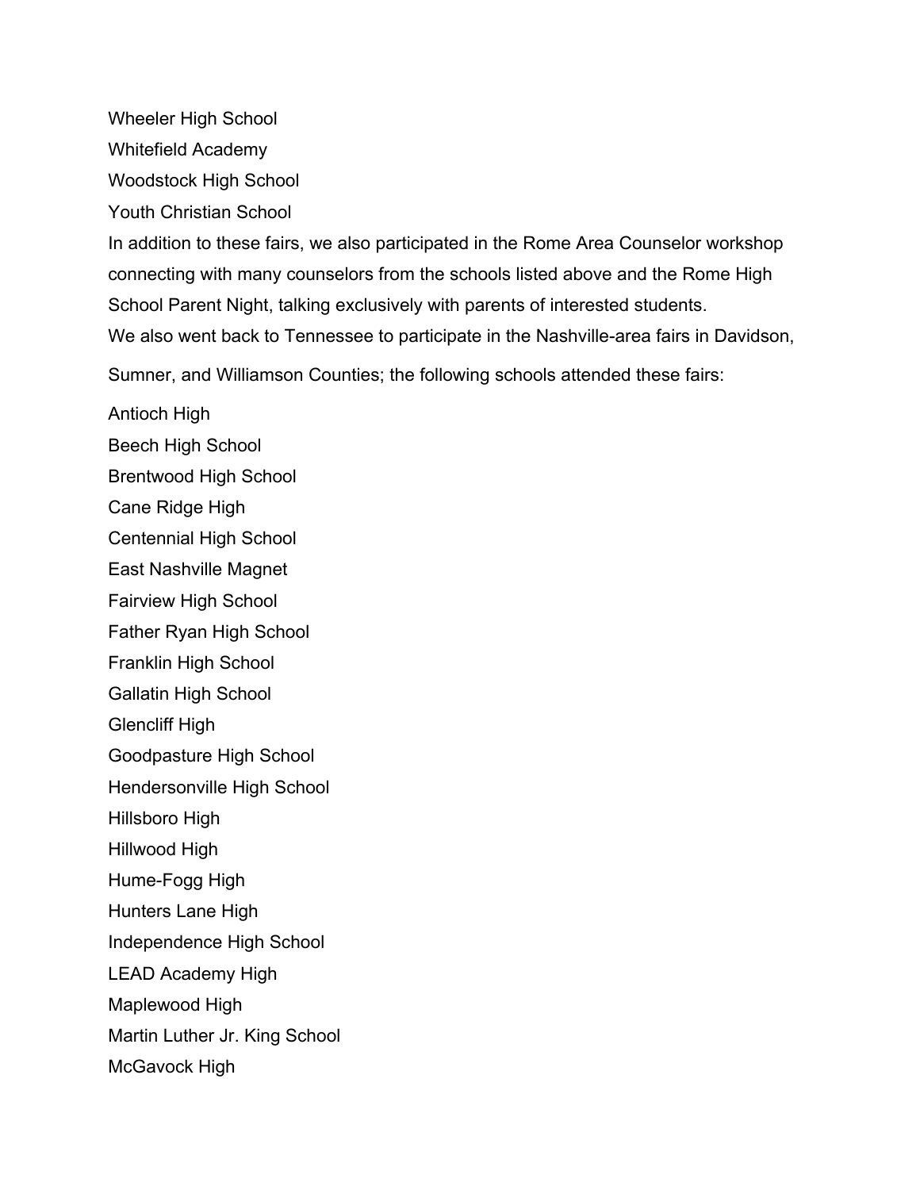Wheeler High School

Whitefield Academy

Woodstock High School

Youth Christian School

In addition to these fairs, we also participated in the Rome Area Counselor workshop connecting with many counselors from the schools listed above and the Rome High School Parent Night, talking exclusively with parents of interested students.

We also went back to Tennessee to participate in the Nashville-area fairs in Davidson, Sumner, and Williamson Counties; the following schools attended these fairs:

Antioch High

Beech High School

Brentwood High School

Cane Ridge High

Centennial High School

East Nashville Magnet

Fairview High School

Father Ryan High School

Franklin High School

Gallatin High School

Glencliff High

Goodpasture High School

Hendersonville High School

Hillsboro High

Hillwood High

Hume-Fogg High

Hunters Lane High

Independence High School

LEAD Academy High

Maplewood High

Martin Luther Jr. King School

McGavock High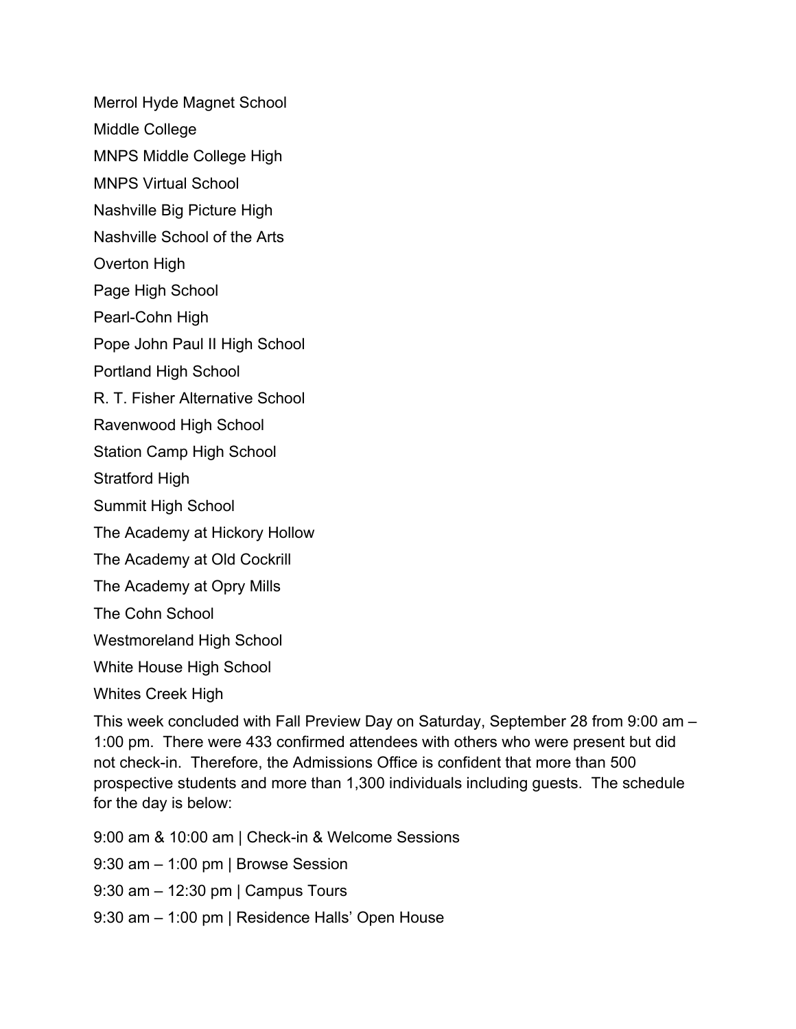Merrol Hyde Magnet School

Middle College

MNPS Middle College High

MNPS Virtual School

Nashville Big Picture High

Nashville School of the Arts

Overton High

Page High School

Pearl-Cohn High

Pope John Paul II High School

Portland High School

R. T. Fisher Alternative School

Ravenwood High School

Station Camp High School

Stratford High

Summit High School

The Academy at Hickory Hollow

The Academy at Old Cockrill

The Academy at Opry Mills

The Cohn School

Westmoreland High School

White House High School

Whites Creek High

This week concluded with Fall Preview Day on Saturday, September 28 from 9:00 am – 1:00 pm. There were 433 confirmed attendees with others who were present but did not check-in. Therefore, the Admissions Office is confident that more than 500 prospective students and more than 1,300 individuals including guests. The schedule for the day is below:

9:00 am & 10:00 am | Check-in & Welcome Sessions

9:30 am – 1:00 pm | Browse Session

9:30 am – 12:30 pm | Campus Tours

9:30 am – 1:00 pm | Residence Halls' Open House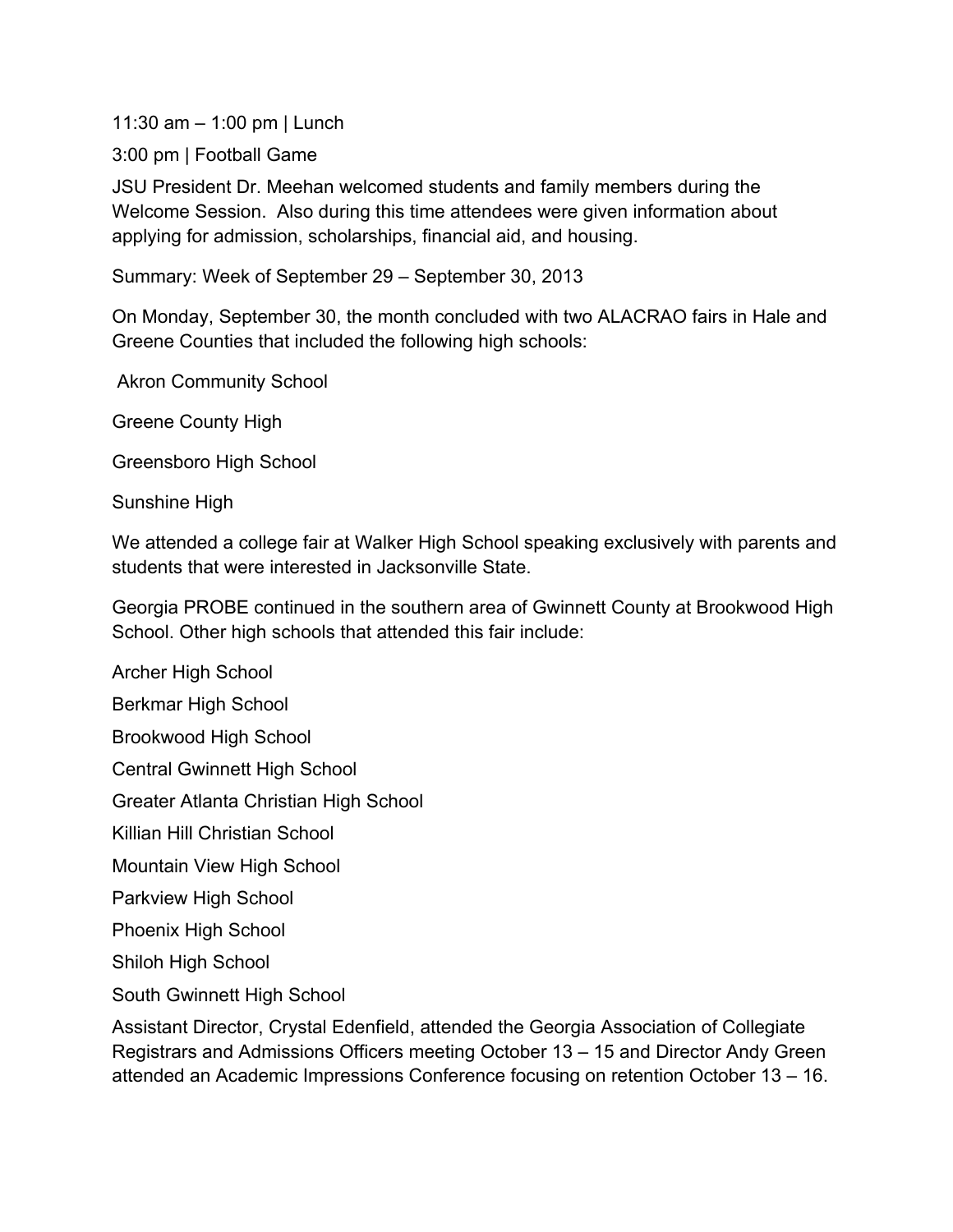11:30 am – 1:00 pm | Lunch

3:00 pm | Football Game

JSU President Dr. Meehan welcomed students and family members during the Welcome Session. Also during this time attendees were given information about applying for admission, scholarships, financial aid, and housing.

Summary: Week of September 29 – September 30, 2013

On Monday, September 30, the month concluded with two ALACRAO fairs in Hale and Greene Counties that included the following high schools:

Akron Community School

Greene County High

Greensboro High School

Sunshine High

We attended a college fair at Walker High School speaking exclusively with parents and students that were interested in Jacksonville State.

Georgia PROBE continued in the southern area of Gwinnett County at Brookwood High School. Other high schools that attended this fair include:

Archer High School

Berkmar High School

Brookwood High School

Central Gwinnett High School

Greater Atlanta Christian High School

Killian Hill Christian School

Mountain View High School

Parkview High School

Phoenix High School

Shiloh High School

South Gwinnett High School

Assistant Director, Crystal Edenfield, attended the Georgia Association of Collegiate Registrars and Admissions Officers meeting October 13 – 15 and Director Andy Green attended an Academic Impressions Conference focusing on retention October 13 – 16.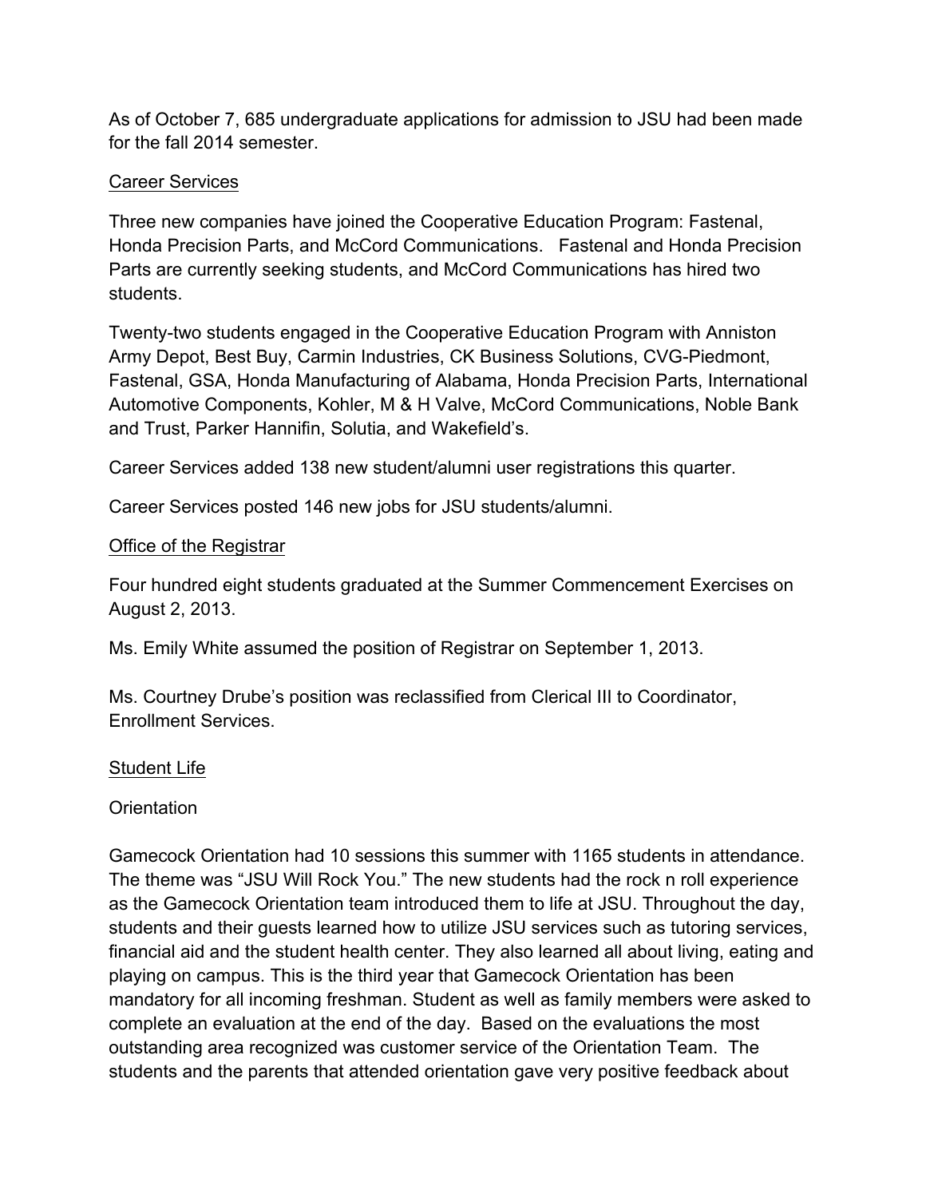As of October 7, 685 undergraduate applications for admission to JSU had been made for the fall 2014 semester.

## Career Services

Three new companies have joined the Cooperative Education Program: Fastenal, Honda Precision Parts, and McCord Communications. Fastenal and Honda Precision Parts are currently seeking students, and McCord Communications has hired two students.

Twenty-two students engaged in the Cooperative Education Program with Anniston Army Depot, Best Buy, Carmin Industries, CK Business Solutions, CVG-Piedmont, Fastenal, GSA, Honda Manufacturing of Alabama, Honda Precision Parts, International Automotive Components, Kohler, M & H Valve, McCord Communications, Noble Bank and Trust, Parker Hannifin, Solutia, and Wakefield's.

Career Services added 138 new student/alumni user registrations this quarter.

Career Services posted 146 new jobs for JSU students/alumni.

## Office of the Registrar

Four hundred eight students graduated at the Summer Commencement Exercises on August 2, 2013.

Ms. Emily White assumed the position of Registrar on September 1, 2013.

Ms. Courtney Drube's position was reclassified from Clerical III to Coordinator, Enrollment Services.

## Student Life

### Orientation

Gamecock Orientation had 10 sessions this summer with 1165 students in attendance. The theme was "JSU Will Rock You." The new students had the rock n roll experience as the Gamecock Orientation team introduced them to life at JSU. Throughout the day, students and their guests learned how to utilize JSU services such as tutoring services, financial aid and the student health center. They also learned all about living, eating and playing on campus. This is the third year that Gamecock Orientation has been mandatory for all incoming freshman. Student as well as family members were asked to complete an evaluation at the end of the day. Based on the evaluations the most outstanding area recognized was customer service of the Orientation Team. The students and the parents that attended orientation gave very positive feedback about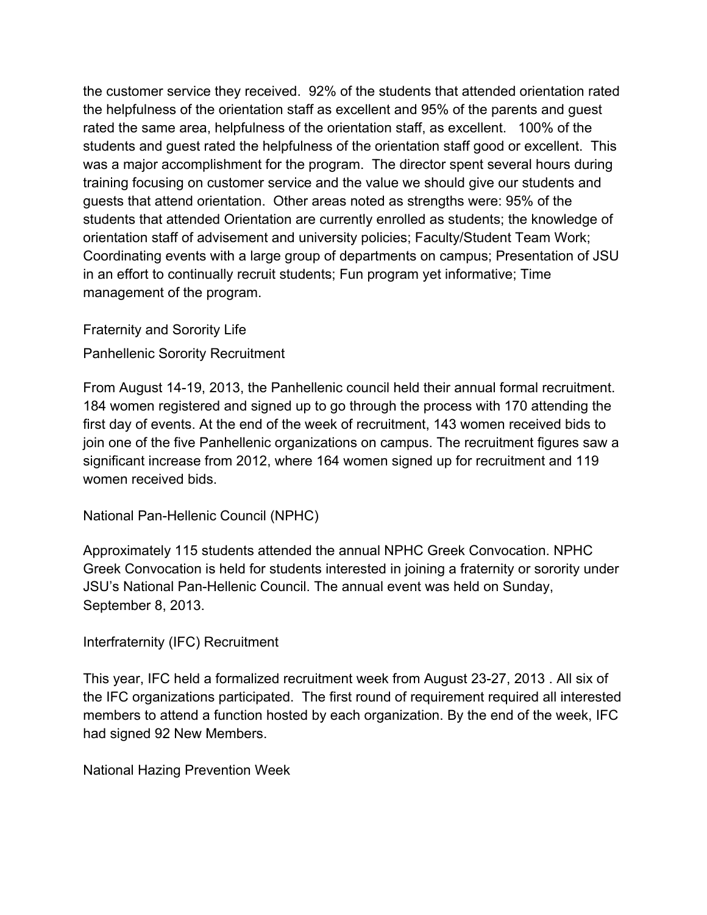the customer service they received. 92% of the students that attended orientation rated the helpfulness of the orientation staff as excellent and 95% of the parents and guest rated the same area, helpfulness of the orientation staff, as excellent. 100% of the students and guest rated the helpfulness of the orientation staff good or excellent. This was a major accomplishment for the program. The director spent several hours during training focusing on customer service and the value we should give our students and guests that attend orientation. Other areas noted as strengths were: 95% of the students that attended Orientation are currently enrolled as students; the knowledge of orientation staff of advisement and university policies; Faculty/Student Team Work; Coordinating events with a large group of departments on campus; Presentation of JSU in an effort to continually recruit students; Fun program yet informative; Time management of the program.

## Fraternity and Sorority Life

### Panhellenic Sorority Recruitment

From August 14-19, 2013, the Panhellenic council held their annual formal recruitment. 184 women registered and signed up to go through the process with 170 attending the first day of events. At the end of the week of recruitment, 143 women received bids to join one of the five Panhellenic organizations on campus. The recruitment figures saw a significant increase from 2012, where 164 women signed up for recruitment and 119 women received bids.

### National Pan-Hellenic Council (NPHC)

Approximately 115 students attended the annual NPHC Greek Convocation. NPHC Greek Convocation is held for students interested in joining a fraternity or sorority under JSU's National Pan-Hellenic Council. The annual event was held on Sunday, September 8, 2013.

### Interfraternity (IFC) Recruitment

This year, IFC held a formalized recruitment week from August 23-27, 2013 . All six of the IFC organizations participated. The first round of requirement required all interested members to attend a function hosted by each organization. By the end of the week, IFC had signed 92 New Members.

### National Hazing Prevention Week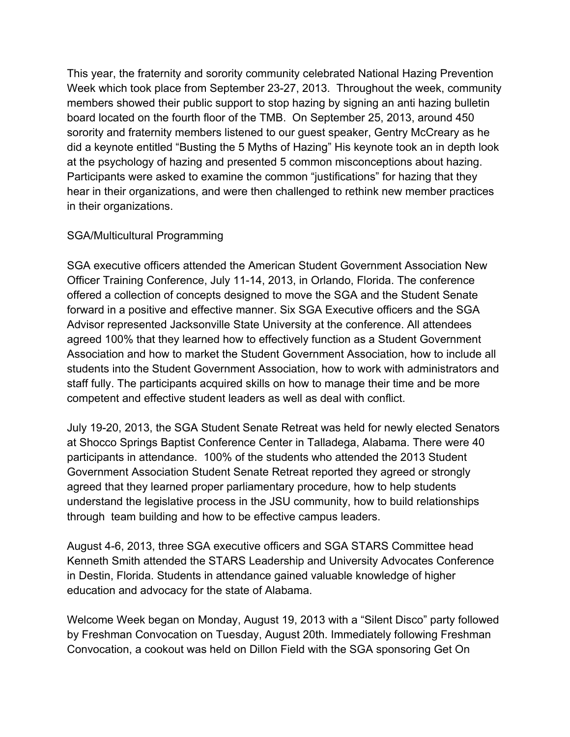This year, the fraternity and sorority community celebrated National Hazing Prevention Week which took place from September 23-27, 2013. Throughout the week, community members showed their public support to stop hazing by signing an anti hazing bulletin board located on the fourth floor of the TMB. On September 25, 2013, around 450 sorority and fraternity members listened to our guest speaker, Gentry McCreary as he did a keynote entitled "Busting the 5 Myths of Hazing" His keynote took an in depth look at the psychology of hazing and presented 5 common misconceptions about hazing. Participants were asked to examine the common "justifications" for hazing that they hear in their organizations, and were then challenged to rethink new member practices in their organizations.

SGA/Multicultural Programming

SGA executive officers attended the American Student Government Association New Officer Training Conference, July 11-14, 2013, in Orlando, Florida. The conference offered a collection of concepts designed to move the SGA and the Student Senate forward in a positive and effective manner. Six SGA Executive officers and the SGA Advisor represented Jacksonville State University at the conference. All attendees agreed 100% that they learned how to effectively function as a Student Government Association and how to market the Student Government Association, how to include all students into the Student Government Association, how to work with administrators and staff fully. The participants acquired skills on how to manage their time and be more competent and effective student leaders as well as deal with conflict.

July 19-20, 2013, the SGA Student Senate Retreat was held for newly elected Senators at Shocco Springs Baptist Conference Center in Talladega, Alabama. There were 40 participants in attendance. 100% of the students who attended the 2013 Student Government Association Student Senate Retreat reported they agreed or strongly agreed that they learned proper parliamentary procedure, how to help students understand the legislative process in the JSU community, how to build relationships through team building and how to be effective campus leaders.

August 4-6, 2013, three SGA executive officers and SGA STARS Committee head Kenneth Smith attended the STARS Leadership and University Advocates Conference in Destin, Florida. Students in attendance gained valuable knowledge of higher education and advocacy for the state of Alabama.

Welcome Week began on Monday, August 19, 2013 with a "Silent Disco" party followed by Freshman Convocation on Tuesday, August 20th. Immediately following Freshman Convocation, a cookout was held on Dillon Field with the SGA sponsoring Get On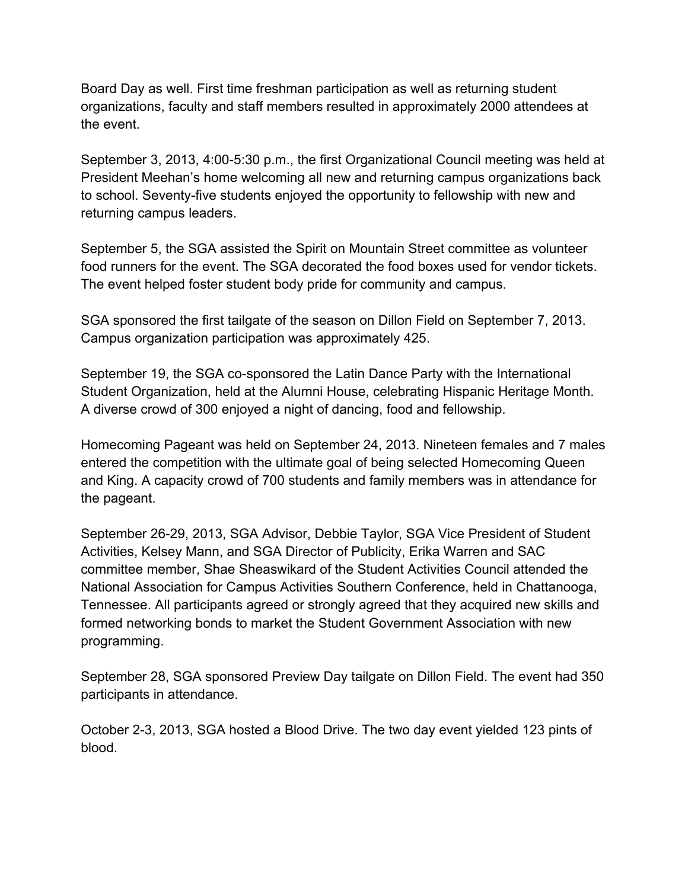Board Day as well. First time freshman participation as well as returning student organizations, faculty and staff members resulted in approximately 2000 attendees at the event.

September 3, 2013, 4:00-5:30 p.m., the first Organizational Council meeting was held at President Meehan's home welcoming all new and returning campus organizations back to school. Seventy-five students enjoyed the opportunity to fellowship with new and returning campus leaders.

September 5, the SGA assisted the Spirit on Mountain Street committee as volunteer food runners for the event. The SGA decorated the food boxes used for vendor tickets. The event helped foster student body pride for community and campus.

SGA sponsored the first tailgate of the season on Dillon Field on September 7, 2013. Campus organization participation was approximately 425.

September 19, the SGA co-sponsored the Latin Dance Party with the International Student Organization, held at the Alumni House, celebrating Hispanic Heritage Month. A diverse crowd of 300 enjoyed a night of dancing, food and fellowship.

Homecoming Pageant was held on September 24, 2013. Nineteen females and 7 males entered the competition with the ultimate goal of being selected Homecoming Queen and King. A capacity crowd of 700 students and family members was in attendance for the pageant.

September 26-29, 2013, SGA Advisor, Debbie Taylor, SGA Vice President of Student Activities, Kelsey Mann, and SGA Director of Publicity, Erika Warren and SAC committee member, Shae Sheaswikard of the Student Activities Council attended the National Association for Campus Activities Southern Conference, held in Chattanooga, Tennessee. All participants agreed or strongly agreed that they acquired new skills and formed networking bonds to market the Student Government Association with new programming.

September 28, SGA sponsored Preview Day tailgate on Dillon Field. The event had 350 participants in attendance.

October 2-3, 2013, SGA hosted a Blood Drive. The two day event yielded 123 pints of blood.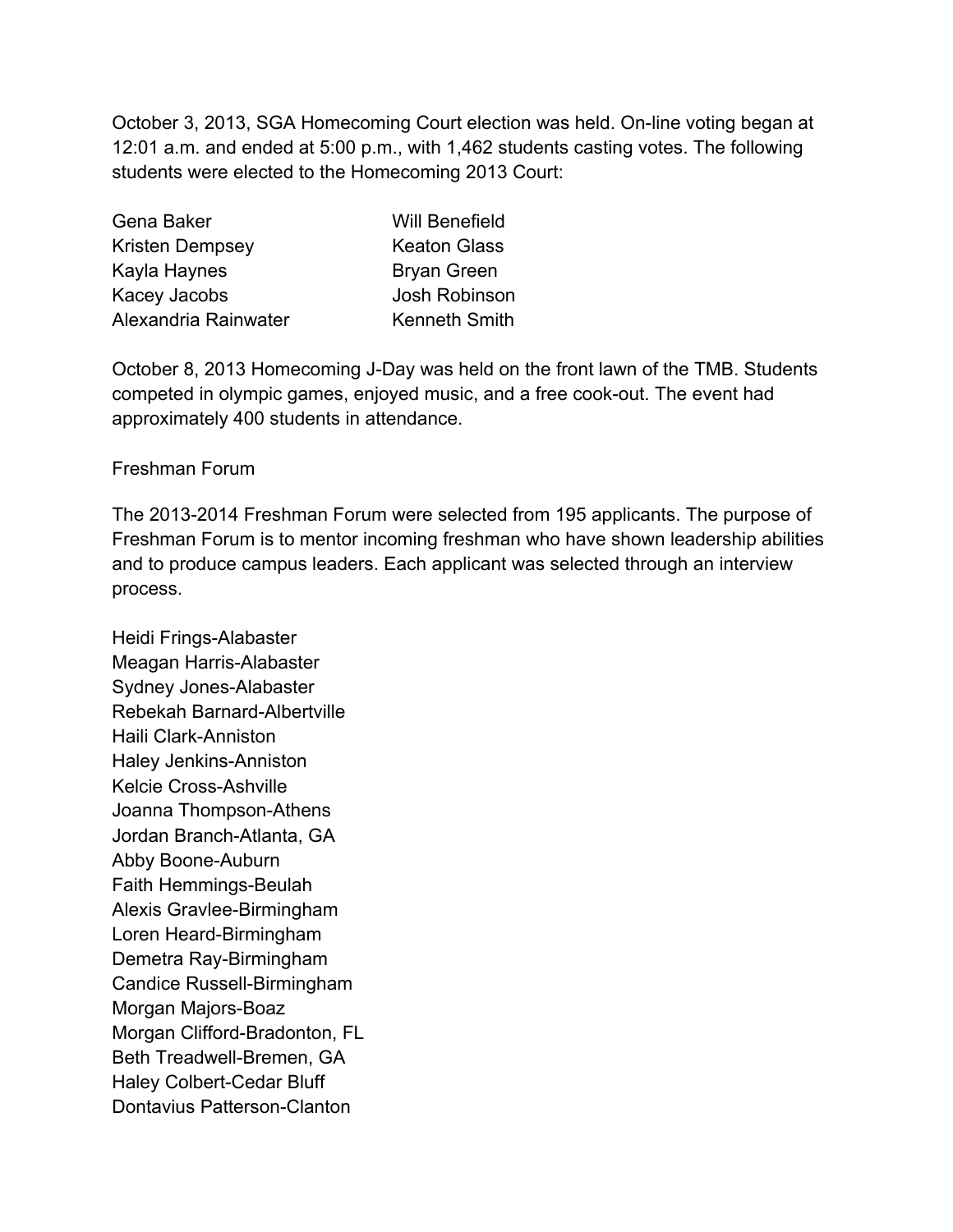October 3, 2013, SGA Homecoming Court election was held. On-line voting began at 12:01 a.m. and ended at 5:00 p.m., with 1,462 students casting votes. The following students were elected to the Homecoming 2013 Court:

| | |
|---|---|
| Gena Baker | Will Benefield |
| Kristen Dempsey | Keaton Glass |
| Kayla Haynes | Bryan Green |
| Kacey Jacobs | Josh Robinson |
| Alexandria Rainwater | Kenneth Smith |

October 8, 2013 Homecoming J-Day was held on the front lawn of the TMB. Students competed in olympic games, enjoyed music, and a free cook-out. The event had approximately 400 students in attendance.

Freshman Forum

The 2013-2014 Freshman Forum were selected from 195 applicants. The purpose of Freshman Forum is to mentor incoming freshman who have shown leadership abilities and to produce campus leaders. Each applicant was selected through an interview process.

Heidi Frings-Alabaster
Meagan Harris-Alabaster
Sydney Jones-Alabaster
Rebekah Barnard-Albertville
Haili Clark-Anniston
Haley Jenkins-Anniston
Kelcie Cross-Ashville
Joanna Thompson-Athens
Jordan Branch-Atlanta, GA
Abby Boone-Auburn
Faith Hemmings-Beulah
Alexis Gravlee-Birmingham
Loren Heard-Birmingham
Demetra Ray-Birmingham
Candice Russell-Birmingham
Morgan Majors-Boaz
Morgan Clifford-Bradonton, FL
Beth Treadwell-Bremen, GA
Haley Colbert-Cedar Bluff
Dontavius Patterson-Clanton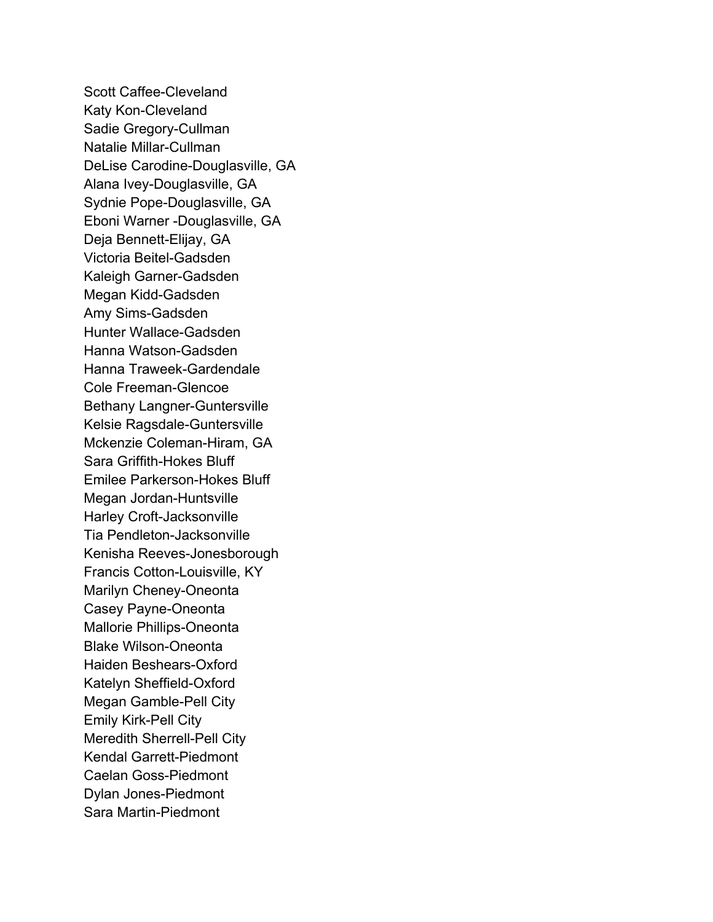Scott Caffee-Cleveland
Katy Kon-Cleveland
Sadie Gregory-Cullman
Natalie Millar-Cullman
DeLise Carodine-Douglasville, GA
Alana Ivey-Douglasville, GA
Sydnie Pope-Douglasville, GA
Eboni Warner -Douglasville, GA
Deja Bennett-Elijay, GA
Victoria Beitel-Gadsden
Kaleigh Garner-Gadsden
Megan Kidd-Gadsden
Amy Sims-Gadsden
Hunter Wallace-Gadsden
Hanna Watson-Gadsden
Hanna Traweek-Gardendale
Cole Freeman-Glencoe
Bethany Langner-Guntersville
Kelsie Ragsdale-Guntersville
Mckenzie Coleman-Hiram, GA
Sara Griffith-Hokes Bluff
Emilee Parkerson-Hokes Bluff
Megan Jordan-Huntsville
Harley Croft-Jacksonville
Tia Pendleton-Jacksonville
Kenisha Reeves-Jonesborough
Francis Cotton-Louisville, KY
Marilyn Cheney-Oneonta
Casey Payne-Oneonta
Mallorie Phillips-Oneonta
Blake Wilson-Oneonta
Haiden Beshears-Oxford
Katelyn Sheffield-Oxford
Megan Gamble-Pell City
Emily Kirk-Pell City
Meredith Sherrell-Pell City
Kendal Garrett-Piedmont
Caelan Goss-Piedmont
Dylan Jones-Piedmont
Sara Martin-Piedmont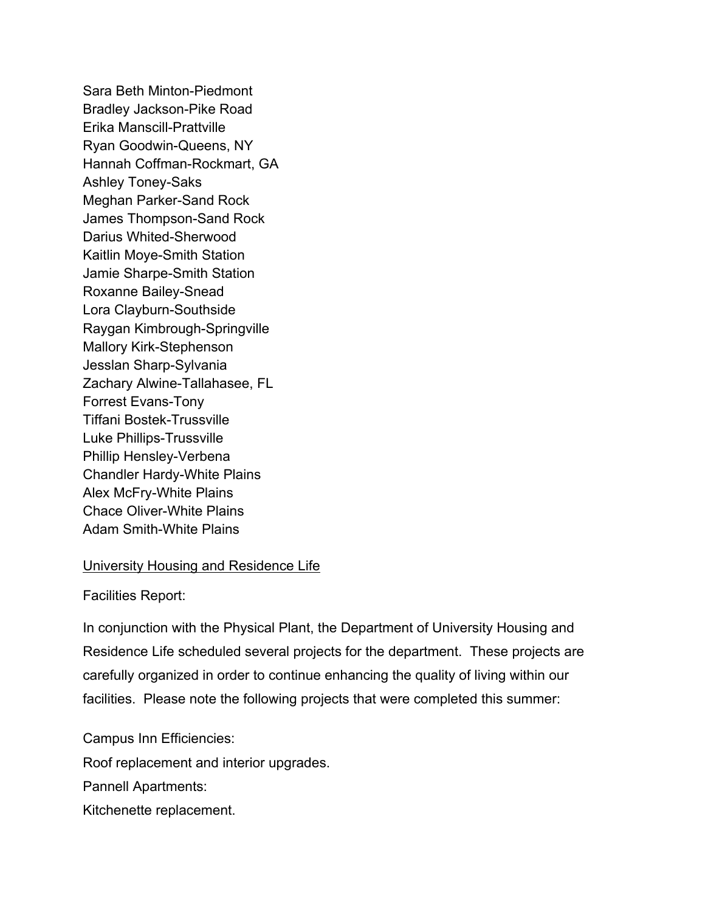Sara Beth Minton-Piedmont
Bradley Jackson-Pike Road
Erika Manscill-Prattville
Ryan Goodwin-Queens, NY
Hannah Coffman-Rockmart, GA
Ashley Toney-Saks
Meghan Parker-Sand Rock
James Thompson-Sand Rock
Darius Whited-Sherwood
Kaitlin Moye-Smith Station
Jamie Sharpe-Smith Station
Roxanne Bailey-Snead
Lora Clayburn-Southside
Raygan Kimbrough-Springville
Mallory Kirk-Stephenson
Jesslan Sharp-Sylvania
Zachary Alwine-Tallahasee, FL
Forrest Evans-Tony
Tiffani Bostek-Trussville
Luke Phillips-Trussville
Phillip Hensley-Verbena
Chandler Hardy-White Plains
Alex McFry-White Plains
Chace Oliver-White Plains
Adam Smith-White Plains

<u>University Housing and Residence Life</u>

Facilities Report:

In conjunction with the Physical Plant, the Department of University Housing and Residence Life scheduled several projects for the department. These projects are carefully organized in order to continue enhancing the quality of living within our facilities. Please note the following projects that were completed this summer:

Campus Inn Efficiencies:
Roof replacement and interior upgrades.
Pannell Apartments:
Kitchenette replacement.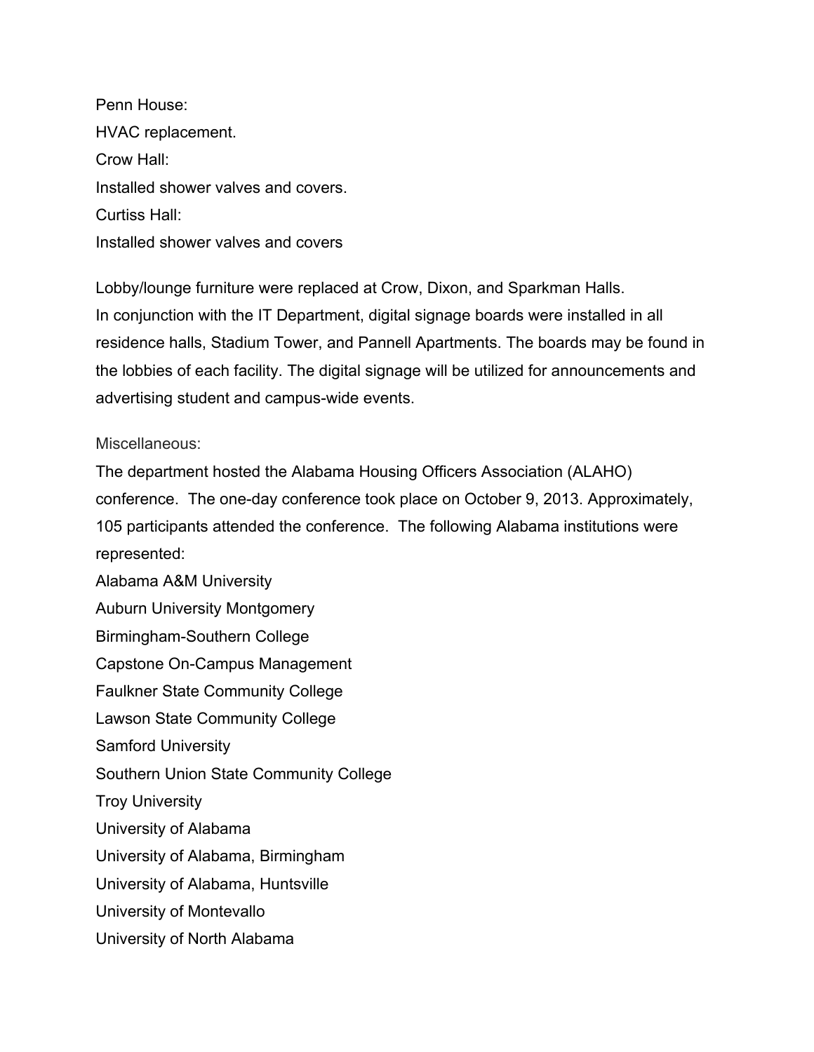Penn House:

HVAC replacement.

Crow Hall:

Installed shower valves and covers.

Curtiss Hall:

Installed shower valves and covers

Lobby/lounge furniture were replaced at Crow, Dixon, and Sparkman Halls.
In conjunction with the IT Department, digital signage boards were installed in all residence halls, Stadium Tower, and Pannell Apartments. The boards may be found in the lobbies of each facility. The digital signage will be utilized for announcements and advertising student and campus-wide events.

Miscellaneous:

The department hosted the Alabama Housing Officers Association (ALAHO) conference. The one-day conference took place on October 9, 2013. Approximately, 105 participants attended the conference. The following Alabama institutions were represented:

Alabama A&M University
Auburn University Montgomery
Birmingham-Southern College
Capstone On-Campus Management
Faulkner State Community College
Lawson State Community College
Samford University
Southern Union State Community College
Troy University
University of Alabama
University of Alabama, Birmingham
University of Alabama, Huntsville
University of Montevallo
University of North Alabama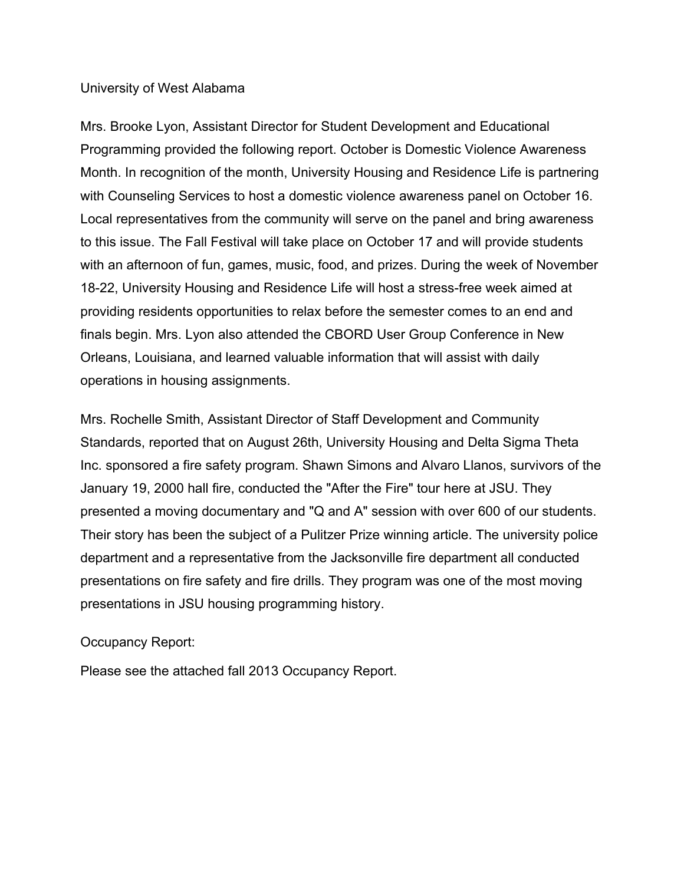University of West Alabama

Mrs. Brooke Lyon, Assistant Director for Student Development and Educational Programming provided the following report. October is Domestic Violence Awareness Month. In recognition of the month, University Housing and Residence Life is partnering with Counseling Services to host a domestic violence awareness panel on October 16. Local representatives from the community will serve on the panel and bring awareness to this issue. The Fall Festival will take place on October 17 and will provide students with an afternoon of fun, games, music, food, and prizes. During the week of November 18-22, University Housing and Residence Life will host a stress-free week aimed at providing residents opportunities to relax before the semester comes to an end and finals begin. Mrs. Lyon also attended the CBORD User Group Conference in New Orleans, Louisiana, and learned valuable information that will assist with daily operations in housing assignments.

Mrs. Rochelle Smith, Assistant Director of Staff Development and Community Standards, reported that on August 26th, University Housing and Delta Sigma Theta Inc. sponsored a fire safety program. Shawn Simons and Alvaro Llanos, survivors of the January 19, 2000 hall fire, conducted the "After the Fire" tour here at JSU. They presented a moving documentary and "Q and A" session with over 600 of our students. Their story has been the subject of a Pulitzer Prize winning article. The university police department and a representative from the Jacksonville fire department all conducted presentations on fire safety and fire drills. They program was one of the most moving presentations in JSU housing programming history.

Occupancy Report:

Please see the attached fall 2013 Occupancy Report.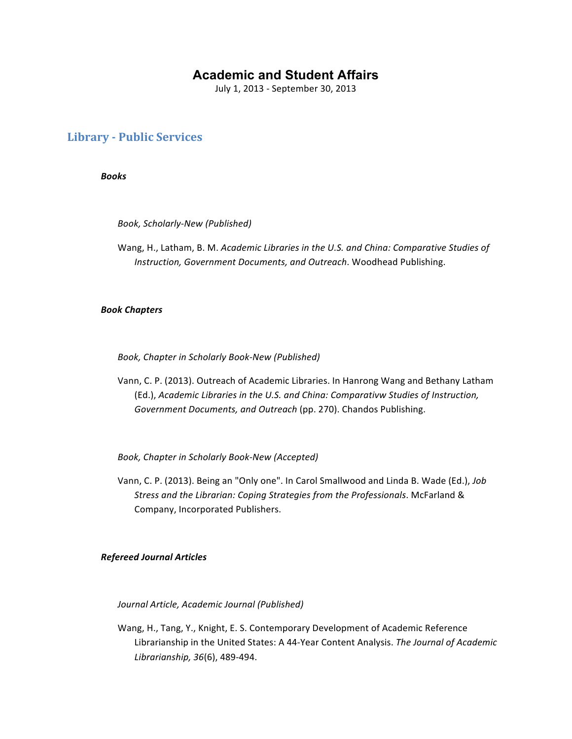# Academic and Student Affairs

July 1, 2013 - September 30, 2013

## Library - Public Services

### *Books*

*Book, Scholarly-New (Published)*

Wang, H., Latham, B. M. *Academic Libraries in the U.S. and China: Comparative Studies of Instruction, Government Documents, and Outreach*. Woodhead Publishing.

### *Book Chapters*

*Book, Chapter in Scholarly Book-New (Published)*

Vann, C. P. (2013). Outreach of Academic Libraries. In Hanrong Wang and Bethany Latham (Ed.), *Academic Libraries in the U.S. and China: Comparativw Studies of Instruction, Government Documents, and Outreach* (pp. 270). Chandos Publishing.

*Book, Chapter in Scholarly Book-New (Accepted)*

Vann, C. P. (2013). Being an "Only one". In Carol Smallwood and Linda B. Wade (Ed.), *Job Stress and the Librarian: Coping Strategies from the Professionals*. McFarland & Company, Incorporated Publishers.

### *Refereed Journal Articles*

*Journal Article, Academic Journal (Published)*

Wang, H., Tang, Y., Knight, E. S. Contemporary Development of Academic Reference Librarianship in the United States: A 44-Year Content Analysis. *The Journal of Academic Librarianship, 36*(6), 489-494.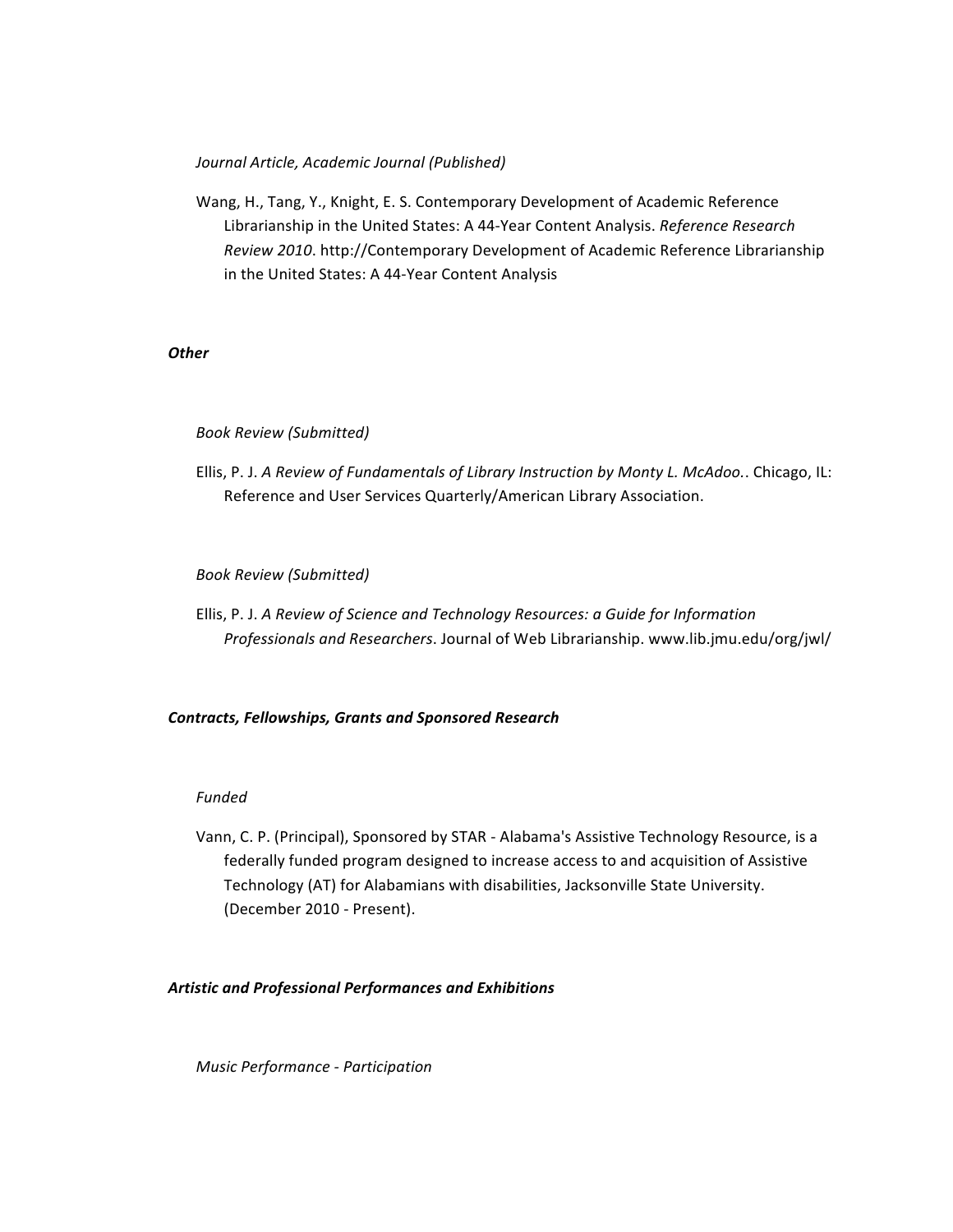*Journal Article, Academic Journal (Published)*

Wang, H., Tang, Y., Knight, E. S. Contemporary Development of Academic Reference Librarianship in the United States: A 44-Year Content Analysis. *Reference Research Review 2010*. http://Contemporary Development of Academic Reference Librarianship in the United States: A 44-Year Content Analysis

***Other***

*Book Review (Submitted)*

Ellis, P. J. *A Review of Fundamentals of Library Instruction by Monty L. McAdoo.*. Chicago, IL: Reference and User Services Quarterly/American Library Association.

*Book Review (Submitted)*

Ellis, P. J. *A Review of Science and Technology Resources: a Guide for Information Professionals and Researchers*. Journal of Web Librarianship. www.lib.jmu.edu/org/jwl/

***Contracts, Fellowships, Grants and Sponsored Research***

*Funded*

Vann, C. P. (Principal), Sponsored by STAR - Alabama's Assistive Technology Resource, is a federally funded program designed to increase access to and acquisition of Assistive Technology (AT) for Alabamians with disabilities, Jacksonville State University. (December 2010 - Present).

***Artistic and Professional Performances and Exhibitions***

*Music Performance - Participation*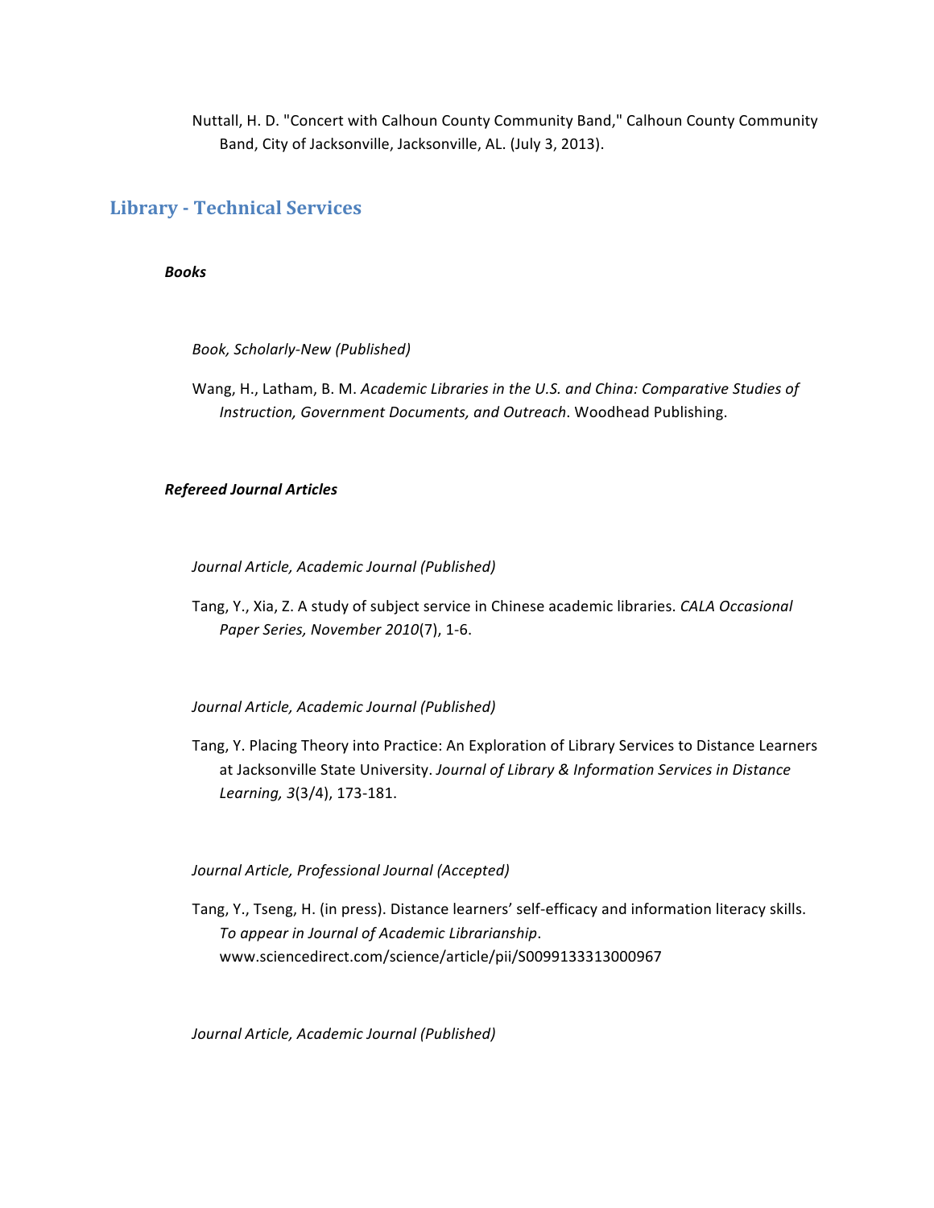Nuttall, H. D. "Concert with Calhoun County Community Band," Calhoun County Community Band, City of Jacksonville, Jacksonville, AL. (July 3, 2013).

## Library - Technical Services

### *Books*

*Book, Scholarly-New (Published)*

Wang, H., Latham, B. M. *Academic Libraries in the U.S. and China: Comparative Studies of Instruction, Government Documents, and Outreach*. Woodhead Publishing.

### *Refereed Journal Articles*

*Journal Article, Academic Journal (Published)*

Tang, Y., Xia, Z. A study of subject service in Chinese academic libraries. *CALA Occasional Paper Series, November 2010*(7), 1-6.

*Journal Article, Academic Journal (Published)*

Tang, Y. Placing Theory into Practice: An Exploration of Library Services to Distance Learners at Jacksonville State University. *Journal of Library & Information Services in Distance Learning, 3*(3/4), 173-181.

*Journal Article, Professional Journal (Accepted)*

Tang, Y., Tseng, H. (in press). Distance learners' self-efficacy and information literacy skills. *To appear in Journal of Academic Librarianship*. www.sciencedirect.com/science/article/pii/S0099133313000967

*Journal Article, Academic Journal (Published)*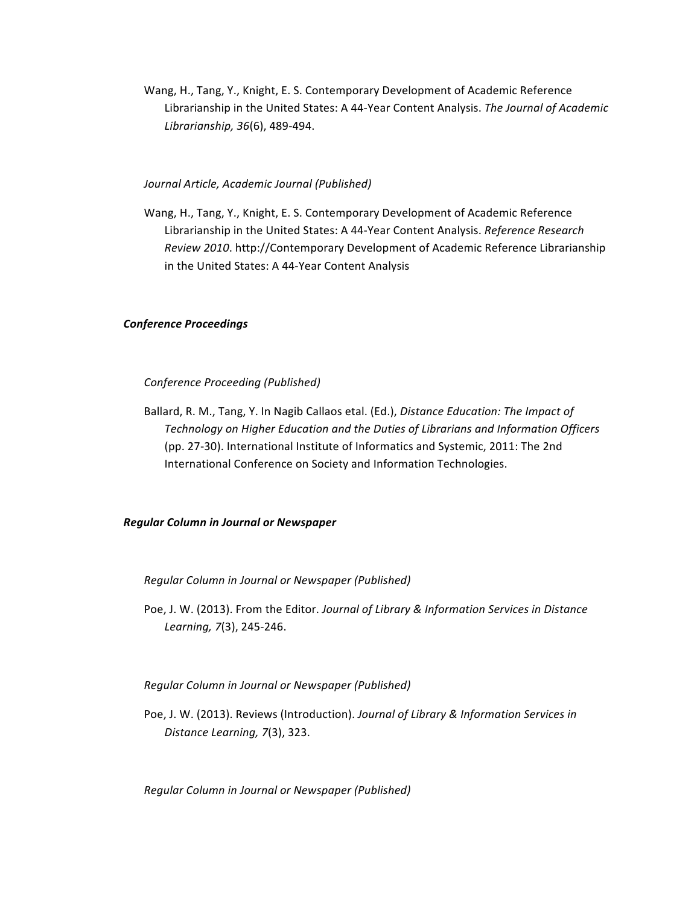Wang, H., Tang, Y., Knight, E. S. Contemporary Development of Academic Reference Librarianship in the United States: A 44-Year Content Analysis. *The Journal of Academic Librarianship, 36*(6), 489-494.

*Journal Article, Academic Journal (Published)*

Wang, H., Tang, Y., Knight, E. S. Contemporary Development of Academic Reference Librarianship in the United States: A 44-Year Content Analysis. *Reference Research Review 2010*. http://Contemporary Development of Academic Reference Librarianship in the United States: A 44-Year Content Analysis

***Conference Proceedings***

*Conference Proceeding (Published)*

Ballard, R. M., Tang, Y. In Nagib Callaos etal. (Ed.), *Distance Education: The Impact of Technology on Higher Education and the Duties of Librarians and Information Officers* (pp. 27-30). International Institute of Informatics and Systemic, 2011: The 2nd International Conference on Society and Information Technologies.

***Regular Column in Journal or Newspaper***

*Regular Column in Journal or Newspaper (Published)*

Poe, J. W. (2013). From the Editor. *Journal of Library & Information Services in Distance Learning, 7*(3), 245-246.

*Regular Column in Journal or Newspaper (Published)*

Poe, J. W. (2013). Reviews (Introduction). *Journal of Library & Information Services in Distance Learning, 7*(3), 323.

*Regular Column in Journal or Newspaper (Published)*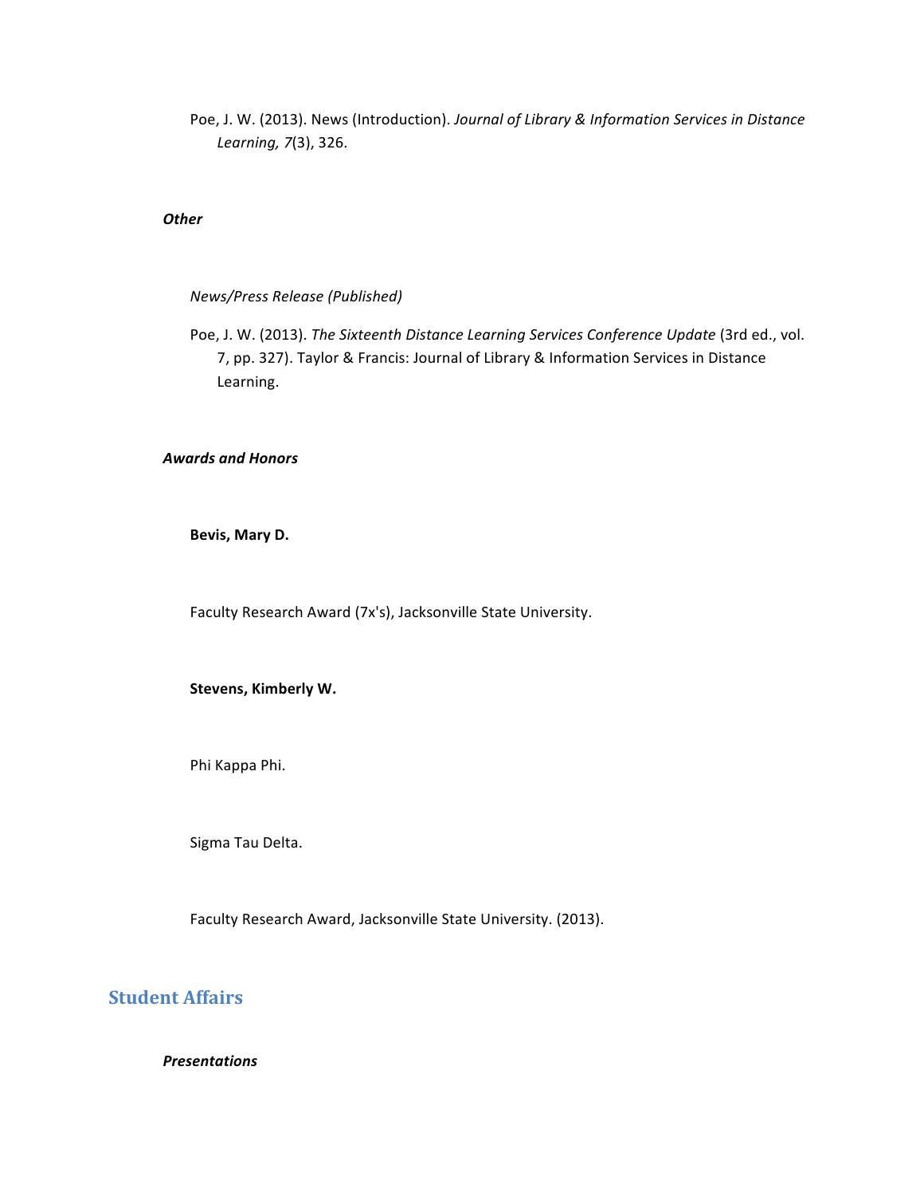Poe, J. W. (2013). News (Introduction). *Journal of Library & Information Services in Distance Learning, 7*(3), 326.

#### *Other*

*News/Press Release (Published)*

Poe, J. W. (2013). *The Sixteenth Distance Learning Services Conference Update* (3rd ed., vol. 7, pp. 327). Taylor & Francis: Journal of Library & Information Services in Distance Learning.

#### *Awards and Honors*

**Bevis, Mary D.**

Faculty Research Award (7x's), Jacksonville State University.

**Stevens, Kimberly W.**

Phi Kappa Phi.

Sigma Tau Delta.

Faculty Research Award, Jacksonville State University. (2013).

## Student Affairs

#### *Presentations*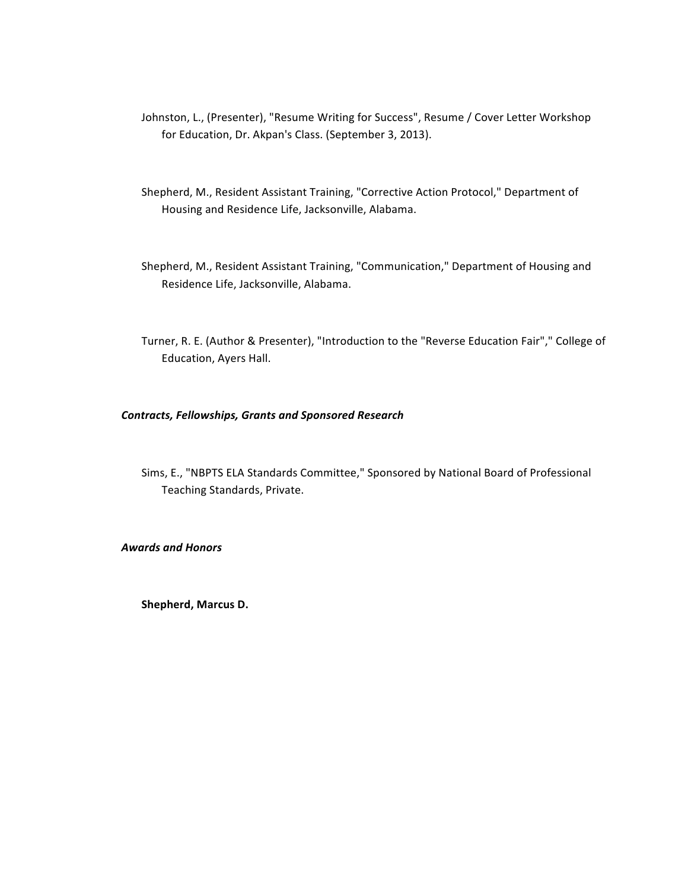Johnston, L., (Presenter), "Resume Writing for Success", Resume / Cover Letter Workshop for Education, Dr. Akpan's Class. (September 3, 2013).

Shepherd, M., Resident Assistant Training, "Corrective Action Protocol," Department of Housing and Residence Life, Jacksonville, Alabama.

Shepherd, M., Resident Assistant Training, "Communication," Department of Housing and Residence Life, Jacksonville, Alabama.

Turner, R. E. (Author & Presenter), "Introduction to the "Reverse Education Fair"," College of Education, Ayers Hall.

***Contracts, Fellowships, Grants and Sponsored Research***

Sims, E., "NBPTS ELA Standards Committee," Sponsored by National Board of Professional Teaching Standards, Private.

***Awards and Honors***

**Shepherd, Marcus D.**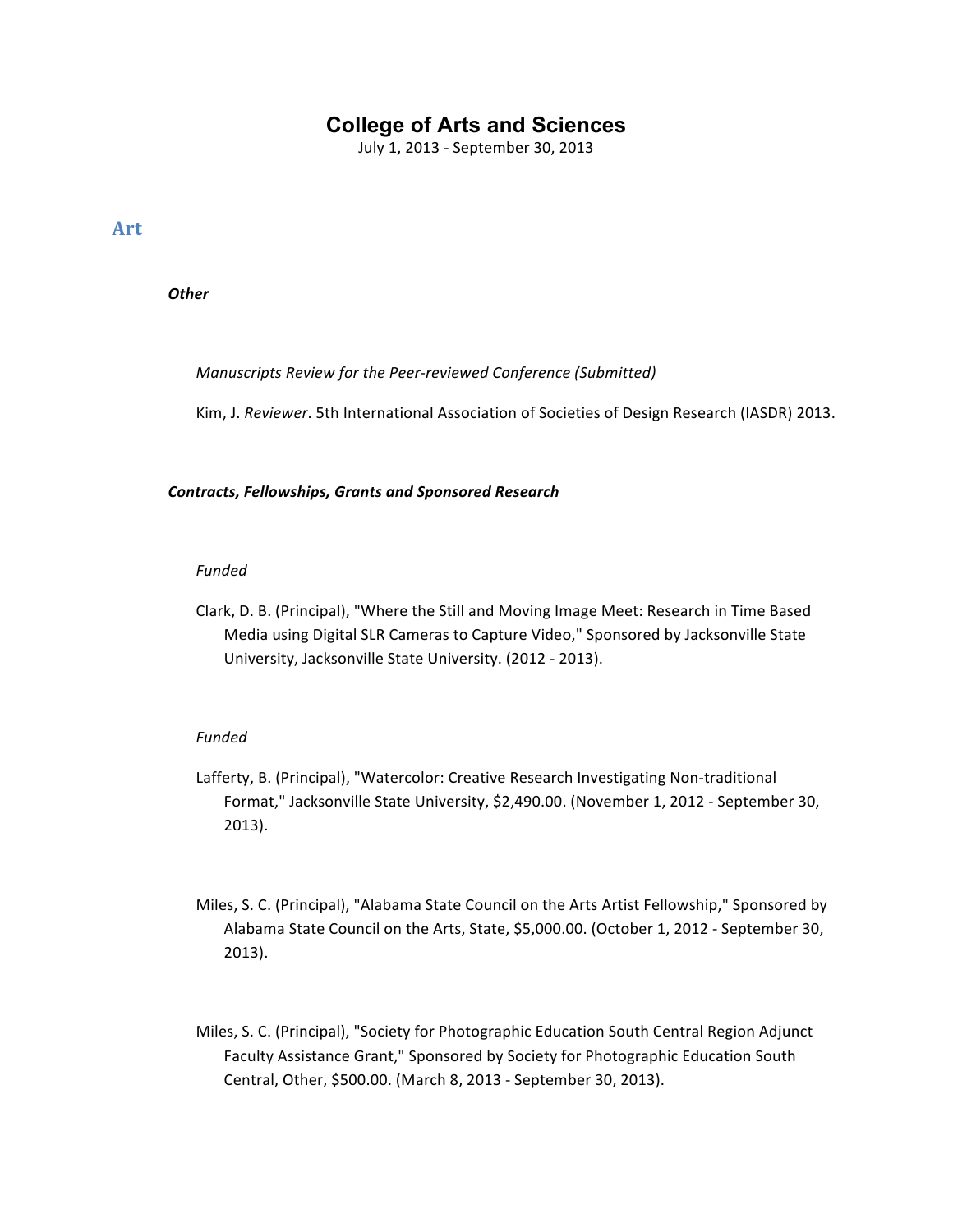# College of Arts and Sciences

July 1, 2013 - September 30, 2013

## Art

#### *Other*

*Manuscripts Review for the Peer-reviewed Conference (Submitted)*

Kim, J. *Reviewer*. 5th International Association of Societies of Design Research (IASDR) 2013.

#### ***Contracts, Fellowships, Grants and Sponsored Research***

*Funded*

Clark, D. B. (Principal), "Where the Still and Moving Image Meet: Research in Time Based Media using Digital SLR Cameras to Capture Video," Sponsored by Jacksonville State University, Jacksonville State University. (2012 - 2013).

*Funded*

Lafferty, B. (Principal), "Watercolor: Creative Research Investigating Non-traditional Format," Jacksonville State University, $2,490.00. (November 1, 2012 - September 30, 2013).

Miles, S. C. (Principal), "Alabama State Council on the Arts Artist Fellowship," Sponsored by Alabama State Council on the Arts, State, $5,000.00. (October 1, 2012 - September 30, 2013).

Miles, S. C. (Principal), "Society for Photographic Education South Central Region Adjunct Faculty Assistance Grant," Sponsored by Society for Photographic Education South Central, Other, $500.00. (March 8, 2013 - September 30, 2013).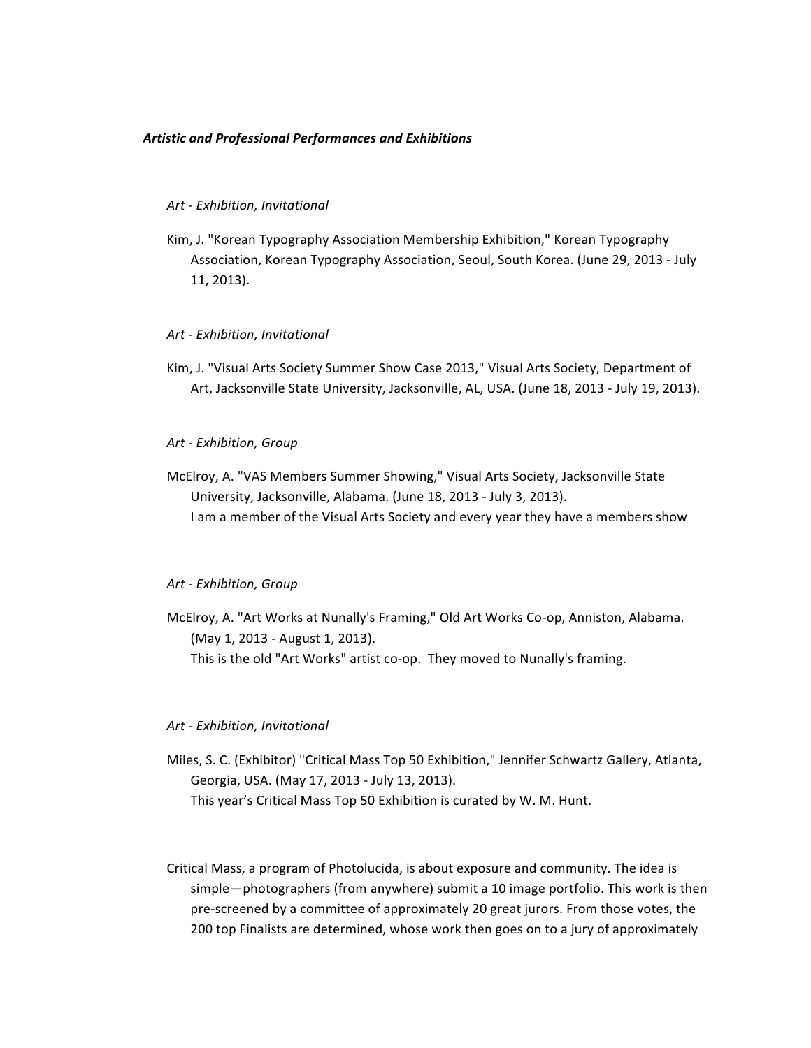***Artistic and Professional Performances and Exhibitions***

*Art - Exhibition, Invitational*

Kim, J. "Korean Typography Association Membership Exhibition," Korean Typography Association, Korean Typography Association, Seoul, South Korea. (June 29, 2013 - July 11, 2013).

*Art - Exhibition, Invitational*

Kim, J. "Visual Arts Society Summer Show Case 2013," Visual Arts Society, Department of Art, Jacksonville State University, Jacksonville, AL, USA. (June 18, 2013 - July 19, 2013).

*Art - Exhibition, Group*

McElroy, A. "VAS Members Summer Showing," Visual Arts Society, Jacksonville State University, Jacksonville, Alabama. (June 18, 2013 - July 3, 2013).
I am a member of the Visual Arts Society and every year they have a members show

*Art - Exhibition, Group*

McElroy, A. "Art Works at Nunally's Framing," Old Art Works Co-op, Anniston, Alabama. (May 1, 2013 - August 1, 2013).
This is the old "Art Works" artist co-op. They moved to Nunally's framing.

*Art - Exhibition, Invitational*

Miles, S. C. (Exhibitor) "Critical Mass Top 50 Exhibition," Jennifer Schwartz Gallery, Atlanta, Georgia, USA. (May 17, 2013 - July 13, 2013).
This year's Critical Mass Top 50 Exhibition is curated by W. M. Hunt.

Critical Mass, a program of Photolucida, is about exposure and community. The idea is simple—photographers (from anywhere) submit a 10 image portfolio. This work is then pre-screened by a committee of approximately 20 great jurors. From those votes, the 200 top Finalists are determined, whose work then goes on to a jury of approximately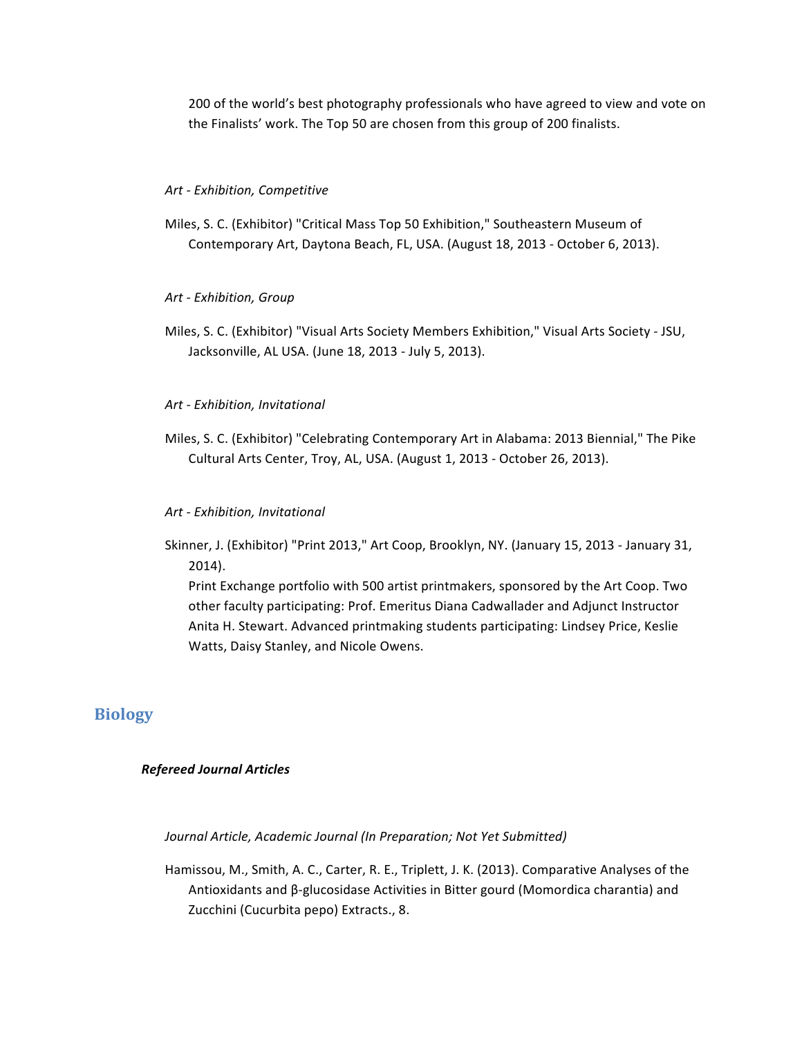200 of the world's best photography professionals who have agreed to view and vote on the Finalists' work. The Top 50 are chosen from this group of 200 finalists.

*Art - Exhibition, Competitive*

Miles, S. C. (Exhibitor) "Critical Mass Top 50 Exhibition," Southeastern Museum of Contemporary Art, Daytona Beach, FL, USA. (August 18, 2013 - October 6, 2013).

*Art - Exhibition, Group*

Miles, S. C. (Exhibitor) "Visual Arts Society Members Exhibition," Visual Arts Society - JSU, Jacksonville, AL USA. (June 18, 2013 - July 5, 2013).

*Art - Exhibition, Invitational*

Miles, S. C. (Exhibitor) "Celebrating Contemporary Art in Alabama: 2013 Biennial," The Pike Cultural Arts Center, Troy, AL, USA. (August 1, 2013 - October 26, 2013).

*Art - Exhibition, Invitational*

Skinner, J. (Exhibitor) "Print 2013," Art Coop, Brooklyn, NY. (January 15, 2013 - January 31, 2014).
Print Exchange portfolio with 500 artist printmakers, sponsored by the Art Coop. Two other faculty participating: Prof. Emeritus Diana Cadwallader and Adjunct Instructor Anita H. Stewart. Advanced printmaking students participating: Lindsey Price, Keslie Watts, Daisy Stanley, and Nicole Owens.

## Biology

### ***Refereed Journal Articles***

*Journal Article, Academic Journal (In Preparation; Not Yet Submitted)*

Hamissou, M., Smith, A. C., Carter, R. E., Triplett, J. K. (2013). Comparative Analyses of the Antioxidants and β-glucosidase Activities in Bitter gourd (Momordica charantia) and Zucchini (Cucurbita pepo) Extracts., 8.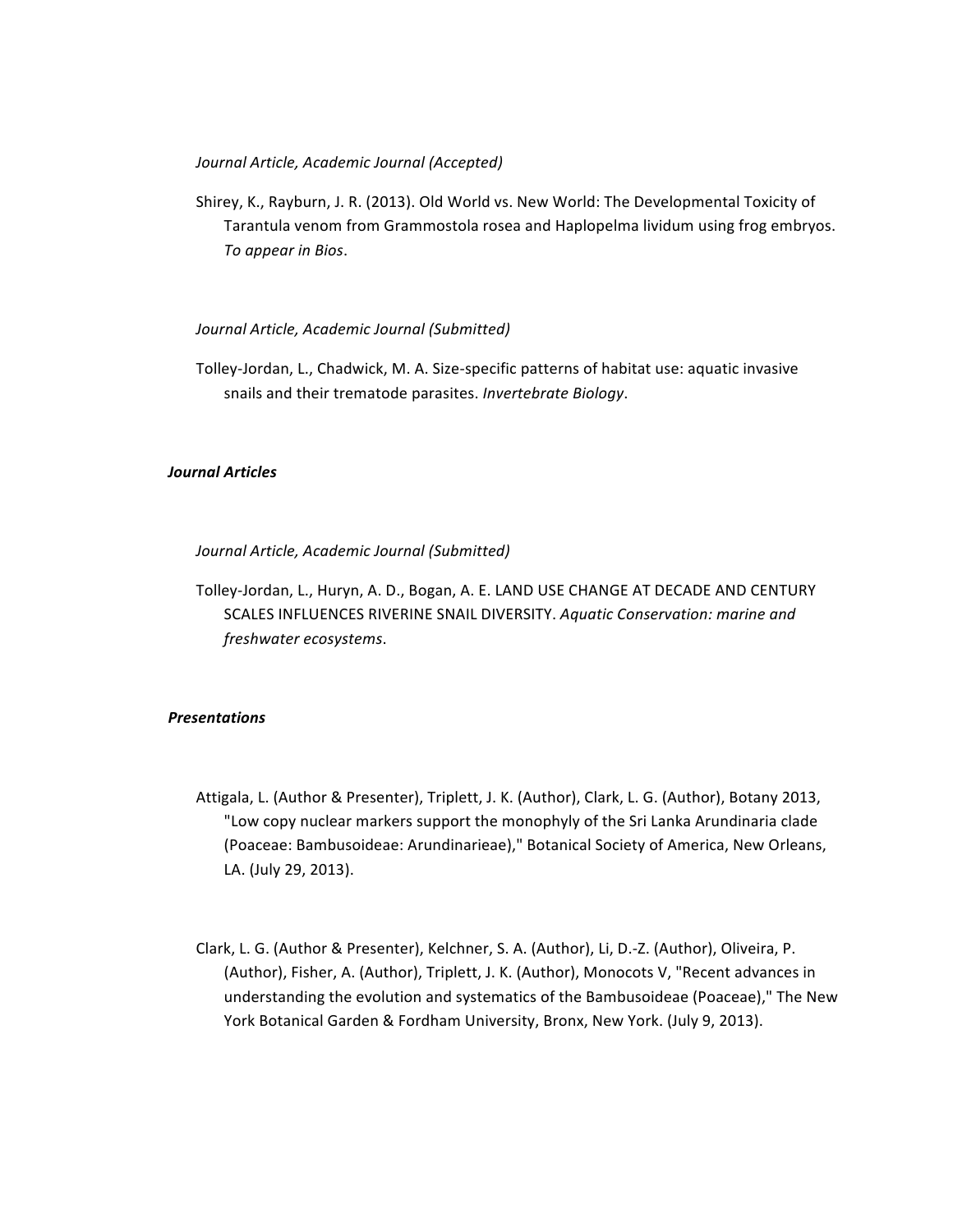*Journal Article, Academic Journal (Accepted)*

Shirey, K., Rayburn, J. R. (2013). Old World vs. New World: The Developmental Toxicity of Tarantula venom from Grammostola rosea and Haplopelma lividum using frog embryos. *To appear in Bios*.

*Journal Article, Academic Journal (Submitted)*

Tolley-Jordan, L., Chadwick, M. A. Size-specific patterns of habitat use: aquatic invasive snails and their trematode parasites. *Invertebrate Biology*.

***Journal Articles***

*Journal Article, Academic Journal (Submitted)*

Tolley-Jordan, L., Huryn, A. D., Bogan, A. E. LAND USE CHANGE AT DECADE AND CENTURY SCALES INFLUENCES RIVERINE SNAIL DIVERSITY. *Aquatic Conservation: marine and freshwater ecosystems*.

***Presentations***

Attigala, L. (Author & Presenter), Triplett, J. K. (Author), Clark, L. G. (Author), Botany 2013, "Low copy nuclear markers support the monophyly of the Sri Lanka Arundinaria clade (Poaceae: Bambusoideae: Arundinarieae)," Botanical Society of America, New Orleans, LA. (July 29, 2013).

Clark, L. G. (Author & Presenter), Kelchner, S. A. (Author), Li, D.-Z. (Author), Oliveira, P. (Author), Fisher, A. (Author), Triplett, J. K. (Author), Monocots V, "Recent advances in understanding the evolution and systematics of the Bambusoideae (Poaceae)," The New York Botanical Garden & Fordham University, Bronx, New York. (July 9, 2013).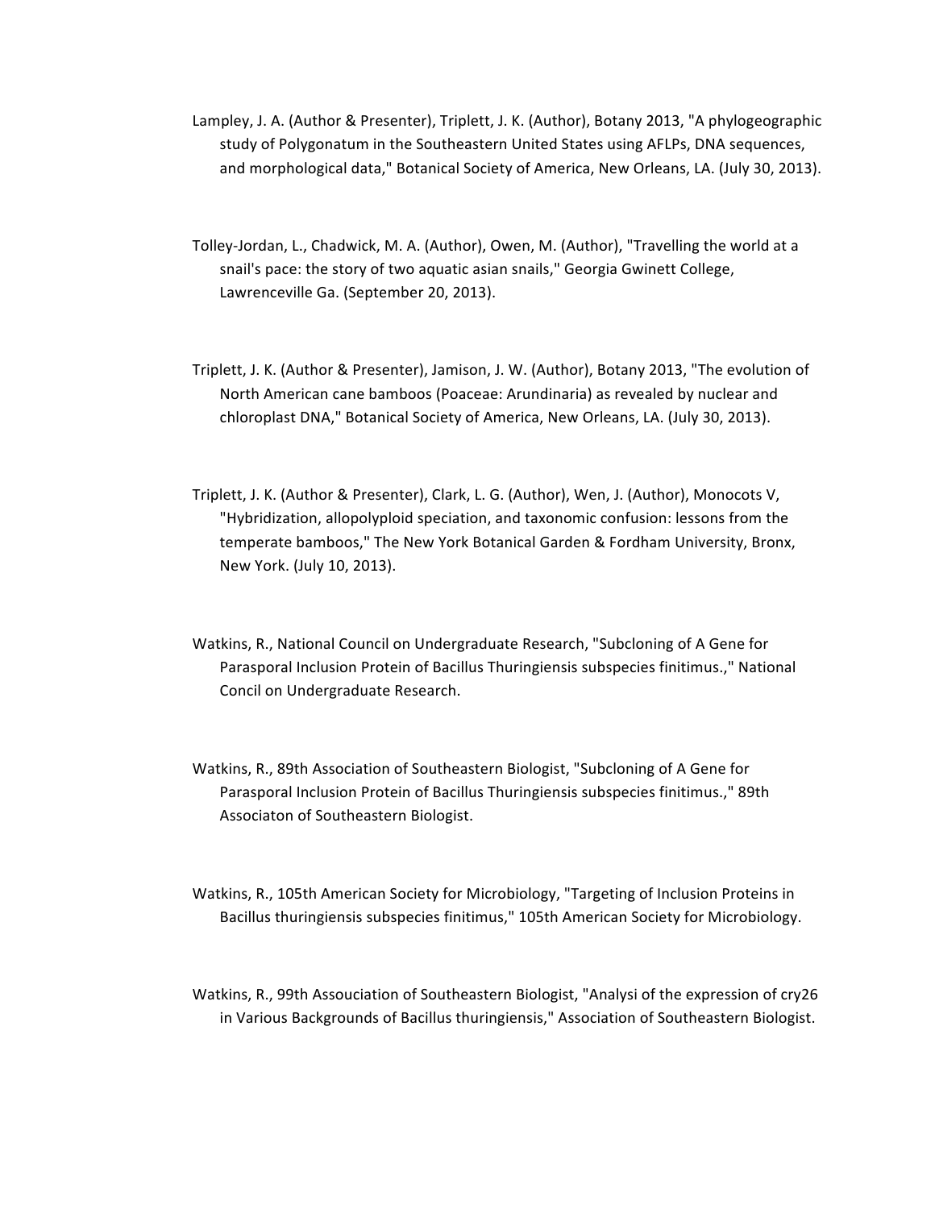Lampley, J. A. (Author & Presenter), Triplett, J. K. (Author), Botany 2013, "A phylogeographic study of Polygonatum in the Southeastern United States using AFLPs, DNA sequences, and morphological data," Botanical Society of America, New Orleans, LA. (July 30, 2013).

Tolley-Jordan, L., Chadwick, M. A. (Author), Owen, M. (Author), "Travelling the world at a snail's pace: the story of two aquatic asian snails," Georgia Gwinett College, Lawrenceville Ga. (September 20, 2013).

Triplett, J. K. (Author & Presenter), Jamison, J. W. (Author), Botany 2013, "The evolution of North American cane bamboos (Poaceae: Arundinaria) as revealed by nuclear and chloroplast DNA," Botanical Society of America, New Orleans, LA. (July 30, 2013).

Triplett, J. K. (Author & Presenter), Clark, L. G. (Author), Wen, J. (Author), Monocots V, "Hybridization, allopolyploid speciation, and taxonomic confusion: lessons from the temperate bamboos," The New York Botanical Garden & Fordham University, Bronx, New York. (July 10, 2013).

Watkins, R., National Council on Undergraduate Research, "Subcloning of A Gene for Parasporal Inclusion Protein of Bacillus Thuringiensis subspecies finitimus.," National Concil on Undergraduate Research.

Watkins, R., 89th Association of Southeastern Biologist, "Subcloning of A Gene for Parasporal Inclusion Protein of Bacillus Thuringiensis subspecies finitimus.," 89th Associaton of Southeastern Biologist.

Watkins, R., 105th American Society for Microbiology, "Targeting of Inclusion Proteins in Bacillus thuringiensis subspecies finitimus," 105th American Society for Microbiology.

Watkins, R., 99th Assouciation of Southeastern Biologist, "Analysi of the expression of cry26 in Various Backgrounds of Bacillus thuringiensis," Association of Southeastern Biologist.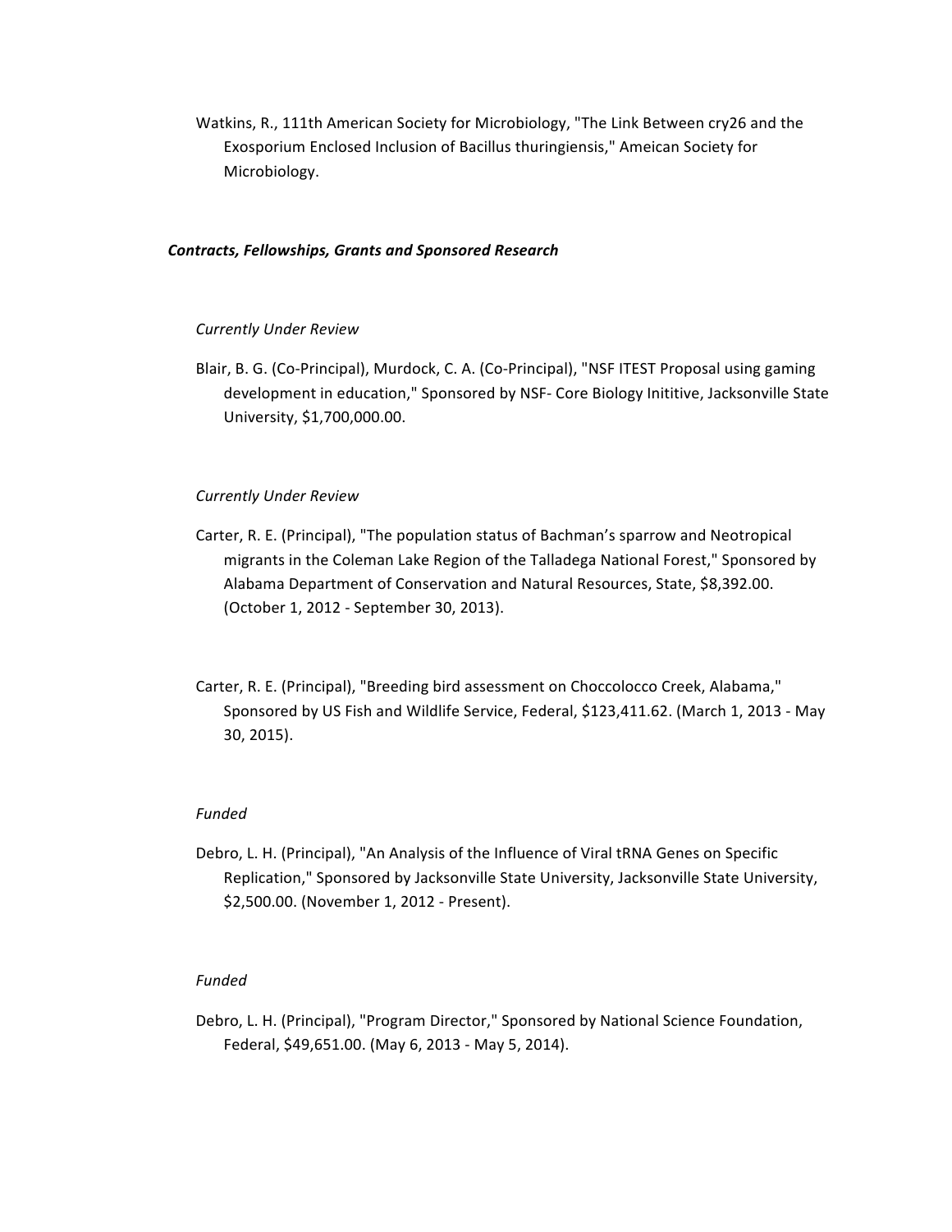Watkins, R., 111th American Society for Microbiology, "The Link Between cry26 and the Exosporium Enclosed Inclusion of Bacillus thuringiensis," Ameican Society for Microbiology.

***Contracts, Fellowships, Grants and Sponsored Research***

*Currently Under Review*

Blair, B. G. (Co-Principal), Murdock, C. A. (Co-Principal), "NSF ITEST Proposal using gaming development in education," Sponsored by NSF- Core Biology Inititive, Jacksonville State University, $1,700,000.00.

*Currently Under Review*

Carter, R. E. (Principal), "The population status of Bachman's sparrow and Neotropical migrants in the Coleman Lake Region of the Talladega National Forest," Sponsored by Alabama Department of Conservation and Natural Resources, State, $8,392.00. (October 1, 2012 - September 30, 2013).

Carter, R. E. (Principal), "Breeding bird assessment on Choccolocco Creek, Alabama," Sponsored by US Fish and Wildlife Service, Federal, $123,411.62. (March 1, 2013 - May 30, 2015).

*Funded*

Debro, L. H. (Principal), "An Analysis of the Influence of Viral tRNA Genes on Specific Replication," Sponsored by Jacksonville State University, Jacksonville State University, $2,500.00. (November 1, 2012 - Present).

*Funded*

Debro, L. H. (Principal), "Program Director," Sponsored by National Science Foundation, Federal, $49,651.00. (May 6, 2013 - May 5, 2014).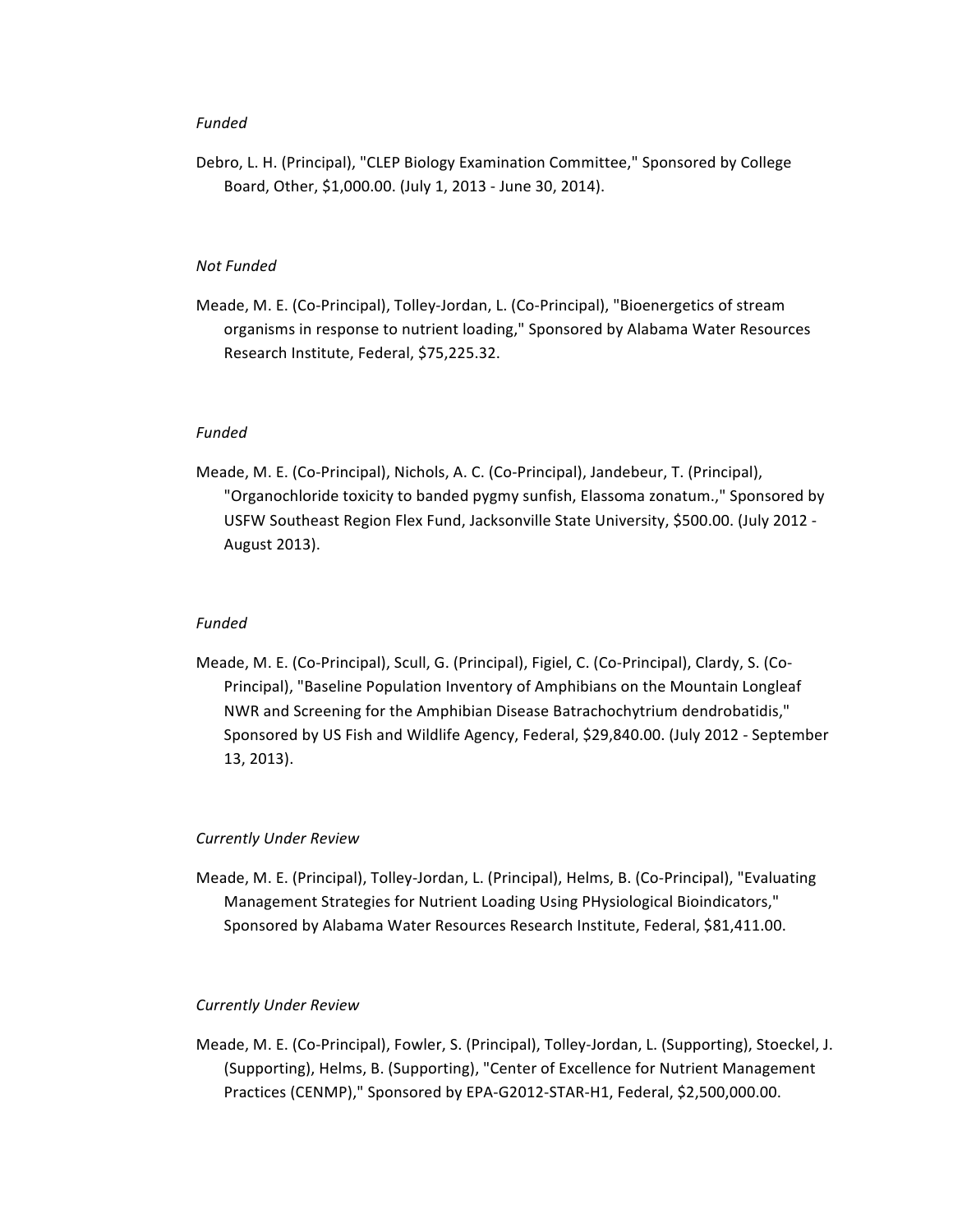*Funded*

Debro, L. H. (Principal), "CLEP Biology Examination Committee," Sponsored by College Board, Other, $1,000.00. (July 1, 2013 - June 30, 2014).

*Not Funded*

Meade, M. E. (Co-Principal), Tolley-Jordan, L. (Co-Principal), "Bioenergetics of stream organisms in response to nutrient loading," Sponsored by Alabama Water Resources Research Institute, Federal, $75,225.32.

*Funded*

Meade, M. E. (Co-Principal), Nichols, A. C. (Co-Principal), Jandebeur, T. (Principal), "Organochloride toxicity to banded pygmy sunfish, Elassoma zonatum.," Sponsored by USFW Southeast Region Flex Fund, Jacksonville State University, $500.00. (July 2012 - August 2013).

*Funded*

Meade, M. E. (Co-Principal), Scull, G. (Principal), Figiel, C. (Co-Principal), Clardy, S. (Co-Principal), "Baseline Population Inventory of Amphibians on the Mountain Longleaf NWR and Screening for the Amphibian Disease Batrachochytrium dendrobatidis," Sponsored by US Fish and Wildlife Agency, Federal, $29,840.00. (July 2012 - September 13, 2013).

*Currently Under Review*

Meade, M. E. (Principal), Tolley-Jordan, L. (Principal), Helms, B. (Co-Principal), "Evaluating Management Strategies for Nutrient Loading Using PHysiological Bioindicators," Sponsored by Alabama Water Resources Research Institute, Federal, $81,411.00.

*Currently Under Review*

Meade, M. E. (Co-Principal), Fowler, S. (Principal), Tolley-Jordan, L. (Supporting), Stoeckel, J. (Supporting), Helms, B. (Supporting), "Center of Excellence for Nutrient Management Practices (CENMP)," Sponsored by EPA-G2012-STAR-H1, Federal, $2,500,000.00.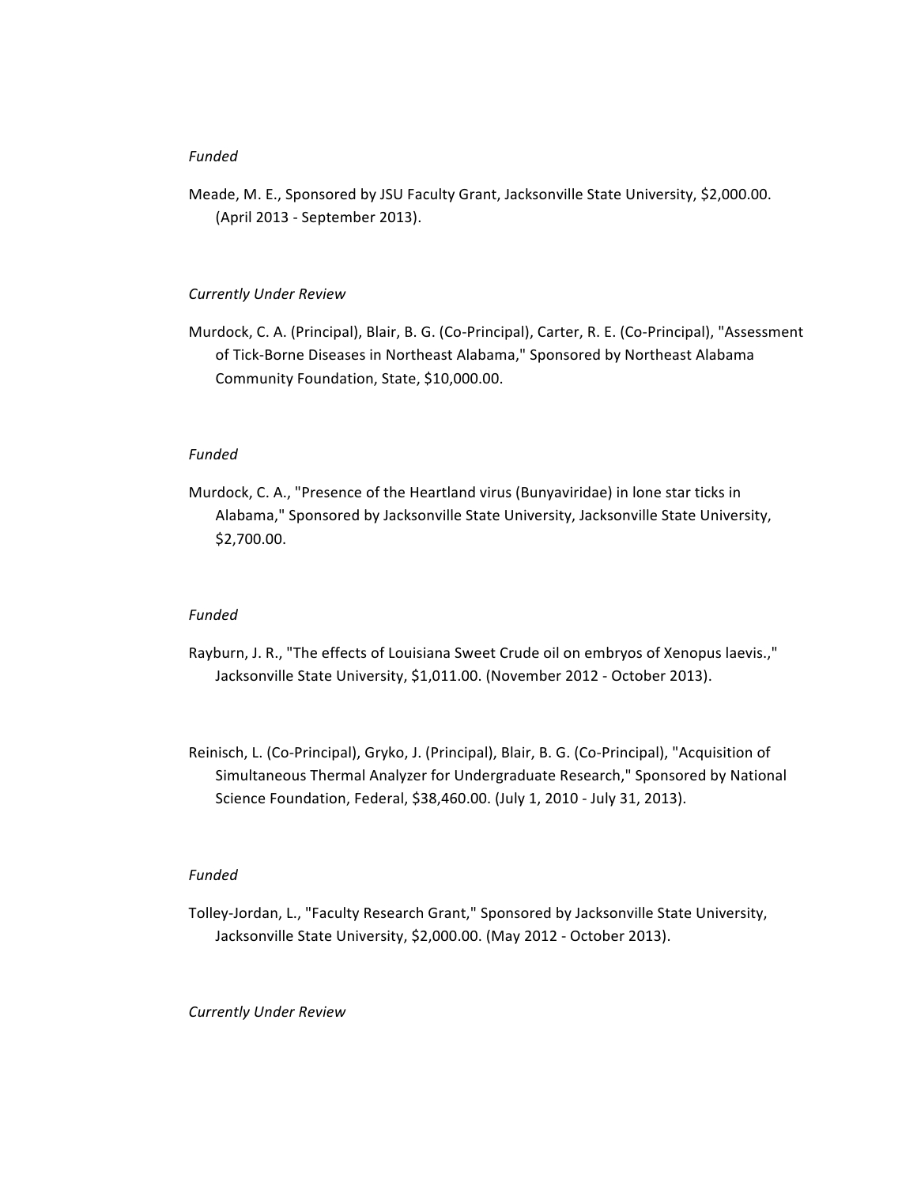*Funded*

Meade, M. E., Sponsored by JSU Faculty Grant, Jacksonville State University, $2,000.00. (April 2013 - September 2013).

*Currently Under Review*

Murdock, C. A. (Principal), Blair, B. G. (Co-Principal), Carter, R. E. (Co-Principal), "Assessment of Tick-Borne Diseases in Northeast Alabama," Sponsored by Northeast Alabama Community Foundation, State, $10,000.00.

*Funded*

Murdock, C. A., "Presence of the Heartland virus (Bunyaviridae) in lone star ticks in Alabama," Sponsored by Jacksonville State University, Jacksonville State University, $2,700.00.

*Funded*

Rayburn, J. R., "The effects of Louisiana Sweet Crude oil on embryos of Xenopus laevis.," Jacksonville State University, $1,011.00. (November 2012 - October 2013).

Reinisch, L. (Co-Principal), Gryko, J. (Principal), Blair, B. G. (Co-Principal), "Acquisition of Simultaneous Thermal Analyzer for Undergraduate Research," Sponsored by National Science Foundation, Federal, $38,460.00. (July 1, 2010 - July 31, 2013).

*Funded*

Tolley-Jordan, L., "Faculty Research Grant," Sponsored by Jacksonville State University, Jacksonville State University, $2,000.00. (May 2012 - October 2013).

*Currently Under Review*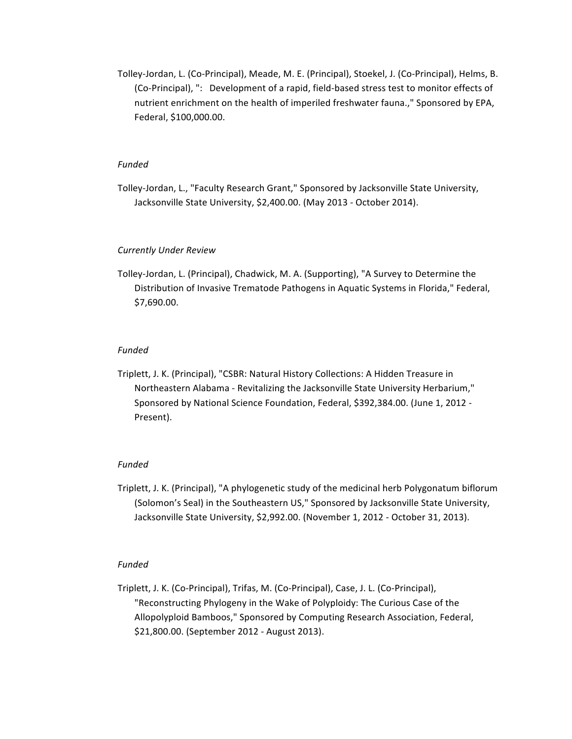Tolley-Jordan, L. (Co-Principal), Meade, M. E. (Principal), Stoekel, J. (Co-Principal), Helms, B. (Co-Principal), ":   Development of a rapid, field-based stress test to monitor effects of nutrient enrichment on the health of imperiled freshwater fauna.," Sponsored by EPA, Federal, $100,000.00.

*Funded*

Tolley-Jordan, L., "Faculty Research Grant," Sponsored by Jacksonville State University, Jacksonville State University, $2,400.00. (May 2013 - October 2014).

*Currently Under Review*

Tolley-Jordan, L. (Principal), Chadwick, M. A. (Supporting), "A Survey to Determine the Distribution of Invasive Trematode Pathogens in Aquatic Systems in Florida," Federal, $7,690.00.

*Funded*

Triplett, J. K. (Principal), "CSBR: Natural History Collections: A Hidden Treasure in Northeastern Alabama - Revitalizing the Jacksonville State University Herbarium," Sponsored by National Science Foundation, Federal, $392,384.00. (June 1, 2012 - Present).

*Funded*

Triplett, J. K. (Principal), "A phylogenetic study of the medicinal herb Polygonatum biflorum (Solomon's Seal) in the Southeastern US," Sponsored by Jacksonville State University, Jacksonville State University, $2,992.00. (November 1, 2012 - October 31, 2013).

*Funded*

Triplett, J. K. (Co-Principal), Trifas, M. (Co-Principal), Case, J. L. (Co-Principal), "Reconstructing Phylogeny in the Wake of Polyploidy: The Curious Case of the Allopolyploid Bamboos," Sponsored by Computing Research Association, Federal, $21,800.00. (September 2012 - August 2013).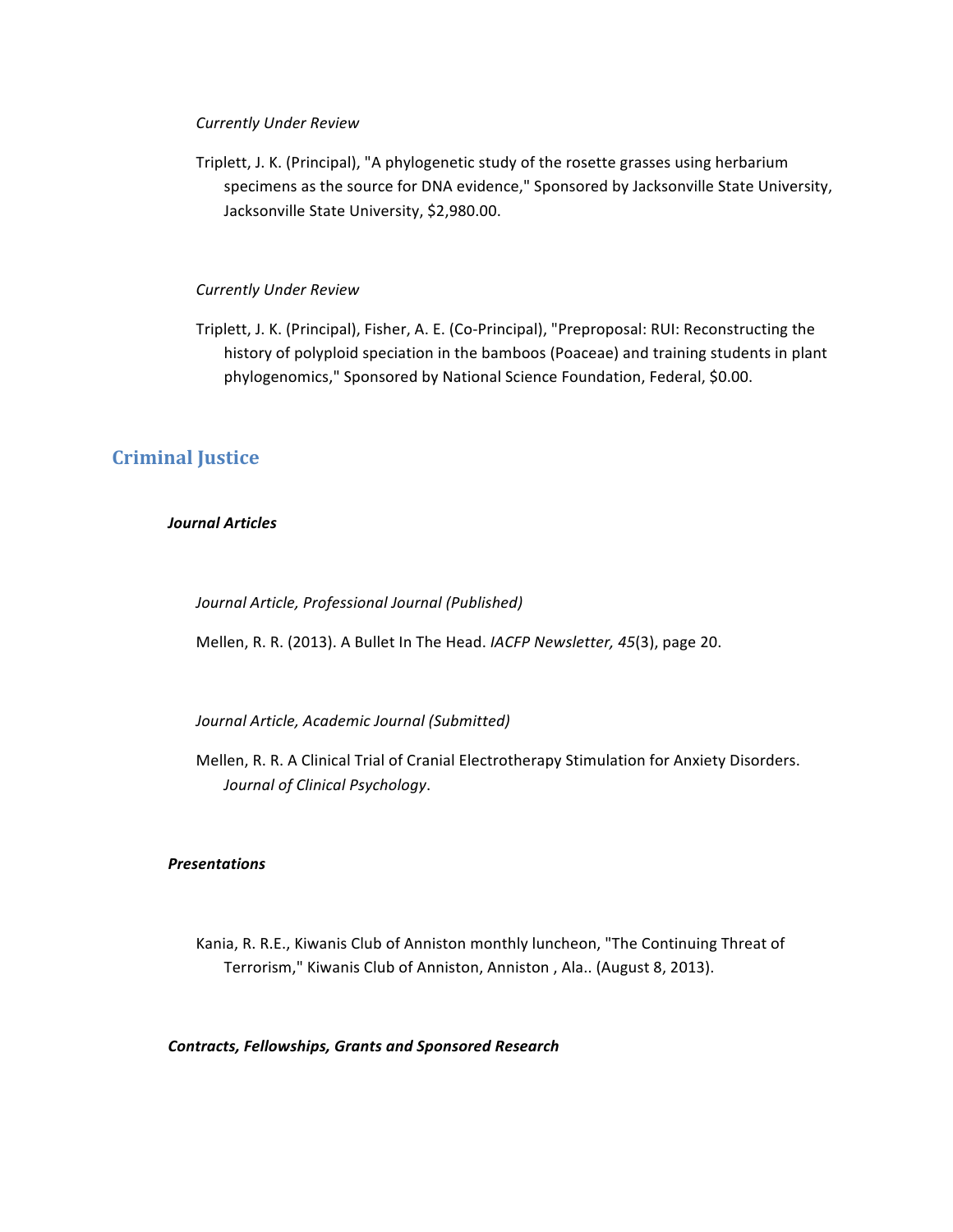*Currently Under Review*

Triplett, J. K. (Principal), "A phylogenetic study of the rosette grasses using herbarium specimens as the source for DNA evidence," Sponsored by Jacksonville State University, Jacksonville State University, $2,980.00.

*Currently Under Review*

Triplett, J. K. (Principal), Fisher, A. E. (Co-Principal), "Preproposal: RUI: Reconstructing the history of polyploid speciation in the bamboos (Poaceae) and training students in plant phylogenomics," Sponsored by National Science Foundation, Federal, $0.00.

## Criminal Justice

### *Journal Articles*

*Journal Article, Professional Journal (Published)*

Mellen, R. R. (2013). A Bullet In The Head. *IACFP Newsletter, 45*(3), page 20.

*Journal Article, Academic Journal (Submitted)*

Mellen, R. R. A Clinical Trial of Cranial Electrotherapy Stimulation for Anxiety Disorders. *Journal of Clinical Psychology*.

### *Presentations*

Kania, R. R.E., Kiwanis Club of Anniston monthly luncheon, "The Continuing Threat of Terrorism," Kiwanis Club of Anniston, Anniston , Ala.. (August 8, 2013).

### *Contracts, Fellowships, Grants and Sponsored Research*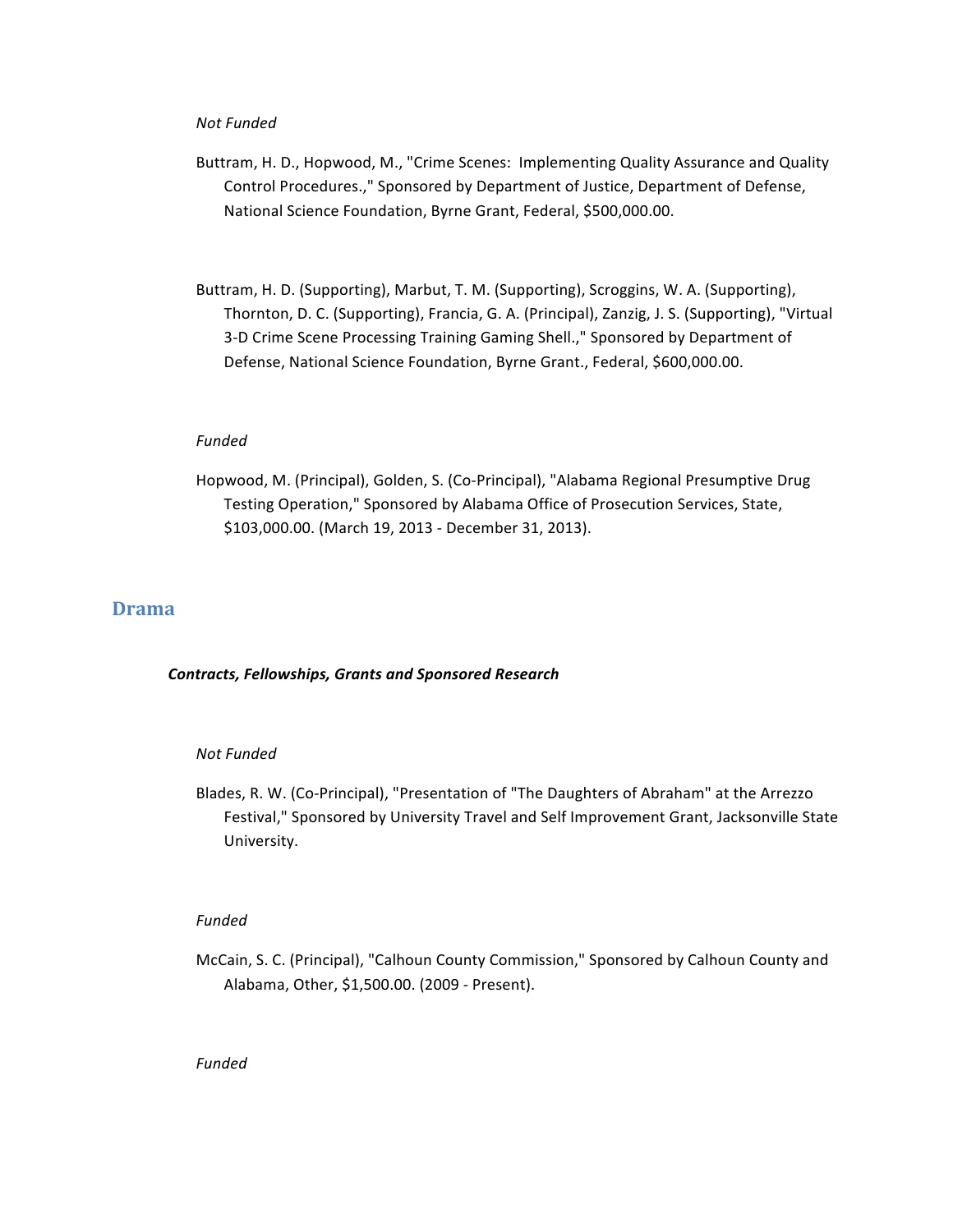*Not Funded*

Buttram, H. D., Hopwood, M., "Crime Scenes:  Implementing Quality Assurance and Quality Control Procedures.," Sponsored by Department of Justice, Department of Defense, National Science Foundation, Byrne Grant, Federal, $500,000.00.

Buttram, H. D. (Supporting), Marbut, T. M. (Supporting), Scroggins, W. A. (Supporting), Thornton, D. C. (Supporting), Francia, G. A. (Principal), Zanzig, J. S. (Supporting), "Virtual 3-D Crime Scene Processing Training Gaming Shell.," Sponsored by Department of Defense, National Science Foundation, Byrne Grant., Federal, $600,000.00.

*Funded*

Hopwood, M. (Principal), Golden, S. (Co-Principal), "Alabama Regional Presumptive Drug Testing Operation," Sponsored by Alabama Office of Prosecution Services, State, $103,000.00. (March 19, 2013 - December 31, 2013).

## Drama

***Contracts, Fellowships, Grants and Sponsored Research***

*Not Funded*

Blades, R. W. (Co-Principal), "Presentation of "The Daughters of Abraham" at the Arrezzo Festival," Sponsored by University Travel and Self Improvement Grant, Jacksonville State University.

*Funded*

McCain, S. C. (Principal), "Calhoun County Commission," Sponsored by Calhoun County and Alabama, Other, $1,500.00. (2009 - Present).

*Funded*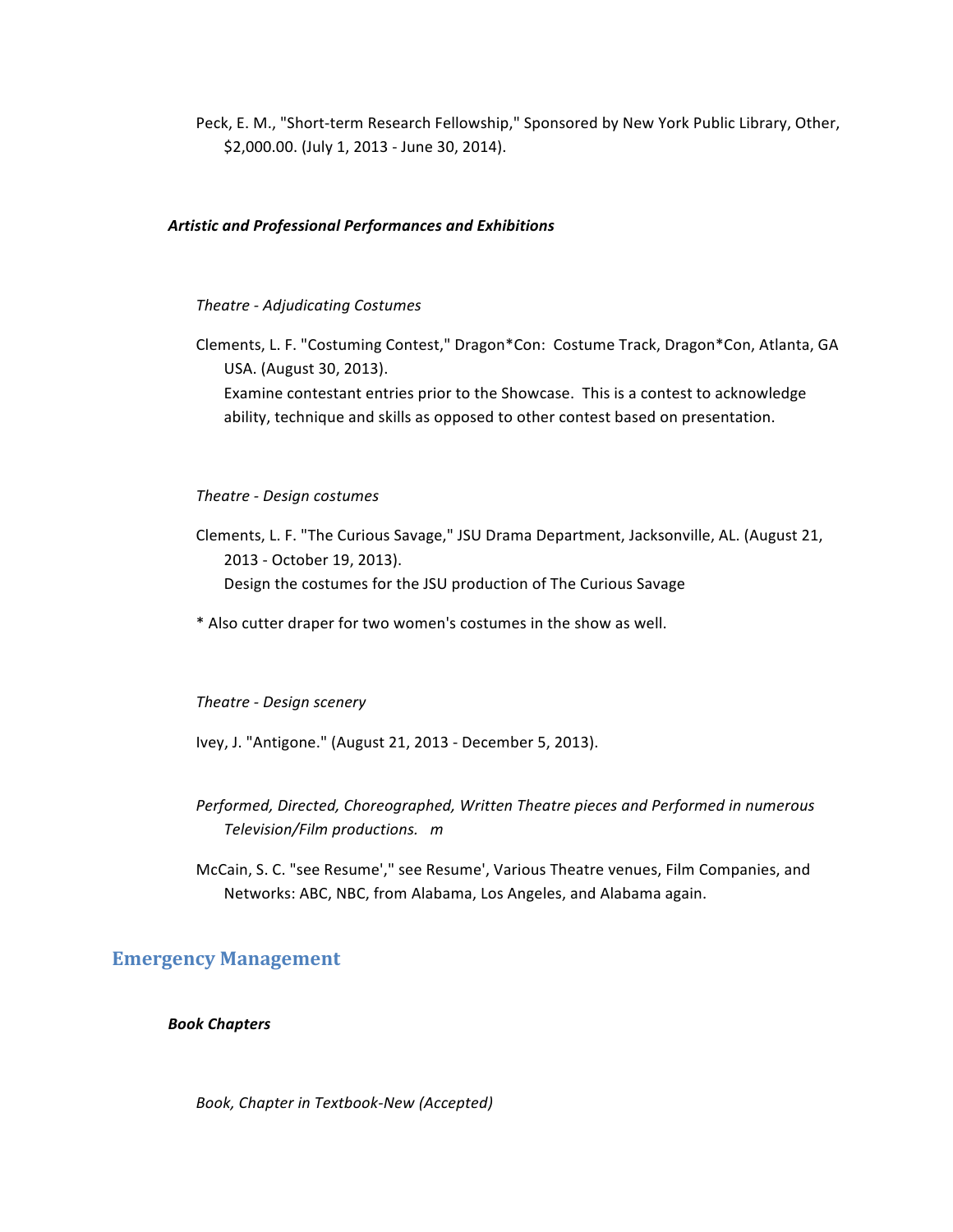Peck, E. M., "Short-term Research Fellowship," Sponsored by New York Public Library, Other, $2,000.00. (July 1, 2013 - June 30, 2014).

#### ***Artistic and Professional Performances and Exhibitions***

*Theatre - Adjudicating Costumes*

Clements, L. F. "Costuming Contest," Dragon*Con: Costume Track, Dragon*Con, Atlanta, GA USA. (August 30, 2013).
Examine contestant entries prior to the Showcase. This is a contest to acknowledge ability, technique and skills as opposed to other contest based on presentation.

*Theatre - Design costumes*

Clements, L. F. "The Curious Savage," JSU Drama Department, Jacksonville, AL. (August 21, 2013 - October 19, 2013).
Design the costumes for the JSU production of The Curious Savage

* Also cutter draper for two women's costumes in the show as well.

*Theatre - Design scenery*

Ivey, J. "Antigone." (August 21, 2013 - December 5, 2013).

*Performed, Directed, Choreographed, Written Theatre pieces and Performed in numerous Television/Film productions. m*

McCain, S. C. "see Resume'," see Resume', Various Theatre venues, Film Companies, and Networks: ABC, NBC, from Alabama, Los Angeles, and Alabama again.

## Emergency Management

#### ***Book Chapters***

*Book, Chapter in Textbook-New (Accepted)*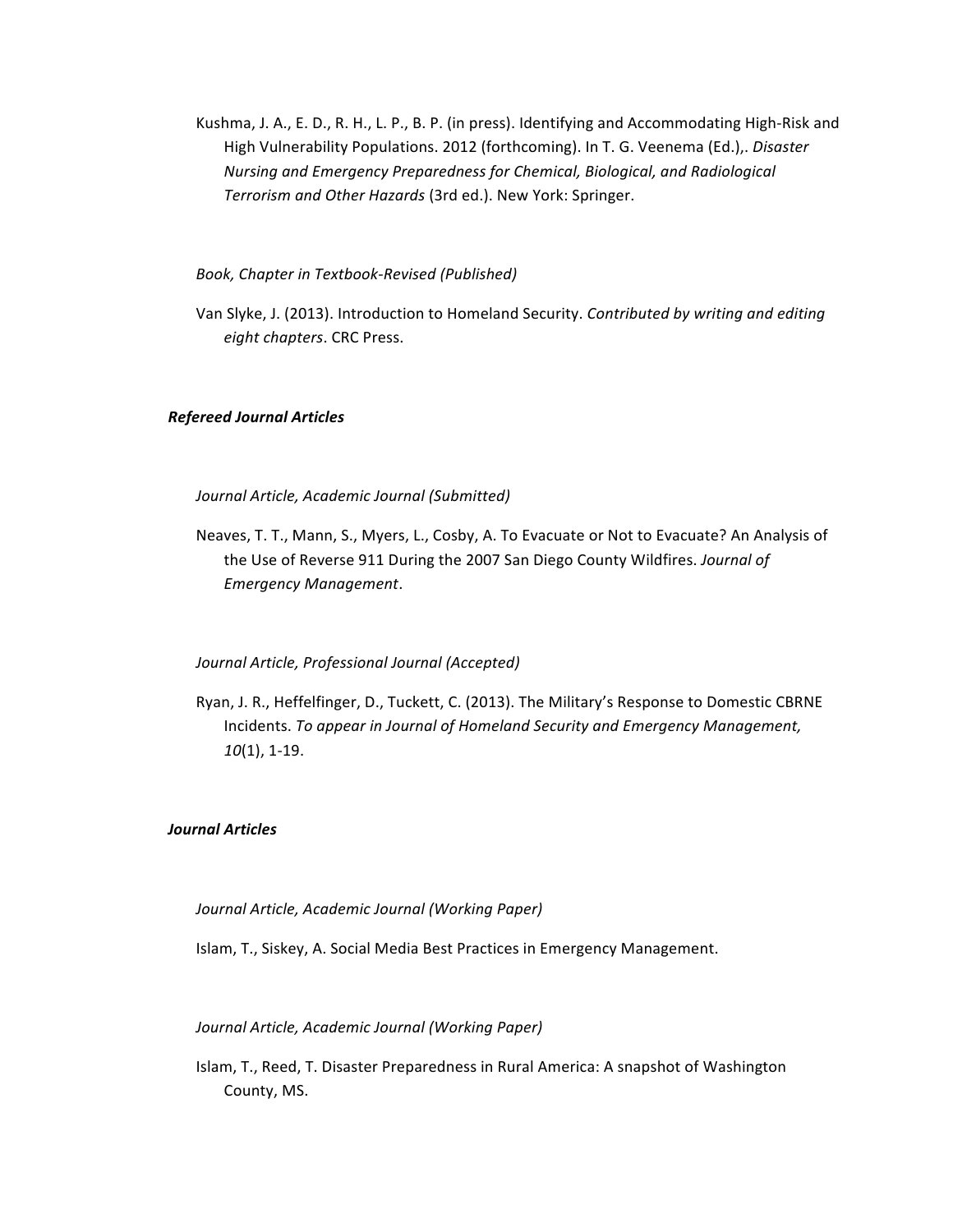Kushma, J. A., E. D., R. H., L. P., B. P. (in press). Identifying and Accommodating High-Risk and High Vulnerability Populations. 2012 (forthcoming). In T. G. Veenema (Ed.),. *Disaster Nursing and Emergency Preparedness for Chemical, Biological, and Radiological Terrorism and Other Hazards* (3rd ed.). New York: Springer.

*Book, Chapter in Textbook-Revised (Published)*

Van Slyke, J. (2013). Introduction to Homeland Security. *Contributed by writing and editing eight chapters*. CRC Press.

***Refereed Journal Articles***

*Journal Article, Academic Journal (Submitted)*

Neaves, T. T., Mann, S., Myers, L., Cosby, A. To Evacuate or Not to Evacuate? An Analysis of the Use of Reverse 911 During the 2007 San Diego County Wildfires. *Journal of Emergency Management*.

*Journal Article, Professional Journal (Accepted)*

Ryan, J. R., Heffelfinger, D., Tuckett, C. (2013). The Military's Response to Domestic CBRNE Incidents. *To appear in Journal of Homeland Security and Emergency Management, 10*(1), 1-19.

***Journal Articles***

*Journal Article, Academic Journal (Working Paper)*

Islam, T., Siskey, A. Social Media Best Practices in Emergency Management.

*Journal Article, Academic Journal (Working Paper)*

Islam, T., Reed, T. Disaster Preparedness in Rural America: A snapshot of Washington County, MS.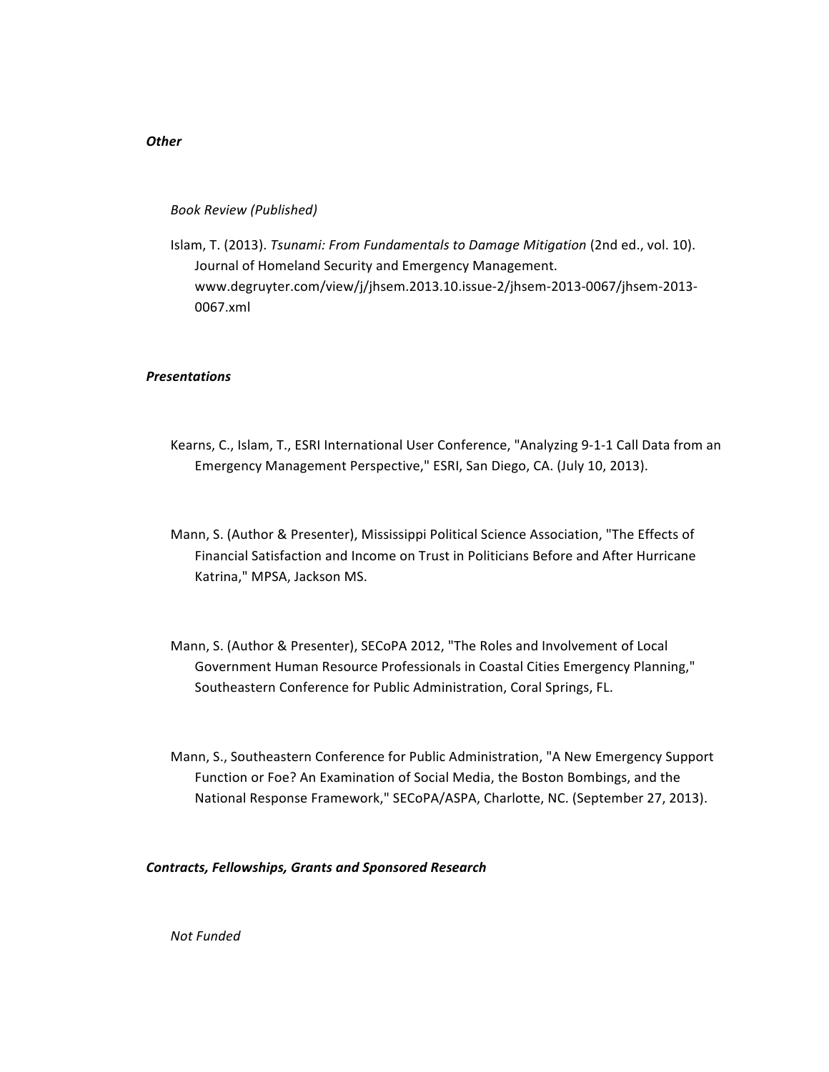***Other***

*Book Review (Published)*

Islam, T. (2013). *Tsunami: From Fundamentals to Damage Mitigation* (2nd ed., vol. 10). Journal of Homeland Security and Emergency Management. www.degruyter.com/view/j/jhsem.2013.10.issue-2/jhsem-2013-0067/jhsem-2013-0067.xml

***Presentations***

Kearns, C., Islam, T., ESRI International User Conference, "Analyzing 9-1-1 Call Data from an Emergency Management Perspective," ESRI, San Diego, CA. (July 10, 2013).

Mann, S. (Author & Presenter), Mississippi Political Science Association, "The Effects of Financial Satisfaction and Income on Trust in Politicians Before and After Hurricane Katrina," MPSA, Jackson MS.

Mann, S. (Author & Presenter), SECoPA 2012, "The Roles and Involvement of Local Government Human Resource Professionals in Coastal Cities Emergency Planning," Southeastern Conference for Public Administration, Coral Springs, FL.

Mann, S., Southeastern Conference for Public Administration, "A New Emergency Support Function or Foe? An Examination of Social Media, the Boston Bombings, and the National Response Framework," SECoPA/ASPA, Charlotte, NC. (September 27, 2013).

***Contracts, Fellowships, Grants and Sponsored Research***

*Not Funded*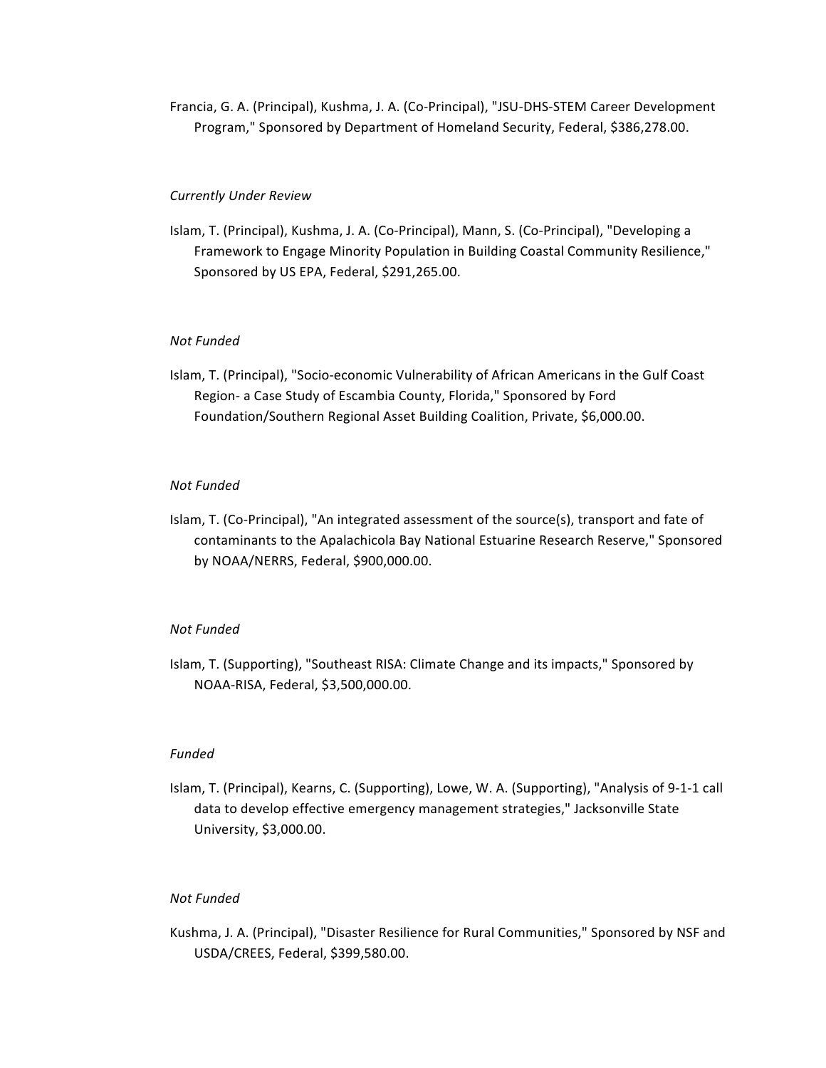Francia, G. A. (Principal), Kushma, J. A. (Co-Principal), "JSU-DHS-STEM Career Development Program," Sponsored by Department of Homeland Security, Federal, $386,278.00.

*Currently Under Review*

Islam, T. (Principal), Kushma, J. A. (Co-Principal), Mann, S. (Co-Principal), "Developing a Framework to Engage Minority Population in Building Coastal Community Resilience," Sponsored by US EPA, Federal, $291,265.00.

*Not Funded*

Islam, T. (Principal), "Socio-economic Vulnerability of African Americans in the Gulf Coast Region- a Case Study of Escambia County, Florida," Sponsored by Ford Foundation/Southern Regional Asset Building Coalition, Private, $6,000.00.

*Not Funded*

Islam, T. (Co-Principal), "An integrated assessment of the source(s), transport and fate of contaminants to the Apalachicola Bay National Estuarine Research Reserve," Sponsored by NOAA/NERRS, Federal, $900,000.00.

*Not Funded*

Islam, T. (Supporting), "Southeast RISA: Climate Change and its impacts," Sponsored by NOAA-RISA, Federal, $3,500,000.00.

*Funded*

Islam, T. (Principal), Kearns, C. (Supporting), Lowe, W. A. (Supporting), "Analysis of 9-1-1 call data to develop effective emergency management strategies," Jacksonville State University, $3,000.00.

*Not Funded*

Kushma, J. A. (Principal), "Disaster Resilience for Rural Communities," Sponsored by NSF and USDA/CREES, Federal, $399,580.00.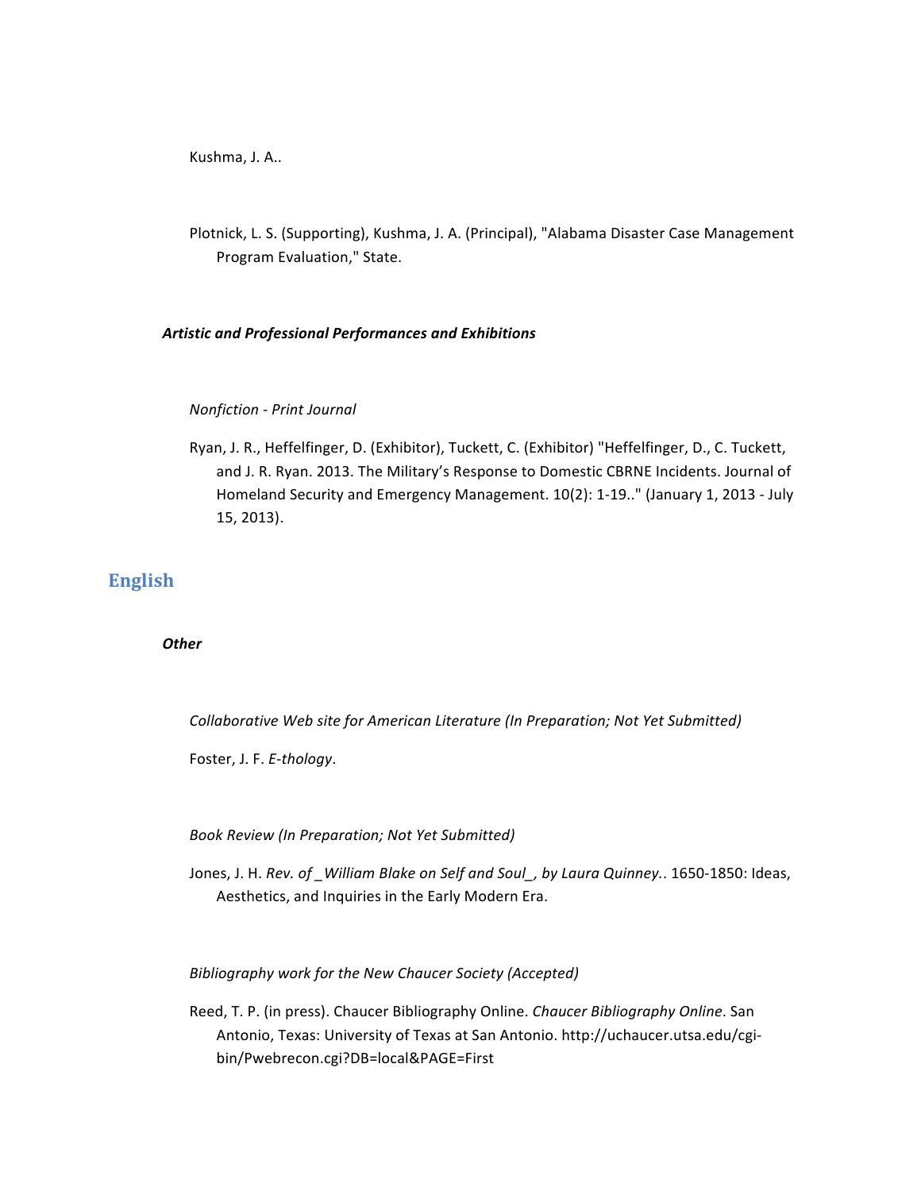Kushma, J. A..

Plotnick, L. S. (Supporting), Kushma, J. A. (Principal), "Alabama Disaster Case Management Program Evaluation," State.

### ***Artistic and Professional Performances and Exhibitions***

*Nonfiction - Print Journal*

Ryan, J. R., Heffelfinger, D. (Exhibitor), Tuckett, C. (Exhibitor) "Heffelfinger, D., C. Tuckett, and J. R. Ryan. 2013. The Military's Response to Domestic CBRNE Incidents. Journal of Homeland Security and Emergency Management. 10(2): 1-19.." (January 1, 2013 - July 15, 2013).

## English

### ***Other***

*Collaborative Web site for American Literature (In Preparation; Not Yet Submitted)*

Foster, J. F. *E-thology*.

*Book Review (In Preparation; Not Yet Submitted)*

Jones, J. H. *Rev. of _William Blake on Self and Soul_, by Laura Quinney.*. 1650-1850: Ideas, Aesthetics, and Inquiries in the Early Modern Era.

*Bibliography work for the New Chaucer Society (Accepted)*

Reed, T. P. (in press). Chaucer Bibliography Online. *Chaucer Bibliography Online*. San Antonio, Texas: University of Texas at San Antonio. http://uchaucer.utsa.edu/cgi-bin/Pwebrecon.cgi?DB=local&PAGE=First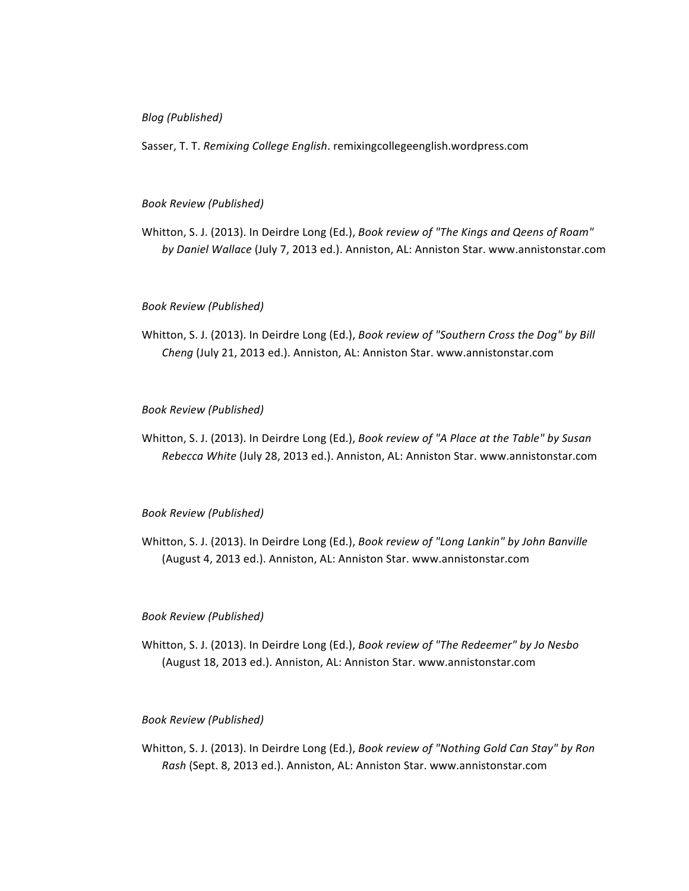*Blog (Published)*

Sasser, T. T. *Remixing College English*. remixingcollegeenglish.wordpress.com

*Book Review (Published)*

Whitton, S. J. (2013). In Deirdre Long (Ed.), *Book review of "The Kings and Qeens of Roam" by Daniel Wallace* (July 7, 2013 ed.). Anniston, AL: Anniston Star. www.annistonstar.com

*Book Review (Published)*

Whitton, S. J. (2013). In Deirdre Long (Ed.), *Book review of "Southern Cross the Dog" by Bill Cheng* (July 21, 2013 ed.). Anniston, AL: Anniston Star. www.annistonstar.com

*Book Review (Published)*

Whitton, S. J. (2013). In Deirdre Long (Ed.), *Book review of "A Place at the Table" by Susan Rebecca White* (July 28, 2013 ed.). Anniston, AL: Anniston Star. www.annistonstar.com

*Book Review (Published)*

Whitton, S. J. (2013). In Deirdre Long (Ed.), *Book review of "Long Lankin" by John Banville* (August 4, 2013 ed.). Anniston, AL: Anniston Star. www.annistonstar.com

*Book Review (Published)*

Whitton, S. J. (2013). In Deirdre Long (Ed.), *Book review of "The Redeemer" by Jo Nesbo* (August 18, 2013 ed.). Anniston, AL: Anniston Star. www.annistonstar.com

*Book Review (Published)*

Whitton, S. J. (2013). In Deirdre Long (Ed.), *Book review of "Nothing Gold Can Stay" by Ron Rash* (Sept. 8, 2013 ed.). Anniston, AL: Anniston Star. www.annistonstar.com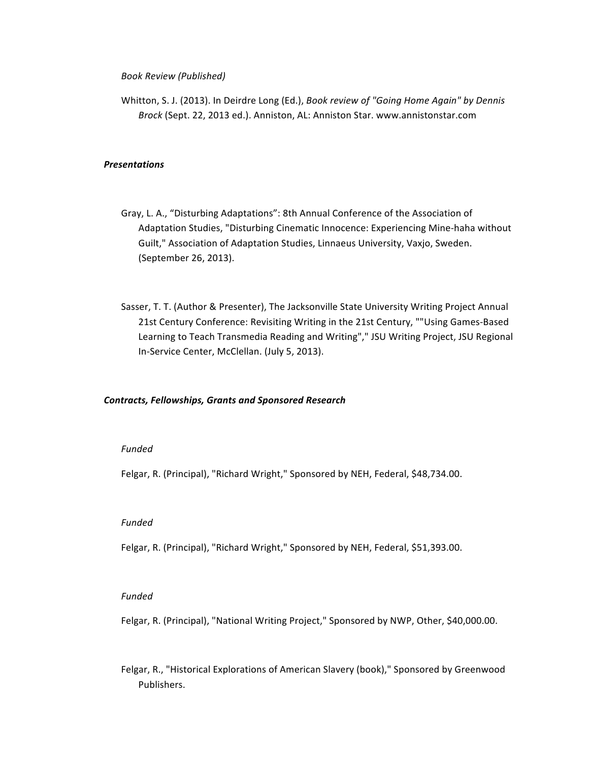*Book Review (Published)*

Whitton, S. J. (2013). In Deirdre Long (Ed.), *Book review of "Going Home Again" by Dennis Brock* (Sept. 22, 2013 ed.). Anniston, AL: Anniston Star. www.annistonstar.com

***Presentations***

Gray, L. A., “Disturbing Adaptations”: 8th Annual Conference of the Association of Adaptation Studies, "Disturbing Cinematic Innocence: Experiencing Mine-haha without Guilt," Association of Adaptation Studies, Linnaeus University, Vaxjo, Sweden. (September 26, 2013).

Sasser, T. T. (Author & Presenter), The Jacksonville State University Writing Project Annual 21st Century Conference: Revisiting Writing in the 21st Century, ""Using Games-Based Learning to Teach Transmedia Reading and Writing"," JSU Writing Project, JSU Regional In-Service Center, McClellan. (July 5, 2013).

***Contracts, Fellowships, Grants and Sponsored Research***

*Funded*

Felgar, R. (Principal), "Richard Wright," Sponsored by NEH, Federal, $48,734.00.

*Funded*

Felgar, R. (Principal), "Richard Wright," Sponsored by NEH, Federal, $51,393.00.

*Funded*

Felgar, R. (Principal), "National Writing Project," Sponsored by NWP, Other, $40,000.00.

Felgar, R., "Historical Explorations of American Slavery (book)," Sponsored by Greenwood Publishers.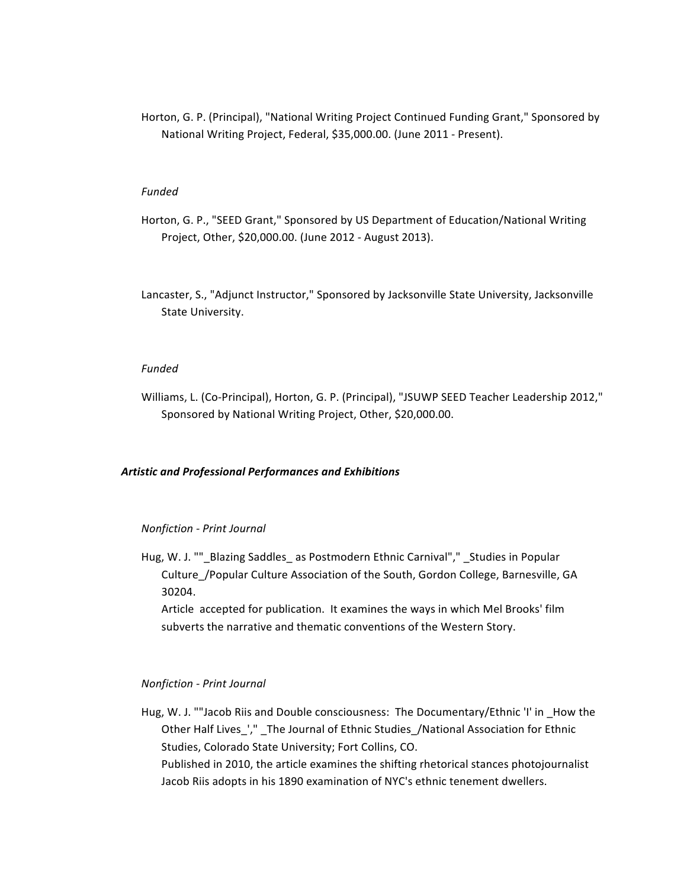Horton, G. P. (Principal), "National Writing Project Continued Funding Grant," Sponsored by National Writing Project, Federal, $35,000.00. (June 2011 - Present).

*Funded*

Horton, G. P., "SEED Grant," Sponsored by US Department of Education/National Writing Project, Other, $20,000.00. (June 2012 - August 2013).

Lancaster, S., "Adjunct Instructor," Sponsored by Jacksonville State University, Jacksonville State University.

*Funded*

Williams, L. (Co-Principal), Horton, G. P. (Principal), "JSUWP SEED Teacher Leadership 2012," Sponsored by National Writing Project, Other, $20,000.00.

### *Artistic and Professional Performances and Exhibitions*

*Nonfiction - Print Journal*

Hug, W. J. ""_Blazing Saddles_ as Postmodern Ethnic Carnival"," _Studies in Popular Culture_/Popular Culture Association of the South, Gordon College, Barnesville, GA 30204.
Article accepted for publication. It examines the ways in which Mel Brooks' film subverts the narrative and thematic conventions of the Western Story.

*Nonfiction - Print Journal*

Hug, W. J. ""Jacob Riis and Double consciousness: The Documentary/Ethnic 'I' in _How the Other Half Lives_'," _The Journal of Ethnic Studies_/National Association for Ethnic Studies, Colorado State University; Fort Collins, CO.
Published in 2010, the article examines the shifting rhetorical stances photojournalist Jacob Riis adopts in his 1890 examination of NYC's ethnic tenement dwellers.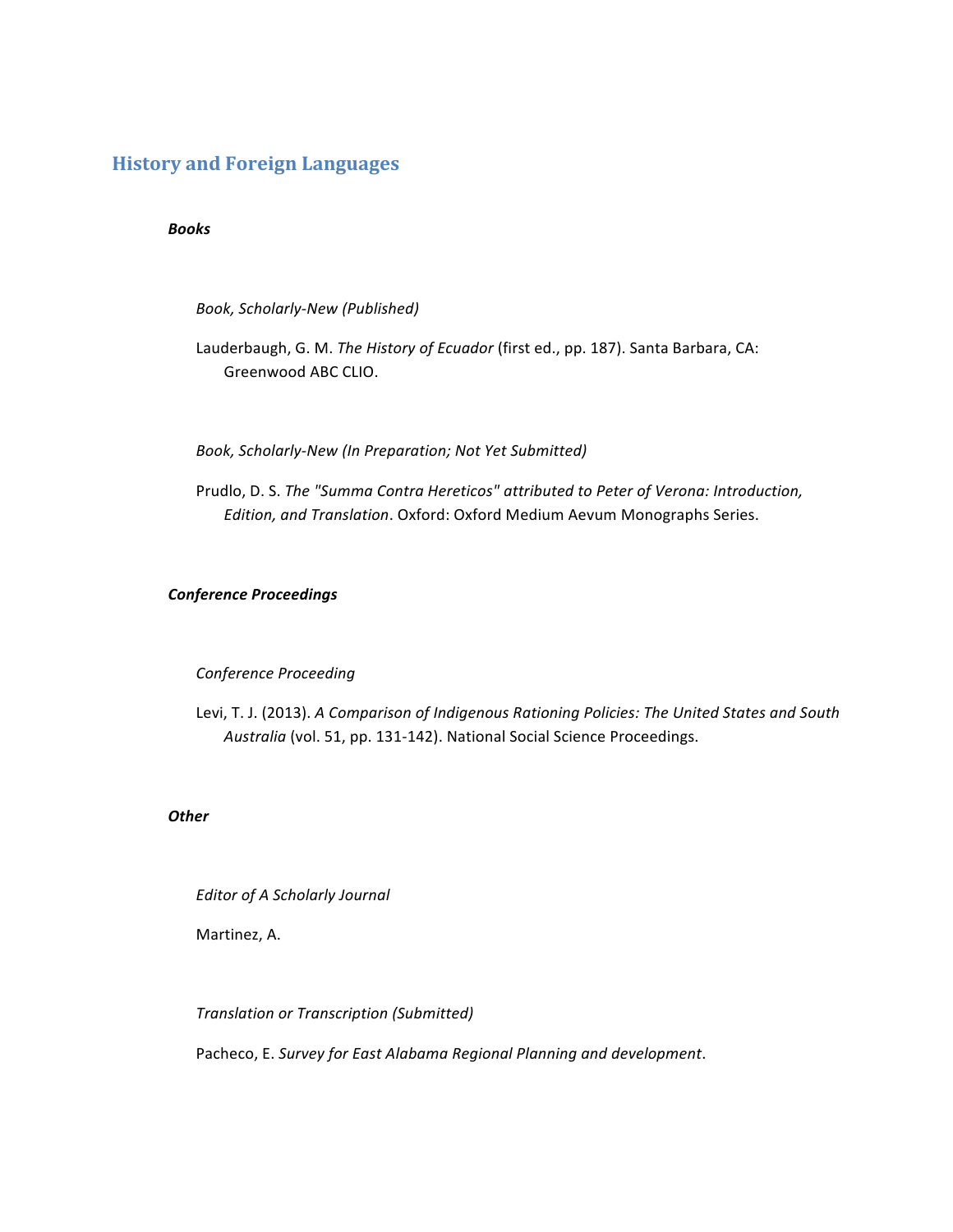## History and Foreign Languages

### *Books*

*Book, Scholarly-New (Published)*

Lauderbaugh, G. M. *The History of Ecuador* (first ed., pp. 187). Santa Barbara, CA: Greenwood ABC CLIO.

*Book, Scholarly-New (In Preparation; Not Yet Submitted)*

Prudlo, D. S. *The "Summa Contra Hereticos" attributed to Peter of Verona: Introduction, Edition, and Translation*. Oxford: Oxford Medium Aevum Monographs Series.

### *Conference Proceedings*

*Conference Proceeding*

Levi, T. J. (2013). *A Comparison of Indigenous Rationing Policies: The United States and South Australia* (vol. 51, pp. 131-142). National Social Science Proceedings.

### *Other*

*Editor of A Scholarly Journal*

Martinez, A.

*Translation or Transcription (Submitted)*

Pacheco, E. *Survey for East Alabama Regional Planning and development*.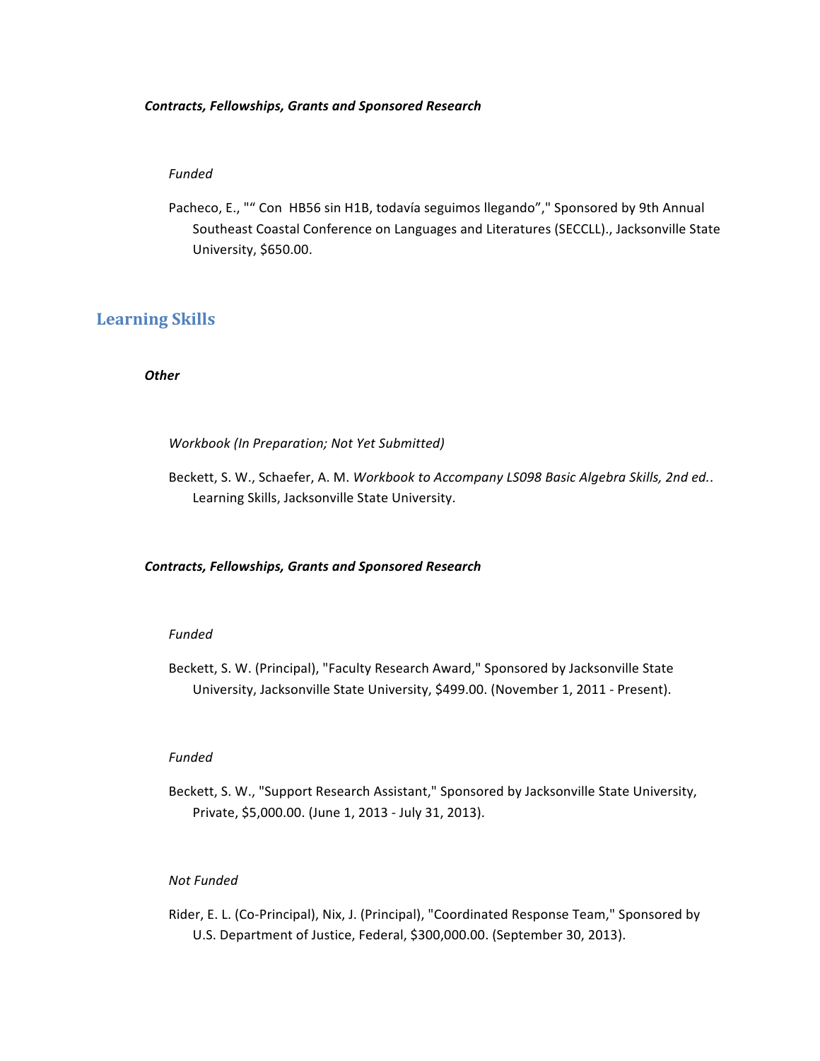***Contracts, Fellowships, Grants and Sponsored Research***

*Funded*

Pacheco, E., "“ Con  HB56 sin H1B, todavía seguimos llegando”," Sponsored by 9th Annual Southeast Coastal Conference on Languages and Literatures (SECCLL)., Jacksonville State University, $650.00.

## Learning Skills

***Other***

*Workbook (In Preparation; Not Yet Submitted)*

Beckett, S. W., Schaefer, A. M. *Workbook to Accompany LS098 Basic Algebra Skills, 2nd ed.*. Learning Skills, Jacksonville State University.

***Contracts, Fellowships, Grants and Sponsored Research***

*Funded*

Beckett, S. W. (Principal), "Faculty Research Award," Sponsored by Jacksonville State University, Jacksonville State University, $499.00. (November 1, 2011 - Present).

*Funded*

Beckett, S. W., "Support Research Assistant," Sponsored by Jacksonville State University, Private, $5,000.00. (June 1, 2013 - July 31, 2013).

*Not Funded*

Rider, E. L. (Co-Principal), Nix, J. (Principal), "Coordinated Response Team," Sponsored by U.S. Department of Justice, Federal, $300,000.00. (September 30, 2013).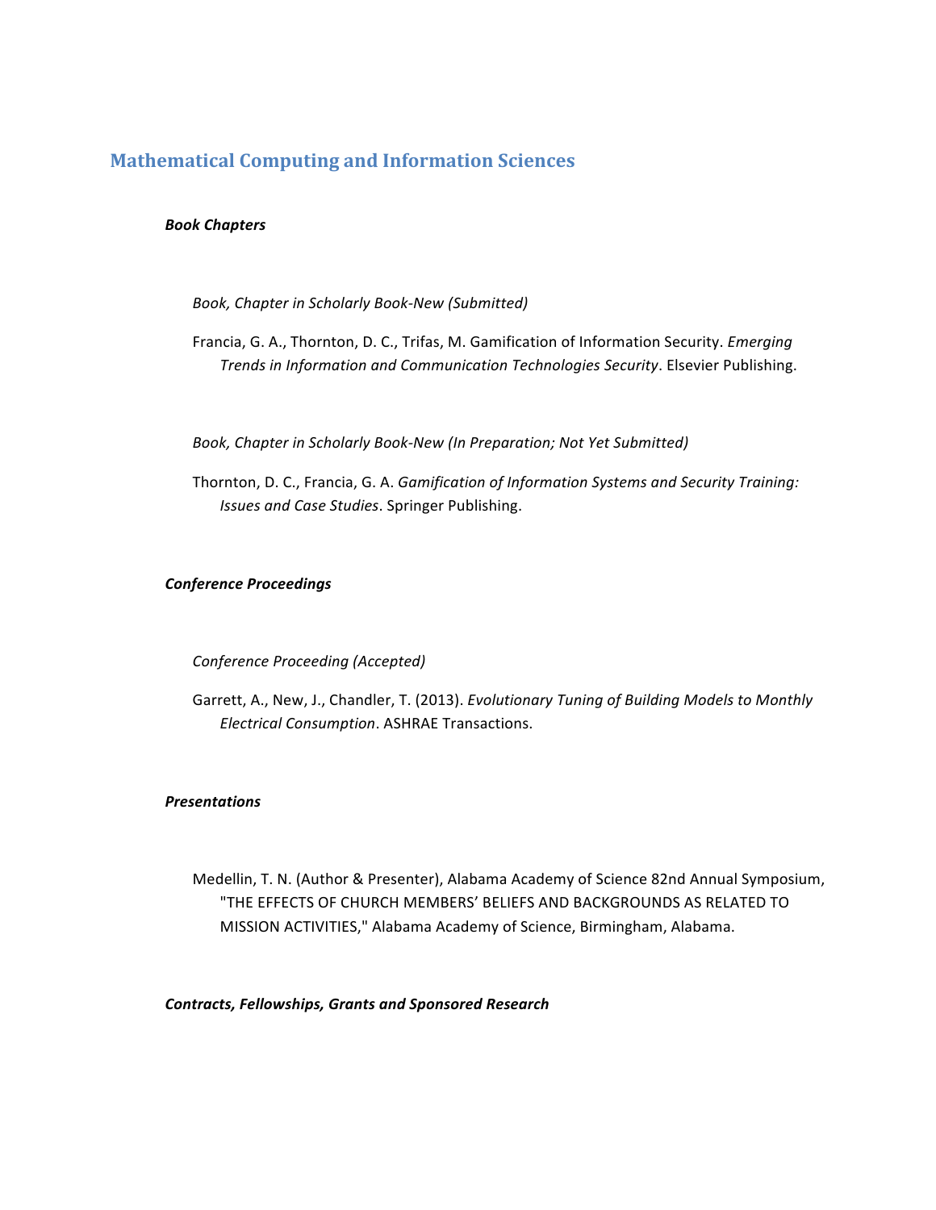## Mathematical Computing and Information Sciences

### *Book Chapters*

*Book, Chapter in Scholarly Book-New (Submitted)*

Francia, G. A., Thornton, D. C., Trifas, M. Gamification of Information Security. *Emerging Trends in Information and Communication Technologies Security*. Elsevier Publishing.

*Book, Chapter in Scholarly Book-New (In Preparation; Not Yet Submitted)*

Thornton, D. C., Francia, G. A. *Gamification of Information Systems and Security Training: Issues and Case Studies*. Springer Publishing.

### *Conference Proceedings*

*Conference Proceeding (Accepted)*

Garrett, A., New, J., Chandler, T. (2013). *Evolutionary Tuning of Building Models to Monthly Electrical Consumption*. ASHRAE Transactions.

### *Presentations*

Medellin, T. N. (Author & Presenter), Alabama Academy of Science 82nd Annual Symposium, "THE EFFECTS OF CHURCH MEMBERS' BELIEFS AND BACKGROUNDS AS RELATED TO MISSION ACTIVITIES," Alabama Academy of Science, Birmingham, Alabama.

### *Contracts, Fellowships, Grants and Sponsored Research*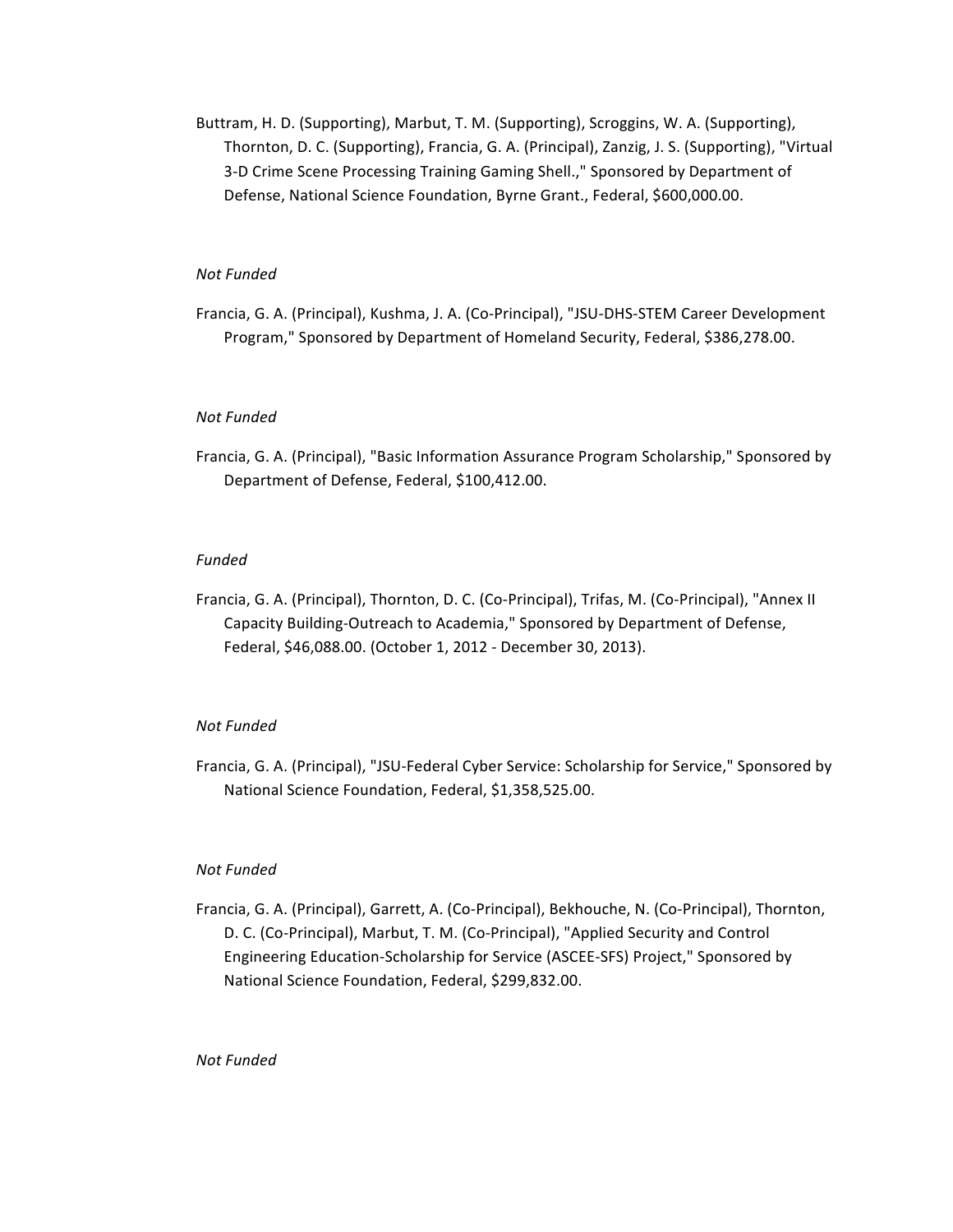Buttram, H. D. (Supporting), Marbut, T. M. (Supporting), Scroggins, W. A. (Supporting), Thornton, D. C. (Supporting), Francia, G. A. (Principal), Zanzig, J. S. (Supporting), "Virtual 3-D Crime Scene Processing Training Gaming Shell.," Sponsored by Department of Defense, National Science Foundation, Byrne Grant., Federal, $600,000.00.

*Not Funded*

Francia, G. A. (Principal), Kushma, J. A. (Co-Principal), "JSU-DHS-STEM Career Development Program," Sponsored by Department of Homeland Security, Federal, $386,278.00.

*Not Funded*

Francia, G. A. (Principal), "Basic Information Assurance Program Scholarship," Sponsored by Department of Defense, Federal, $100,412.00.

*Funded*

Francia, G. A. (Principal), Thornton, D. C. (Co-Principal), Trifas, M. (Co-Principal), "Annex II Capacity Building-Outreach to Academia," Sponsored by Department of Defense, Federal, $46,088.00. (October 1, 2012 - December 30, 2013).

*Not Funded*

Francia, G. A. (Principal), "JSU-Federal Cyber Service: Scholarship for Service," Sponsored by National Science Foundation, Federal, $1,358,525.00.

*Not Funded*

Francia, G. A. (Principal), Garrett, A. (Co-Principal), Bekhouche, N. (Co-Principal), Thornton, D. C. (Co-Principal), Marbut, T. M. (Co-Principal), "Applied Security and Control Engineering Education-Scholarship for Service (ASCEE-SFS) Project," Sponsored by National Science Foundation, Federal, $299,832.00.

*Not Funded*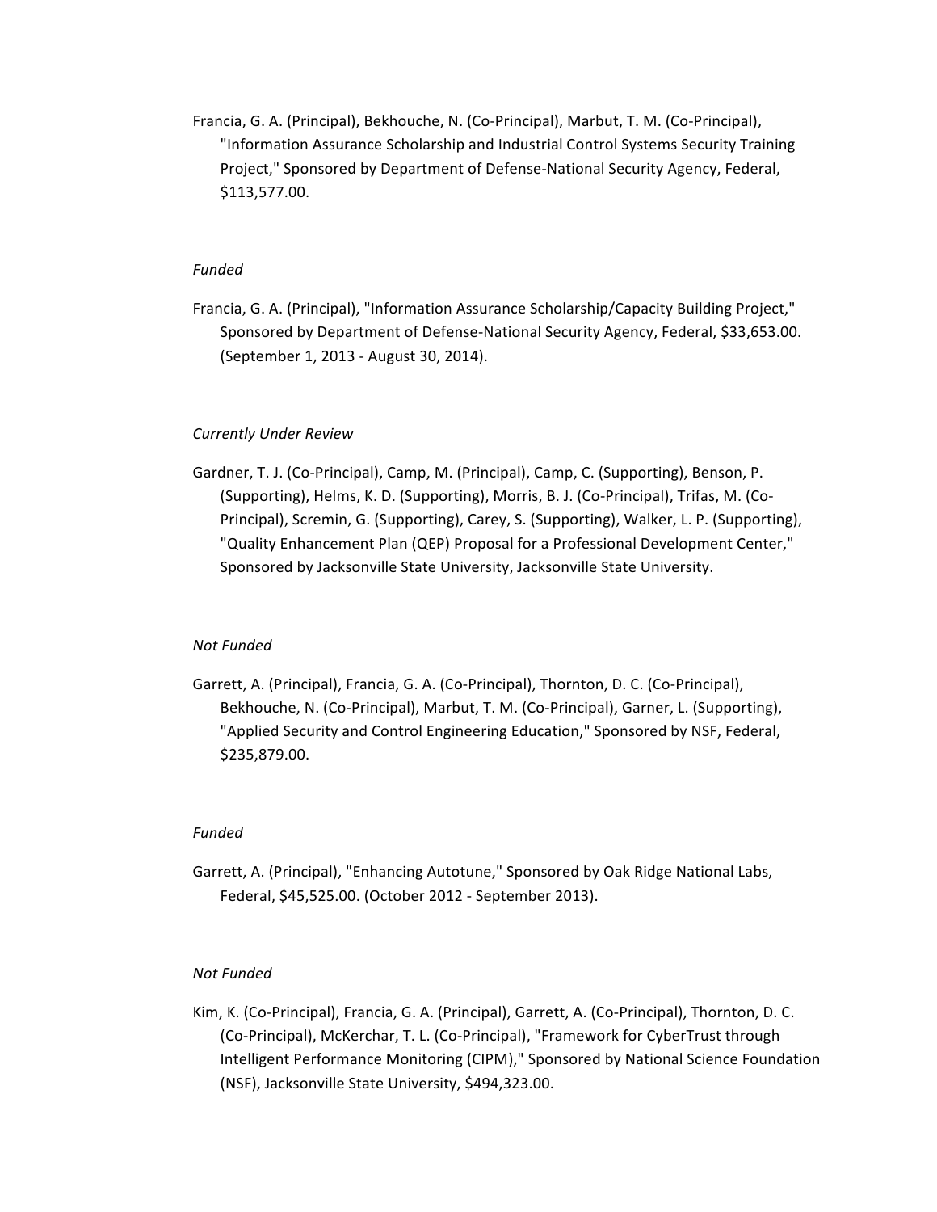Francia, G. A. (Principal), Bekhouche, N. (Co-Principal), Marbut, T. M. (Co-Principal), "Information Assurance Scholarship and Industrial Control Systems Security Training Project," Sponsored by Department of Defense-National Security Agency, Federal, $113,577.00.

*Funded*

Francia, G. A. (Principal), "Information Assurance Scholarship/Capacity Building Project," Sponsored by Department of Defense-National Security Agency, Federal, $33,653.00. (September 1, 2013 - August 30, 2014).

*Currently Under Review*

Gardner, T. J. (Co-Principal), Camp, M. (Principal), Camp, C. (Supporting), Benson, P. (Supporting), Helms, K. D. (Supporting), Morris, B. J. (Co-Principal), Trifas, M. (Co-Principal), Scremin, G. (Supporting), Carey, S. (Supporting), Walker, L. P. (Supporting), "Quality Enhancement Plan (QEP) Proposal for a Professional Development Center," Sponsored by Jacksonville State University, Jacksonville State University.

*Not Funded*

Garrett, A. (Principal), Francia, G. A. (Co-Principal), Thornton, D. C. (Co-Principal), Bekhouche, N. (Co-Principal), Marbut, T. M. (Co-Principal), Garner, L. (Supporting), "Applied Security and Control Engineering Education," Sponsored by NSF, Federal, $235,879.00.

*Funded*

Garrett, A. (Principal), "Enhancing Autotune," Sponsored by Oak Ridge National Labs, Federal, $45,525.00. (October 2012 - September 2013).

*Not Funded*

Kim, K. (Co-Principal), Francia, G. A. (Principal), Garrett, A. (Co-Principal), Thornton, D. C. (Co-Principal), McKerchar, T. L. (Co-Principal), "Framework for CyberTrust through Intelligent Performance Monitoring (CIPM)," Sponsored by National Science Foundation (NSF), Jacksonville State University, $494,323.00.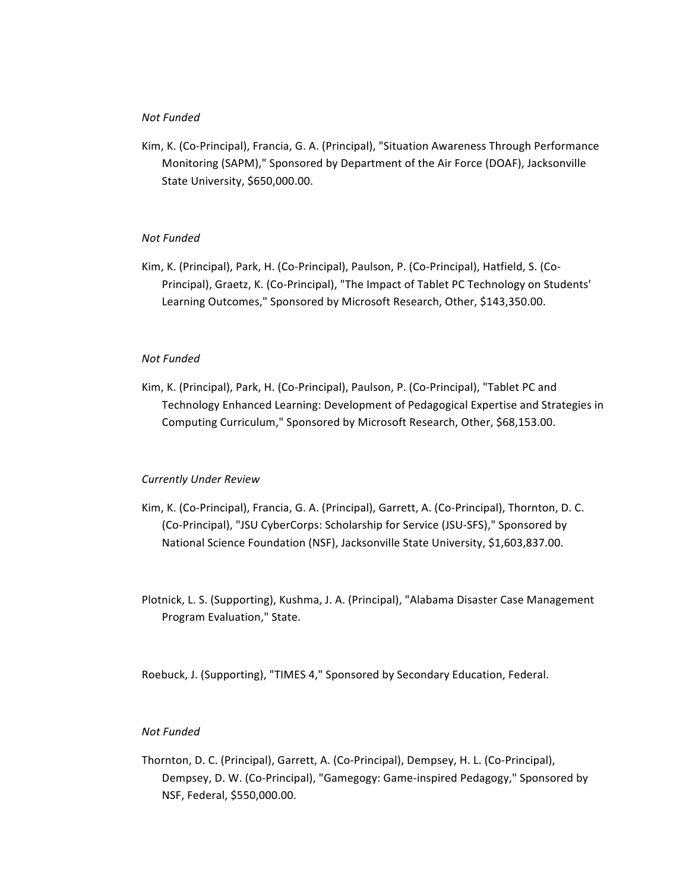*Not Funded*

Kim, K. (Co-Principal), Francia, G. A. (Principal), "Situation Awareness Through Performance Monitoring (SAPM)," Sponsored by Department of the Air Force (DOAF), Jacksonville State University, $650,000.00.

*Not Funded*

Kim, K. (Principal), Park, H. (Co-Principal), Paulson, P. (Co-Principal), Hatfield, S. (Co-Principal), Graetz, K. (Co-Principal), "The Impact of Tablet PC Technology on Students' Learning Outcomes," Sponsored by Microsoft Research, Other, $143,350.00.

*Not Funded*

Kim, K. (Principal), Park, H. (Co-Principal), Paulson, P. (Co-Principal), "Tablet PC and Technology Enhanced Learning: Development of Pedagogical Expertise and Strategies in Computing Curriculum," Sponsored by Microsoft Research, Other, $68,153.00.

*Currently Under Review*

Kim, K. (Co-Principal), Francia, G. A. (Principal), Garrett, A. (Co-Principal), Thornton, D. C. (Co-Principal), "JSU CyberCorps: Scholarship for Service (JSU-SFS)," Sponsored by National Science Foundation (NSF), Jacksonville State University, $1,603,837.00.

Plotnick, L. S. (Supporting), Kushma, J. A. (Principal), "Alabama Disaster Case Management Program Evaluation," State.

Roebuck, J. (Supporting), "TIMES 4," Sponsored by Secondary Education, Federal.

*Not Funded*

Thornton, D. C. (Principal), Garrett, A. (Co-Principal), Dempsey, H. L. (Co-Principal), Dempsey, D. W. (Co-Principal), "Gamegogy: Game-inspired Pedagogy," Sponsored by NSF, Federal, $550,000.00.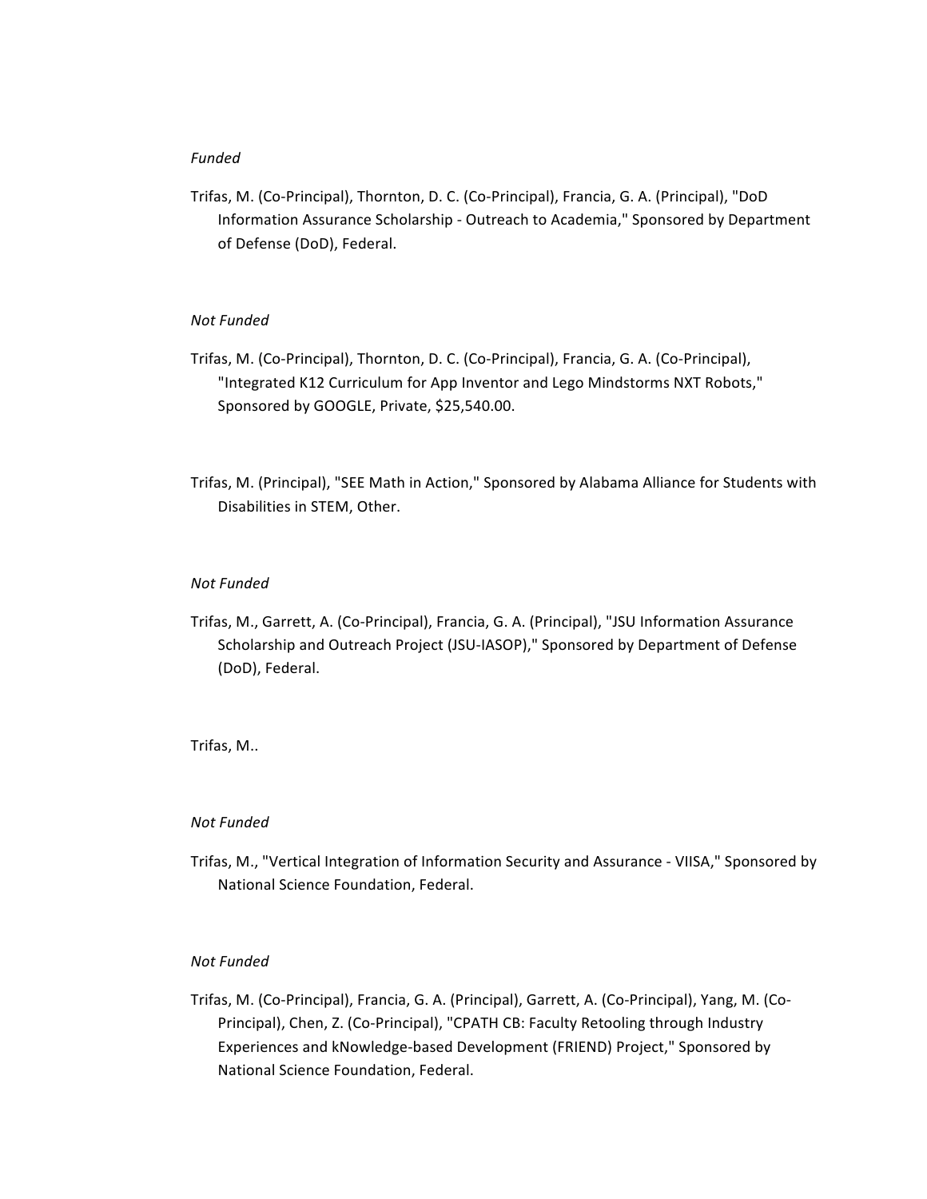*Funded*

Trifas, M. (Co-Principal), Thornton, D. C. (Co-Principal), Francia, G. A. (Principal), "DoD Information Assurance Scholarship - Outreach to Academia," Sponsored by Department of Defense (DoD), Federal.

*Not Funded*

Trifas, M. (Co-Principal), Thornton, D. C. (Co-Principal), Francia, G. A. (Co-Principal), "Integrated K12 Curriculum for App Inventor and Lego Mindstorms NXT Robots," Sponsored by GOOGLE, Private, $25,540.00.

Trifas, M. (Principal), "SEE Math in Action," Sponsored by Alabama Alliance for Students with Disabilities in STEM, Other.

*Not Funded*

Trifas, M., Garrett, A. (Co-Principal), Francia, G. A. (Principal), "JSU Information Assurance Scholarship and Outreach Project (JSU-IASOP)," Sponsored by Department of Defense (DoD), Federal.

Trifas, M..

*Not Funded*

Trifas, M., "Vertical Integration of Information Security and Assurance - VIISA," Sponsored by National Science Foundation, Federal.

*Not Funded*

Trifas, M. (Co-Principal), Francia, G. A. (Principal), Garrett, A. (Co-Principal), Yang, M. (Co-Principal), Chen, Z. (Co-Principal), "CPATH CB: Faculty Retooling through Industry Experiences and kNowledge-based Development (FRIEND) Project," Sponsored by National Science Foundation, Federal.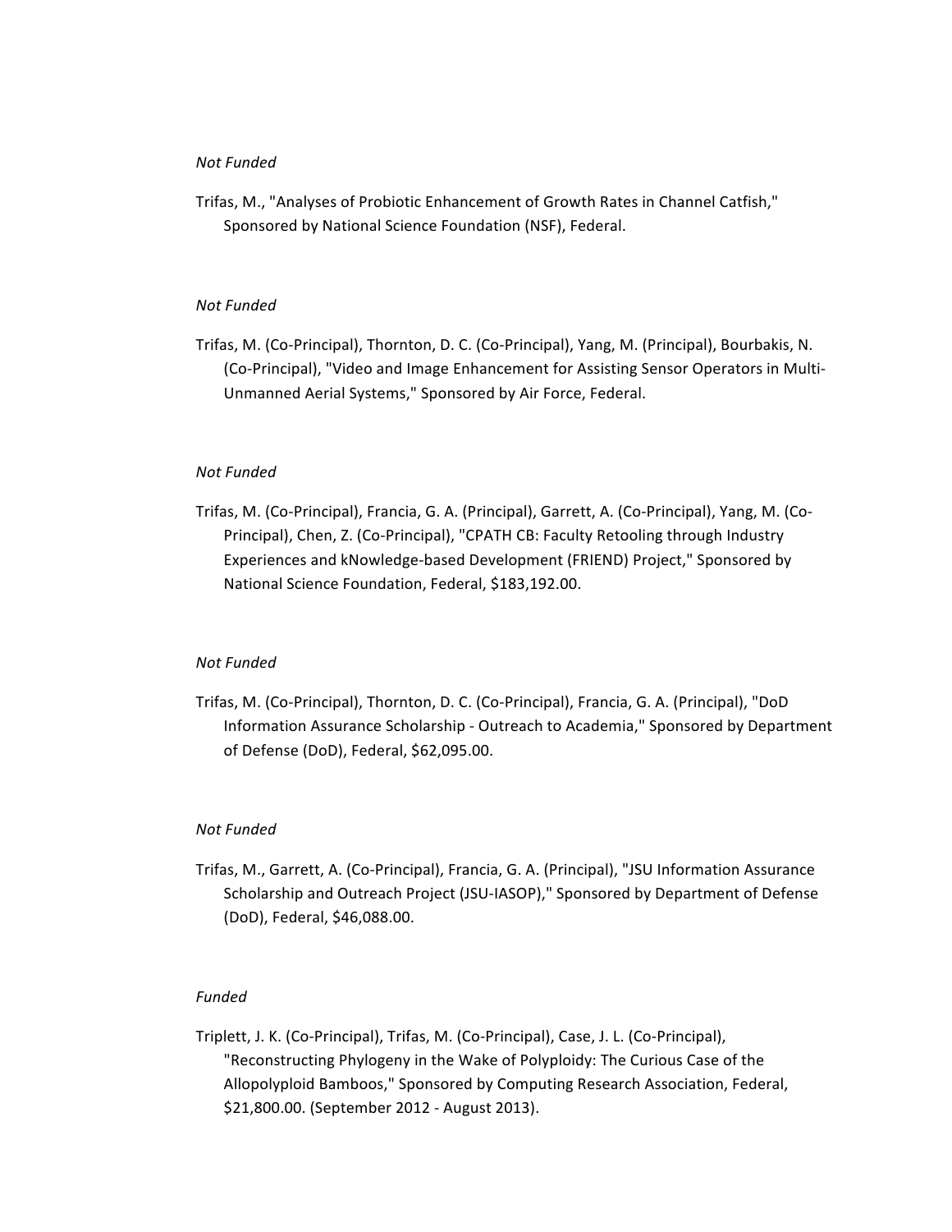*Not Funded*

Trifas, M., "Analyses of Probiotic Enhancement of Growth Rates in Channel Catfish," Sponsored by National Science Foundation (NSF), Federal.

*Not Funded*

Trifas, M. (Co-Principal), Thornton, D. C. (Co-Principal), Yang, M. (Principal), Bourbakis, N. (Co-Principal), "Video and Image Enhancement for Assisting Sensor Operators in Multi-Unmanned Aerial Systems," Sponsored by Air Force, Federal.

*Not Funded*

Trifas, M. (Co-Principal), Francia, G. A. (Principal), Garrett, A. (Co-Principal), Yang, M. (Co-Principal), Chen, Z. (Co-Principal), "CPATH CB: Faculty Retooling through Industry Experiences and kNowledge-based Development (FRIEND) Project," Sponsored by National Science Foundation, Federal, $183,192.00.

*Not Funded*

Trifas, M. (Co-Principal), Thornton, D. C. (Co-Principal), Francia, G. A. (Principal), "DoD Information Assurance Scholarship - Outreach to Academia," Sponsored by Department of Defense (DoD), Federal, $62,095.00.

*Not Funded*

Trifas, M., Garrett, A. (Co-Principal), Francia, G. A. (Principal), "JSU Information Assurance Scholarship and Outreach Project (JSU-IASOP)," Sponsored by Department of Defense (DoD), Federal, $46,088.00.

*Funded*

Triplett, J. K. (Co-Principal), Trifas, M. (Co-Principal), Case, J. L. (Co-Principal), "Reconstructing Phylogeny in the Wake of Polyploidy: The Curious Case of the Allopolyploid Bamboos," Sponsored by Computing Research Association, Federal, $21,800.00. (September 2012 - August 2013).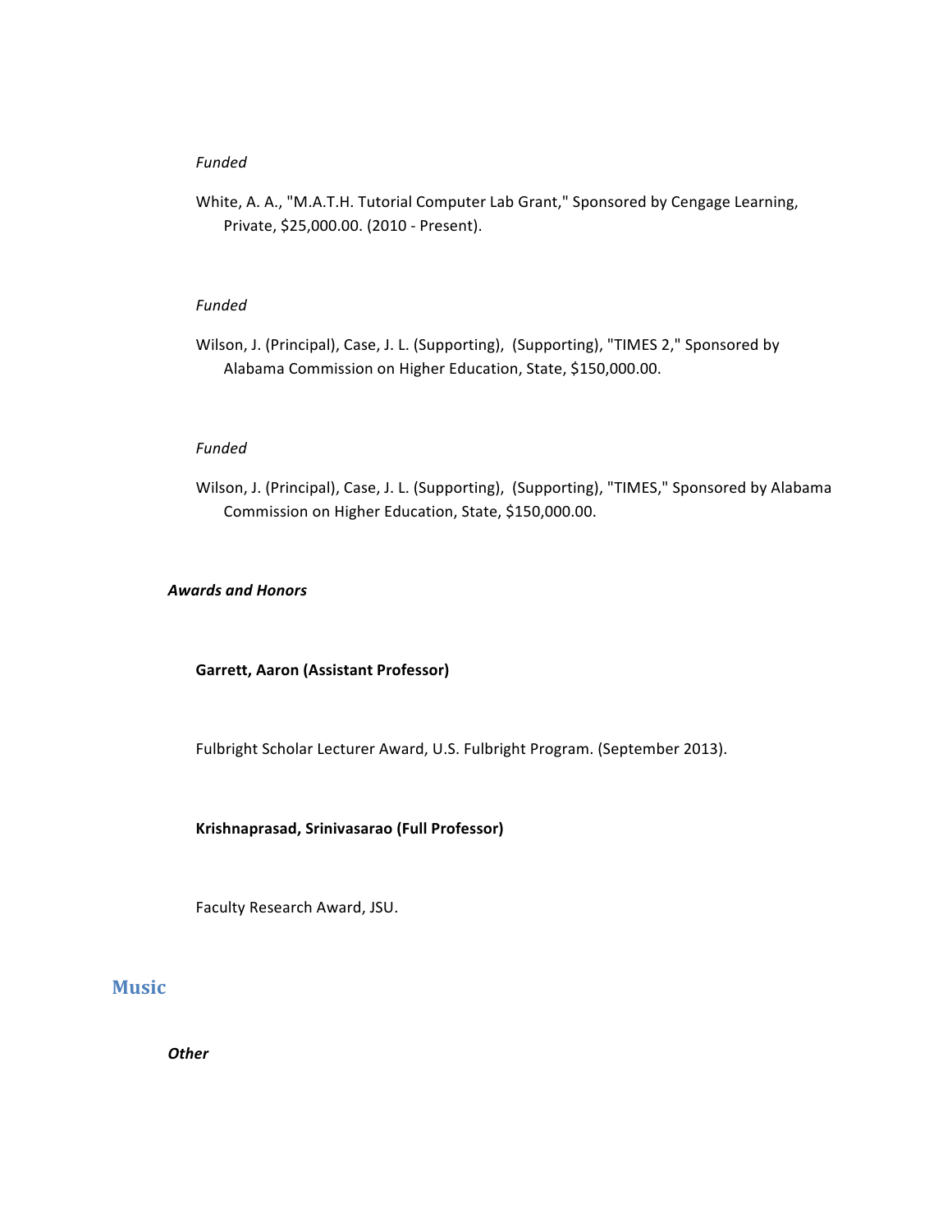*Funded*

White, A. A., "M.A.T.H. Tutorial Computer Lab Grant," Sponsored by Cengage Learning, Private, $25,000.00. (2010 - Present).

*Funded*

Wilson, J. (Principal), Case, J. L. (Supporting),  (Supporting), "TIMES 2," Sponsored by Alabama Commission on Higher Education, State, $150,000.00.

*Funded*

Wilson, J. (Principal), Case, J. L. (Supporting),  (Supporting), "TIMES," Sponsored by Alabama Commission on Higher Education, State, $150,000.00.

***Awards and Honors***

**Garrett, Aaron (Assistant Professor)**

Fulbright Scholar Lecturer Award, U.S. Fulbright Program. (September 2013).

**Krishnaprasad, Srinivasarao (Full Professor)**

Faculty Research Award, JSU.

## Music

***Other***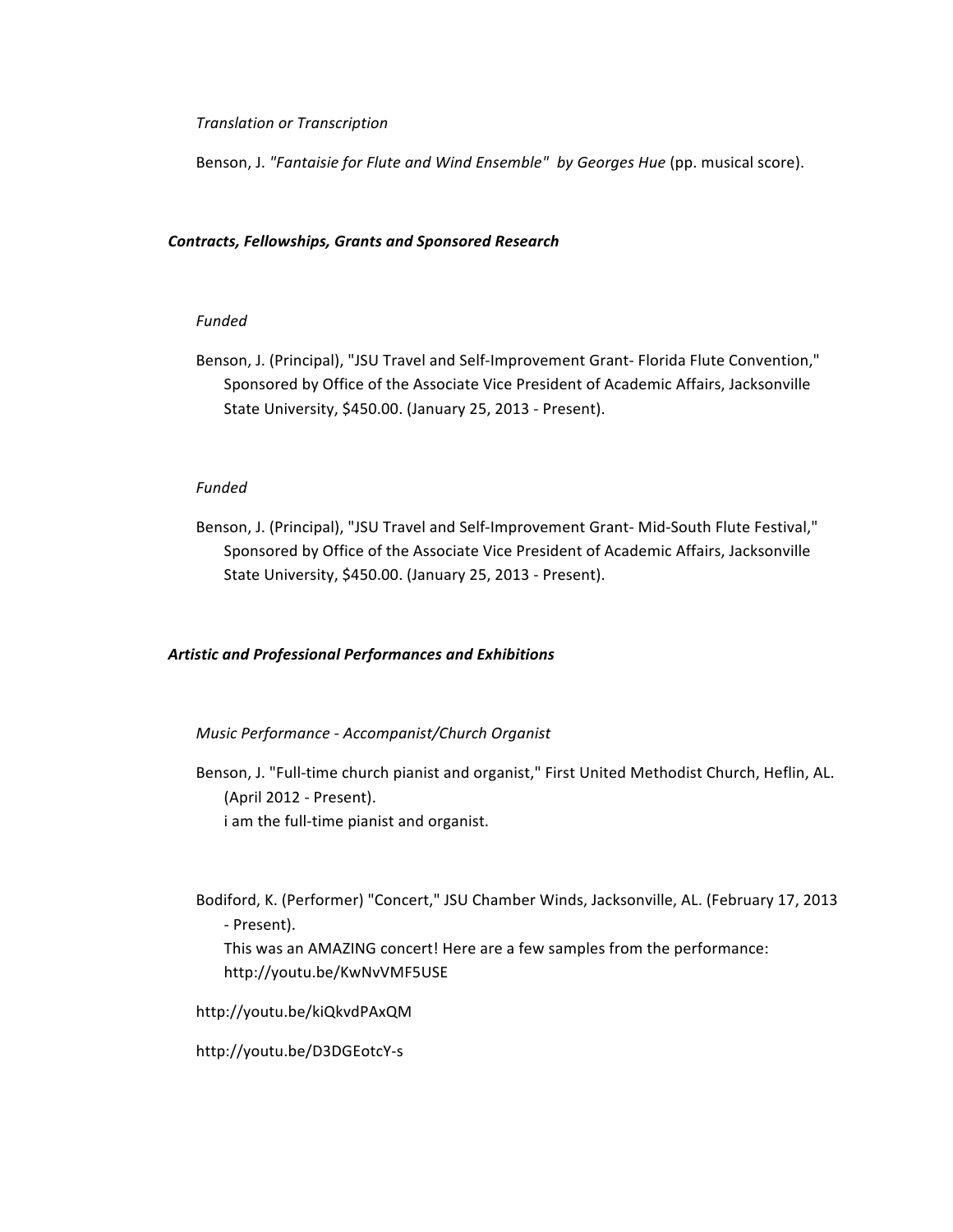*Translation or Transcription*

Benson, J. *"Fantaisie for Flute and Wind Ensemble" by Georges Hue* (pp. musical score).

***Contracts, Fellowships, Grants and Sponsored Research***

*Funded*

Benson, J. (Principal), "JSU Travel and Self-Improvement Grant- Florida Flute Convention," Sponsored by Office of the Associate Vice President of Academic Affairs, Jacksonville State University, $450.00. (January 25, 2013 - Present).

*Funded*

Benson, J. (Principal), "JSU Travel and Self-Improvement Grant- Mid-South Flute Festival," Sponsored by Office of the Associate Vice President of Academic Affairs, Jacksonville State University, $450.00. (January 25, 2013 - Present).

***Artistic and Professional Performances and Exhibitions***

*Music Performance - Accompanist/Church Organist*

Benson, J. "Full-time church pianist and organist," First United Methodist Church, Heflin, AL. (April 2012 - Present).
i am the full-time pianist and organist.

Bodiford, K. (Performer) "Concert," JSU Chamber Winds, Jacksonville, AL. (February 17, 2013 - Present).
This was an AMAZING concert! Here are a few samples from the performance: http://youtu.be/KwNvVMF5USE

http://youtu.be/kiQkvdPAxQM

http://youtu.be/D3DGEotcY-s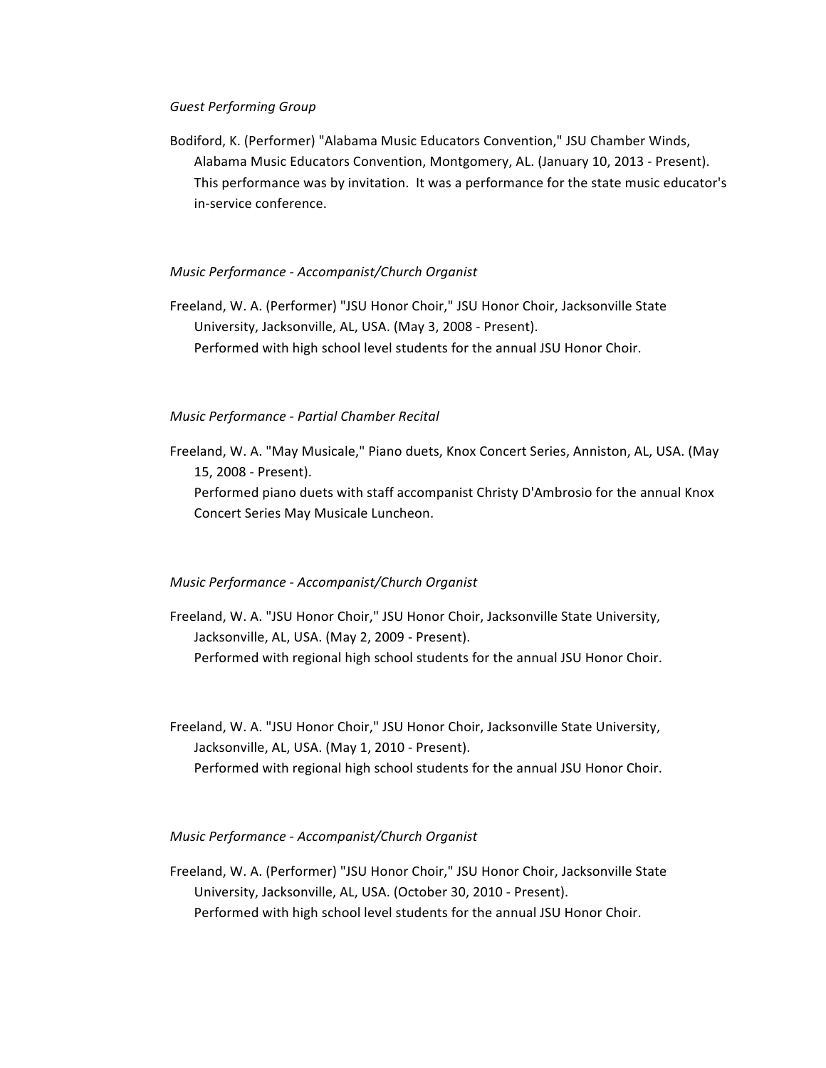*Guest Performing Group*

Bodiford, K. (Performer) "Alabama Music Educators Convention," JSU Chamber Winds, Alabama Music Educators Convention, Montgomery, AL. (January 10, 2013 - Present).
This performance was by invitation. It was a performance for the state music educator's in-service conference.

*Music Performance - Accompanist/Church Organist*

Freeland, W. A. (Performer) "JSU Honor Choir," JSU Honor Choir, Jacksonville State University, Jacksonville, AL, USA. (May 3, 2008 - Present).
Performed with high school level students for the annual JSU Honor Choir.

*Music Performance - Partial Chamber Recital*

Freeland, W. A. "May Musicale," Piano duets, Knox Concert Series, Anniston, AL, USA. (May 15, 2008 - Present).
Performed piano duets with staff accompanist Christy D'Ambrosio for the annual Knox Concert Series May Musicale Luncheon.

*Music Performance - Accompanist/Church Organist*

Freeland, W. A. "JSU Honor Choir," JSU Honor Choir, Jacksonville State University, Jacksonville, AL, USA. (May 2, 2009 - Present).
Performed with regional high school students for the annual JSU Honor Choir.

Freeland, W. A. "JSU Honor Choir," JSU Honor Choir, Jacksonville State University, Jacksonville, AL, USA. (May 1, 2010 - Present).
Performed with regional high school students for the annual JSU Honor Choir.

*Music Performance - Accompanist/Church Organist*

Freeland, W. A. (Performer) "JSU Honor Choir," JSU Honor Choir, Jacksonville State University, Jacksonville, AL, USA. (October 30, 2010 - Present).
Performed with high school level students for the annual JSU Honor Choir.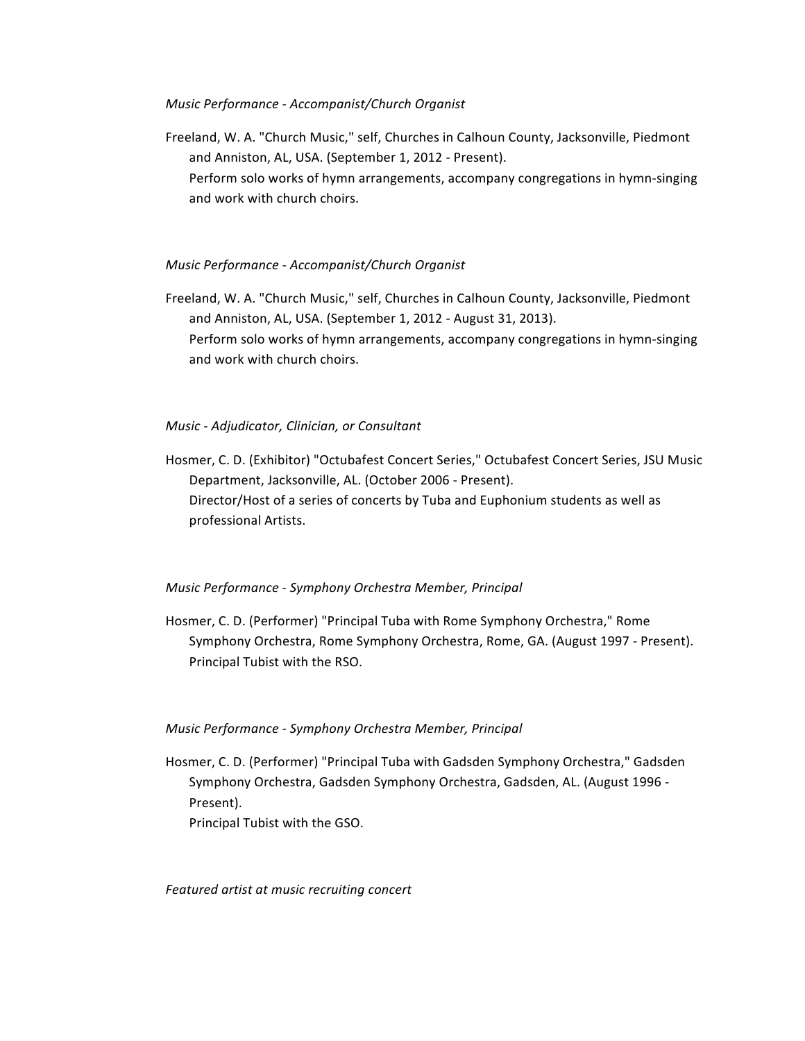*Music Performance - Accompanist/Church Organist*

Freeland, W. A. "Church Music," self, Churches in Calhoun County, Jacksonville, Piedmont and Anniston, AL, USA. (September 1, 2012 - Present).
Perform solo works of hymn arrangements, accompany congregations in hymn-singing and work with church choirs.

*Music Performance - Accompanist/Church Organist*

Freeland, W. A. "Church Music," self, Churches in Calhoun County, Jacksonville, Piedmont and Anniston, AL, USA. (September 1, 2012 - August 31, 2013).
Perform solo works of hymn arrangements, accompany congregations in hymn-singing and work with church choirs.

*Music - Adjudicator, Clinician, or Consultant*

Hosmer, C. D. (Exhibitor) "Octubafest Concert Series," Octubafest Concert Series, JSU Music Department, Jacksonville, AL. (October 2006 - Present).
Director/Host of a series of concerts by Tuba and Euphonium students as well as professional Artists.

*Music Performance - Symphony Orchestra Member, Principal*

Hosmer, C. D. (Performer) "Principal Tuba with Rome Symphony Orchestra," Rome Symphony Orchestra, Rome Symphony Orchestra, Rome, GA. (August 1997 - Present).
Principal Tubist with the RSO.

*Music Performance - Symphony Orchestra Member, Principal*

Hosmer, C. D. (Performer) "Principal Tuba with Gadsden Symphony Orchestra," Gadsden Symphony Orchestra, Gadsden Symphony Orchestra, Gadsden, AL. (August 1996 - Present).
Principal Tubist with the GSO.

*Featured artist at music recruiting concert*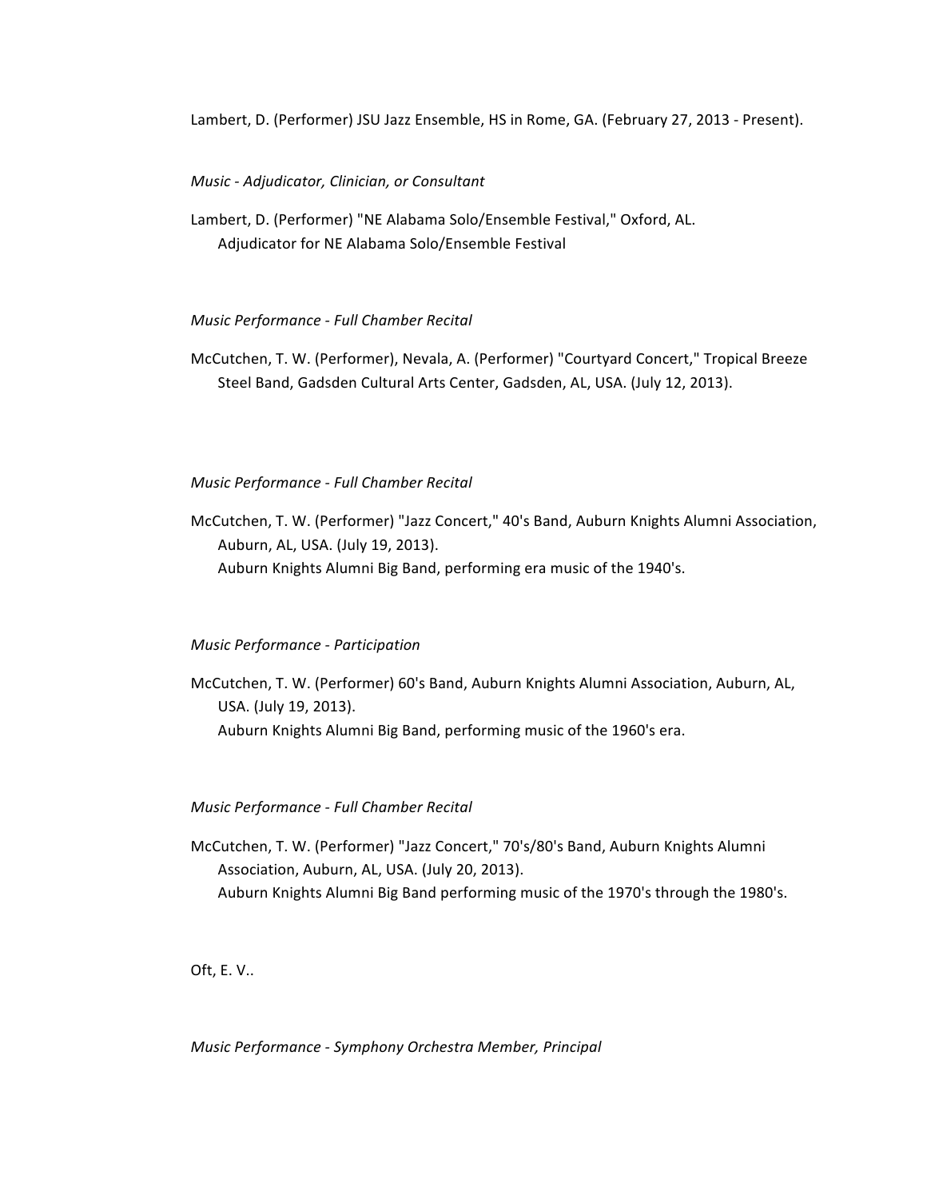Lambert, D. (Performer) JSU Jazz Ensemble, HS in Rome, GA. (February 27, 2013 - Present).

*Music - Adjudicator, Clinician, or Consultant*

Lambert, D. (Performer) "NE Alabama Solo/Ensemble Festival," Oxford, AL.
Adjudicator for NE Alabama Solo/Ensemble Festival

*Music Performance - Full Chamber Recital*

McCutchen, T. W. (Performer), Nevala, A. (Performer) "Courtyard Concert," Tropical Breeze Steel Band, Gadsden Cultural Arts Center, Gadsden, AL, USA. (July 12, 2013).

*Music Performance - Full Chamber Recital*

McCutchen, T. W. (Performer) "Jazz Concert," 40's Band, Auburn Knights Alumni Association, Auburn, AL, USA. (July 19, 2013).
Auburn Knights Alumni Big Band, performing era music of the 1940's.

*Music Performance - Participation*

McCutchen, T. W. (Performer) 60's Band, Auburn Knights Alumni Association, Auburn, AL, USA. (July 19, 2013).
Auburn Knights Alumni Big Band, performing music of the 1960's era.

*Music Performance - Full Chamber Recital*

McCutchen, T. W. (Performer) "Jazz Concert," 70's/80's Band, Auburn Knights Alumni Association, Auburn, AL, USA. (July 20, 2013).
Auburn Knights Alumni Big Band performing music of the 1970's through the 1980's.

Oft, E. V..

*Music Performance - Symphony Orchestra Member, Principal*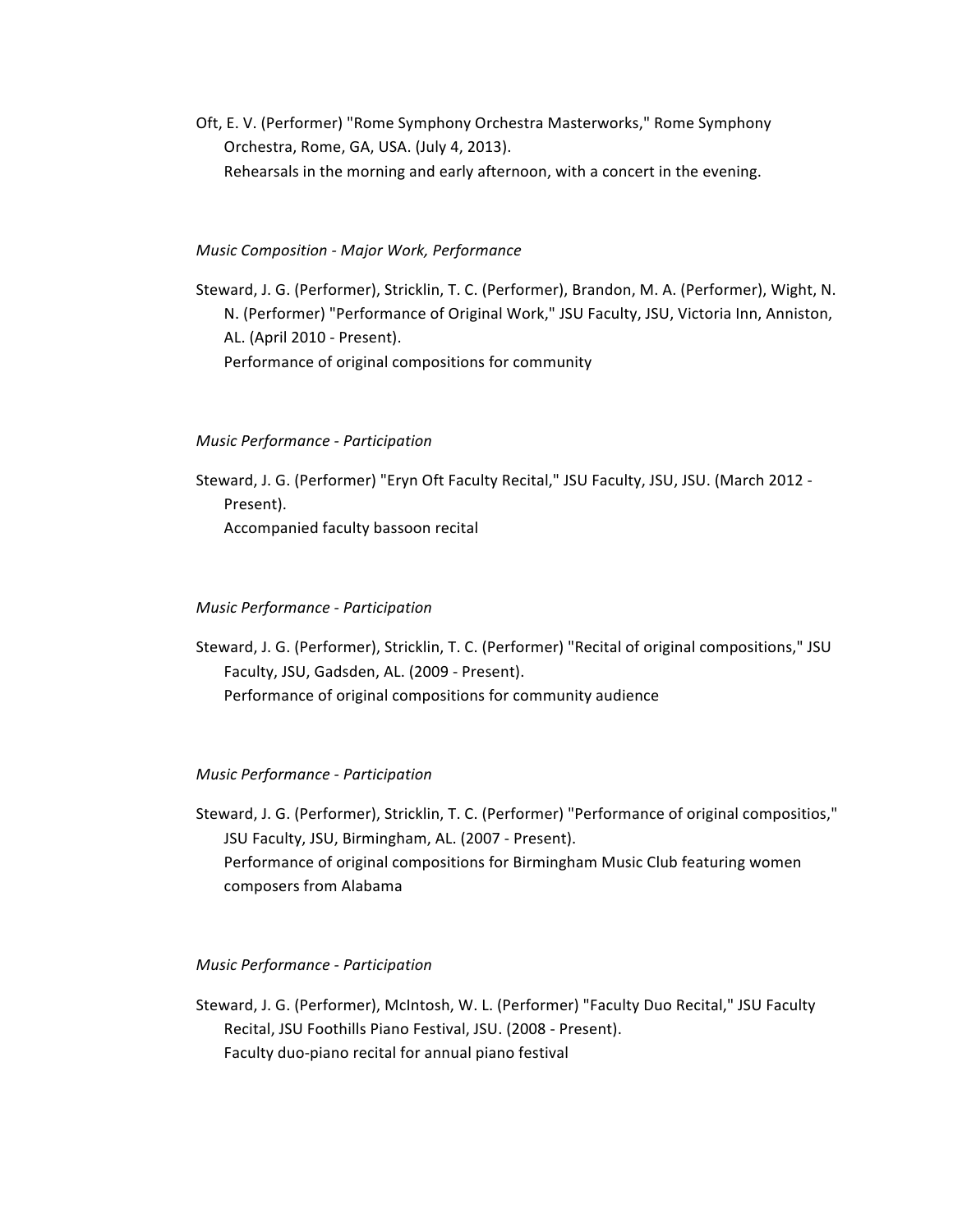Oft, E. V. (Performer) "Rome Symphony Orchestra Masterworks," Rome Symphony Orchestra, Rome, GA, USA. (July 4, 2013).
Rehearsals in the morning and early afternoon, with a concert in the evening.

*Music Composition - Major Work, Performance*

Steward, J. G. (Performer), Stricklin, T. C. (Performer), Brandon, M. A. (Performer), Wight, N. N. (Performer) "Performance of Original Work," JSU Faculty, JSU, Victoria Inn, Anniston, AL. (April 2010 - Present).
Performance of original compositions for community

*Music Performance - Participation*

Steward, J. G. (Performer) "Eryn Oft Faculty Recital," JSU Faculty, JSU, JSU. (March 2012 - Present).
Accompanied faculty bassoon recital

*Music Performance - Participation*

Steward, J. G. (Performer), Stricklin, T. C. (Performer) "Recital of original compositions," JSU Faculty, JSU, Gadsden, AL. (2009 - Present).
Performance of original compositions for community audience

*Music Performance - Participation*

Steward, J. G. (Performer), Stricklin, T. C. (Performer) "Performance of original compositios," JSU Faculty, JSU, Birmingham, AL. (2007 - Present).
Performance of original compositions for Birmingham Music Club featuring women composers from Alabama

*Music Performance - Participation*

Steward, J. G. (Performer), McIntosh, W. L. (Performer) "Faculty Duo Recital," JSU Faculty Recital, JSU Foothills Piano Festival, JSU. (2008 - Present).
Faculty duo-piano recital for annual piano festival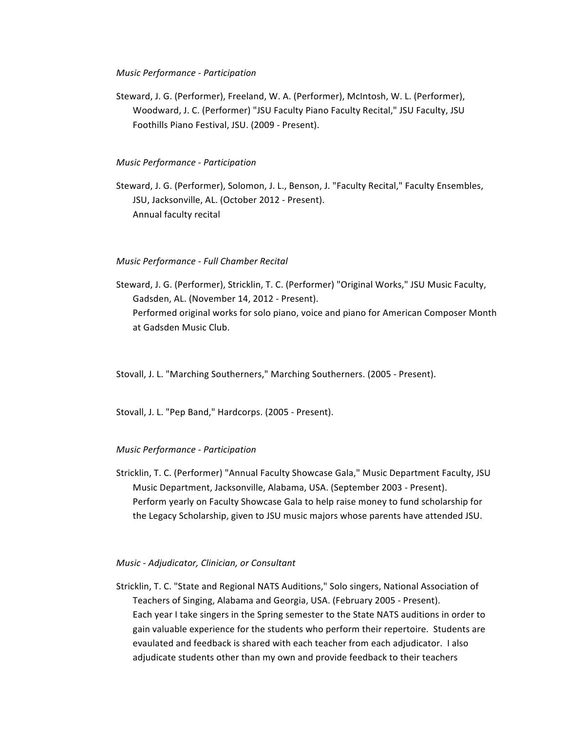*Music Performance - Participation*

Steward, J. G. (Performer), Freeland, W. A. (Performer), McIntosh, W. L. (Performer), Woodward, J. C. (Performer) "JSU Faculty Piano Faculty Recital," JSU Faculty, JSU Foothills Piano Festival, JSU. (2009 - Present).

*Music Performance - Participation*

Steward, J. G. (Performer), Solomon, J. L., Benson, J. "Faculty Recital," Faculty Ensembles, JSU, Jacksonville, AL. (October 2012 - Present).
Annual faculty recital

*Music Performance - Full Chamber Recital*

Steward, J. G. (Performer), Stricklin, T. C. (Performer) "Original Works," JSU Music Faculty, Gadsden, AL. (November 14, 2012 - Present).
Performed original works for solo piano, voice and piano for American Composer Month at Gadsden Music Club.

Stovall, J. L. "Marching Southerners," Marching Southerners. (2005 - Present).

Stovall, J. L. "Pep Band," Hardcorps. (2005 - Present).

*Music Performance - Participation*

Stricklin, T. C. (Performer) "Annual Faculty Showcase Gala," Music Department Faculty, JSU Music Department, Jacksonville, Alabama, USA. (September 2003 - Present).
Perform yearly on Faculty Showcase Gala to help raise money to fund scholarship for the Legacy Scholarship, given to JSU music majors whose parents have attended JSU.

*Music - Adjudicator, Clinician, or Consultant*

Stricklin, T. C. "State and Regional NATS Auditions," Solo singers, National Association of Teachers of Singing, Alabama and Georgia, USA. (February 2005 - Present).
Each year I take singers in the Spring semester to the State NATS auditions in order to gain valuable experience for the students who perform their repertoire. Students are evaulated and feedback is shared with each teacher from each adjudicator. I also adjudicate students other than my own and provide feedback to their teachers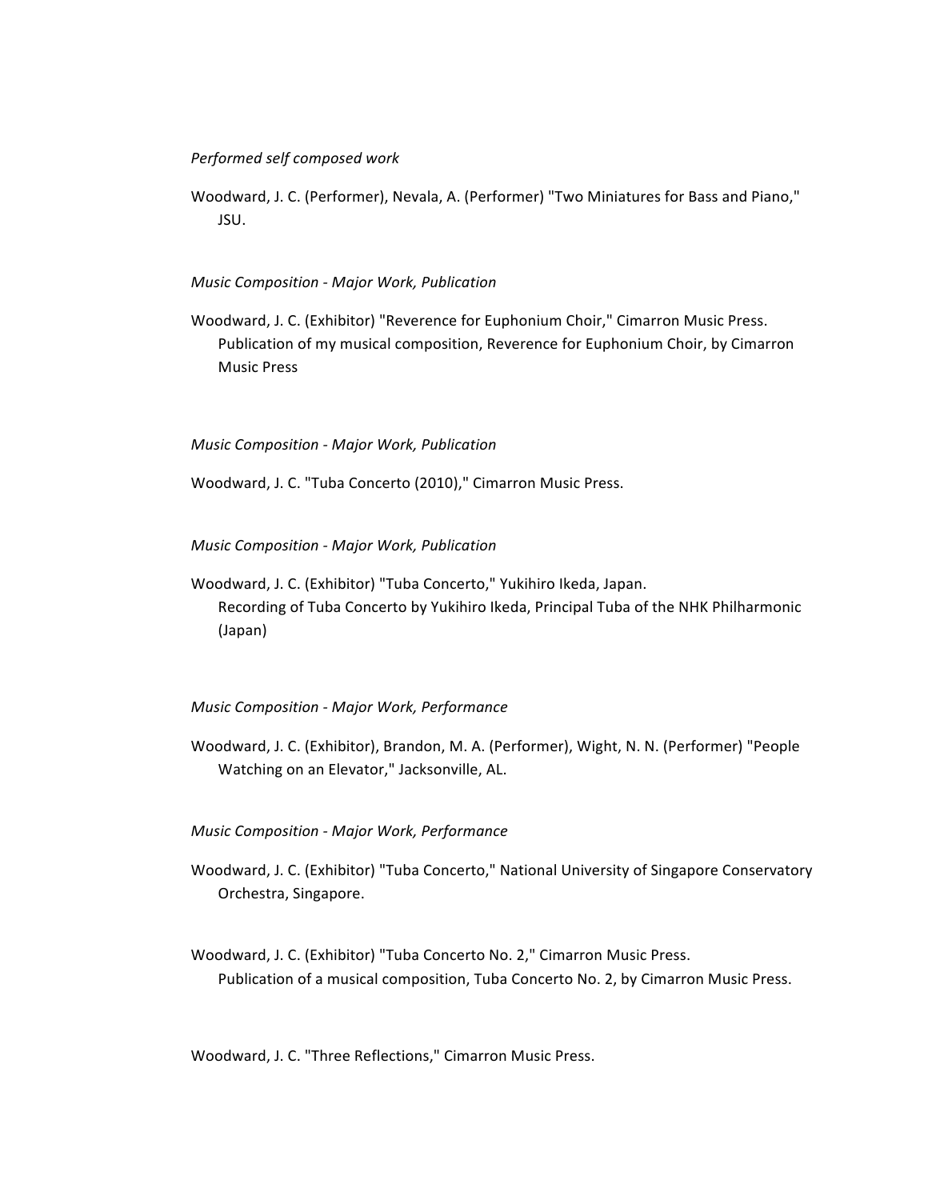*Performed self composed work*

Woodward, J. C. (Performer), Nevala, A. (Performer) "Two Miniatures for Bass and Piano," JSU.

*Music Composition - Major Work, Publication*

Woodward, J. C. (Exhibitor) "Reverence for Euphonium Choir," Cimarron Music Press. Publication of my musical composition, Reverence for Euphonium Choir, by Cimarron Music Press

*Music Composition - Major Work, Publication*

Woodward, J. C. "Tuba Concerto (2010)," Cimarron Music Press.

*Music Composition - Major Work, Publication*

Woodward, J. C. (Exhibitor) "Tuba Concerto," Yukihiro Ikeda, Japan. Recording of Tuba Concerto by Yukihiro Ikeda, Principal Tuba of the NHK Philharmonic (Japan)

*Music Composition - Major Work, Performance*

Woodward, J. C. (Exhibitor), Brandon, M. A. (Performer), Wight, N. N. (Performer) "People Watching on an Elevator," Jacksonville, AL.

*Music Composition - Major Work, Performance*

Woodward, J. C. (Exhibitor) "Tuba Concerto," National University of Singapore Conservatory Orchestra, Singapore.

Woodward, J. C. (Exhibitor) "Tuba Concerto No. 2," Cimarron Music Press. Publication of a musical composition, Tuba Concerto No. 2, by Cimarron Music Press.

Woodward, J. C. "Three Reflections," Cimarron Music Press.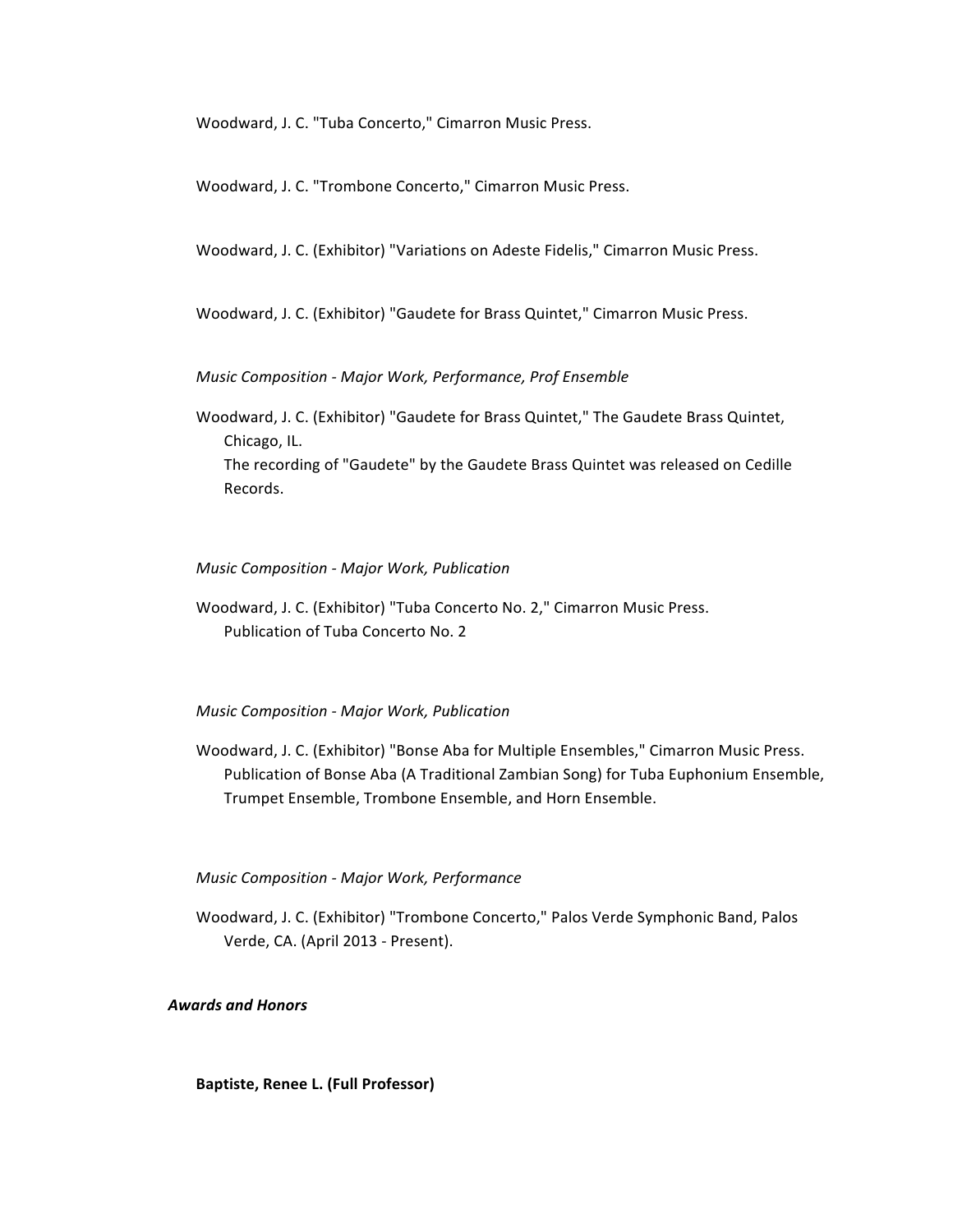Woodward, J. C. "Tuba Concerto," Cimarron Music Press.

Woodward, J. C. "Trombone Concerto," Cimarron Music Press.

Woodward, J. C. (Exhibitor) "Variations on Adeste Fidelis," Cimarron Music Press.

Woodward, J. C. (Exhibitor) "Gaudete for Brass Quintet," Cimarron Music Press.

*Music Composition - Major Work, Performance, Prof Ensemble*

Woodward, J. C. (Exhibitor) "Gaudete for Brass Quintet," The Gaudete Brass Quintet, Chicago, IL.
The recording of "Gaudete" by the Gaudete Brass Quintet was released on Cedille Records.

*Music Composition - Major Work, Publication*

Woodward, J. C. (Exhibitor) "Tuba Concerto No. 2," Cimarron Music Press.
Publication of Tuba Concerto No. 2

*Music Composition - Major Work, Publication*

Woodward, J. C. (Exhibitor) "Bonse Aba for Multiple Ensembles," Cimarron Music Press.
Publication of Bonse Aba (A Traditional Zambian Song) for Tuba Euphonium Ensemble, Trumpet Ensemble, Trombone Ensemble, and Horn Ensemble.

*Music Composition - Major Work, Performance*

Woodward, J. C. (Exhibitor) "Trombone Concerto," Palos Verde Symphonic Band, Palos Verde, CA. (April 2013 - Present).

***Awards and Honors***

**Baptiste, Renee L. (Full Professor)**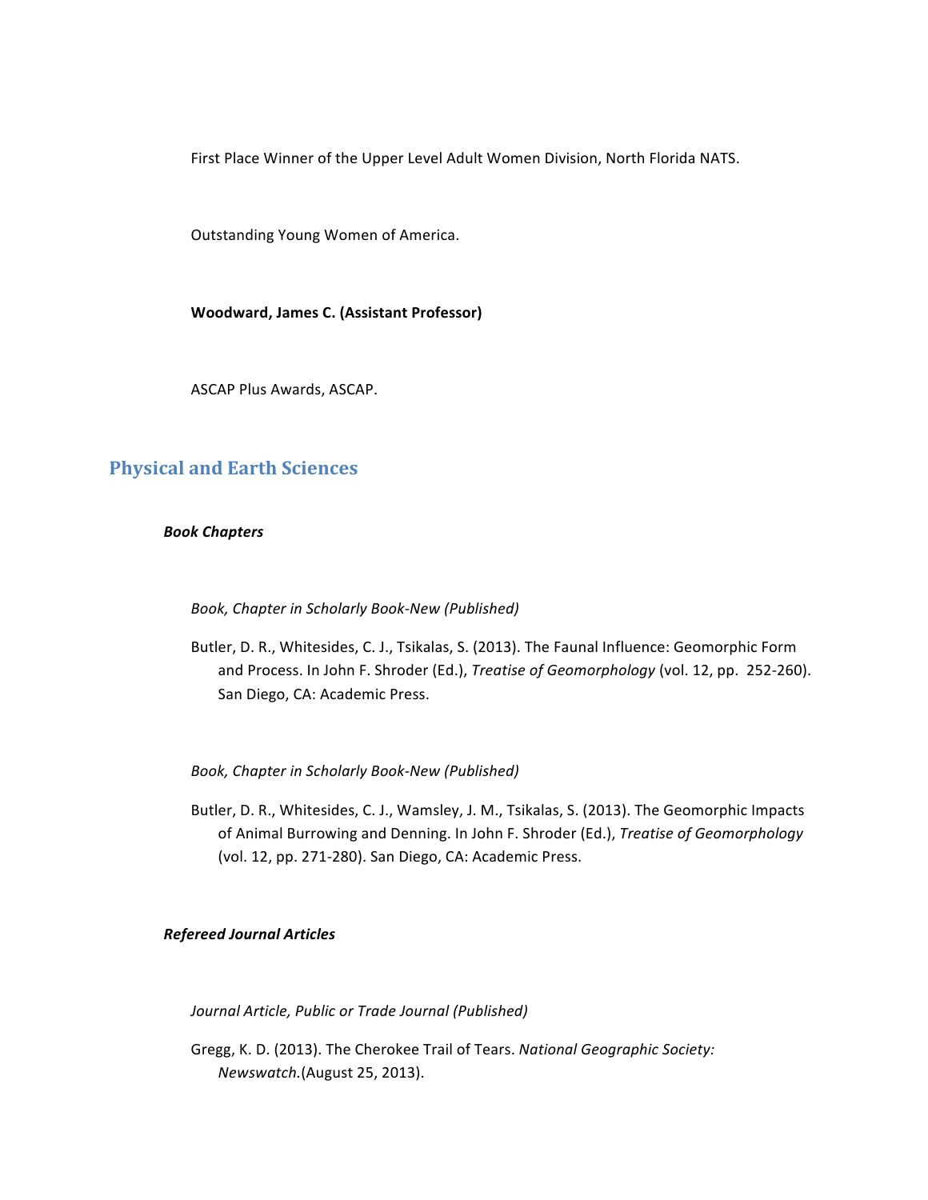First Place Winner of the Upper Level Adult Women Division, North Florida NATS.

Outstanding Young Women of America.

**Woodward, James C. (Assistant Professor)**

ASCAP Plus Awards, ASCAP.

## Physical and Earth Sciences

### ***Book Chapters***

*Book, Chapter in Scholarly Book-New (Published)*

Butler, D. R., Whitesides, C. J., Tsikalas, S. (2013). The Faunal Influence: Geomorphic Form and Process. In John F. Shroder (Ed.), *Treatise of Geomorphology* (vol. 12, pp. 252-260). San Diego, CA: Academic Press.

*Book, Chapter in Scholarly Book-New (Published)*

Butler, D. R., Whitesides, C. J., Wamsley, J. M., Tsikalas, S. (2013). The Geomorphic Impacts of Animal Burrowing and Denning. In John F. Shroder (Ed.), *Treatise of Geomorphology* (vol. 12, pp. 271-280). San Diego, CA: Academic Press.

### ***Refereed Journal Articles***

*Journal Article, Public or Trade Journal (Published)*

Gregg, K. D. (2013). The Cherokee Trail of Tears. *National Geographic Society: Newswatch.*(August 25, 2013).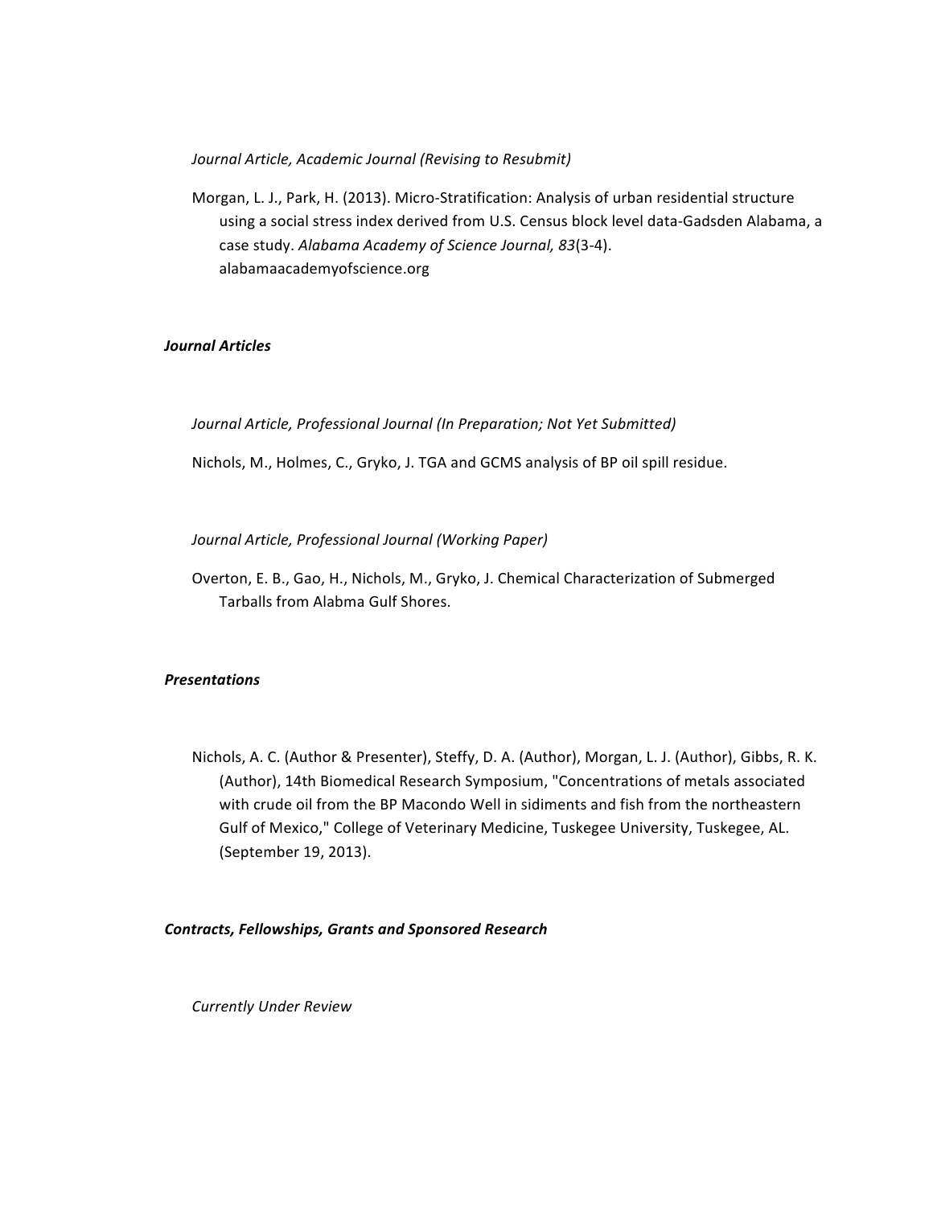*Journal Article, Academic Journal (Revising to Resubmit)*

Morgan, L. J., Park, H. (2013). Micro-Stratification: Analysis of urban residential structure using a social stress index derived from U.S. Census block level data-Gadsden Alabama, a case study. *Alabama Academy of Science Journal, 83*(3-4). alabamaacademyofscience.org

***Journal Articles***

*Journal Article, Professional Journal (In Preparation; Not Yet Submitted)*

Nichols, M., Holmes, C., Gryko, J. TGA and GCMS analysis of BP oil spill residue.

*Journal Article, Professional Journal (Working Paper)*

Overton, E. B., Gao, H., Nichols, M., Gryko, J. Chemical Characterization of Submerged Tarballs from Alabma Gulf Shores.

***Presentations***

Nichols, A. C. (Author & Presenter), Steffy, D. A. (Author), Morgan, L. J. (Author), Gibbs, R. K. (Author), 14th Biomedical Research Symposium, "Concentrations of metals associated with crude oil from the BP Macondo Well in sidiments and fish from the northeastern Gulf of Mexico," College of Veterinary Medicine, Tuskegee University, Tuskegee, AL. (September 19, 2013).

***Contracts, Fellowships, Grants and Sponsored Research***

*Currently Under Review*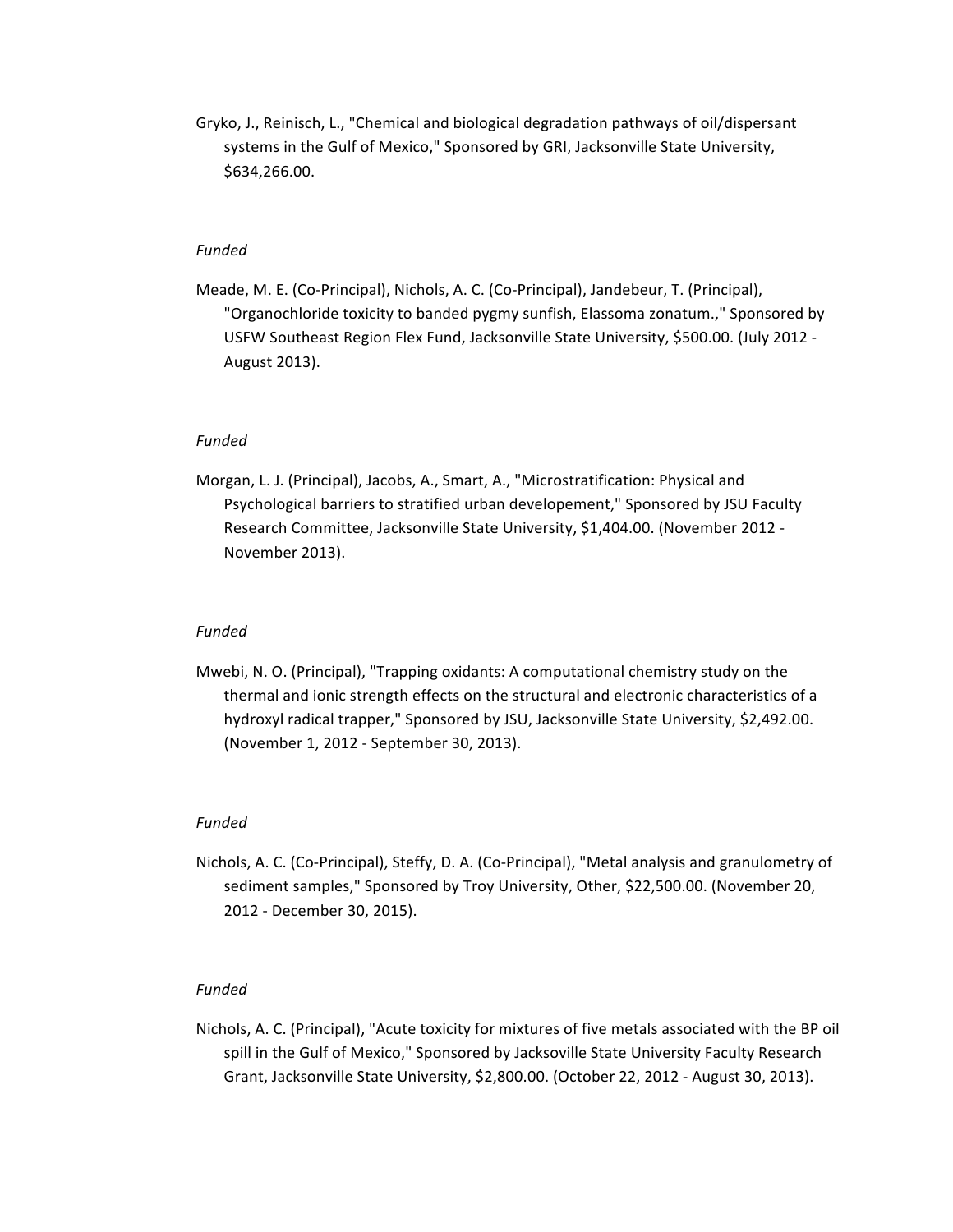Gryko, J., Reinisch, L., "Chemical and biological degradation pathways of oil/dispersant systems in the Gulf of Mexico," Sponsored by GRI, Jacksonville State University, $634,266.00.

*Funded*

Meade, M. E. (Co-Principal), Nichols, A. C. (Co-Principal), Jandebeur, T. (Principal), "Organochloride toxicity to banded pygmy sunfish, Elassoma zonatum.," Sponsored by USFW Southeast Region Flex Fund, Jacksonville State University, $500.00. (July 2012 - August 2013).

*Funded*

Morgan, L. J. (Principal), Jacobs, A., Smart, A., "Microstratification: Physical and Psychological barriers to stratified urban developement," Sponsored by JSU Faculty Research Committee, Jacksonville State University, $1,404.00. (November 2012 - November 2013).

*Funded*

Mwebi, N. O. (Principal), "Trapping oxidants: A computational chemistry study on the thermal and ionic strength effects on the structural and electronic characteristics of a hydroxyl radical trapper," Sponsored by JSU, Jacksonville State University, $2,492.00. (November 1, 2012 - September 30, 2013).

*Funded*

Nichols, A. C. (Co-Principal), Steffy, D. A. (Co-Principal), "Metal analysis and granulometry of sediment samples," Sponsored by Troy University, Other, $22,500.00. (November 20, 2012 - December 30, 2015).

*Funded*

Nichols, A. C. (Principal), "Acute toxicity for mixtures of five metals associated with the BP oil spill in the Gulf of Mexico," Sponsored by Jacksoville State University Faculty Research Grant, Jacksonville State University, $2,800.00. (October 22, 2012 - August 30, 2013).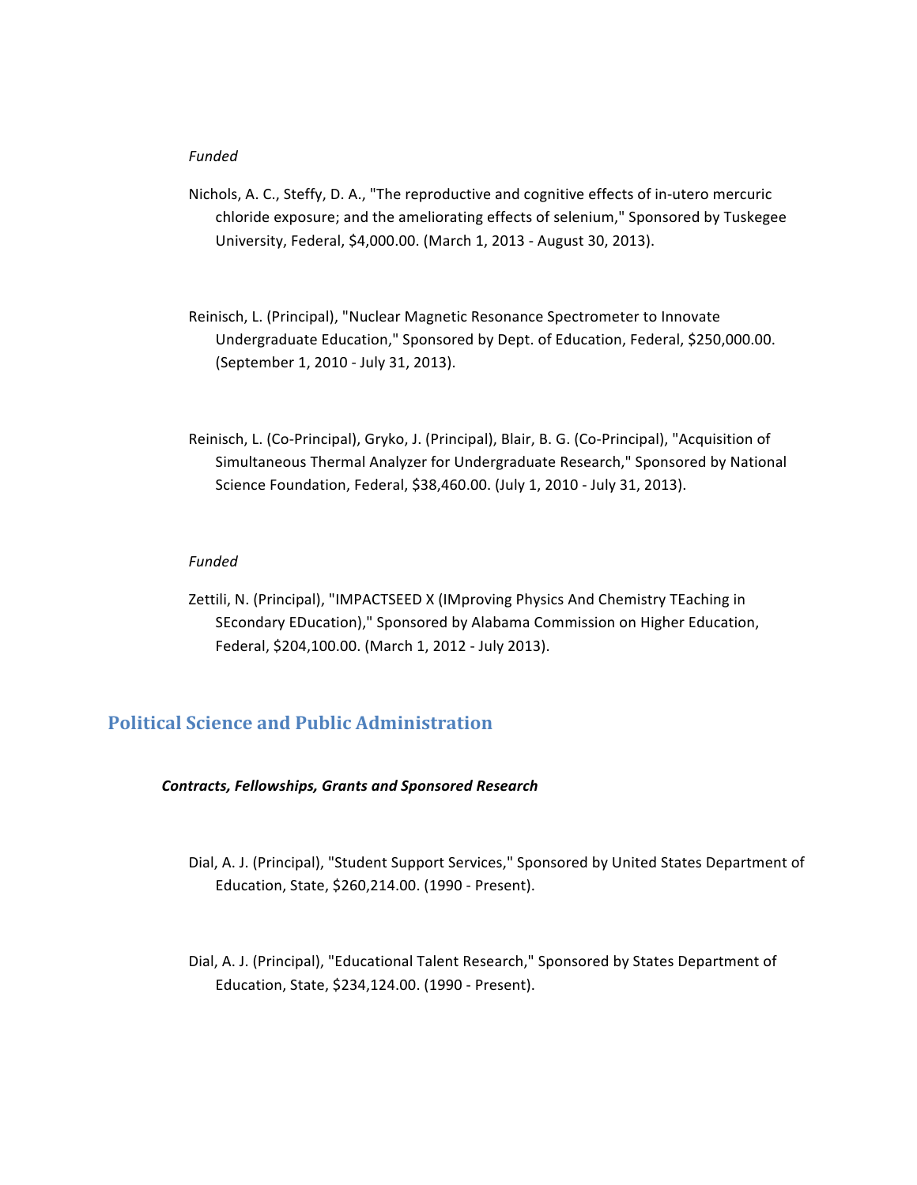*Funded*

Nichols, A. C., Steffy, D. A., "The reproductive and cognitive effects of in-utero mercuric chloride exposure; and the ameliorating effects of selenium," Sponsored by Tuskegee University, Federal, $4,000.00. (March 1, 2013 - August 30, 2013).

Reinisch, L. (Principal), "Nuclear Magnetic Resonance Spectrometer to Innovate Undergraduate Education," Sponsored by Dept. of Education, Federal, $250,000.00. (September 1, 2010 - July 31, 2013).

Reinisch, L. (Co-Principal), Gryko, J. (Principal), Blair, B. G. (Co-Principal), "Acquisition of Simultaneous Thermal Analyzer for Undergraduate Research," Sponsored by National Science Foundation, Federal, $38,460.00. (July 1, 2010 - July 31, 2013).

*Funded*

Zettili, N. (Principal), "IMPACTSEED X (IMproving Physics And Chemistry TEaching in SEcondary EDucation)," Sponsored by Alabama Commission on Higher Education, Federal, $204,100.00. (March 1, 2012 - July 2013).

## Political Science and Public Administration

***Contracts, Fellowships, Grants and Sponsored Research***

Dial, A. J. (Principal), "Student Support Services," Sponsored by United States Department of Education, State, $260,214.00. (1990 - Present).

Dial, A. J. (Principal), "Educational Talent Research," Sponsored by States Department of Education, State, $234,124.00. (1990 - Present).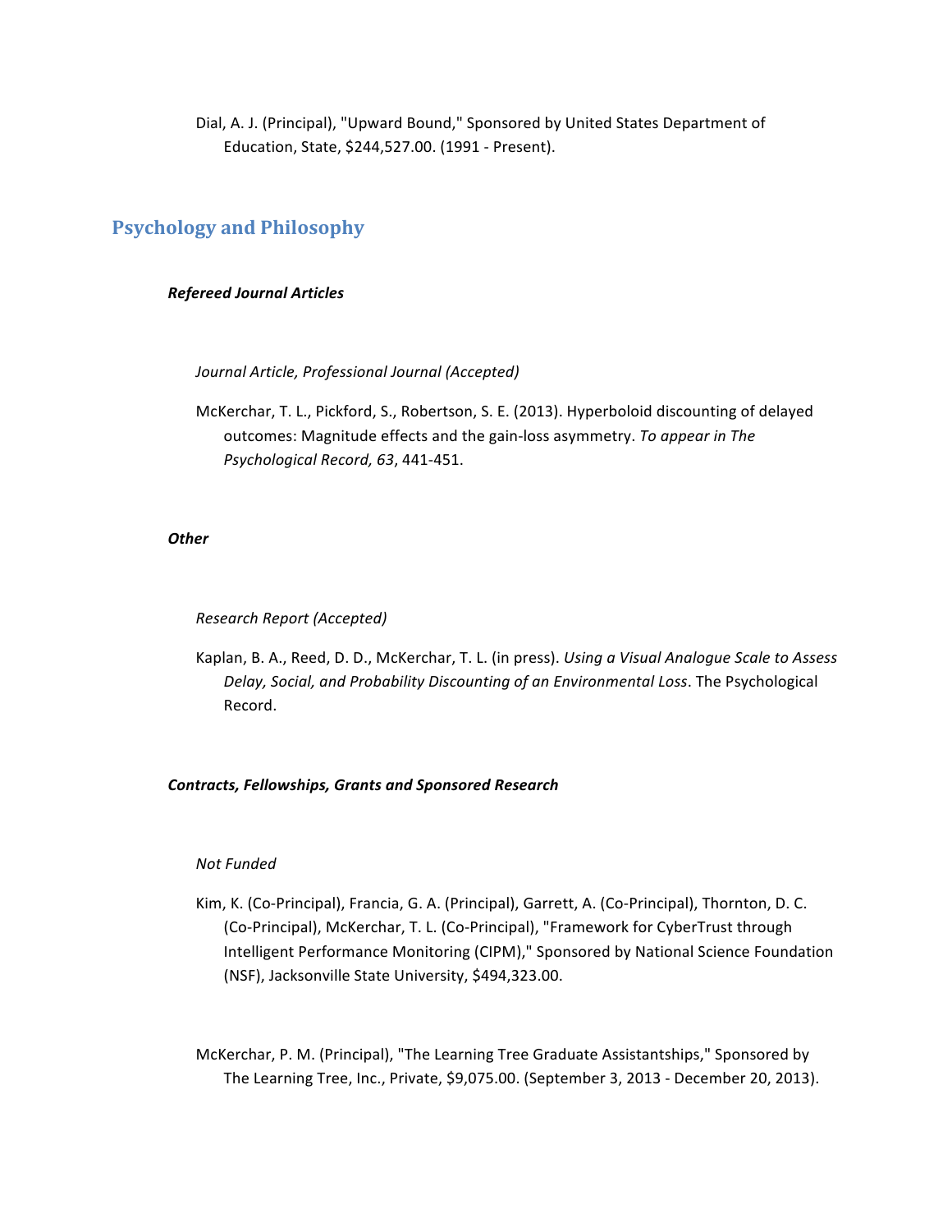Dial, A. J. (Principal), "Upward Bound," Sponsored by United States Department of Education, State, $244,527.00. (1991 - Present).

## Psychology and Philosophy

### *Refereed Journal Articles*

*Journal Article, Professional Journal (Accepted)*

McKerchar, T. L., Pickford, S., Robertson, S. E. (2013). Hyperboloid discounting of delayed outcomes: Magnitude effects and the gain-loss asymmetry. *To appear in The Psychological Record, 63*, 441-451.

### *Other*

*Research Report (Accepted)*

Kaplan, B. A., Reed, D. D., McKerchar, T. L. (in press). *Using a Visual Analogue Scale to Assess Delay, Social, and Probability Discounting of an Environmental Loss*. The Psychological Record.

### *Contracts, Fellowships, Grants and Sponsored Research*

*Not Funded*

Kim, K. (Co-Principal), Francia, G. A. (Principal), Garrett, A. (Co-Principal), Thornton, D. C. (Co-Principal), McKerchar, T. L. (Co-Principal), "Framework for CyberTrust through Intelligent Performance Monitoring (CIPM)," Sponsored by National Science Foundation (NSF), Jacksonville State University, $494,323.00.

McKerchar, P. M. (Principal), "The Learning Tree Graduate Assistantships," Sponsored by The Learning Tree, Inc., Private, $9,075.00. (September 3, 2013 - December 20, 2013).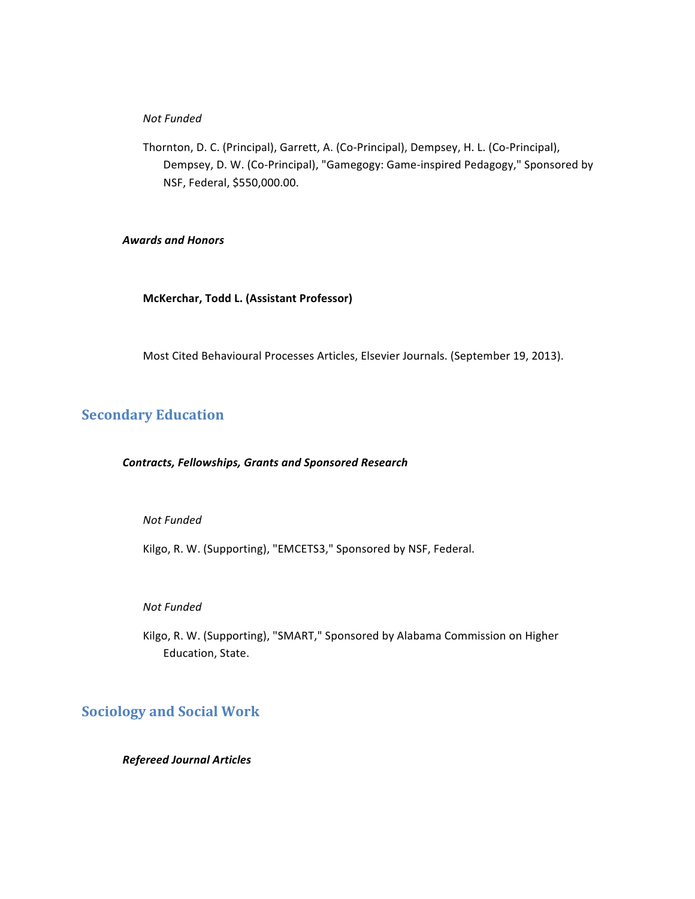*Not Funded*

Thornton, D. C. (Principal), Garrett, A. (Co-Principal), Dempsey, H. L. (Co-Principal), Dempsey, D. W. (Co-Principal), "Gamegogy: Game-inspired Pedagogy," Sponsored by NSF, Federal, $550,000.00.

***Awards and Honors***

**McKerchar, Todd L. (Assistant Professor)**

Most Cited Behavioural Processes Articles, Elsevier Journals. (September 19, 2013).

## Secondary Education

***Contracts, Fellowships, Grants and Sponsored Research***

*Not Funded*

Kilgo, R. W. (Supporting), "EMCETS3," Sponsored by NSF, Federal.

*Not Funded*

Kilgo, R. W. (Supporting), "SMART," Sponsored by Alabama Commission on Higher Education, State.

## Sociology and Social Work

***Refereed Journal Articles***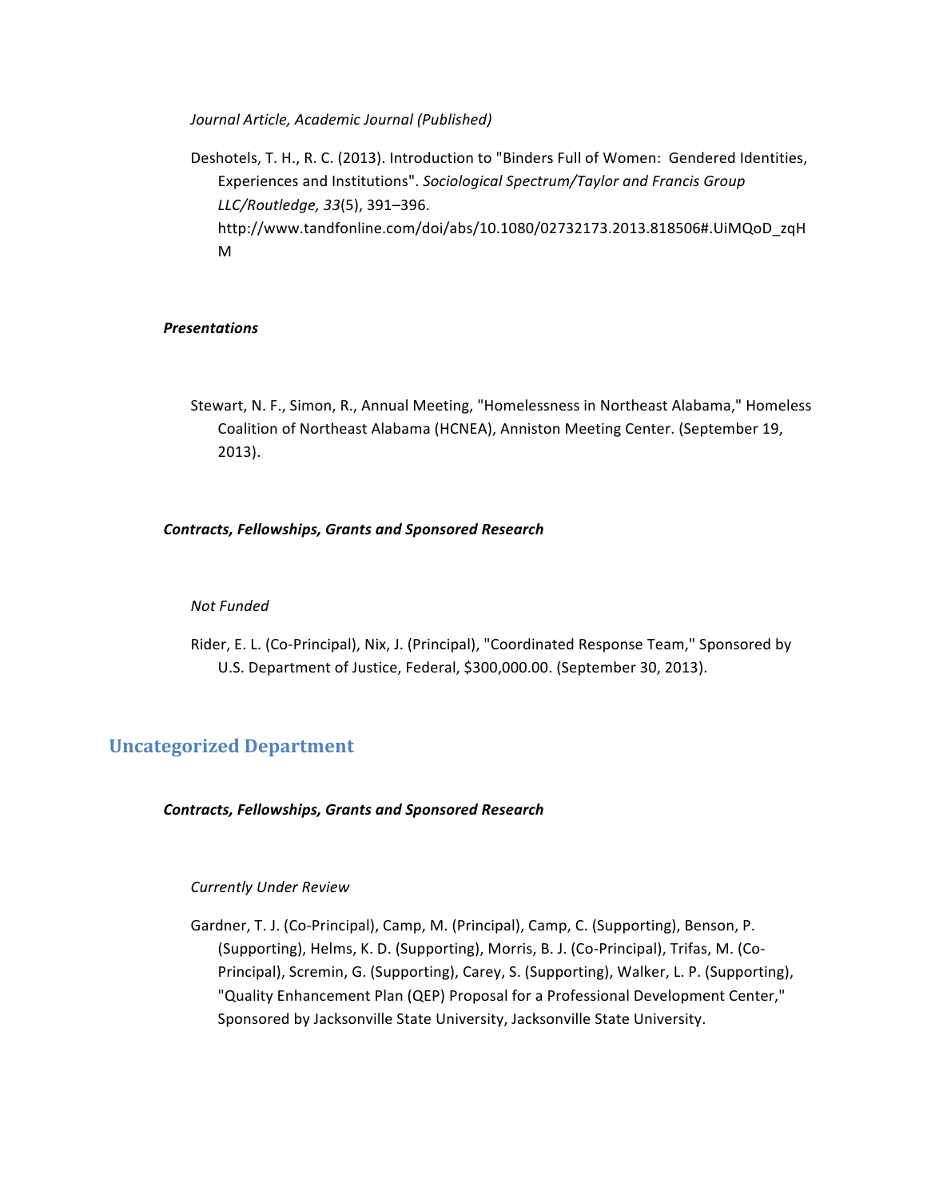*Journal Article, Academic Journal (Published)*

Deshotels, T. H., R. C. (2013). Introduction to "Binders Full of Women: Gendered Identities, Experiences and Institutions". *Sociological Spectrum/Taylor and Francis Group LLC/Routledge, 33*(5), 391–396. http://www.tandfonline.com/doi/abs/10.1080/02732173.2013.818506#.UiMQoD_zqHM

***Presentations***

Stewart, N. F., Simon, R., Annual Meeting, "Homelessness in Northeast Alabama," Homeless Coalition of Northeast Alabama (HCNEA), Anniston Meeting Center. (September 19, 2013).

***Contracts, Fellowships, Grants and Sponsored Research***

*Not Funded*

Rider, E. L. (Co-Principal), Nix, J. (Principal), "Coordinated Response Team," Sponsored by U.S. Department of Justice, Federal, $300,000.00. (September 30, 2013).

## Uncategorized Department

***Contracts, Fellowships, Grants and Sponsored Research***

*Currently Under Review*

Gardner, T. J. (Co-Principal), Camp, M. (Principal), Camp, C. (Supporting), Benson, P. (Supporting), Helms, K. D. (Supporting), Morris, B. J. (Co-Principal), Trifas, M. (Co-Principal), Scremin, G. (Supporting), Carey, S. (Supporting), Walker, L. P. (Supporting), "Quality Enhancement Plan (QEP) Proposal for a Professional Development Center," Sponsored by Jacksonville State University, Jacksonville State University.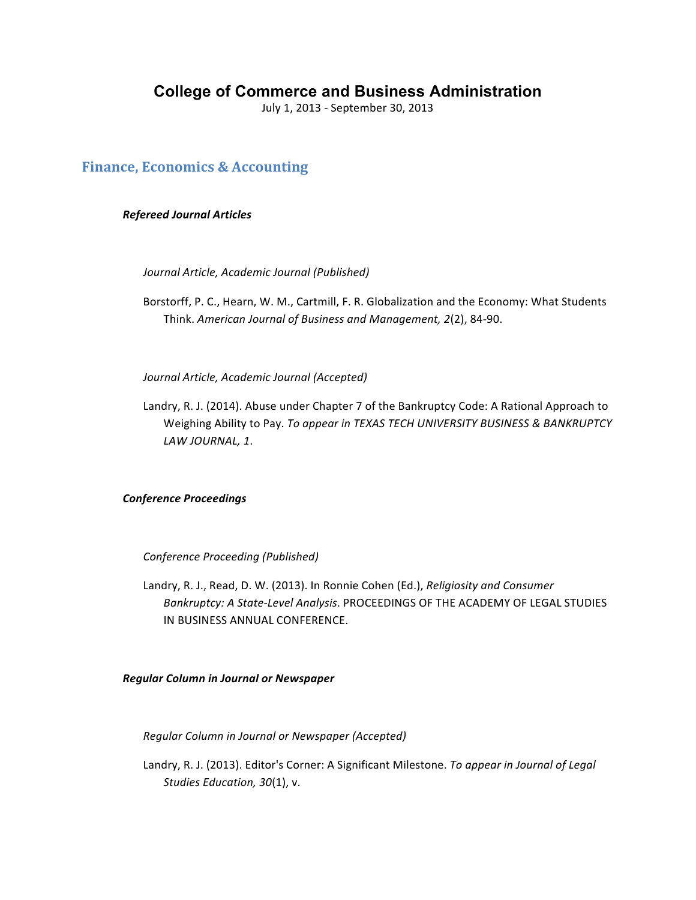# College of Commerce and Business Administration

July 1, 2013 - September 30, 2013

## Finance, Economics & Accounting

### ***Refereed Journal Articles***

*Journal Article, Academic Journal (Published)*

Borstorff, P. C., Hearn, W. M., Cartmill, F. R. Globalization and the Economy: What Students Think. *American Journal of Business and Management, 2*(2), 84-90.

*Journal Article, Academic Journal (Accepted)*

Landry, R. J. (2014). Abuse under Chapter 7 of the Bankruptcy Code: A Rational Approach to Weighing Ability to Pay. *To appear in TEXAS TECH UNIVERSITY BUSINESS & BANKRUPTCY LAW JOURNAL, 1*.

### ***Conference Proceedings***

*Conference Proceeding (Published)*

Landry, R. J., Read, D. W. (2013). In Ronnie Cohen (Ed.), *Religiosity and Consumer Bankruptcy: A State-Level Analysis*. PROCEEDINGS OF THE ACADEMY OF LEGAL STUDIES IN BUSINESS ANNUAL CONFERENCE.

### ***Regular Column in Journal or Newspaper***

*Regular Column in Journal or Newspaper (Accepted)*

Landry, R. J. (2013). Editor's Corner: A Significant Milestone. *To appear in Journal of Legal Studies Education, 30*(1), v.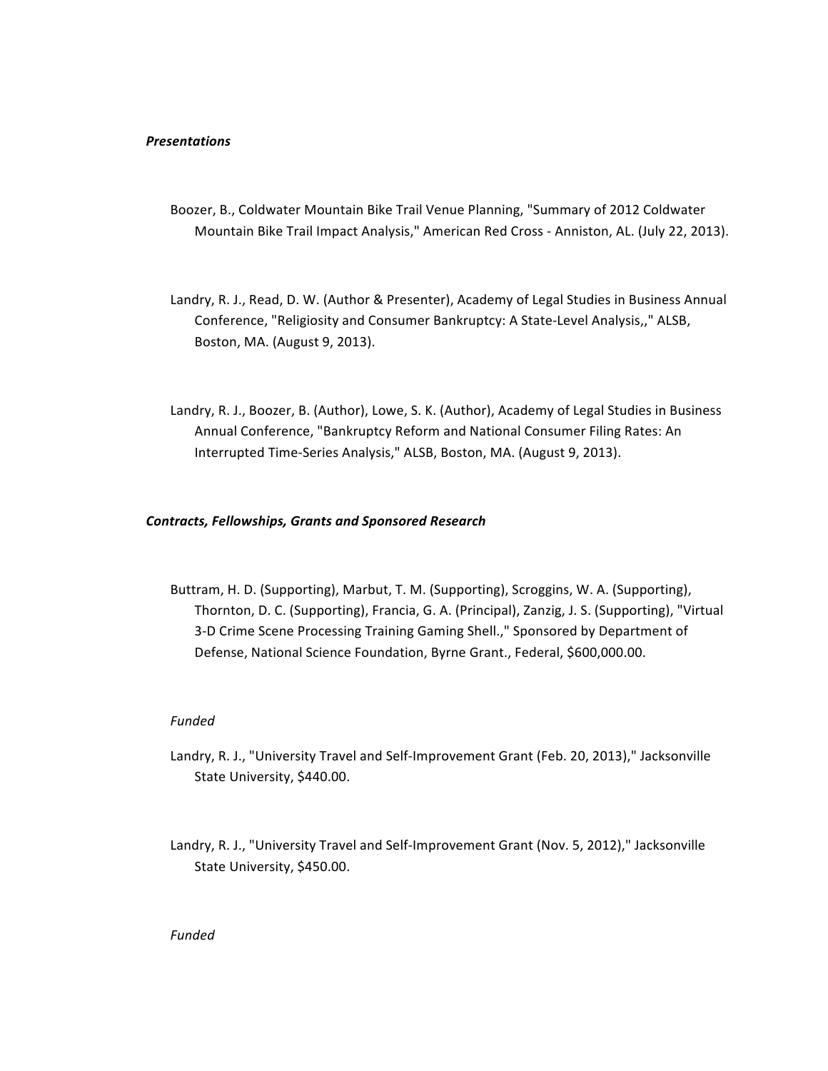***Presentations***

Boozer, B., Coldwater Mountain Bike Trail Venue Planning, "Summary of 2012 Coldwater Mountain Bike Trail Impact Analysis," American Red Cross - Anniston, AL. (July 22, 2013).

Landry, R. J., Read, D. W. (Author & Presenter), Academy of Legal Studies in Business Annual Conference, "Religiosity and Consumer Bankruptcy: A State-Level Analysis,," ALSB, Boston, MA. (August 9, 2013).

Landry, R. J., Boozer, B. (Author), Lowe, S. K. (Author), Academy of Legal Studies in Business Annual Conference, "Bankruptcy Reform and National Consumer Filing Rates: An Interrupted Time-Series Analysis," ALSB, Boston, MA. (August 9, 2013).

***Contracts, Fellowships, Grants and Sponsored Research***

Buttram, H. D. (Supporting), Marbut, T. M. (Supporting), Scroggins, W. A. (Supporting), Thornton, D. C. (Supporting), Francia, G. A. (Principal), Zanzig, J. S. (Supporting), "Virtual 3-D Crime Scene Processing Training Gaming Shell.," Sponsored by Department of Defense, National Science Foundation, Byrne Grant., Federal, $600,000.00.

*Funded*

Landry, R. J., "University Travel and Self-Improvement Grant (Feb. 20, 2013)," Jacksonville State University, $440.00.

Landry, R. J., "University Travel and Self-Improvement Grant (Nov. 5, 2012)," Jacksonville State University, $450.00.

*Funded*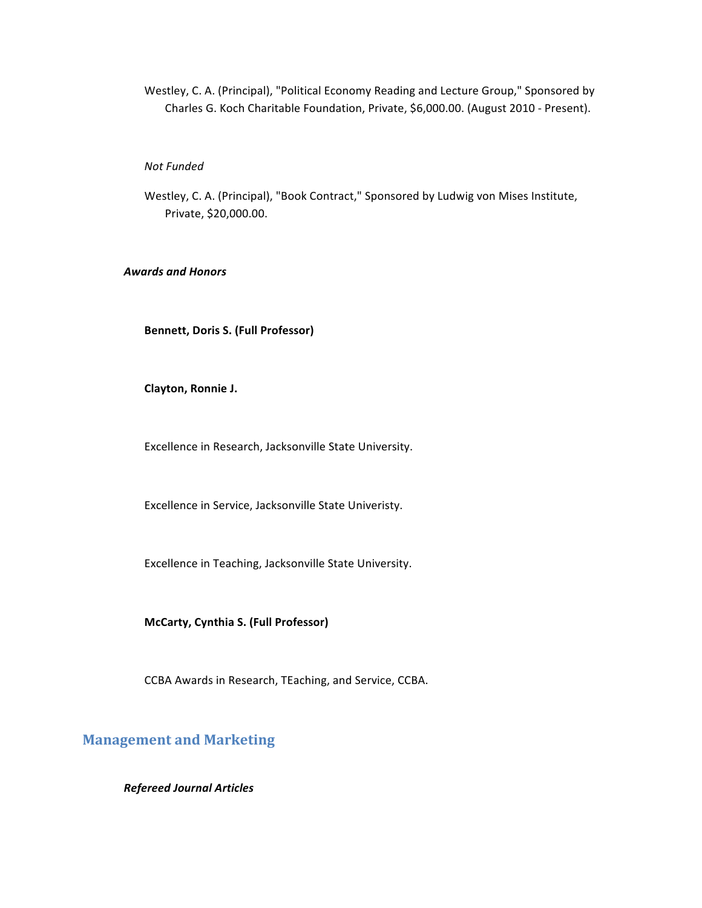Westley, C. A. (Principal), "Political Economy Reading and Lecture Group," Sponsored by Charles G. Koch Charitable Foundation, Private, $6,000.00. (August 2010 - Present).

*Not Funded*

Westley, C. A. (Principal), "Book Contract," Sponsored by Ludwig von Mises Institute, Private, $20,000.00.

***Awards and Honors***

**Bennett, Doris S. (Full Professor)**

**Clayton, Ronnie J.**

Excellence in Research, Jacksonville State University.

Excellence in Service, Jacksonville State Univeristy.

Excellence in Teaching, Jacksonville State University.

**McCarty, Cynthia S. (Full Professor)**

CCBA Awards in Research, TEaching, and Service, CCBA.

## Management and Marketing

***Refereed Journal Articles***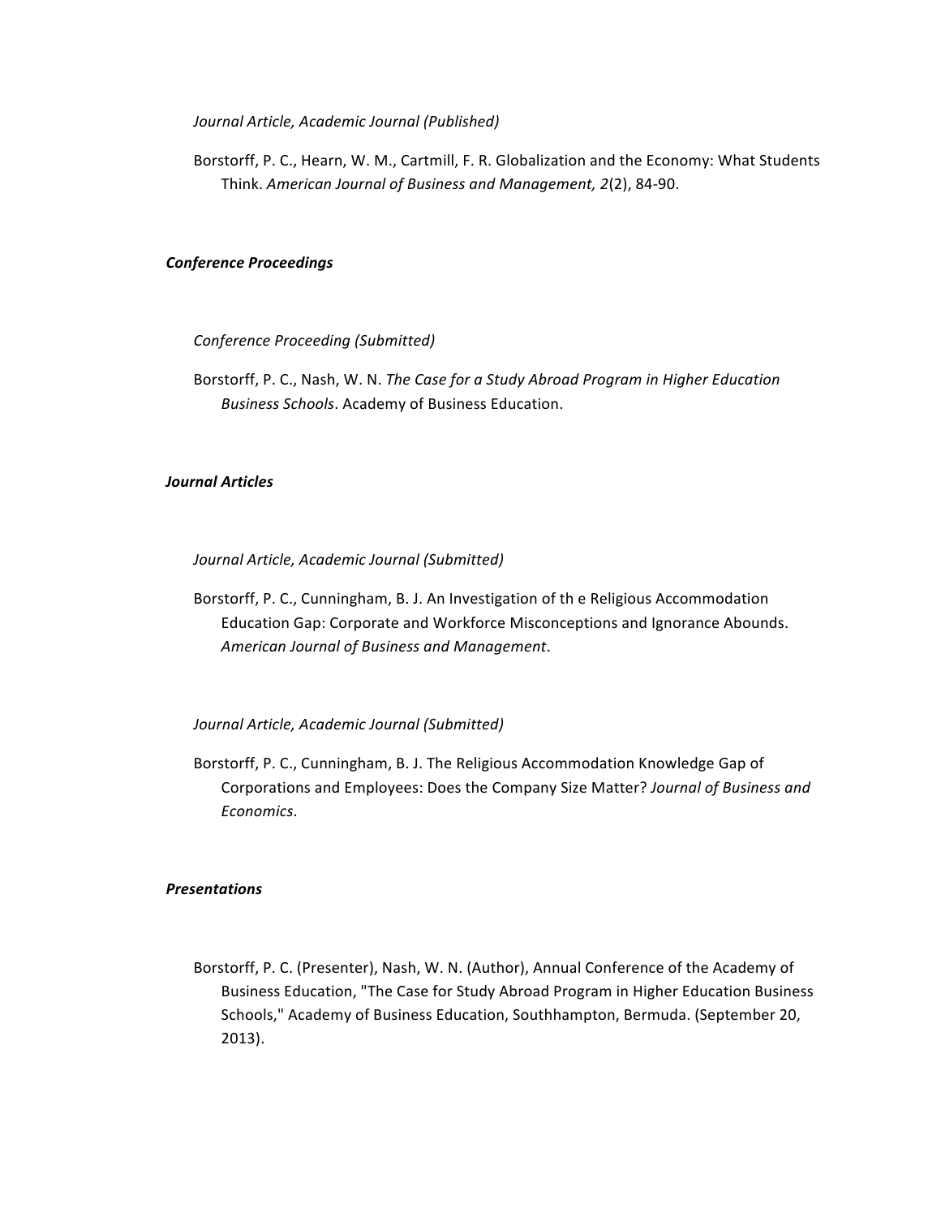*Journal Article, Academic Journal (Published)*

Borstorff, P. C., Hearn, W. M., Cartmill, F. R. Globalization and the Economy: What Students Think. *American Journal of Business and Management, 2*(2), 84-90.

***Conference Proceedings***

*Conference Proceeding (Submitted)*

Borstorff, P. C., Nash, W. N. *The Case for a Study Abroad Program in Higher Education Business Schools*. Academy of Business Education.

***Journal Articles***

*Journal Article, Academic Journal (Submitted)*

Borstorff, P. C., Cunningham, B. J. An Investigation of th e Religious Accommodation Education Gap: Corporate and Workforce Misconceptions and Ignorance Abounds. *American Journal of Business and Management*.

*Journal Article, Academic Journal (Submitted)*

Borstorff, P. C., Cunningham, B. J. The Religious Accommodation Knowledge Gap of Corporations and Employees: Does the Company Size Matter? *Journal of Business and Economics*.

***Presentations***

Borstorff, P. C. (Presenter), Nash, W. N. (Author), Annual Conference of the Academy of Business Education, "The Case for Study Abroad Program in Higher Education Business Schools," Academy of Business Education, Southhampton, Bermuda. (September 20, 2013).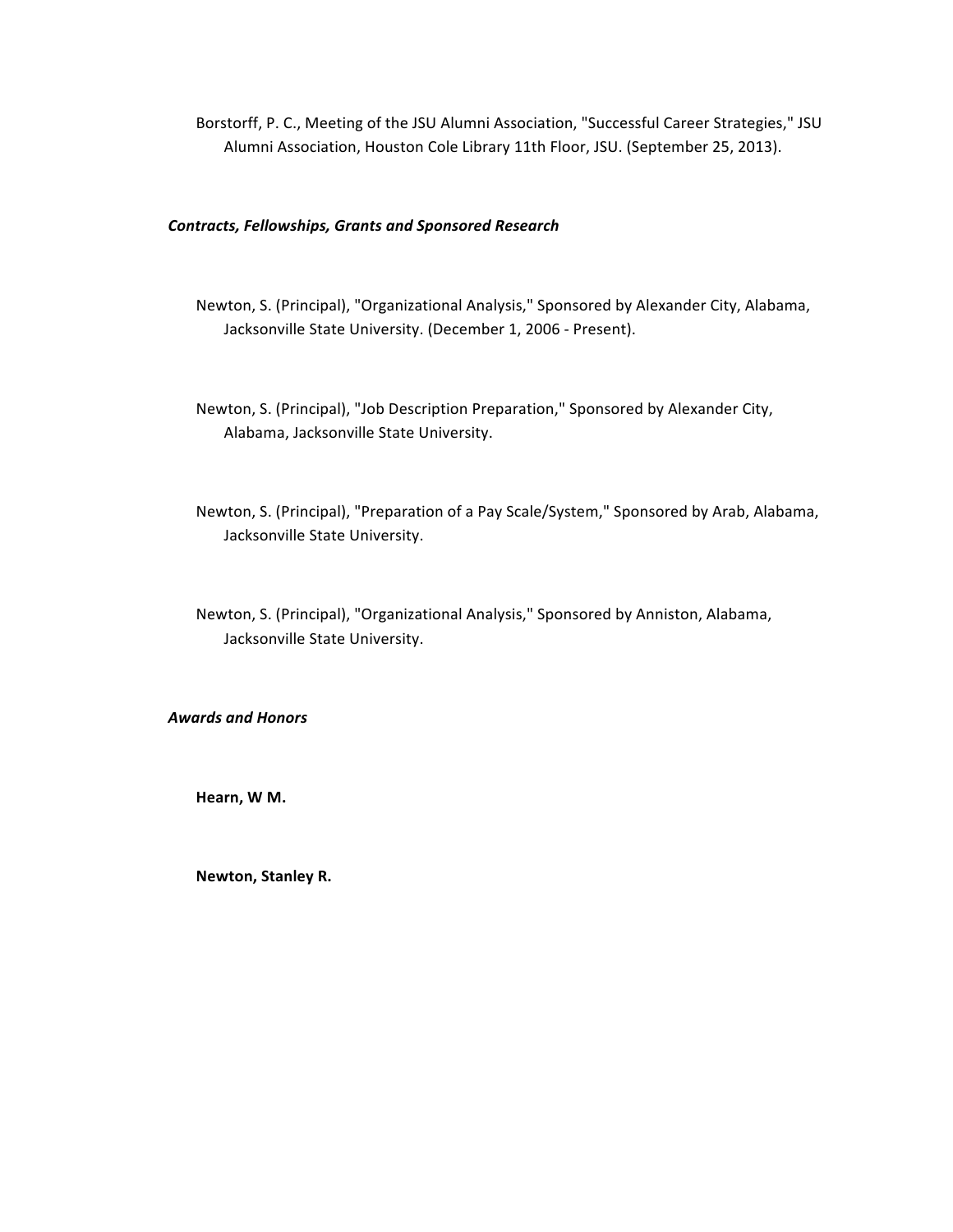Borstorff, P. C., Meeting of the JSU Alumni Association, "Successful Career Strategies," JSU Alumni Association, Houston Cole Library 11th Floor, JSU. (September 25, 2013).

***Contracts, Fellowships, Grants and Sponsored Research***

Newton, S. (Principal), "Organizational Analysis," Sponsored by Alexander City, Alabama, Jacksonville State University. (December 1, 2006 - Present).

Newton, S. (Principal), "Job Description Preparation," Sponsored by Alexander City, Alabama, Jacksonville State University.

Newton, S. (Principal), "Preparation of a Pay Scale/System," Sponsored by Arab, Alabama, Jacksonville State University.

Newton, S. (Principal), "Organizational Analysis," Sponsored by Anniston, Alabama, Jacksonville State University.

***Awards and Honors***

**Hearn, W M.**

**Newton, Stanley R.**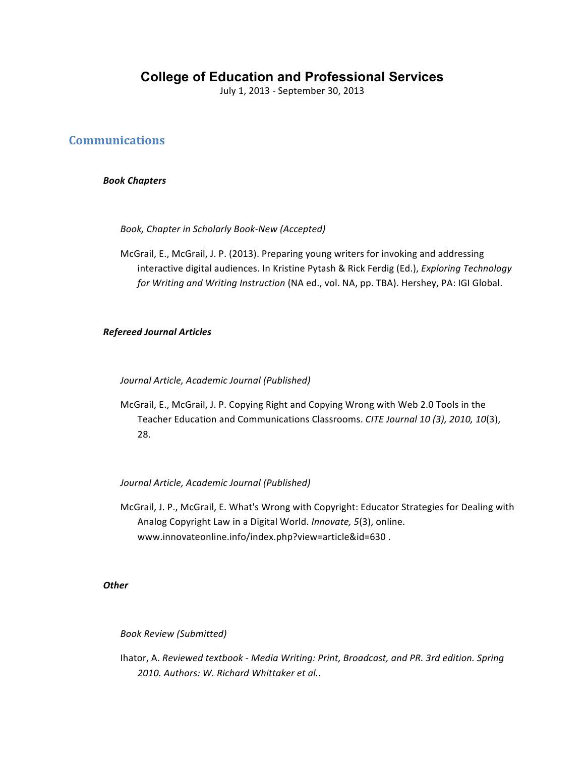# College of Education and Professional Services

July 1, 2013 - September 30, 2013

## Communications

### *Book Chapters*

*Book, Chapter in Scholarly Book-New (Accepted)*

McGrail, E., McGrail, J. P. (2013). Preparing young writers for invoking and addressing interactive digital audiences. In Kristine Pytash & Rick Ferdig (Ed.), *Exploring Technology for Writing and Writing Instruction* (NA ed., vol. NA, pp. TBA). Hershey, PA: IGI Global.

### *Refereed Journal Articles*

*Journal Article, Academic Journal (Published)*

McGrail, E., McGrail, J. P. Copying Right and Copying Wrong with Web 2.0 Tools in the Teacher Education and Communications Classrooms. *CITE Journal 10 (3), 2010, 10*(3), 28.

*Journal Article, Academic Journal (Published)*

McGrail, J. P., McGrail, E. What's Wrong with Copyright: Educator Strategies for Dealing with Analog Copyright Law in a Digital World. *Innovate, 5*(3), online. www.innovateonline.info/index.php?view=article&id=630 .

### *Other*

*Book Review (Submitted)*

Ihator, A. *Reviewed textbook - Media Writing: Print, Broadcast, and PR. 3rd edition. Spring 2010. Authors: W. Richard Whittaker et al.*.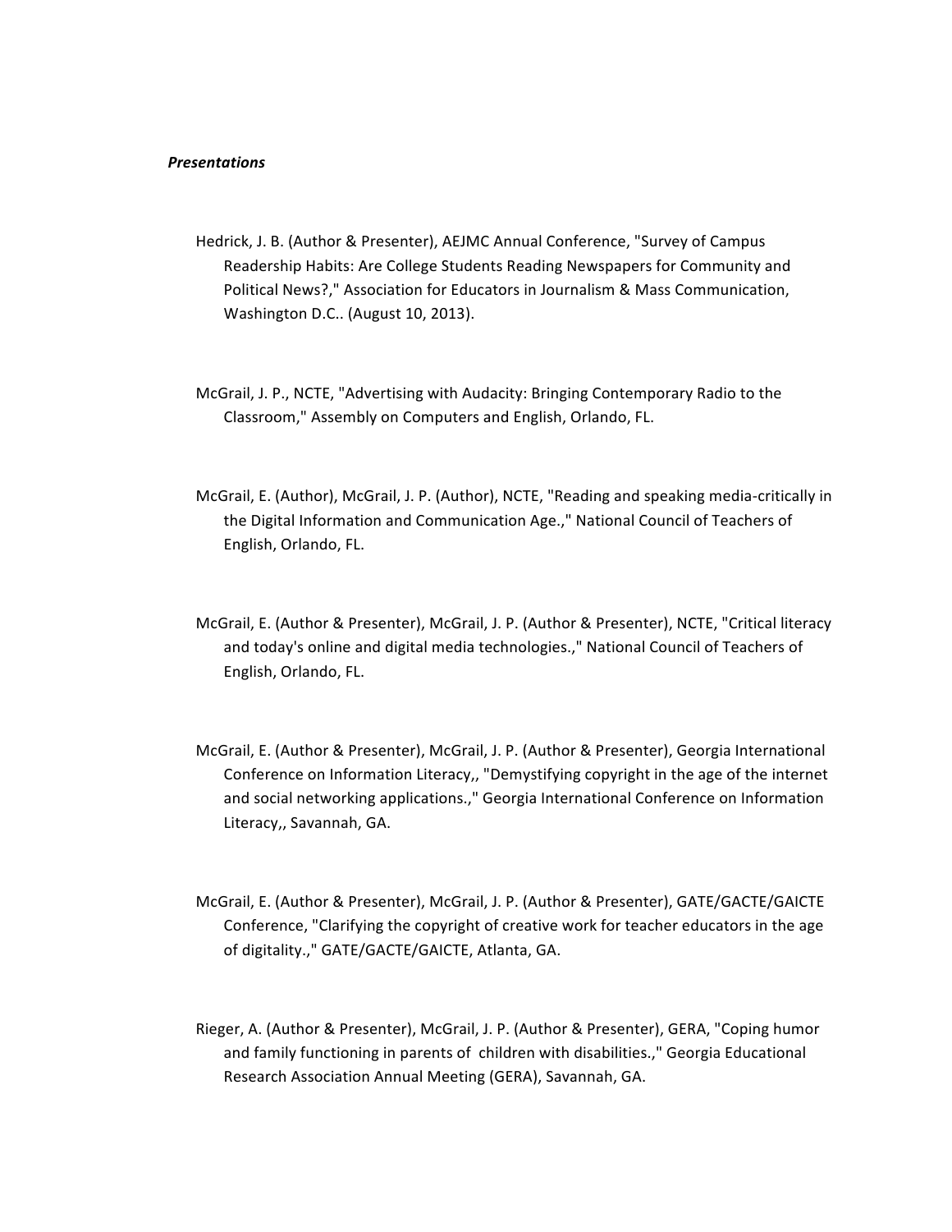***Presentations***

Hedrick, J. B. (Author & Presenter), AEJMC Annual Conference, "Survey of Campus Readership Habits: Are College Students Reading Newspapers for Community and Political News?," Association for Educators in Journalism & Mass Communication, Washington D.C.. (August 10, 2013).

McGrail, J. P., NCTE, "Advertising with Audacity: Bringing Contemporary Radio to the Classroom," Assembly on Computers and English, Orlando, FL.

McGrail, E. (Author), McGrail, J. P. (Author), NCTE, "Reading and speaking media-critically in the Digital Information and Communication Age.," National Council of Teachers of English, Orlando, FL.

McGrail, E. (Author & Presenter), McGrail, J. P. (Author & Presenter), NCTE, "Critical literacy and today's online and digital media technologies.," National Council of Teachers of English, Orlando, FL.

McGrail, E. (Author & Presenter), McGrail, J. P. (Author & Presenter), Georgia International Conference on Information Literacy,, "Demystifying copyright in the age of the internet and social networking applications.," Georgia International Conference on Information Literacy,, Savannah, GA.

McGrail, E. (Author & Presenter), McGrail, J. P. (Author & Presenter), GATE/GACTE/GAICTE Conference, "Clarifying the copyright of creative work for teacher educators in the age of digitality.," GATE/GACTE/GAICTE, Atlanta, GA.

Rieger, A. (Author & Presenter), McGrail, J. P. (Author & Presenter), GERA, "Coping humor and family functioning in parents of children with disabilities.," Georgia Educational Research Association Annual Meeting (GERA), Savannah, GA.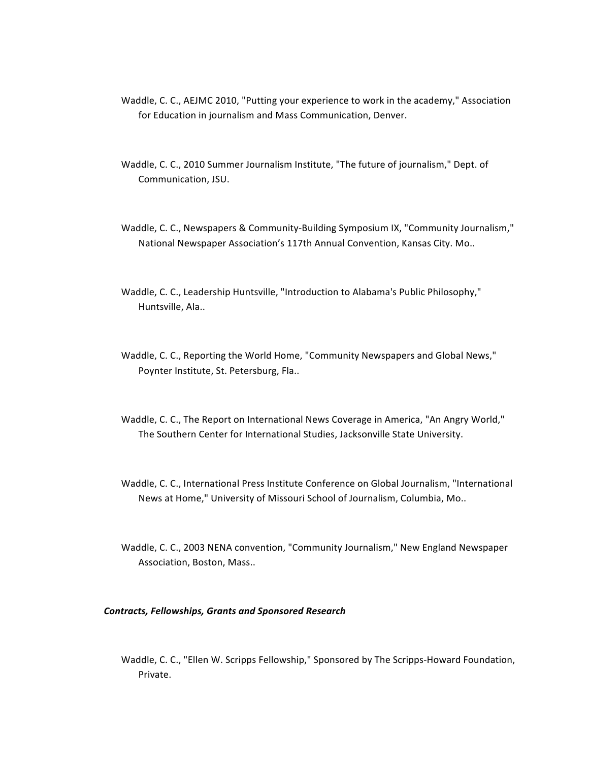Waddle, C. C., AEJMC 2010, "Putting your experience to work in the academy," Association for Education in journalism and Mass Communication, Denver.

Waddle, C. C., 2010 Summer Journalism Institute, "The future of journalism," Dept. of Communication, JSU.

Waddle, C. C., Newspapers & Community-Building Symposium IX, "Community Journalism," National Newspaper Association's 117th Annual Convention, Kansas City. Mo..

Waddle, C. C., Leadership Huntsville, "Introduction to Alabama's Public Philosophy," Huntsville, Ala..

Waddle, C. C., Reporting the World Home, "Community Newspapers and Global News," Poynter Institute, St. Petersburg, Fla..

Waddle, C. C., The Report on International News Coverage in America, "An Angry World," The Southern Center for International Studies, Jacksonville State University.

Waddle, C. C., International Press Institute Conference on Global Journalism, "International News at Home," University of Missouri School of Journalism, Columbia, Mo..

Waddle, C. C., 2003 NENA convention, "Community Journalism," New England Newspaper Association, Boston, Mass..

***Contracts, Fellowships, Grants and Sponsored Research***

Waddle, C. C., "Ellen W. Scripps Fellowship," Sponsored by The Scripps-Howard Foundation, Private.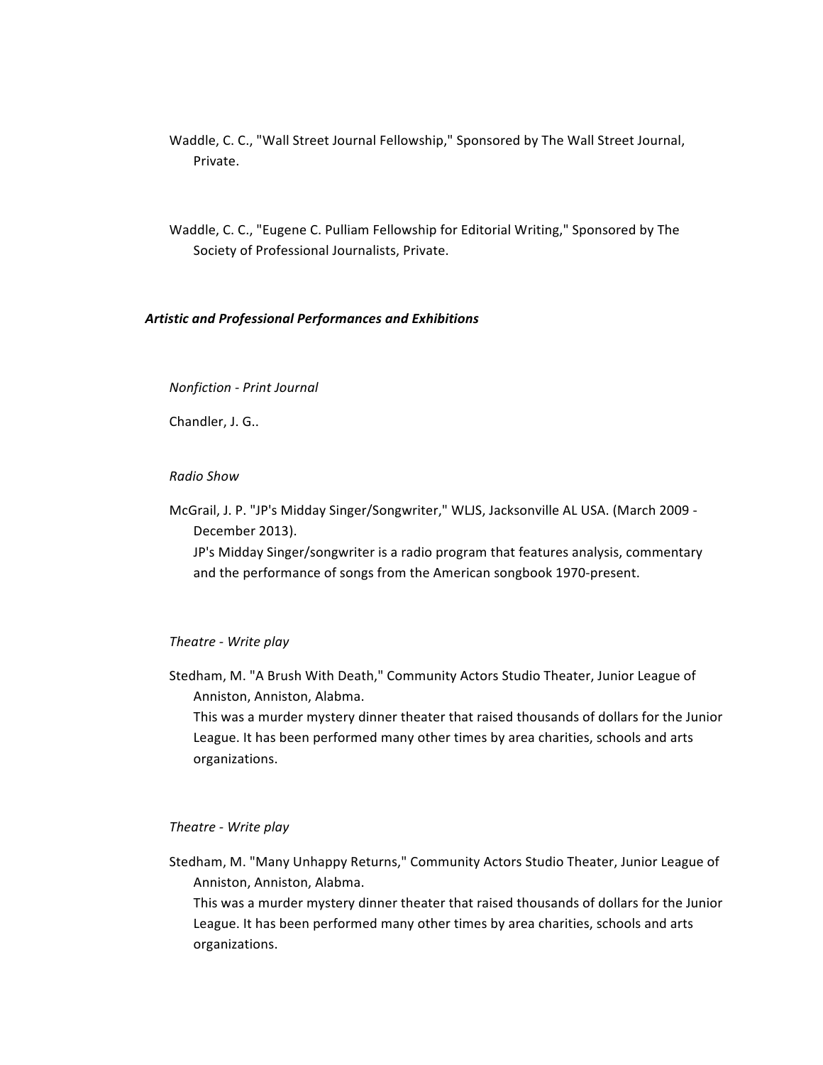Waddle, C. C., "Wall Street Journal Fellowship," Sponsored by The Wall Street Journal, Private.

Waddle, C. C., "Eugene C. Pulliam Fellowship for Editorial Writing," Sponsored by The Society of Professional Journalists, Private.

***Artistic and Professional Performances and Exhibitions***

*Nonfiction - Print Journal*

Chandler, J. G..

*Radio Show*

McGrail, J. P. "JP's Midday Singer/Songwriter," WLJS, Jacksonville AL USA. (March 2009 - December 2013).
JP's Midday Singer/songwriter is a radio program that features analysis, commentary and the performance of songs from the American songbook 1970-present.

*Theatre - Write play*

Stedham, M. "A Brush With Death," Community Actors Studio Theater, Junior League of Anniston, Anniston, Alabma.
This was a murder mystery dinner theater that raised thousands of dollars for the Junior League. It has been performed many other times by area charities, schools and arts organizations.

*Theatre - Write play*

Stedham, M. "Many Unhappy Returns," Community Actors Studio Theater, Junior League of Anniston, Anniston, Alabma.
This was a murder mystery dinner theater that raised thousands of dollars for the Junior League. It has been performed many other times by area charities, schools and arts organizations.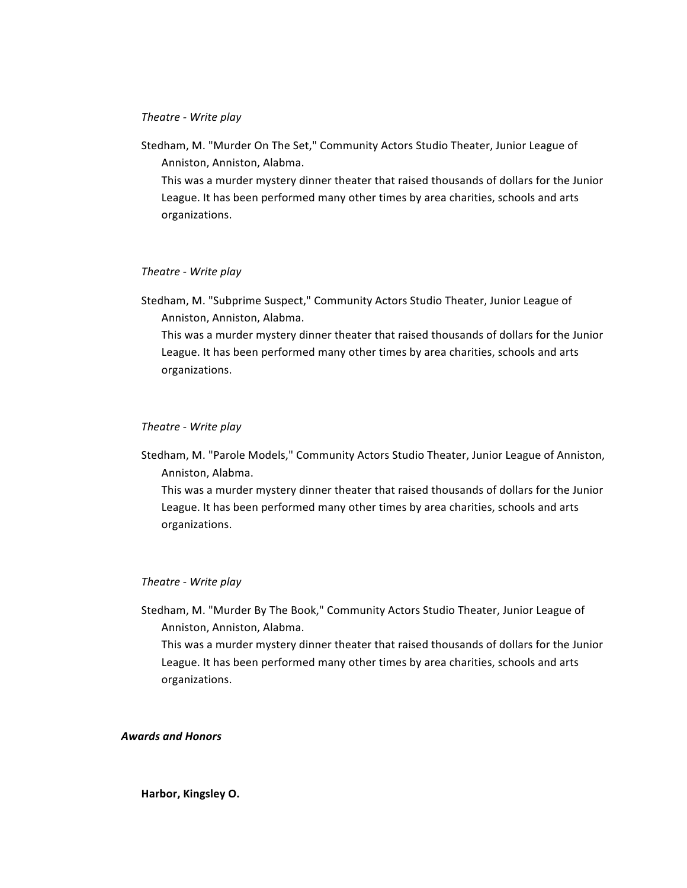*Theatre - Write play*

Stedham, M. "Murder On The Set," Community Actors Studio Theater, Junior League of Anniston, Anniston, Alabma.
This was a murder mystery dinner theater that raised thousands of dollars for the Junior League. It has been performed many other times by area charities, schools and arts organizations.

*Theatre - Write play*

Stedham, M. "Subprime Suspect," Community Actors Studio Theater, Junior League of Anniston, Anniston, Alabma.
This was a murder mystery dinner theater that raised thousands of dollars for the Junior League. It has been performed many other times by area charities, schools and arts organizations.

*Theatre - Write play*

Stedham, M. "Parole Models," Community Actors Studio Theater, Junior League of Anniston, Anniston, Alabma.
This was a murder mystery dinner theater that raised thousands of dollars for the Junior League. It has been performed many other times by area charities, schools and arts organizations.

*Theatre - Write play*

Stedham, M. "Murder By The Book," Community Actors Studio Theater, Junior League of Anniston, Anniston, Alabma.
This was a murder mystery dinner theater that raised thousands of dollars for the Junior League. It has been performed many other times by area charities, schools and arts organizations.

***Awards and Honors***

**Harbor, Kingsley O.**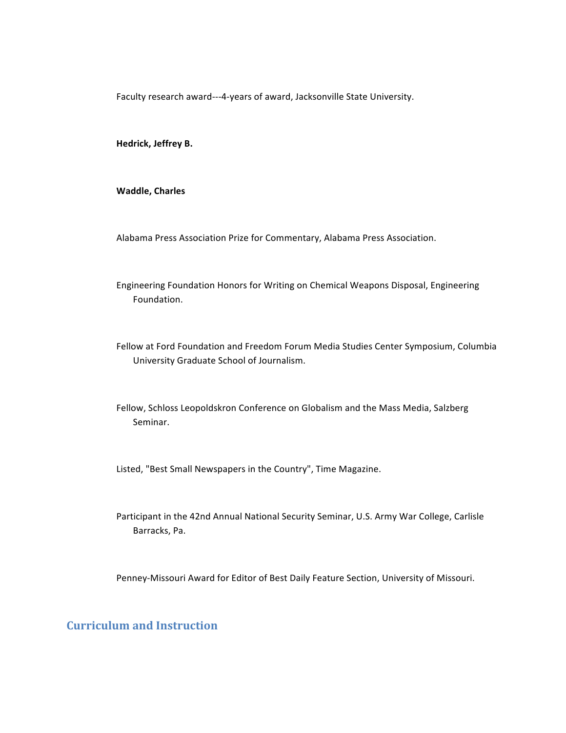Faculty research award---4-years of award, Jacksonville State University.

**Hedrick, Jeffrey B.**

**Waddle, Charles**

Alabama Press Association Prize for Commentary, Alabama Press Association.

Engineering Foundation Honors for Writing on Chemical Weapons Disposal, Engineering Foundation.

Fellow at Ford Foundation and Freedom Forum Media Studies Center Symposium, Columbia University Graduate School of Journalism.

Fellow, Schloss Leopoldskron Conference on Globalism and the Mass Media, Salzberg Seminar.

Listed, "Best Small Newspapers in the Country", Time Magazine.

Participant in the 42nd Annual National Security Seminar, U.S. Army War College, Carlisle Barracks, Pa.

Penney-Missouri Award for Editor of Best Daily Feature Section, University of Missouri.

## Curriculum and Instruction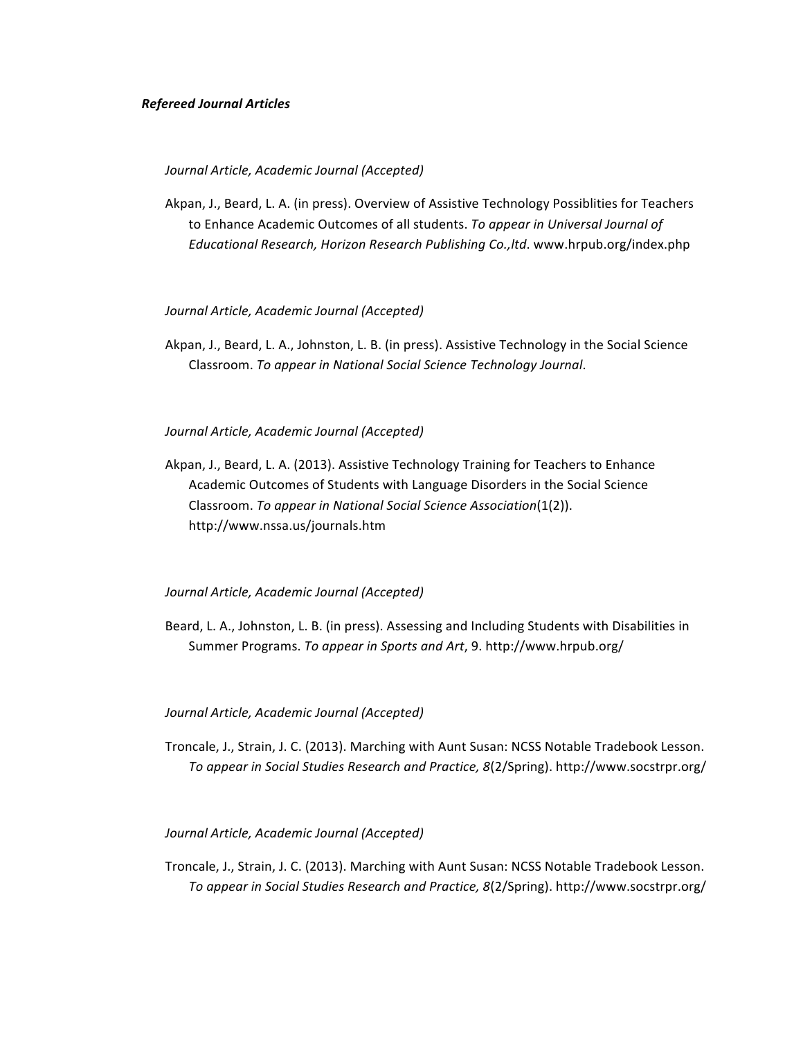***Refereed Journal Articles***

*Journal Article, Academic Journal (Accepted)*

Akpan, J., Beard, L. A. (in press). Overview of Assistive Technology Possiblities for Teachers to Enhance Academic Outcomes of all students. *To appear in Universal Journal of Educational Research, Horizon Research Publishing Co.,ltd*. www.hrpub.org/index.php

*Journal Article, Academic Journal (Accepted)*

Akpan, J., Beard, L. A., Johnston, L. B. (in press). Assistive Technology in the Social Science Classroom. *To appear in National Social Science Technology Journal*.

*Journal Article, Academic Journal (Accepted)*

Akpan, J., Beard, L. A. (2013). Assistive Technology Training for Teachers to Enhance Academic Outcomes of Students with Language Disorders in the Social Science Classroom. *To appear in National Social Science Association*(1(2)). http://www.nssa.us/journals.htm

*Journal Article, Academic Journal (Accepted)*

Beard, L. A., Johnston, L. B. (in press). Assessing and Including Students with Disabilities in Summer Programs. *To appear in Sports and Art*, 9. http://www.hrpub.org/

*Journal Article, Academic Journal (Accepted)*

Troncale, J., Strain, J. C. (2013). Marching with Aunt Susan: NCSS Notable Tradebook Lesson. *To appear in Social Studies Research and Practice, 8*(2/Spring). http://www.socstrpr.org/

*Journal Article, Academic Journal (Accepted)*

Troncale, J., Strain, J. C. (2013). Marching with Aunt Susan: NCSS Notable Tradebook Lesson. *To appear in Social Studies Research and Practice, 8*(2/Spring). http://www.socstrpr.org/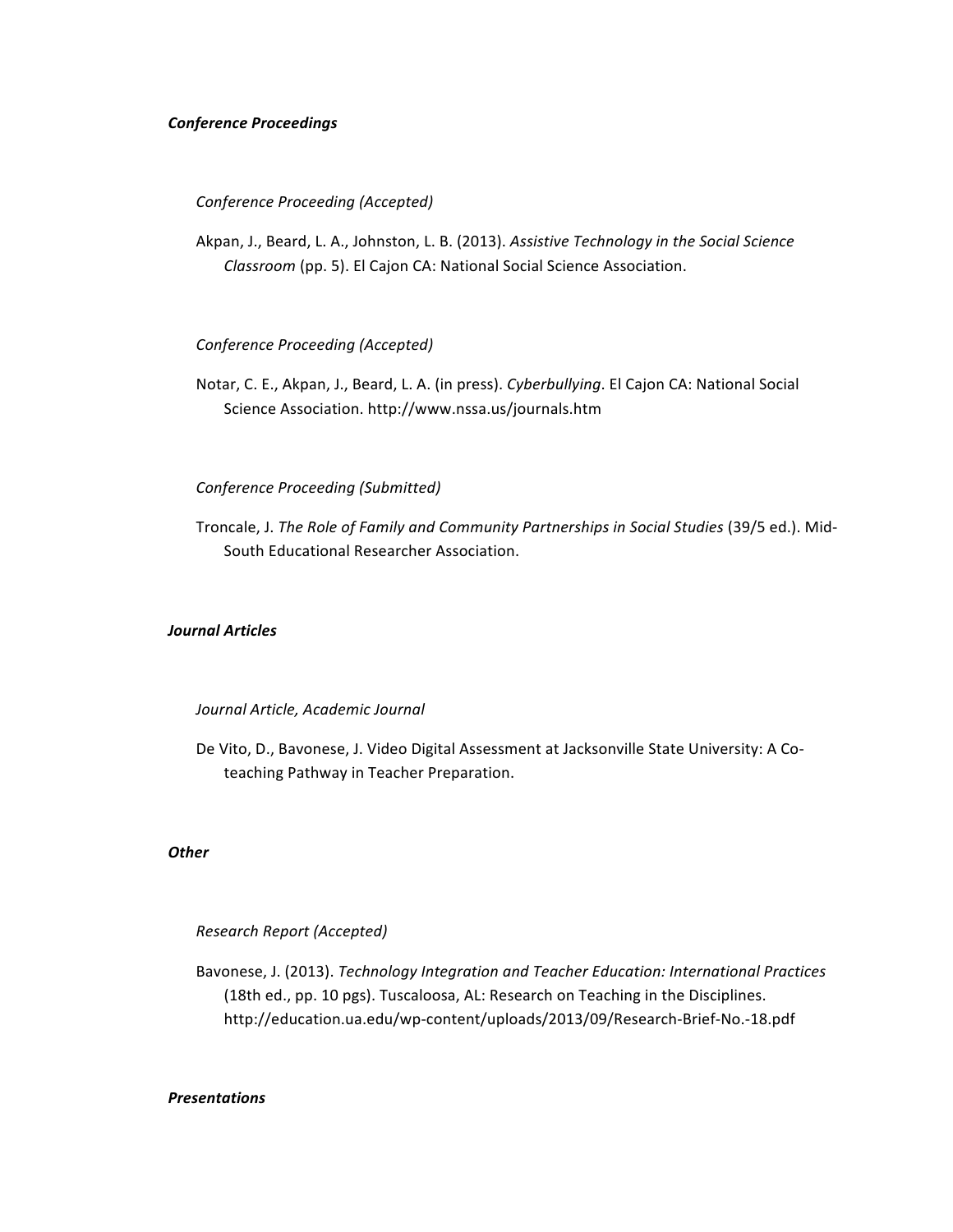***Conference Proceedings***

*Conference Proceeding (Accepted)*

Akpan, J., Beard, L. A., Johnston, L. B. (2013). *Assistive Technology in the Social Science Classroom* (pp. 5). El Cajon CA: National Social Science Association.

*Conference Proceeding (Accepted)*

Notar, C. E., Akpan, J., Beard, L. A. (in press). *Cyberbullying*. El Cajon CA: National Social Science Association. http://www.nssa.us/journals.htm

*Conference Proceeding (Submitted)*

Troncale, J. *The Role of Family and Community Partnerships in Social Studies* (39/5 ed.). Mid-South Educational Researcher Association.

***Journal Articles***

*Journal Article, Academic Journal*

De Vito, D., Bavonese, J. Video Digital Assessment at Jacksonville State University: A Co-teaching Pathway in Teacher Preparation.

***Other***

*Research Report (Accepted)*

Bavonese, J. (2013). *Technology Integration and Teacher Education: International Practices* (18th ed., pp. 10 pgs). Tuscaloosa, AL: Research on Teaching in the Disciplines. http://education.ua.edu/wp-content/uploads/2013/09/Research-Brief-No.-18.pdf

***Presentations***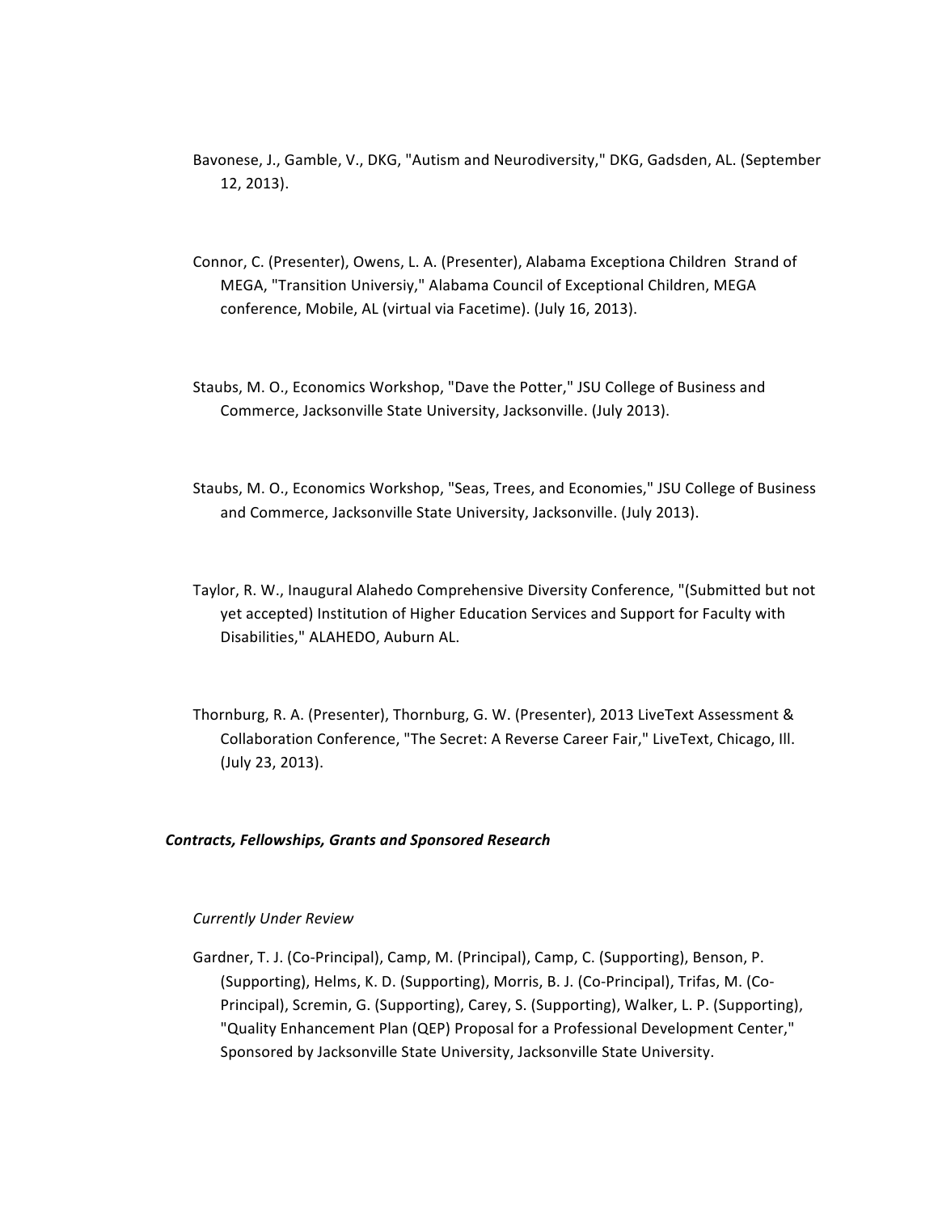Bavonese, J., Gamble, V., DKG, "Autism and Neurodiversity," DKG, Gadsden, AL. (September 12, 2013).

Connor, C. (Presenter), Owens, L. A. (Presenter), Alabama Exceptiona Children Strand of MEGA, "Transition Universiy," Alabama Council of Exceptional Children, MEGA conference, Mobile, AL (virtual via Facetime). (July 16, 2013).

Staubs, M. O., Economics Workshop, "Dave the Potter," JSU College of Business and Commerce, Jacksonville State University, Jacksonville. (July 2013).

Staubs, M. O., Economics Workshop, "Seas, Trees, and Economies," JSU College of Business and Commerce, Jacksonville State University, Jacksonville. (July 2013).

Taylor, R. W., Inaugural Alahedo Comprehensive Diversity Conference, "(Submitted but not yet accepted) Institution of Higher Education Services and Support for Faculty with Disabilities," ALAHEDO, Auburn AL.

Thornburg, R. A. (Presenter), Thornburg, G. W. (Presenter), 2013 LiveText Assessment & Collaboration Conference, "The Secret: A Reverse Career Fair," LiveText, Chicago, Ill. (July 23, 2013).

***Contracts, Fellowships, Grants and Sponsored Research***

*Currently Under Review*

Gardner, T. J. (Co-Principal), Camp, M. (Principal), Camp, C. (Supporting), Benson, P. (Supporting), Helms, K. D. (Supporting), Morris, B. J. (Co-Principal), Trifas, M. (Co-Principal), Scremin, G. (Supporting), Carey, S. (Supporting), Walker, L. P. (Supporting), "Quality Enhancement Plan (QEP) Proposal for a Professional Development Center," Sponsored by Jacksonville State University, Jacksonville State University.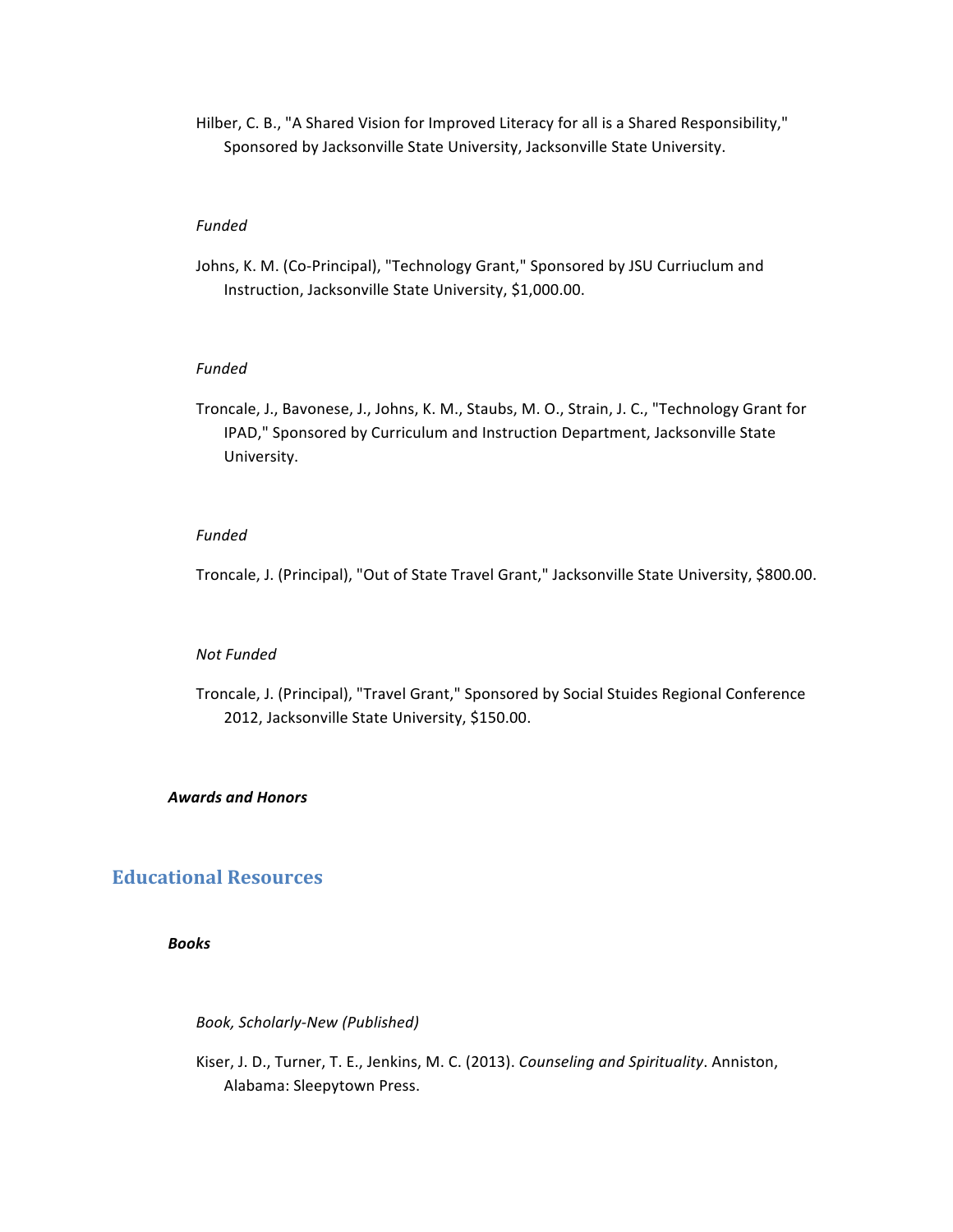Hilber, C. B., "A Shared Vision for Improved Literacy for all is a Shared Responsibility," Sponsored by Jacksonville State University, Jacksonville State University.

*Funded*

Johns, K. M. (Co-Principal), "Technology Grant," Sponsored by JSU Curriuclum and Instruction, Jacksonville State University, $1,000.00.

*Funded*

Troncale, J., Bavonese, J., Johns, K. M., Staubs, M. O., Strain, J. C., "Technology Grant for IPAD," Sponsored by Curriculum and Instruction Department, Jacksonville State University.

*Funded*

Troncale, J. (Principal), "Out of State Travel Grant," Jacksonville State University, $800.00.

*Not Funded*

Troncale, J. (Principal), "Travel Grant," Sponsored by Social Stuides Regional Conference 2012, Jacksonville State University, $150.00.

***Awards and Honors***

## Educational Resources

***Books***

*Book, Scholarly-New (Published)*

Kiser, J. D., Turner, T. E., Jenkins, M. C. (2013). *Counseling and Spirituality*. Anniston, Alabama: Sleepytown Press.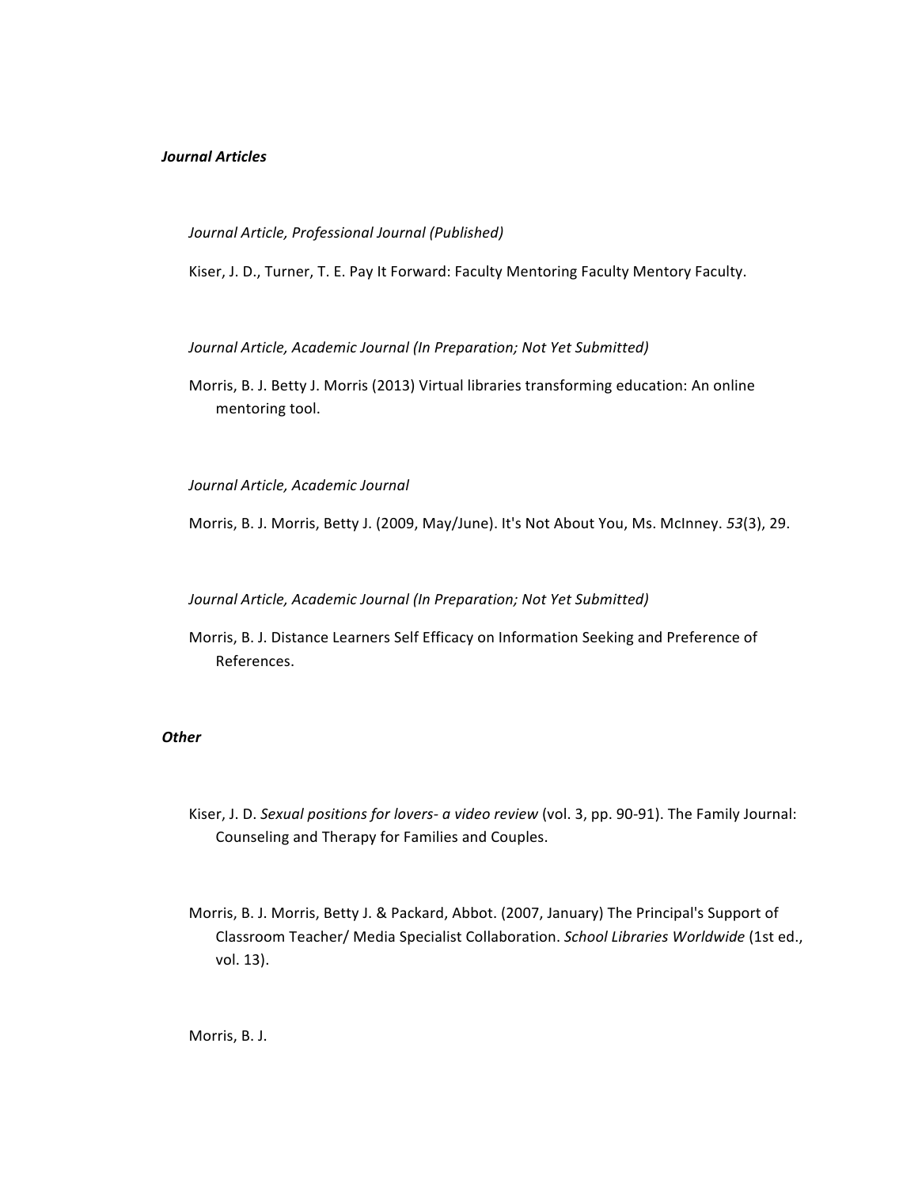***Journal Articles***

*Journal Article, Professional Journal (Published)*

Kiser, J. D., Turner, T. E. Pay It Forward: Faculty Mentoring Faculty Mentory Faculty.

*Journal Article, Academic Journal (In Preparation; Not Yet Submitted)*

Morris, B. J. Betty J. Morris (2013) Virtual libraries transforming education: An online mentoring tool.

*Journal Article, Academic Journal*

Morris, B. J. Morris, Betty J. (2009, May/June). It's Not About You, Ms. McInney. *53*(3), 29.

*Journal Article, Academic Journal (In Preparation; Not Yet Submitted)*

Morris, B. J. Distance Learners Self Efficacy on Information Seeking and Preference of References.

***Other***

Kiser, J. D. *Sexual positions for lovers- a video review* (vol. 3, pp. 90-91). The Family Journal: Counseling and Therapy for Families and Couples.

Morris, B. J. Morris, Betty J. & Packard, Abbot. (2007, January) The Principal's Support of Classroom Teacher/ Media Specialist Collaboration. *School Libraries Worldwide* (1st ed., vol. 13).

Morris, B. J.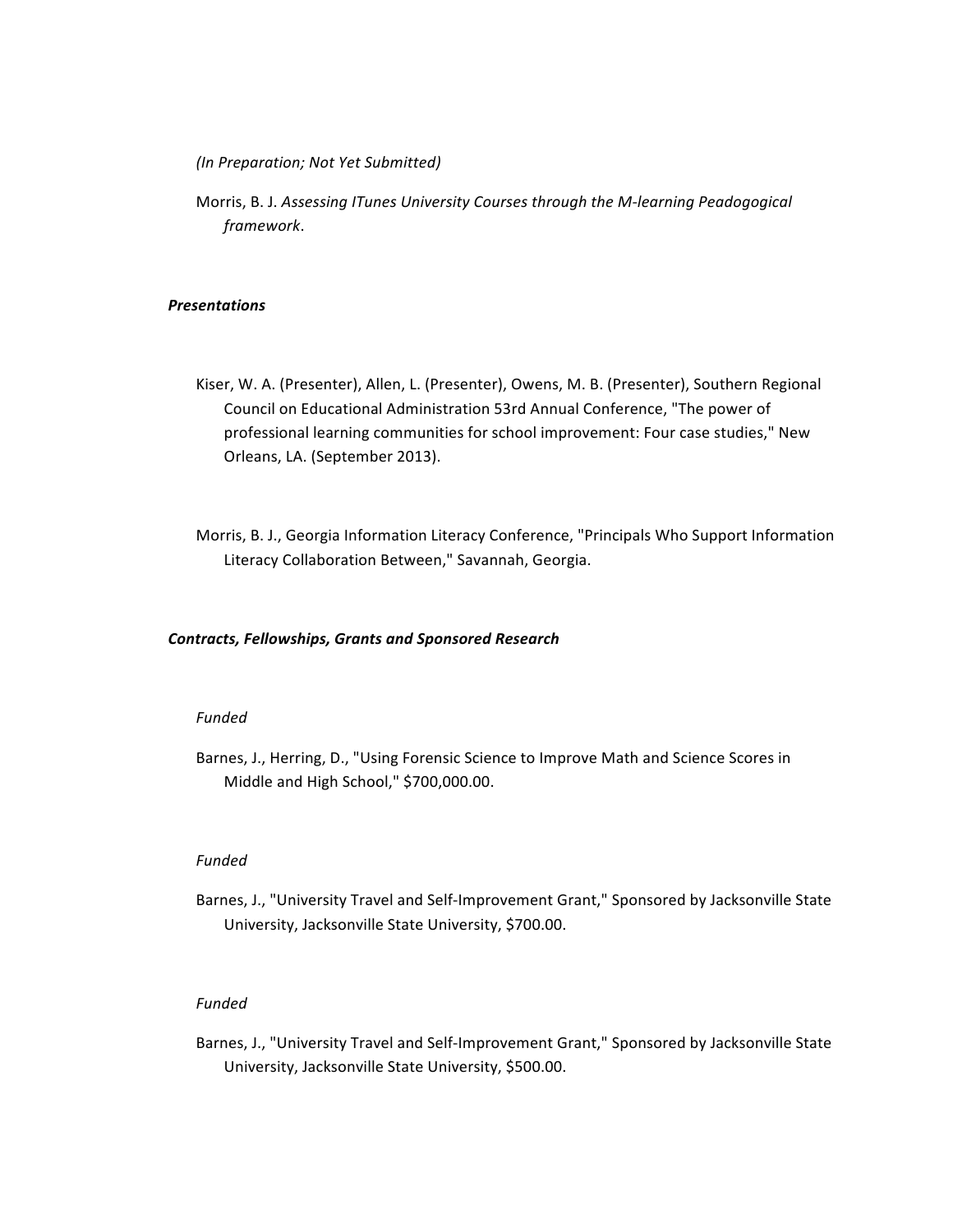*(In Preparation; Not Yet Submitted)*

Morris, B. J. *Assessing ITunes University Courses through the M-learning Peadogogical framework*.

***Presentations***

Kiser, W. A. (Presenter), Allen, L. (Presenter), Owens, M. B. (Presenter), Southern Regional Council on Educational Administration 53rd Annual Conference, "The power of professional learning communities for school improvement: Four case studies," New Orleans, LA. (September 2013).

Morris, B. J., Georgia Information Literacy Conference, "Principals Who Support Information Literacy Collaboration Between," Savannah, Georgia.

***Contracts, Fellowships, Grants and Sponsored Research***

*Funded*

Barnes, J., Herring, D., "Using Forensic Science to Improve Math and Science Scores in Middle and High School," $700,000.00.

*Funded*

Barnes, J., "University Travel and Self-Improvement Grant," Sponsored by Jacksonville State University, Jacksonville State University, $700.00.

*Funded*

Barnes, J., "University Travel and Self-Improvement Grant," Sponsored by Jacksonville State University, Jacksonville State University, $500.00.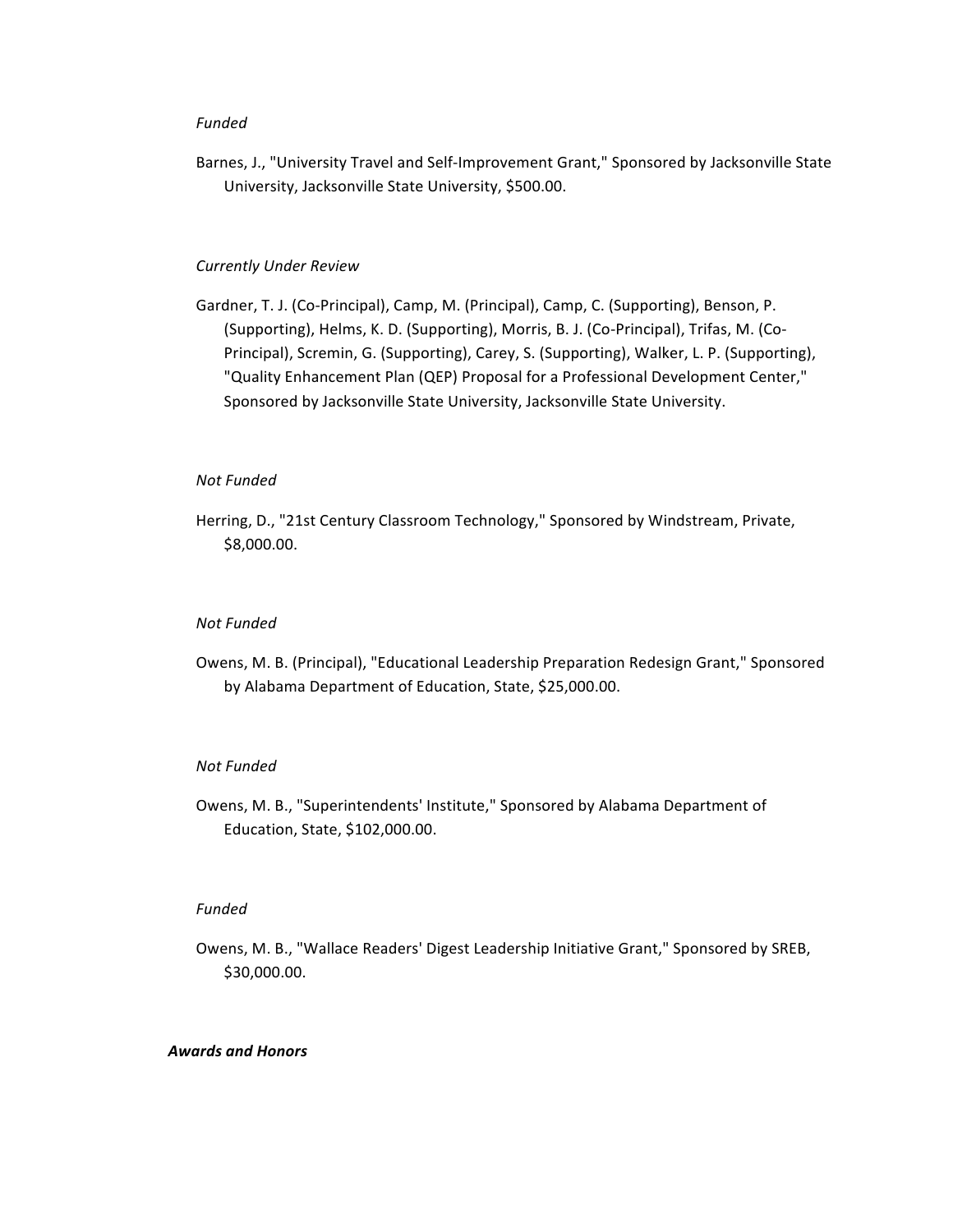*Funded*

Barnes, J., "University Travel and Self-Improvement Grant," Sponsored by Jacksonville State University, Jacksonville State University, $500.00.

*Currently Under Review*

Gardner, T. J. (Co-Principal), Camp, M. (Principal), Camp, C. (Supporting), Benson, P. (Supporting), Helms, K. D. (Supporting), Morris, B. J. (Co-Principal), Trifas, M. (Co-Principal), Scremin, G. (Supporting), Carey, S. (Supporting), Walker, L. P. (Supporting), "Quality Enhancement Plan (QEP) Proposal for a Professional Development Center," Sponsored by Jacksonville State University, Jacksonville State University.

*Not Funded*

Herring, D., "21st Century Classroom Technology," Sponsored by Windstream, Private, $8,000.00.

*Not Funded*

Owens, M. B. (Principal), "Educational Leadership Preparation Redesign Grant," Sponsored by Alabama Department of Education, State, $25,000.00.

*Not Funded*

Owens, M. B., "Superintendents' Institute," Sponsored by Alabama Department of Education, State, $102,000.00.

*Funded*

Owens, M. B., "Wallace Readers' Digest Leadership Initiative Grant," Sponsored by SREB, $30,000.00.

***Awards and Honors***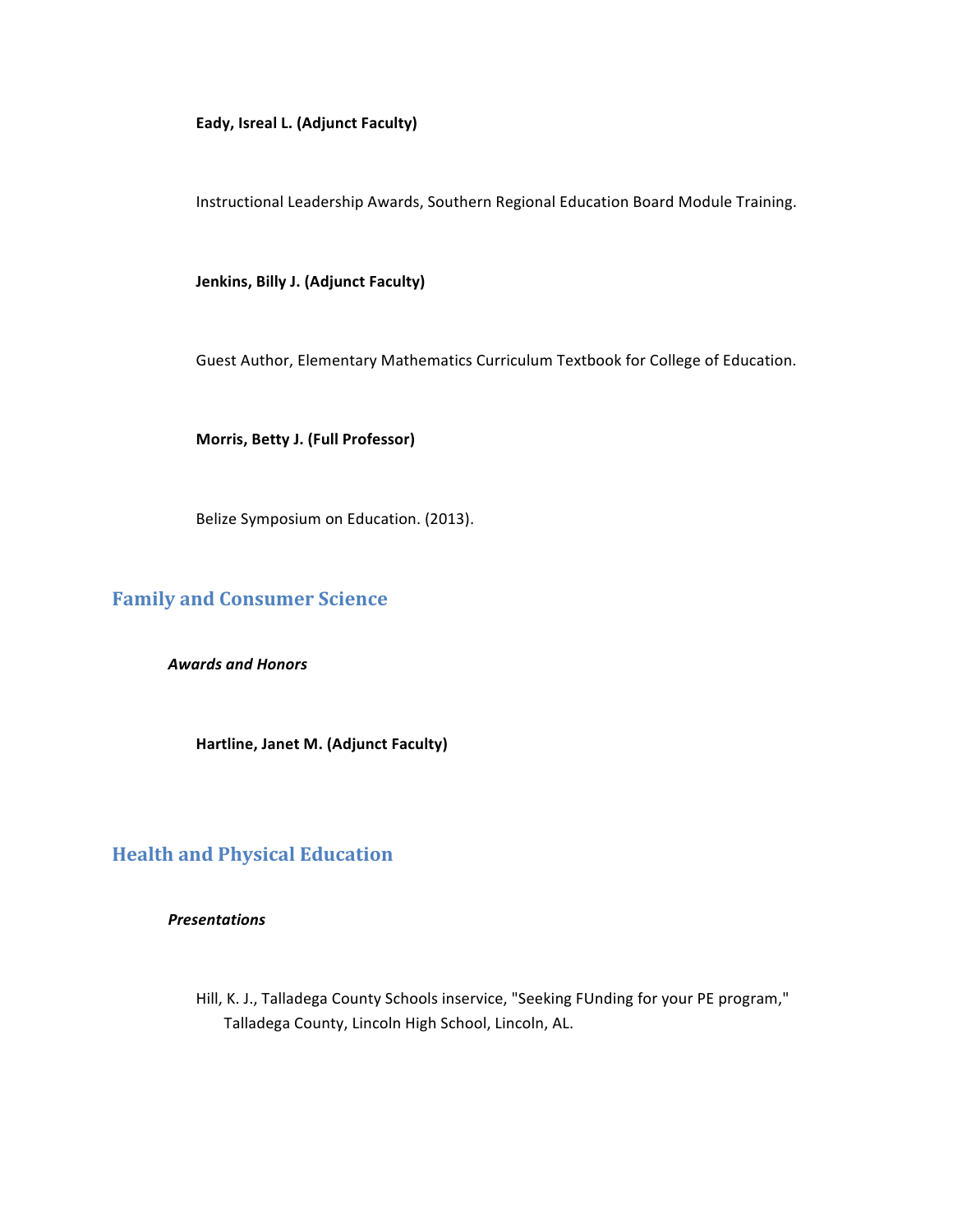**Eady, Isreal L. (Adjunct Faculty)**

Instructional Leadership Awards, Southern Regional Education Board Module Training.

**Jenkins, Billy J. (Adjunct Faculty)**

Guest Author, Elementary Mathematics Curriculum Textbook for College of Education.

**Morris, Betty J. (Full Professor)**

Belize Symposium on Education. (2013).

## Family and Consumer Science

***Awards and Honors***

**Hartline, Janet M. (Adjunct Faculty)**

## Health and Physical Education

***Presentations***

Hill, K. J., Talladega County Schools inservice, "Seeking FUnding for your PE program," Talladega County, Lincoln High School, Lincoln, AL.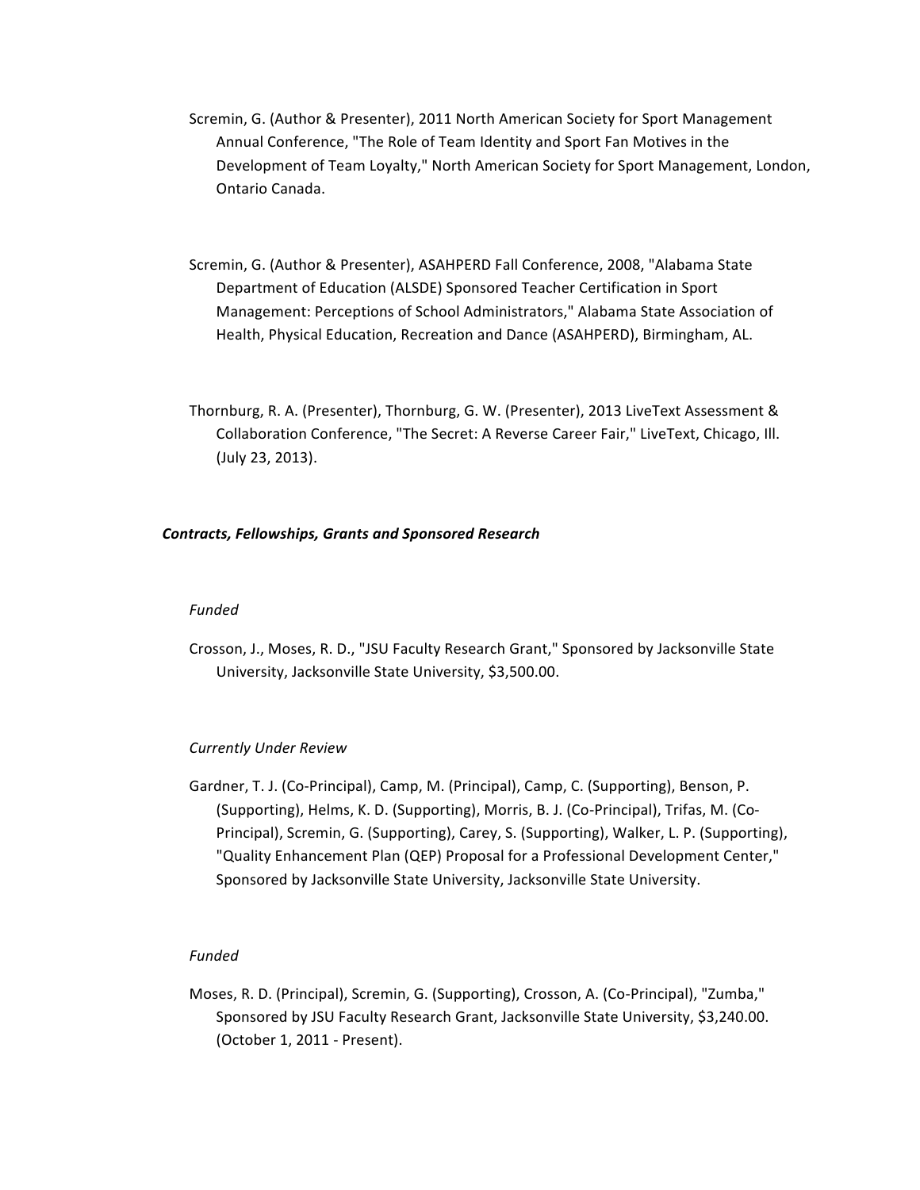Scremin, G. (Author & Presenter), 2011 North American Society for Sport Management Annual Conference, "The Role of Team Identity and Sport Fan Motives in the Development of Team Loyalty," North American Society for Sport Management, London, Ontario Canada.

Scremin, G. (Author & Presenter), ASAHPERD Fall Conference, 2008, "Alabama State Department of Education (ALSDE) Sponsored Teacher Certification in Sport Management: Perceptions of School Administrators," Alabama State Association of Health, Physical Education, Recreation and Dance (ASAHPERD), Birmingham, AL.

Thornburg, R. A. (Presenter), Thornburg, G. W. (Presenter), 2013 LiveText Assessment & Collaboration Conference, "The Secret: A Reverse Career Fair," LiveText, Chicago, Ill. (July 23, 2013).

***Contracts, Fellowships, Grants and Sponsored Research***

*Funded*

Crosson, J., Moses, R. D., "JSU Faculty Research Grant," Sponsored by Jacksonville State University, Jacksonville State University, $3,500.00.

*Currently Under Review*

Gardner, T. J. (Co-Principal), Camp, M. (Principal), Camp, C. (Supporting), Benson, P. (Supporting), Helms, K. D. (Supporting), Morris, B. J. (Co-Principal), Trifas, M. (Co-Principal), Scremin, G. (Supporting), Carey, S. (Supporting), Walker, L. P. (Supporting), "Quality Enhancement Plan (QEP) Proposal for a Professional Development Center," Sponsored by Jacksonville State University, Jacksonville State University.

*Funded*

Moses, R. D. (Principal), Scremin, G. (Supporting), Crosson, A. (Co-Principal), "Zumba," Sponsored by JSU Faculty Research Grant, Jacksonville State University, $3,240.00. (October 1, 2011 - Present).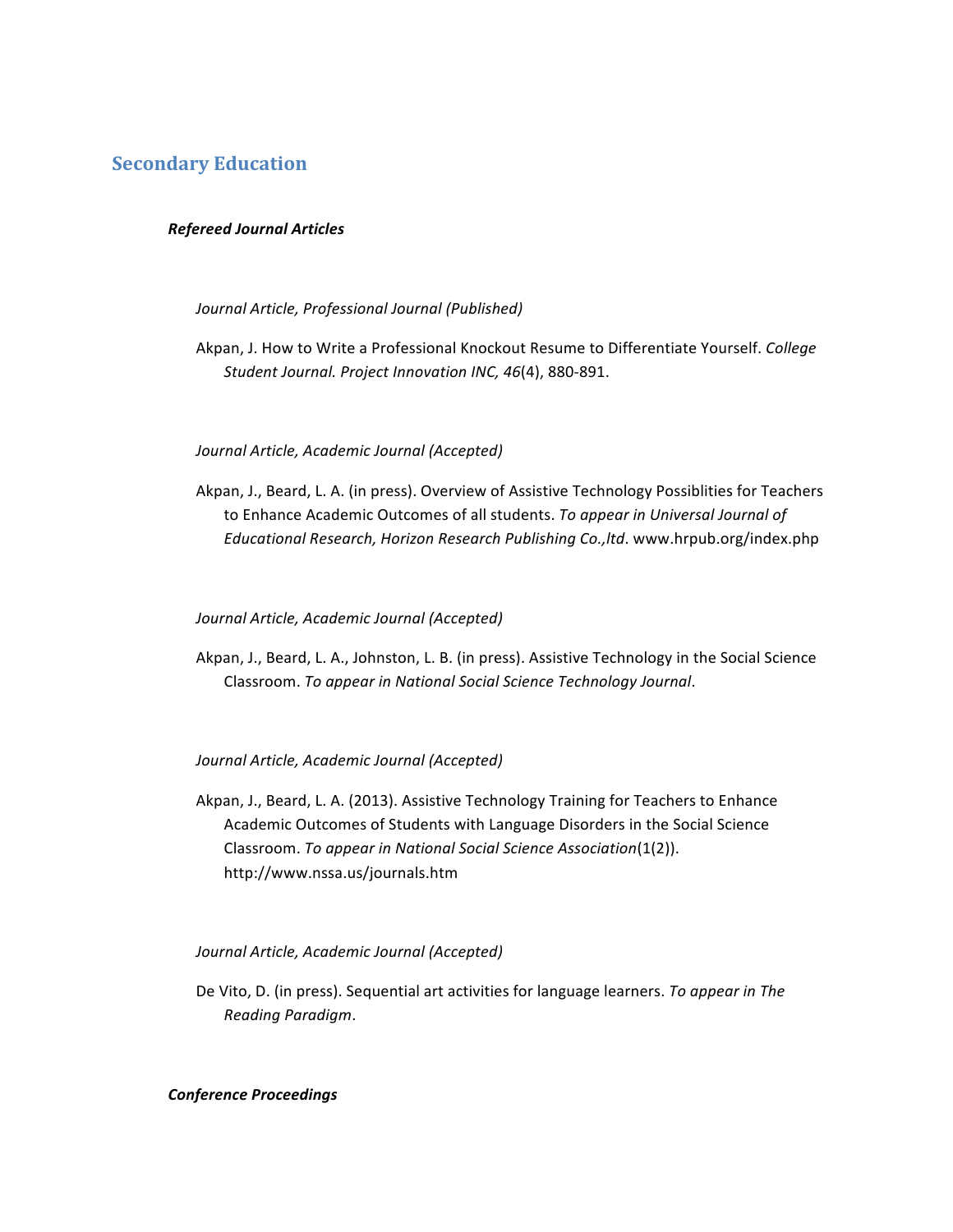## Secondary Education

### ***Refereed Journal Articles***

*Journal Article, Professional Journal (Published)*

Akpan, J. How to Write a Professional Knockout Resume to Differentiate Yourself. *College Student Journal. Project Innovation INC, 46*(4), 880-891.

*Journal Article, Academic Journal (Accepted)*

Akpan, J., Beard, L. A. (in press). Overview of Assistive Technology Possiblities for Teachers to Enhance Academic Outcomes of all students. *To appear in Universal Journal of Educational Research, Horizon Research Publishing Co.,ltd*. www.hrpub.org/index.php

*Journal Article, Academic Journal (Accepted)*

Akpan, J., Beard, L. A., Johnston, L. B. (in press). Assistive Technology in the Social Science Classroom. *To appear in National Social Science Technology Journal*.

*Journal Article, Academic Journal (Accepted)*

Akpan, J., Beard, L. A. (2013). Assistive Technology Training for Teachers to Enhance Academic Outcomes of Students with Language Disorders in the Social Science Classroom. *To appear in National Social Science Association*(1(2)). http://www.nssa.us/journals.htm

*Journal Article, Academic Journal (Accepted)*

De Vito, D. (in press). Sequential art activities for language learners. *To appear in The Reading Paradigm*.

### ***Conference Proceedings***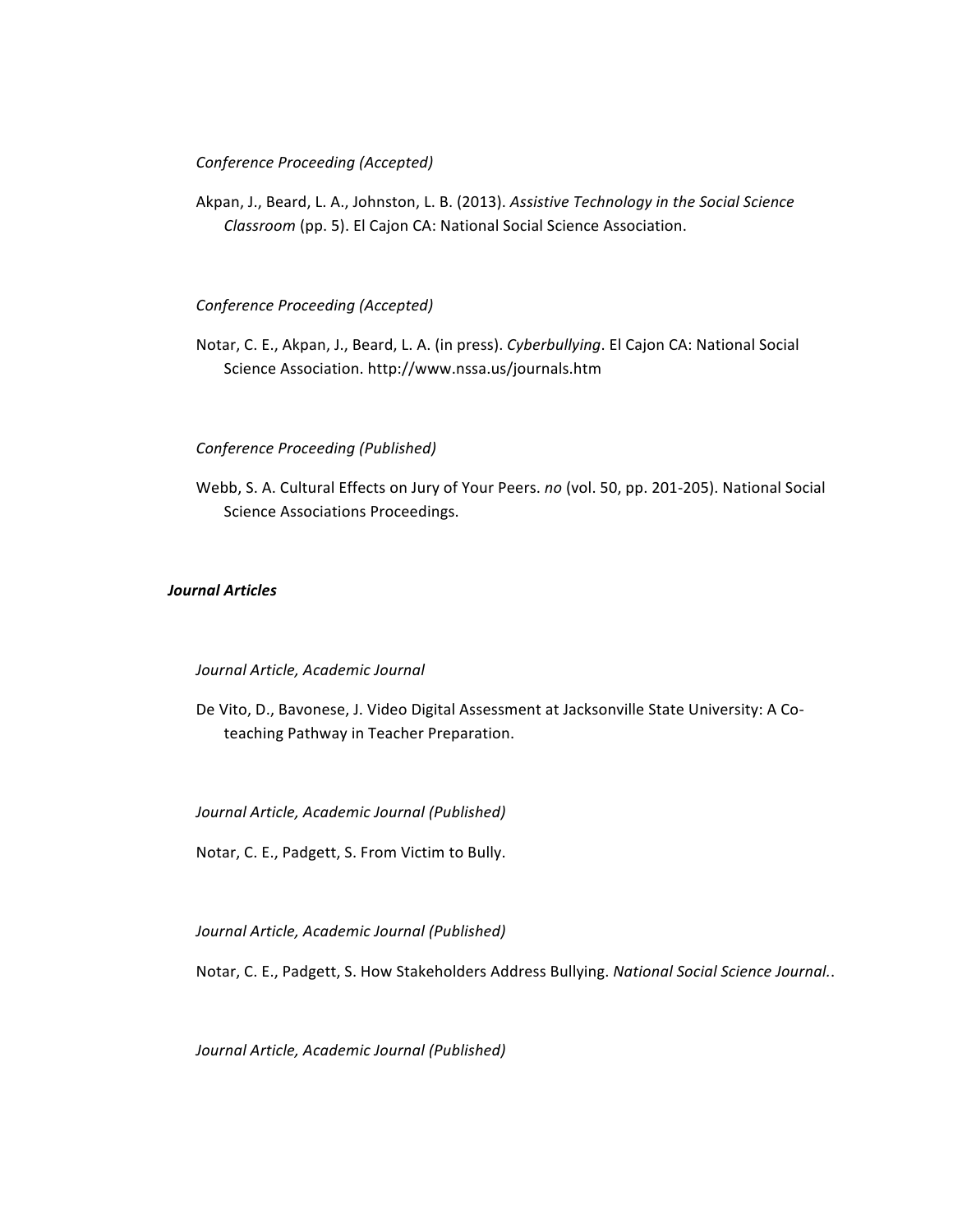*Conference Proceeding (Accepted)*

Akpan, J., Beard, L. A., Johnston, L. B. (2013). *Assistive Technology in the Social Science Classroom* (pp. 5). El Cajon CA: National Social Science Association.

*Conference Proceeding (Accepted)*

Notar, C. E., Akpan, J., Beard, L. A. (in press). *Cyberbullying*. El Cajon CA: National Social Science Association. http://www.nssa.us/journals.htm

*Conference Proceeding (Published)*

Webb, S. A. Cultural Effects on Jury of Your Peers. *no* (vol. 50, pp. 201-205). National Social Science Associations Proceedings.

***Journal Articles***

*Journal Article, Academic Journal*

De Vito, D., Bavonese, J. Video Digital Assessment at Jacksonville State University: A Co-teaching Pathway in Teacher Preparation.

*Journal Article, Academic Journal (Published)*

Notar, C. E., Padgett, S. From Victim to Bully.

*Journal Article, Academic Journal (Published)*

Notar, C. E., Padgett, S. How Stakeholders Address Bullying. *National Social Science Journal.*.

*Journal Article, Academic Journal (Published)*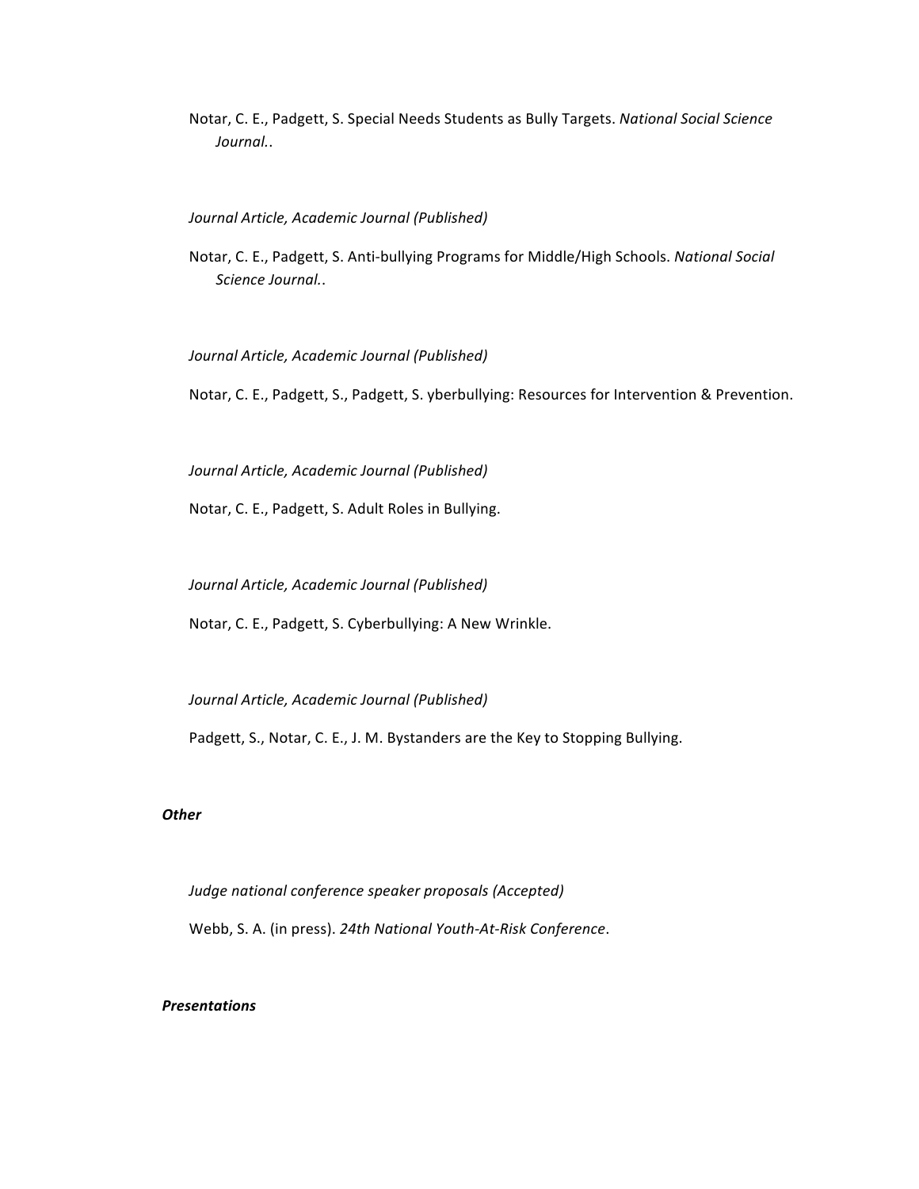Notar, C. E., Padgett, S. Special Needs Students as Bully Targets. *National Social Science Journal.*.

*Journal Article, Academic Journal (Published)*

Notar, C. E., Padgett, S. Anti-bullying Programs for Middle/High Schools. *National Social Science Journal.*.

*Journal Article, Academic Journal (Published)*

Notar, C. E., Padgett, S., Padgett, S. yberbullying: Resources for Intervention & Prevention.

*Journal Article, Academic Journal (Published)*

Notar, C. E., Padgett, S. Adult Roles in Bullying.

*Journal Article, Academic Journal (Published)*

Notar, C. E., Padgett, S. Cyberbullying: A New Wrinkle.

*Journal Article, Academic Journal (Published)*

Padgett, S., Notar, C. E., J. M. Bystanders are the Key to Stopping Bullying.

***Other***

*Judge national conference speaker proposals (Accepted)*

Webb, S. A. (in press). *24th National Youth-At-Risk Conference*.

***Presentations***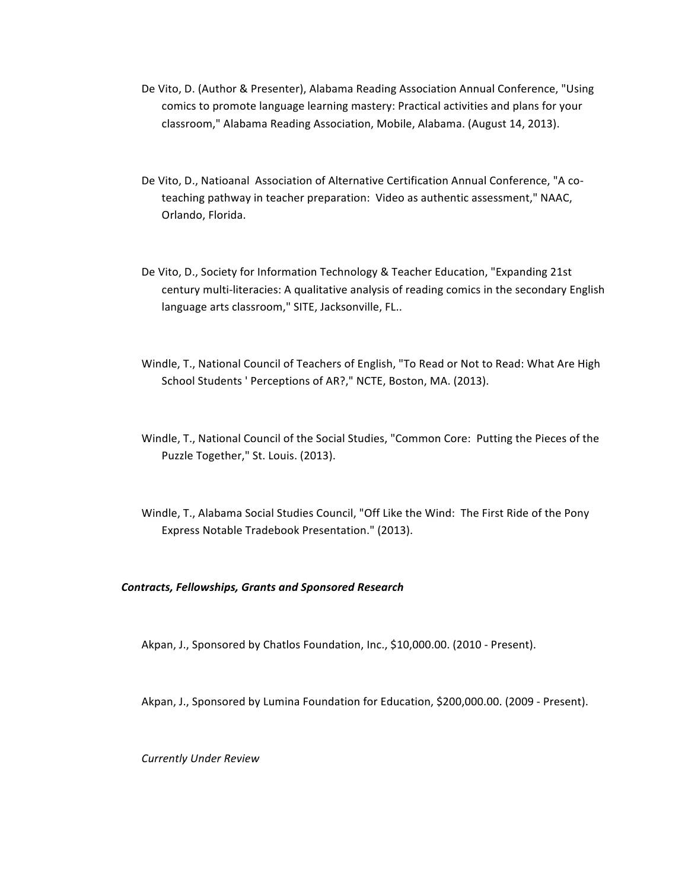De Vito, D. (Author & Presenter), Alabama Reading Association Annual Conference, "Using comics to promote language learning mastery: Practical activities and plans for your classroom," Alabama Reading Association, Mobile, Alabama. (August 14, 2013).

De Vito, D., Natioanal Association of Alternative Certification Annual Conference, "A co-teaching pathway in teacher preparation: Video as authentic assessment," NAAC, Orlando, Florida.

De Vito, D., Society for Information Technology & Teacher Education, "Expanding 21st century multi-literacies: A qualitative analysis of reading comics in the secondary English language arts classroom," SITE, Jacksonville, FL..

Windle, T., National Council of Teachers of English, "To Read or Not to Read: What Are High School Students ' Perceptions of AR?," NCTE, Boston, MA. (2013).

Windle, T., National Council of the Social Studies, "Common Core: Putting the Pieces of the Puzzle Together," St. Louis. (2013).

Windle, T., Alabama Social Studies Council, "Off Like the Wind: The First Ride of the Pony Express Notable Tradebook Presentation." (2013).

***Contracts, Fellowships, Grants and Sponsored Research***

Akpan, J., Sponsored by Chatlos Foundation, Inc., $10,000.00. (2010 - Present).

Akpan, J., Sponsored by Lumina Foundation for Education, $200,000.00. (2009 - Present).

*Currently Under Review*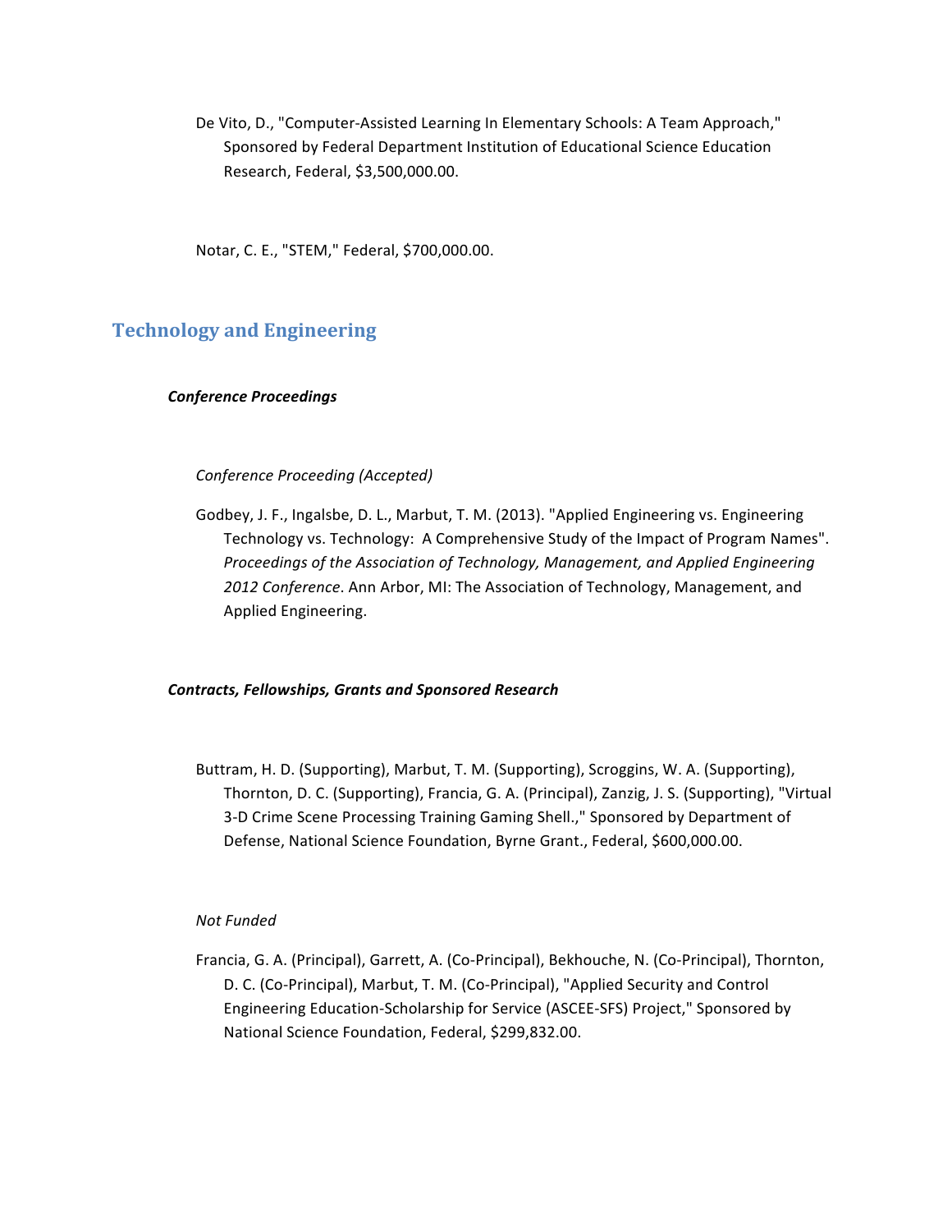De Vito, D., "Computer-Assisted Learning In Elementary Schools: A Team Approach," Sponsored by Federal Department Institution of Educational Science Education Research, Federal, $3,500,000.00.

Notar, C. E., "STEM," Federal, $700,000.00.

## Technology and Engineering

### *Conference Proceedings*

*Conference Proceeding (Accepted)*

Godbey, J. F., Ingalsbe, D. L., Marbut, T. M. (2013). "Applied Engineering vs. Engineering Technology vs. Technology: A Comprehensive Study of the Impact of Program Names". *Proceedings of the Association of Technology, Management, and Applied Engineering 2012 Conference*. Ann Arbor, MI: The Association of Technology, Management, and Applied Engineering.

### *Contracts, Fellowships, Grants and Sponsored Research*

Buttram, H. D. (Supporting), Marbut, T. M. (Supporting), Scroggins, W. A. (Supporting), Thornton, D. C. (Supporting), Francia, G. A. (Principal), Zanzig, J. S. (Supporting), "Virtual 3-D Crime Scene Processing Training Gaming Shell.," Sponsored by Department of Defense, National Science Foundation, Byrne Grant., Federal, $600,000.00.

*Not Funded*

Francia, G. A. (Principal), Garrett, A. (Co-Principal), Bekhouche, N. (Co-Principal), Thornton, D. C. (Co-Principal), Marbut, T. M. (Co-Principal), "Applied Security and Control Engineering Education-Scholarship for Service (ASCEE-SFS) Project," Sponsored by National Science Foundation, Federal, $299,832.00.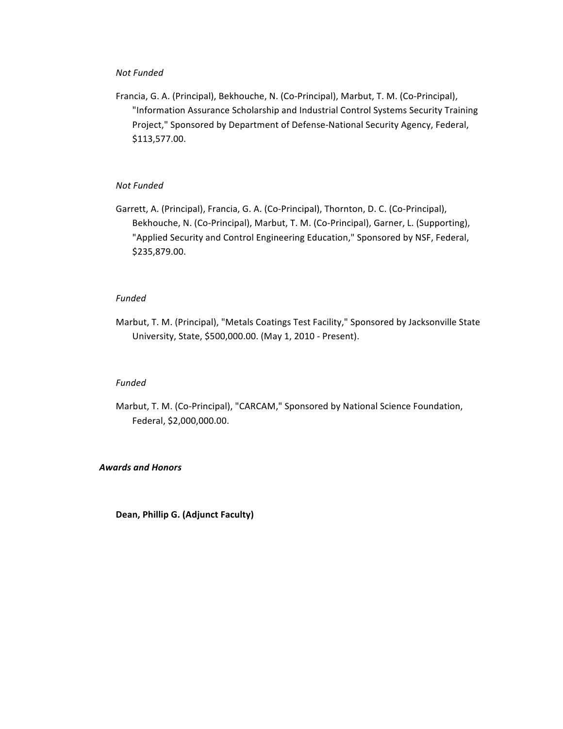*Not Funded*

Francia, G. A. (Principal), Bekhouche, N. (Co-Principal), Marbut, T. M. (Co-Principal), "Information Assurance Scholarship and Industrial Control Systems Security Training Project," Sponsored by Department of Defense-National Security Agency, Federal, $113,577.00.

*Not Funded*

Garrett, A. (Principal), Francia, G. A. (Co-Principal), Thornton, D. C. (Co-Principal), Bekhouche, N. (Co-Principal), Marbut, T. M. (Co-Principal), Garner, L. (Supporting), "Applied Security and Control Engineering Education," Sponsored by NSF, Federal, $235,879.00.

*Funded*

Marbut, T. M. (Principal), "Metals Coatings Test Facility," Sponsored by Jacksonville State University, State, $500,000.00. (May 1, 2010 - Present).

*Funded*

Marbut, T. M. (Co-Principal), "CARCAM," Sponsored by National Science Foundation, Federal, $2,000,000.00.

***Awards and Honors***

**Dean, Phillip G. (Adjunct Faculty)**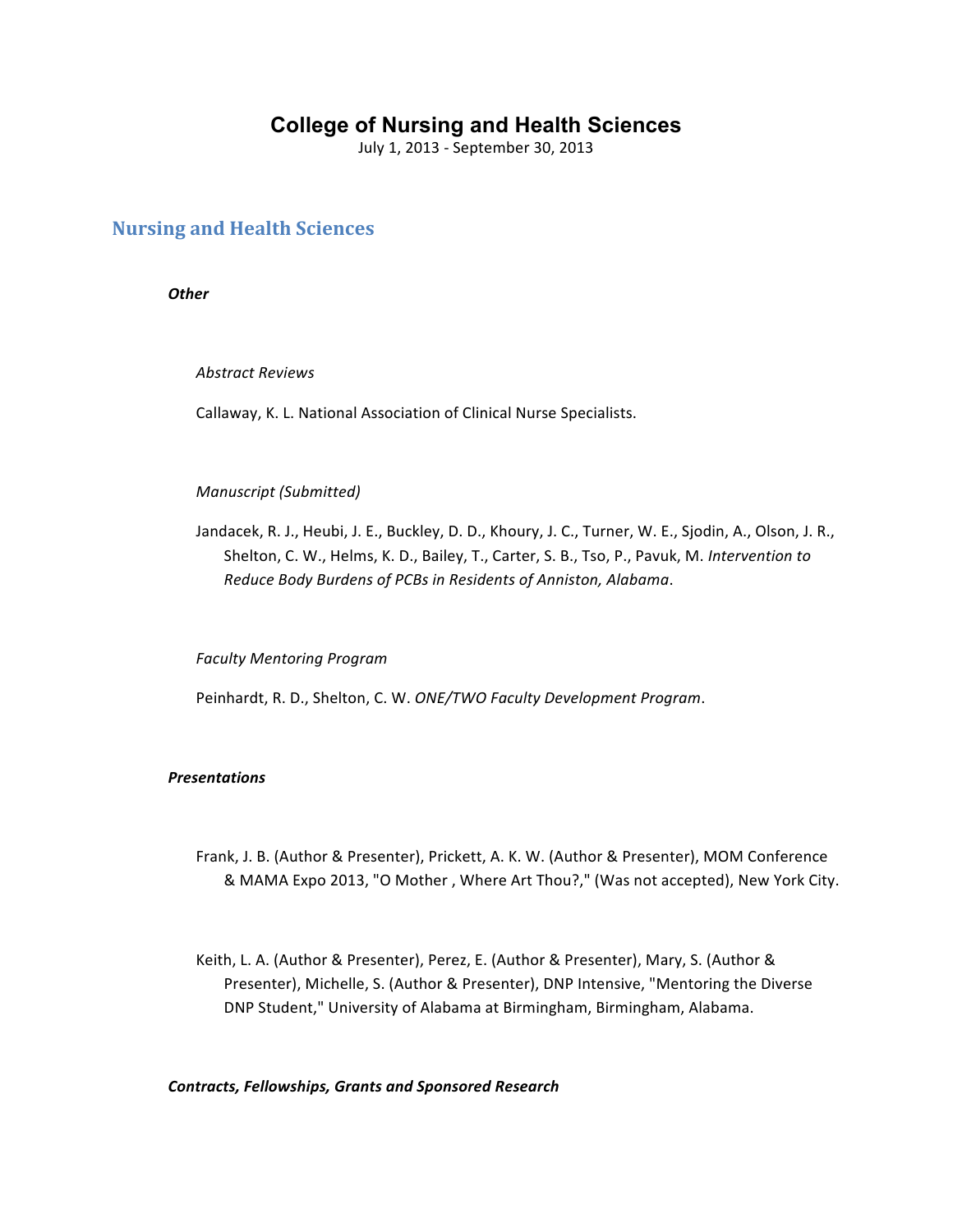# College of Nursing and Health Sciences

July 1, 2013 - September 30, 2013

## Nursing and Health Sciences

### *Other*

*Abstract Reviews*

Callaway, K. L. National Association of Clinical Nurse Specialists.

*Manuscript (Submitted)*

Jandacek, R. J., Heubi, J. E., Buckley, D. D., Khoury, J. C., Turner, W. E., Sjodin, A., Olson, J. R., Shelton, C. W., Helms, K. D., Bailey, T., Carter, S. B., Tso, P., Pavuk, M. *Intervention to Reduce Body Burdens of PCBs in Residents of Anniston, Alabama*.

*Faculty Mentoring Program*

Peinhardt, R. D., Shelton, C. W. *ONE/TWO Faculty Development Program*.

### *Presentations*

Frank, J. B. (Author & Presenter), Prickett, A. K. W. (Author & Presenter), MOM Conference & MAMA Expo 2013, "O Mother , Where Art Thou?," (Was not accepted), New York City.

Keith, L. A. (Author & Presenter), Perez, E. (Author & Presenter), Mary, S. (Author & Presenter), Michelle, S. (Author & Presenter), DNP Intensive, "Mentoring the Diverse DNP Student," University of Alabama at Birmingham, Birmingham, Alabama.

### *Contracts, Fellowships, Grants and Sponsored Research*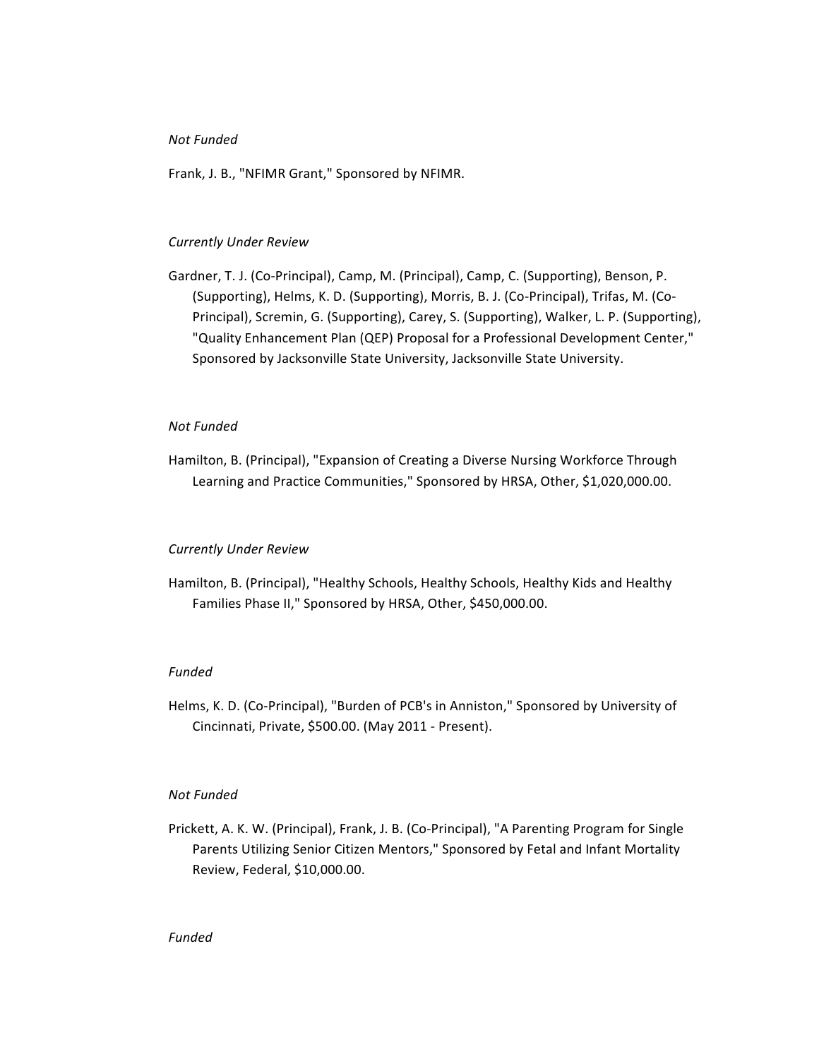*Not Funded*

Frank, J. B., "NFIMR Grant," Sponsored by NFIMR.

*Currently Under Review*

Gardner, T. J. (Co-Principal), Camp, M. (Principal), Camp, C. (Supporting), Benson, P. (Supporting), Helms, K. D. (Supporting), Morris, B. J. (Co-Principal), Trifas, M. (Co-Principal), Scremin, G. (Supporting), Carey, S. (Supporting), Walker, L. P. (Supporting), "Quality Enhancement Plan (QEP) Proposal for a Professional Development Center," Sponsored by Jacksonville State University, Jacksonville State University.

*Not Funded*

Hamilton, B. (Principal), "Expansion of Creating a Diverse Nursing Workforce Through Learning and Practice Communities," Sponsored by HRSA, Other, $1,020,000.00.

*Currently Under Review*

Hamilton, B. (Principal), "Healthy Schools, Healthy Schools, Healthy Kids and Healthy Families Phase II," Sponsored by HRSA, Other, $450,000.00.

*Funded*

Helms, K. D. (Co-Principal), "Burden of PCB's in Anniston," Sponsored by University of Cincinnati, Private, $500.00. (May 2011 - Present).

*Not Funded*

Prickett, A. K. W. (Principal), Frank, J. B. (Co-Principal), "A Parenting Program for Single Parents Utilizing Senior Citizen Mentors," Sponsored by Fetal and Infant Mortality Review, Federal, $10,000.00.

*Funded*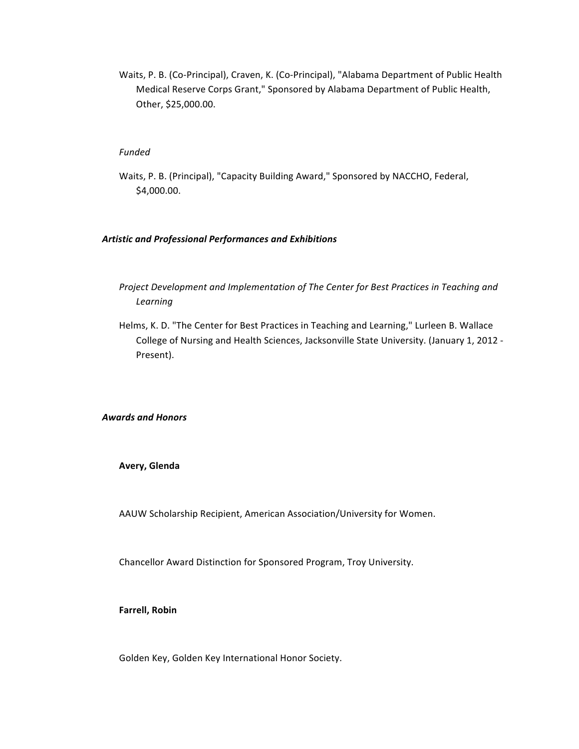Waits, P. B. (Co-Principal), Craven, K. (Co-Principal), "Alabama Department of Public Health Medical Reserve Corps Grant," Sponsored by Alabama Department of Public Health, Other, $25,000.00.

*Funded*

Waits, P. B. (Principal), "Capacity Building Award," Sponsored by NACCHO, Federal, $4,000.00.

***Artistic and Professional Performances and Exhibitions***

*Project Development and Implementation of The Center for Best Practices in Teaching and Learning*

Helms, K. D. "The Center for Best Practices in Teaching and Learning," Lurleen B. Wallace College of Nursing and Health Sciences, Jacksonville State University. (January 1, 2012 - Present).

***Awards and Honors***

**Avery, Glenda**

AAUW Scholarship Recipient, American Association/University for Women.

Chancellor Award Distinction for Sponsored Program, Troy University.

**Farrell, Robin**

Golden Key, Golden Key International Honor Society.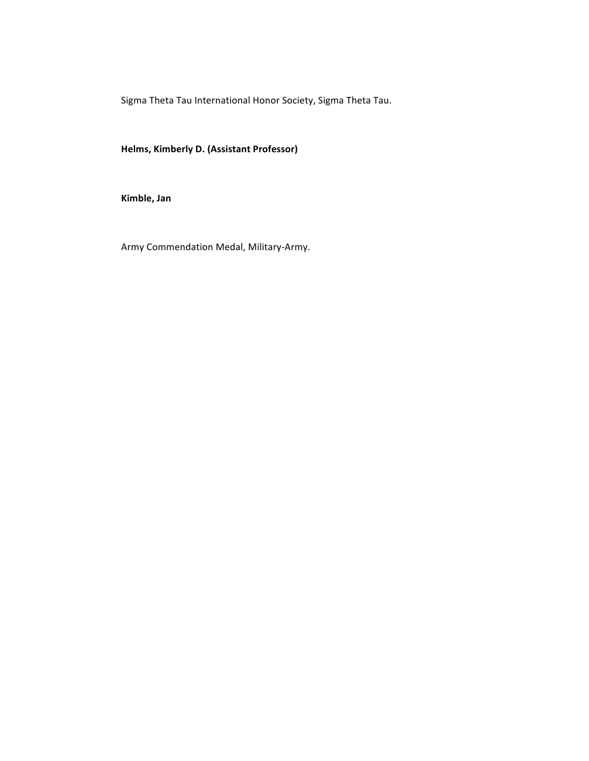Sigma Theta Tau International Honor Society, Sigma Theta Tau.

**Helms, Kimberly D. (Assistant Professor)**

**Kimble, Jan**

Army Commendation Medal, Military-Army.